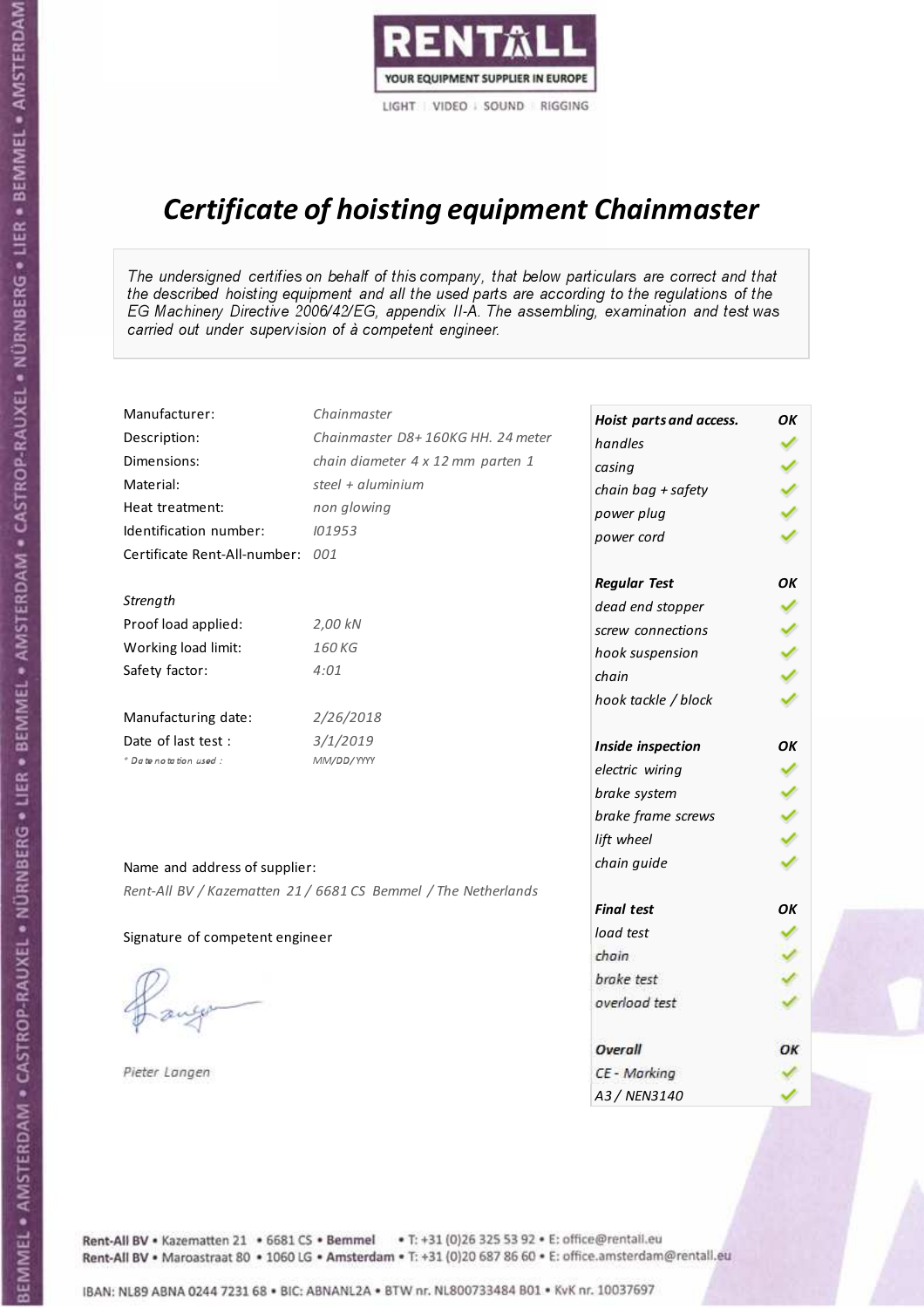RENTALL
YOUR EQUIPMENT SUPPLIER IN EUROPE
LIGHT | VIDEO | SOUND | RIGGING

# *Certificate of hoisting equipment Chainmaster*

*The undersigned certifies on behalf of this company, that below particulars are correct and that the described hoisting equipment and all the used parts are according to the regulations of the EG Machinery Directive 2006/42/EG, appendix II-A. The assembling, examination and test was carried out under supervision of à competent engineer.*

| | |
|---|---|
| Manufacturer: | *Chainmaster* |
| Description: | *Chainmaster D8+ 160KG HH. 24 meter* |
| Dimensions: | *chain diameter 4 x 12 mm parten 1* |
| Material: | *steel + aluminium* |
| Heat treatment: | *non glowing* |
| Identification number: | *I01953* |
| Certificate Rent-All-number: | *001* |

*Strength*

| | |
|---|---|
| Proof load applied: | *2,00 kN* |
| Working load limit: | *160 KG* |
| Safety factor: | *4:01* |

| | |
|---|---|
| Manufacturing date: | *2/26/2018* |
| Date of last test : | *3/1/2019* |
| *\* Date notation used :* | *MM/DD/YYYY* |

Name and address of supplier:

*Rent-All BV / Kazematten 21 / 6681 CS Bemmel / The Netherlands*

Signature of competent engineer

*Pieter Langen*

| ***Hoist parts and access.*** | ***OK*** |
|---|---|
| *handles* | ✓ |
| *casing* | ✓ |
| *chain bag + safety* | ✓ |
| *power plug* | ✓ |
| *power cord* | ✓ |
| ***Regular Test*** | ***OK*** |
| *dead end stopper* | ✓ |
| *screw connections* | ✓ |
| *hook suspension* | ✓ |
| *chain* | ✓ |
| *hook tackle / block* | ✓ |
| ***Inside inspection*** | ***OK*** |
| *electric wiring* | ✓ |
| *brake system* | ✓ |
| *brake frame screws* | ✓ |
| *lift wheel* | ✓ |
| *chain guide* | ✓ |
| ***Final test*** | ***OK*** |
| *load test* | ✓ |
| *chain* | ✓ |
| *brake test* | ✓ |
| *overload test* | ✓ |
| ***Overall*** | ***OK*** |
| *CE - Marking* | ✓ |
| *A3 / NEN3140* | ✓ |

Rent-All BV • Kazematten 21 • 6681 CS • **Bemmel** • T: +31 (0)26 325 53 92 • E: office@rentall.eu
Rent-All BV • Maroastraat 80 • 1060 LG • **Amsterdam** • T: +31 (0)20 687 86 60 • E: office.amsterdam@rentall.eu

IBAN: NL89 ABNA 0244 7231 68 • BIC: ABNANL2A • BTW nr. NL800733484 B01 • KvK nr. 10037697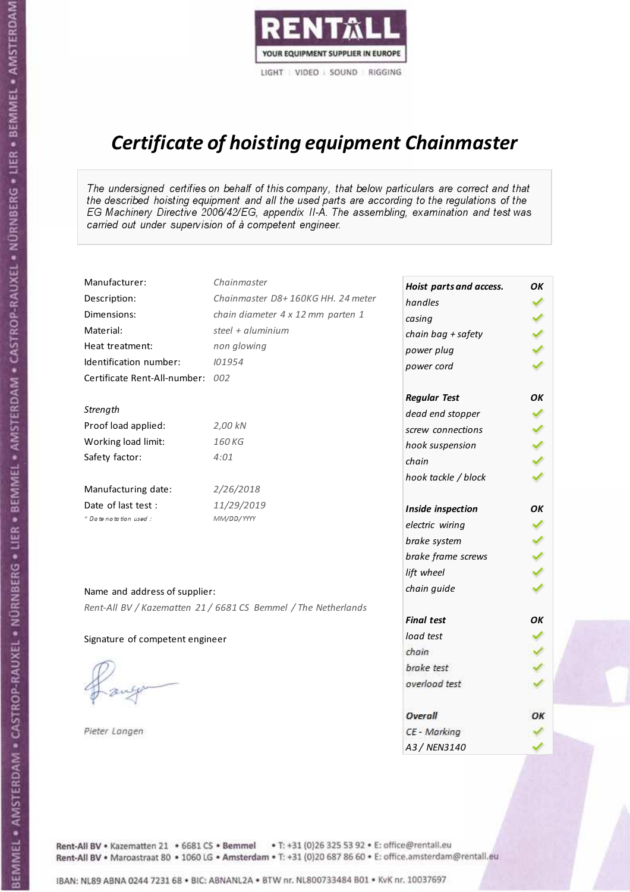RENTALL

YOUR EQUIPMENT SUPPLIER IN EUROPE

LIGHT | VIDEO | SOUND | RIGGING

# *Certificate of hoisting equipment Chainmaster*

*The undersigned certifies on behalf of this company, that below particulars are correct and that the described hoisting equipment and all the used parts are according to the regulations of the EG Machinery Directive 2006/42/EG, appendix II-A. The assembling, examination and test was carried out under supervision of à competent engineer.*

| | |
|---|---|
| Manufacturer: | *Chainmaster* |
| Description: | *Chainmaster D8+ 160KG HH. 24 meter* |
| Dimensions: | *chain diameter 4 x 12 mm parten 1* |
| Material: | *steel + aluminium* |
| Heat treatment: | *non glowing* |
| Identification number: | *I01954* |
| Certificate Rent-All-number: | *002* |

*Strength*

| | |
|---|---|
| Proof load applied: | *2,00 kN* |
| Working load limit: | *160 KG* |
| Safety factor: | *4:01* |

| | |
|---|---|
| Manufacturing date: | *2/26/2018* |
| Date of last test : | *11/29/2019* |
| *\* Date notation used :* | *MM/DD/YYYY* |

| ***Hoist parts and access.*** | ***OK*** |
|---|---|
| *handles* | ✓ |
| *casing* | ✓ |
| *chain bag + safety* | ✓ |
| *power plug* | ✓ |
| *power cord* | ✓ |
| ***Regular Test*** | ***OK*** |
| *dead end stopper* | ✓ |
| *screw connections* | ✓ |
| *hook suspension* | ✓ |
| *chain* | ✓ |
| *hook tackle / block* | ✓ |
| ***Inside inspection*** | ***OK*** |
| *electric wiring* | ✓ |
| *brake system* | ✓ |
| *brake frame screws* | ✓ |
| *lift wheel* | ✓ |
| *chain guide* | ✓ |
| ***Final test*** | ***OK*** |
| *load test* | ✓ |
| *chain* | ✓ |
| *brake test* | ✓ |
| *overload test* | ✓ |
| ***Overall*** | ***OK*** |
| *CE - Marking* | ✓ |
| *A3 / NEN3140* | ✓ |

Name and address of supplier:

*Rent-All BV / Kazematten 21 / 6681 CS Bemmel / The Netherlands*

Signature of competent engineer

*Pieter Langen*

Rent-All BV • Kazematten 21 • 6681 CS • Bemmel • T: +31 (0)26 325 53 92 • E: office@rentall.eu
Rent-All BV • Maroastraat 80 • 1060 LG • Amsterdam • T: +31 (0)20 687 86 60 • E: office.amsterdam@rentall.eu

IBAN: NL89 ABNA 0244 7231 68 • BIC: ABNANL2A • BTW nr. NL800733484 B01 • KvK nr. 10037697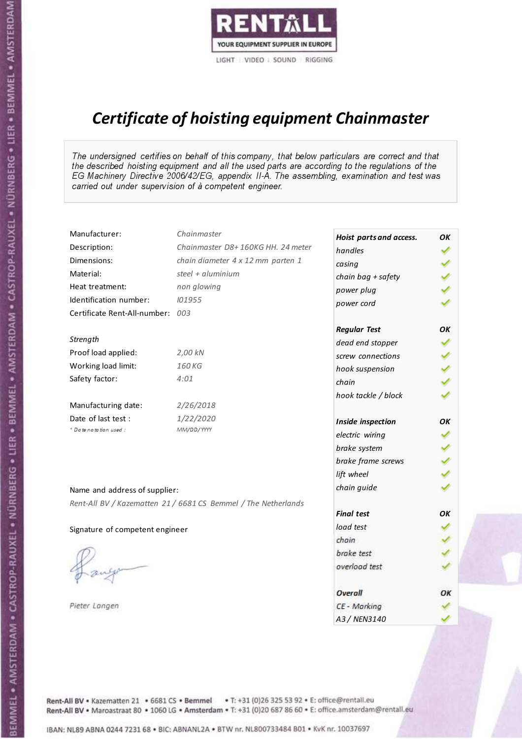RENTALL

YOUR EQUIPMENT SUPPLIER IN EUROPE

LIGHT | VIDEO | SOUND | RIGGING

# *Certificate of hoisting equipment Chainmaster*

*The undersigned certifies on behalf of this company, that below particulars are correct and that the described hoisting equipment and all the used parts are according to the regulations of the EG Machinery Directive 2006/42/EG, appendix II-A. The assembling, examination and test was carried out under supervision of à competent engineer.*

| | |
|---|---|
| Manufacturer: | *Chainmaster* |
| Description: | *Chainmaster D8+ 160KG HH. 24 meter* |
| Dimensions: | *chain diameter 4 x 12 mm parten 1* |
| Material: | *steel + aluminium* |
| Heat treatment: | *non glowing* |
| Identification number: | *I01955* |
| Certificate Rent-All-number: | *003* |

*Strength*

| | |
|---|---|
| Proof load applied: | *2,00 kN* |
| Working load limit: | *160 KG* |
| Safety factor: | *4:01* |

| | |
|---|---|
| Manufacturing date: | *2/26/2018* |
| Date of last test : | *1/22/2020* |
| *\* Date notation used :* | *MM/DD/YYYY* |

Name and address of supplier:

*Rent-All BV / Kazematten 21 / 6681 CS Bemmel / The Netherlands*

Signature of competent engineer

*Pieter Langen*

| ***Hoist parts and access.*** | ***OK*** |
|---|---|
| *handles* | ✓ |
| *casing* | ✓ |
| *chain bag + safety* | ✓ |
| *power plug* | ✓ |
| *power cord* | ✓ |
| ***Regular Test*** | ***OK*** |
| *dead end stopper* | ✓ |
| *screw connections* | ✓ |
| *hook suspension* | ✓ |
| *chain* | ✓ |
| *hook tackle / block* | ✓ |
| ***Inside inspection*** | ***OK*** |
| *electric wiring* | ✓ |
| *brake system* | ✓ |
| *brake frame screws* | ✓ |
| *lift wheel* | ✓ |
| *chain guide* | ✓ |
| ***Final test*** | ***OK*** |
| *load test* | ✓ |
| *chain* | ✓ |
| *brake test* | ✓ |
| *overload test* | ✓ |
| ***Overall*** | ***OK*** |
| *CE - Marking* | ✓ |
| *A3 / NEN3140* | ✓ |

Rent-All BV • Kazematten 21 • 6681 CS • **Bemmel** • T: +31 (0)26 325 53 92 • E: office@rentall.eu
Rent-All BV • Maroastraat 80 • 1060 LG • **Amsterdam** • T: +31 (0)20 687 86 60 • E: office.amsterdam@rentall.eu

IBAN: NL89 ABNA 0244 7231 68 • BIC: ABNANL2A • BTW nr. NL800733484 B01 • KvK nr. 10037697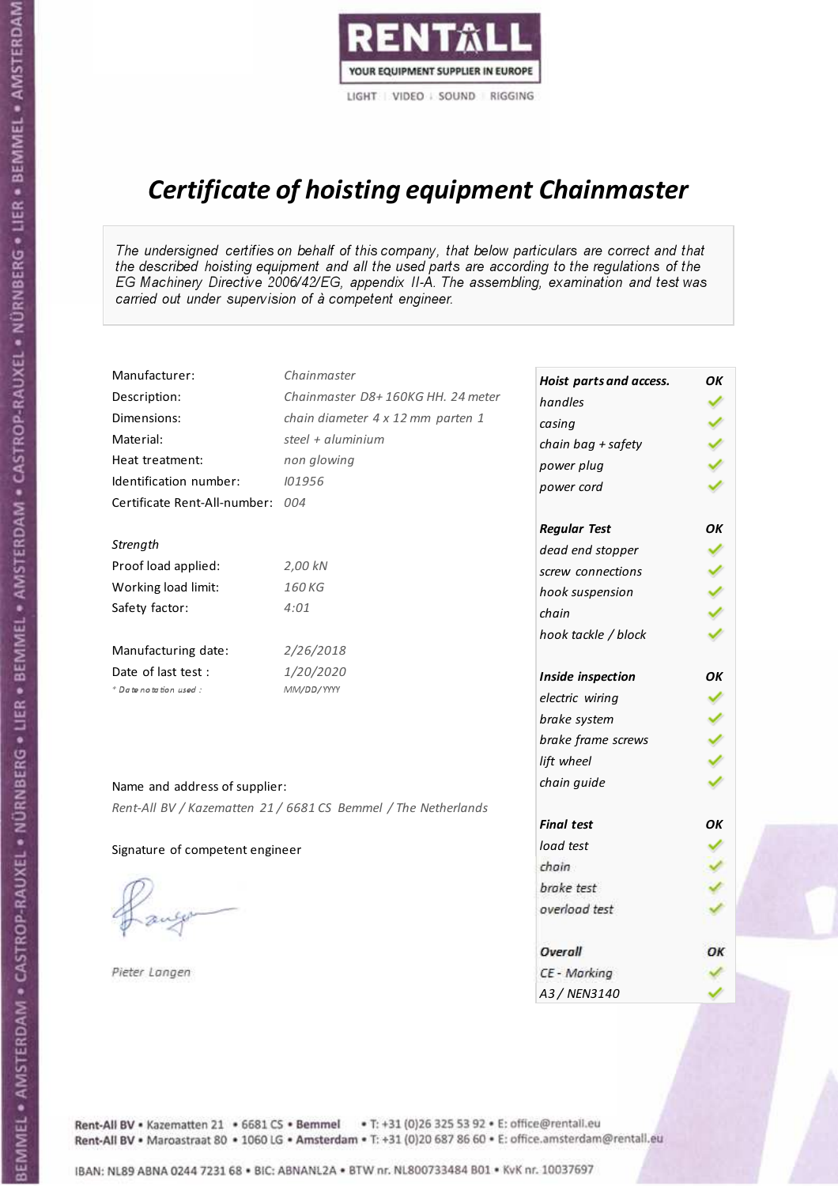RENTALL

YOUR EQUIPMENT SUPPLIER IN EUROPE

LIGHT | VIDEO | SOUND | RIGGING

# *Certificate of hoisting equipment Chainmaster*

*The undersigned certifies on behalf of this company, that below particulars are correct and that the described hoisting equipment and all the used parts are according to the regulations of the EG Machinery Directive 2006/42/EG, appendix II-A. The assembling, examination and test was carried out under supervision of à competent engineer.*

| | |
|---|---|
| Manufacturer: | *Chainmaster* |
| Description: | *Chainmaster D8+ 160KG HH. 24 meter* |
| Dimensions: | *chain diameter 4 x 12 mm parten 1* |
| Material: | *steel + aluminium* |
| Heat treatment: | *non glowing* |
| Identification number: | *I01956* |
| Certificate Rent-All-number: | *004* |

*Strength*

| | |
|---|---|
| Proof load applied: | *2,00 kN* |
| Working load limit: | *160 KG* |
| Safety factor: | *4:01* |

| | |
|---|---|
| Manufacturing date: | *2/26/2018* |
| Date of last test : | *1/20/2020* |
| *\* Date notation used :* | *MM/DD/YYYY* |

Name and address of supplier:

*Rent-All BV / Kazematten 21 / 6681 CS Bemmel / The Netherlands*

Signature of competent engineer

*Pieter Langen*

| ***Hoist parts and access.*** | ***OK*** |
|---|---|
| *handles* | ✓ |
| *casing* | ✓ |
| *chain bag + safety* | ✓ |
| *power plug* | ✓ |
| *power cord* | ✓ |
| ***Regular Test*** | ***OK*** |
| *dead end stopper* | ✓ |
| *screw connections* | ✓ |
| *hook suspension* | ✓ |
| *chain* | ✓ |
| *hook tackle / block* | ✓ |
| ***Inside inspection*** | ***OK*** |
| *electric wiring* | ✓ |
| *brake system* | ✓ |
| *brake frame screws* | ✓ |
| *lift wheel* | ✓ |
| *chain guide* | ✓ |
| ***Final test*** | ***OK*** |
| *load test* | ✓ |
| *chain* | ✓ |
| *brake test* | ✓ |
| *overload test* | ✓ |
| ***Overall*** | ***OK*** |
| *CE - Marking* | ✓ |
| *A3 / NEN3140* | ✓ |

Rent-All BV • Kazematten 21 • 6681 CS • **Bemmel** • T: +31 (0)26 325 53 92 • E: office@rentall.eu
Rent-All BV • Maroastraat 80 • 1060 LG • **Amsterdam** • T: +31 (0)20 687 86 60 • E: office.amsterdam@rentall.eu

IBAN: NL89 ABNA 0244 7231 68 • BIC: ABNANL2A • BTW nr. NL800733484 B01 • KvK nr. 10037697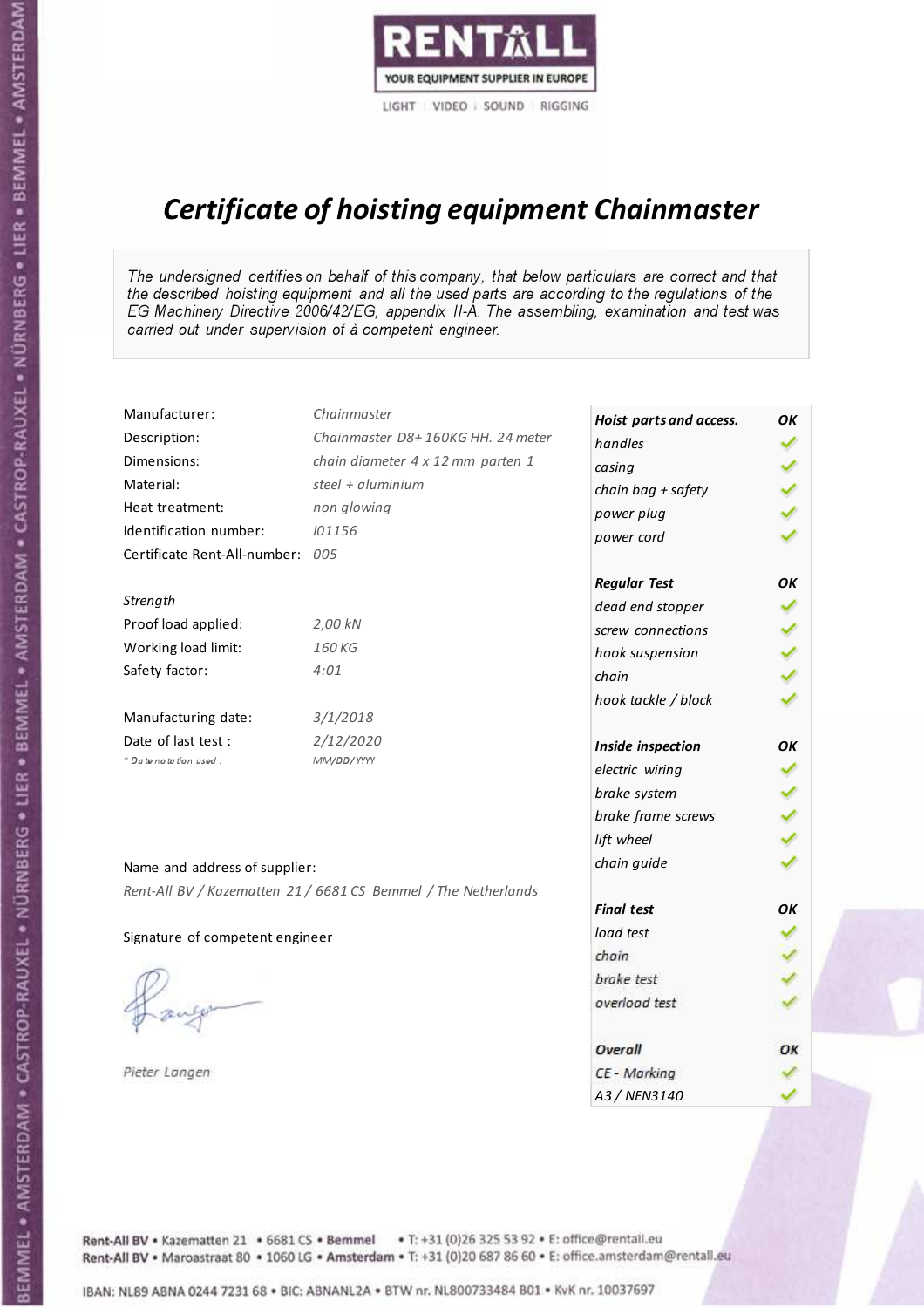RENTALL
YOUR EQUIPMENT SUPPLIER IN EUROPE
LIGHT | VIDEO | SOUND | RIGGING

# *Certificate of hoisting equipment Chainmaster*

*The undersigned certifies on behalf of this company, that below particulars are correct and that the described hoisting equipment and all the used parts are according to the regulations of the EG Machinery Directive 2006/42/EG, appendix II-A. The assembling, examination and test was carried out under supervision of à competent engineer.*

| | |
|---|---|
| Manufacturer: | *Chainmaster* |
| Description: | *Chainmaster D8+ 160KG HH. 24 meter* |
| Dimensions: | *chain diameter 4 x 12 mm parten 1* |
| Material: | *steel + aluminium* |
| Heat treatment: | *non glowing* |
| Identification number: | *I01156* |
| Certificate Rent-All-number: | *005* |

*Strength*

| | |
|---|---|
| Proof load applied: | *2,00 kN* |
| Working load limit: | *160 KG* |
| Safety factor: | *4:01* |

| | |
|---|---|
| Manufacturing date: | *3/1/2018* |
| Date of last test : | *2/12/2020* |
| * Date notation used : | *MM/DD/YYYY* |

Name and address of supplier:

*Rent-All BV / Kazematten 21 / 6681 CS Bemmel / The Netherlands*

Signature of competent engineer

*Pieter Langen*

| ***Hoist parts and access.*** | ***OK*** |
|---|---|
| *handles* | ✓ |
| *casing* | ✓ |
| *chain bag + safety* | ✓ |
| *power plug* | ✓ |
| *power cord* | ✓ |
| ***Regular Test*** | ***OK*** |
| *dead end stopper* | ✓ |
| *screw connections* | ✓ |
| *hook suspension* | ✓ |
| *chain* | ✓ |
| *hook tackle / block* | ✓ |
| ***Inside inspection*** | ***OK*** |
| *electric wiring* | ✓ |
| *brake system* | ✓ |
| *brake frame screws* | ✓ |
| *lift wheel* | ✓ |
| *chain guide* | ✓ |
| ***Final test*** | ***OK*** |
| *load test* | ✓ |
| *chain* | ✓ |
| *brake test* | ✓ |
| *overload test* | ✓ |
| ***Overall*** | ***OK*** |
| *CE - Marking* | ✓ |
| *A3 / NEN3140* | ✓ |

Rent-All BV • Kazematten 21 • 6681 CS • **Bemmel** • T: +31 (0)26 325 53 92 • E: office@rentall.eu
Rent-All BV • Maroastraat 80 • 1060 LG • **Amsterdam** • T: +31 (0)20 687 86 60 • E: office.amsterdam@rentall.eu

IBAN: NL89 ABNA 0244 7231 68 • BIC: ABNANL2A • BTW nr. NL800733484 B01 • KvK nr. 10037697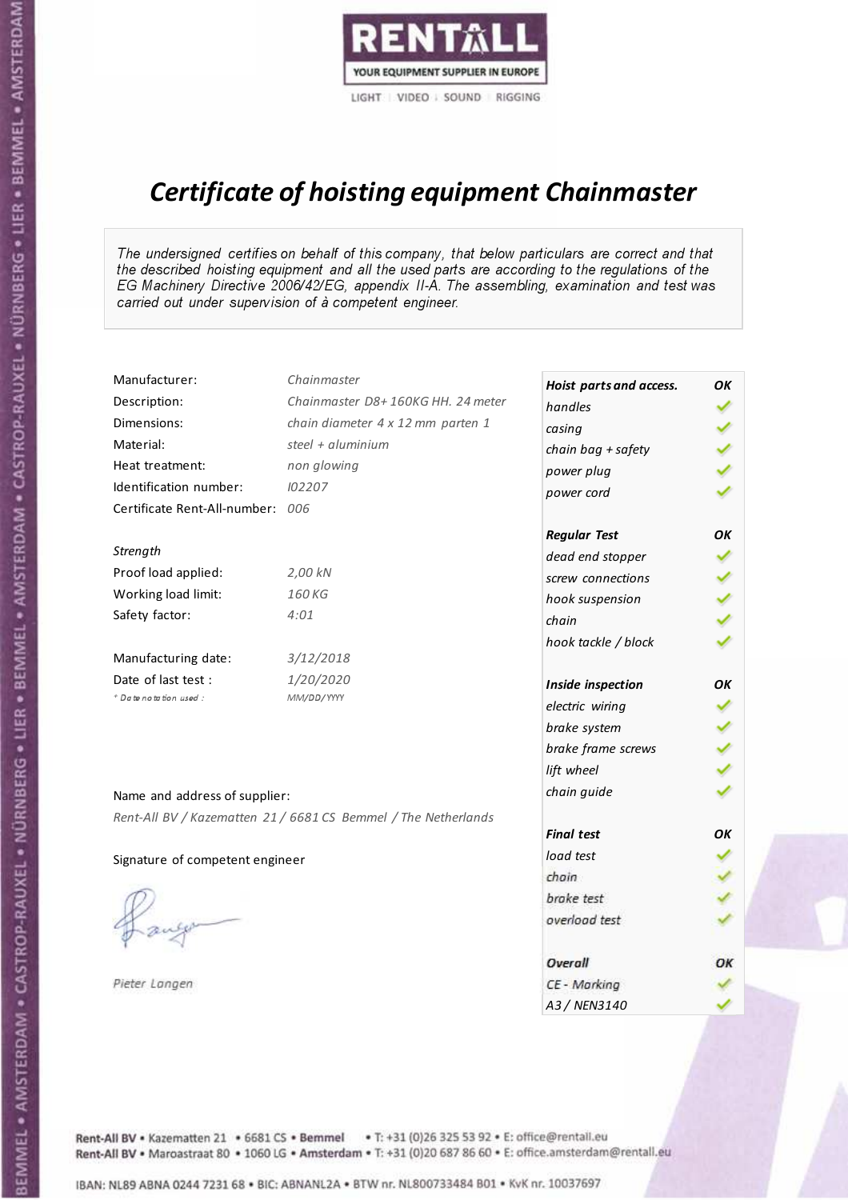RENTALL
YOUR EQUIPMENT SUPPLIER IN EUROPE
LIGHT | VIDEO | SOUND | RIGGING

# *Certificate of hoisting equipment Chainmaster*

*The undersigned certifies on behalf of this company, that below particulars are correct and that the described hoisting equipment and all the used parts are according to the regulations of the EG Machinery Directive 2006/42/EG, appendix II-A. The assembling, examination and test was carried out under supervision of à competent engineer.*

| | |
|---|---|
| Manufacturer: | *Chainmaster* |
| Description: | *Chainmaster D8+ 160KG HH. 24 meter* |
| Dimensions: | *chain diameter 4 x 12 mm parten 1* |
| Material: | *steel + aluminium* |
| Heat treatment: | *non glowing* |
| Identification number: | *I02207* |
| Certificate Rent-All-number: | *006* |

*Strength*

| | |
|---|---|
| Proof load applied: | *2,00 kN* |
| Working load limit: | *160 KG* |
| Safety factor: | *4:01* |

| | |
|---|---|
| Manufacturing date: | *3/12/2018* |
| Date of last test : | *1/20/2020* |
| *\* Date notation used :* | *MM/DD/YYYY* |

Name and address of supplier:

*Rent-All BV / Kazematten 21 / 6681 CS Bemmel / The Netherlands*

Signature of competent engineer

*Pieter Langen*

| ***Hoist parts and access.*** | ***OK*** |
|---|---|
| *handles* | ✓ |
| *casing* | ✓ |
| *chain bag + safety* | ✓ |
| *power plug* | ✓ |
| *power cord* | ✓ |
| ***Regular Test*** | ***OK*** |
| *dead end stopper* | ✓ |
| *screw connections* | ✓ |
| *hook suspension* | ✓ |
| *chain* | ✓ |
| *hook tackle / block* | ✓ |
| ***Inside inspection*** | ***OK*** |
| *electric wiring* | ✓ |
| *brake system* | ✓ |
| *brake frame screws* | ✓ |
| *lift wheel* | ✓ |
| *chain guide* | ✓ |
| ***Final test*** | ***OK*** |
| *load test* | ✓ |
| *chain* | ✓ |
| *brake test* | ✓ |
| *overload test* | ✓ |
| ***Overall*** | ***OK*** |
| *CE - Marking* | ✓ |
| *A3 / NEN3140* | ✓ |

Rent-All BV • Kazematten 21 • 6681 CS • **Bemmel** • T: +31 (0)26 325 53 92 • E: office@rentall.eu
Rent-All BV • Maroastraat 80 • 1060 LG • **Amsterdam** • T: +31 (0)20 687 86 60 • E: office.amsterdam@rentall.eu

IBAN: NL89 ABNA 0244 7231 68 • BIC: ABNANL2A • BTW nr. NL800733484 B01 • KvK nr. 10037697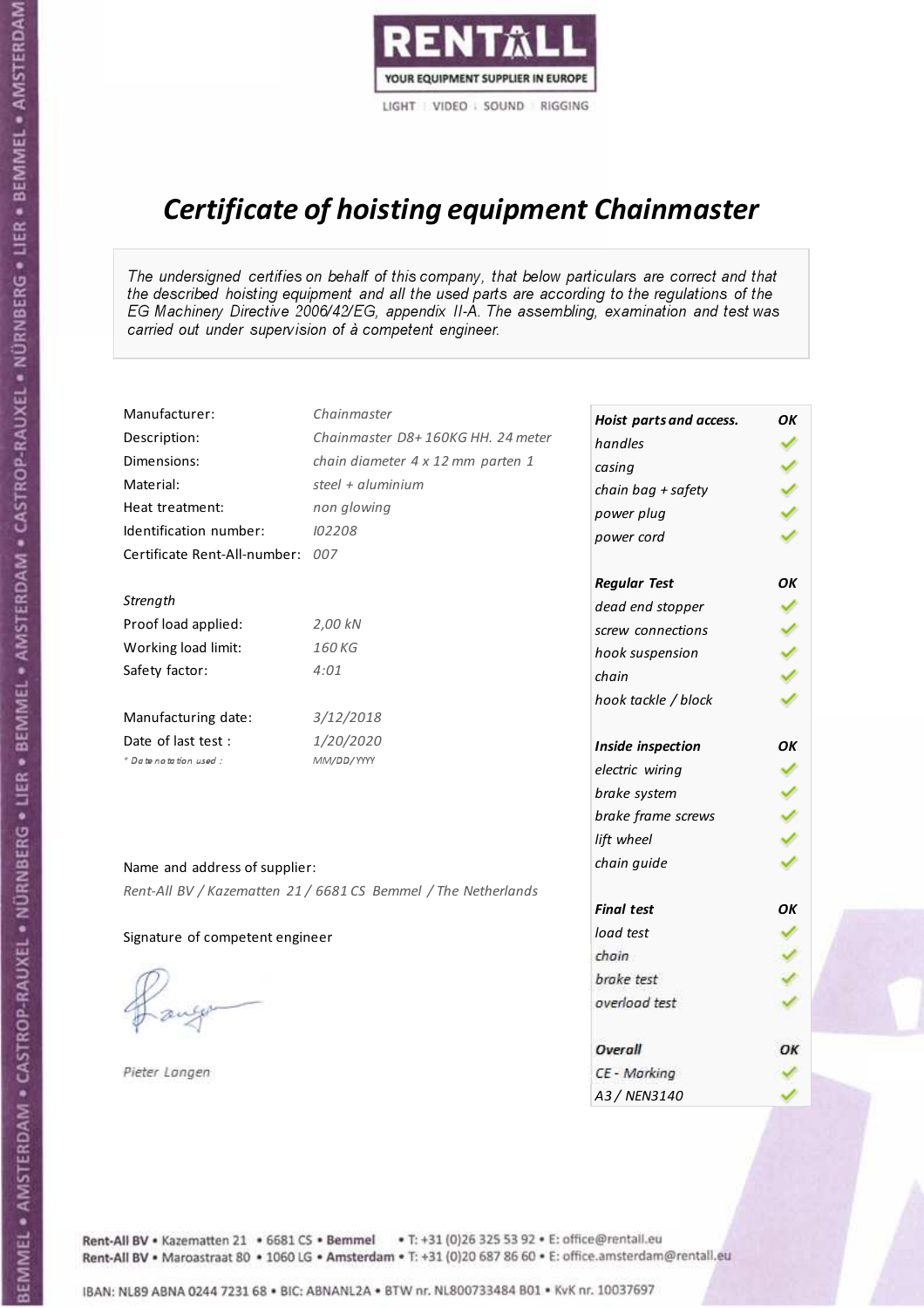RENTALL

YOUR EQUIPMENT SUPPLIER IN EUROPE

LIGHT | VIDEO | SOUND | RIGGING

# *Certificate of hoisting equipment Chainmaster*

*The undersigned certifies on behalf of this company, that below particulars are correct and that the described hoisting equipment and all the used parts are according to the regulations of the EG Machinery Directive 2006/42/EG, appendix II-A. The assembling, examination and test was carried out under supervision of à competent engineer.*

| | |
|---|---|
| Manufacturer: | *Chainmaster* |
| Description: | *Chainmaster D8+ 160KG HH. 24 meter* |
| Dimensions: | *chain diameter 4 x 12 mm parten 1* |
| Material: | *steel + aluminium* |
| Heat treatment: | *non glowing* |
| Identification number: | *I02208* |
| Certificate Rent-All-number: | *007* |

*Strength*

| | |
|---|---|
| Proof load applied: | *2,00 kN* |
| Working load limit: | *160 KG* |
| Safety factor: | *4:01* |

| | |
|---|---|
| Manufacturing date: | *3/12/2018* |
| Date of last test : | *1/20/2020* |
| *\* Date notation used :* | *MM/DD/YYYY* |

Name and address of supplier:

*Rent-All BV / Kazematten 21 / 6681 CS Bemmel / The Netherlands*

Signature of competent engineer

*Pieter Langen*

| ***Hoist parts and access.*** | ***OK*** |
|---|---|
| *handles* | ✓ |
| *casing* | ✓ |
| *chain bag + safety* | ✓ |
| *power plug* | ✓ |
| *power cord* | ✓ |
| ***Regular Test*** | ***OK*** |
| *dead end stopper* | ✓ |
| *screw connections* | ✓ |
| *hook suspension* | ✓ |
| *chain* | ✓ |
| *hook tackle / block* | ✓ |
| ***Inside inspection*** | ***OK*** |
| *electric wiring* | ✓ |
| *brake system* | ✓ |
| *brake frame screws* | ✓ |
| *lift wheel* | ✓ |
| *chain guide* | ✓ |
| ***Final test*** | ***OK*** |
| *load test* | ✓ |
| *chain* | ✓ |
| *brake test* | ✓ |
| *overload test* | ✓ |
| ***Overall*** | ***OK*** |
| *CE - Marking* | ✓ |
| *A3 / NEN3140* | ✓ |

Rent-All BV • Kazematten 21 • 6681 CS • **Bemmel** • T: +31 (0)26 325 53 92 • E: office@rentall.eu
Rent-All BV • Maroastraat 80 • 1060 LG • **Amsterdam** • T: +31 (0)20 687 86 60 • E: office.amsterdam@rentall.eu

IBAN: NL89 ABNA 0244 7231 68 • BIC: ABNANL2A • BTW nr. NL800733484 B01 • KvK nr. 10037697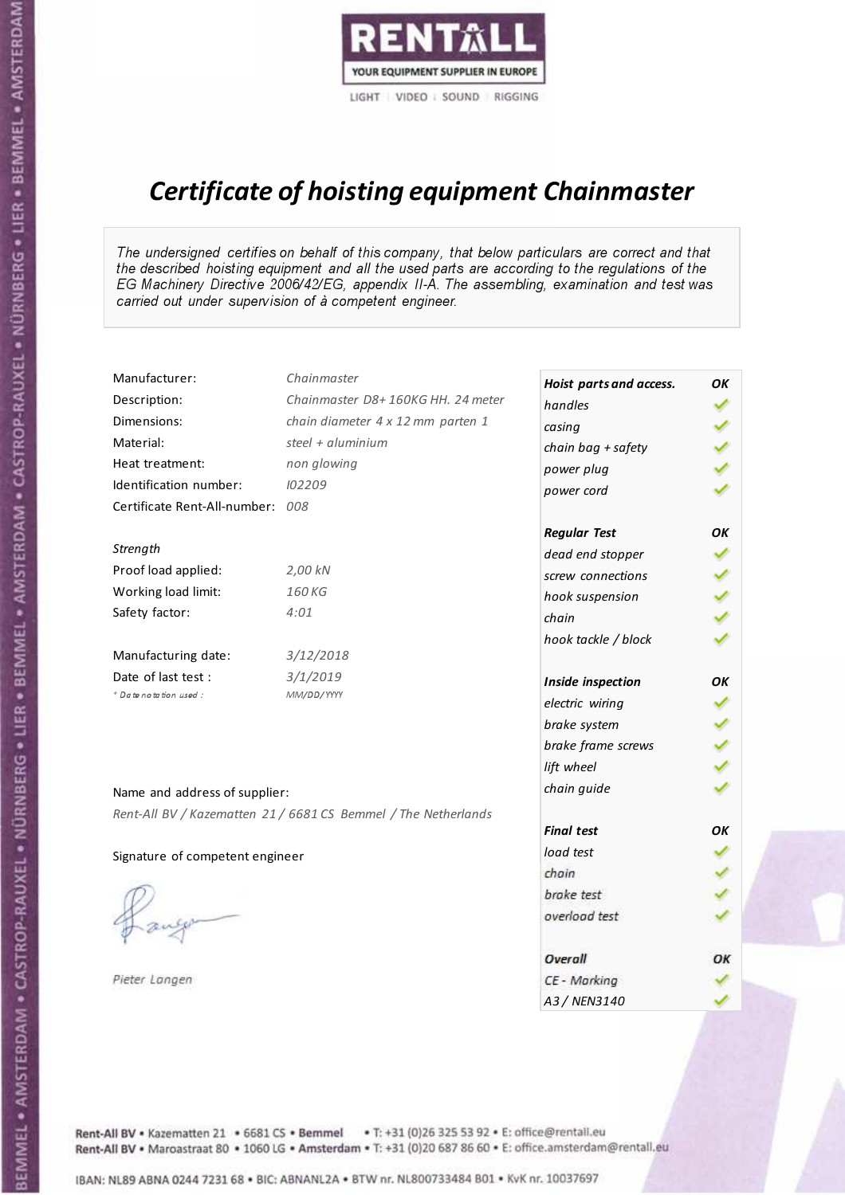RENTALL

YOUR EQUIPMENT SUPPLIER IN EUROPE

LIGHT | VIDEO | SOUND | RIGGING

# *Certificate of hoisting equipment Chainmaster*

*The undersigned certifies on behalf of this company, that below particulars are correct and that the described hoisting equipment and all the used parts are according to the regulations of the EG Machinery Directive 2006/42/EG, appendix II-A. The assembling, examination and test was carried out under supervision of à competent engineer.*

| | |
|---|---|
| Manufacturer: | *Chainmaster* |
| Description: | *Chainmaster D8+ 160KG HH. 24 meter* |
| Dimensions: | *chain diameter 4 x 12 mm parten 1* |
| Material: | *steel + aluminium* |
| Heat treatment: | *non glowing* |
| Identification number: | *I02209* |
| Certificate Rent-All-number: | *008* |

*Strength*

| | |
|---|---|
| Proof load applied: | *2,00 kN* |
| Working load limit: | *160 KG* |
| Safety factor: | *4:01* |

| | |
|---|---|
| Manufacturing date: | *3/12/2018* |
| Date of last test : | *3/1/2019* |
| *\* Date notation used :* | *MM/DD/YYYY* |

Name and address of supplier:

*Rent-All BV / Kazematten 21 / 6681 CS Bemmel / The Netherlands*

Signature of competent engineer

*Pieter Langen*

| ***Hoist parts and access.*** | ***OK*** |
|---|---|
| *handles* | ✓ |
| *casing* | ✓ |
| *chain bag + safety* | ✓ |
| *power plug* | ✓ |
| *power cord* | ✓ |
| ***Regular Test*** | ***OK*** |
| *dead end stopper* | ✓ |
| *screw connections* | ✓ |
| *hook suspension* | ✓ |
| *chain* | ✓ |
| *hook tackle / block* | ✓ |
| ***Inside inspection*** | ***OK*** |
| *electric wiring* | ✓ |
| *brake system* | ✓ |
| *brake frame screws* | ✓ |
| *lift wheel* | ✓ |
| *chain guide* | ✓ |
| ***Final test*** | ***OK*** |
| *load test* | ✓ |
| *chain* | ✓ |
| *brake test* | ✓ |
| *overload test* | ✓ |
| ***Overall*** | ***OK*** |
| *CE - Marking* | ✓ |
| *A3 / NEN3140* | ✓ |

Rent-All BV • Kazematten 21 • 6681 CS • **Bemmel** • T: +31 (0)26 325 53 92 • E: office@rentall.eu
Rent-All BV • Maroastraat 80 • 1060 LG • **Amsterdam** • T: +31 (0)20 687 86 60 • E: office.amsterdam@rentall.eu

IBAN: NL89 ABNA 0244 7231 68 • BIC: ABNANL2A • BTW nr. NL800733484 B01 • KvK nr. 10037697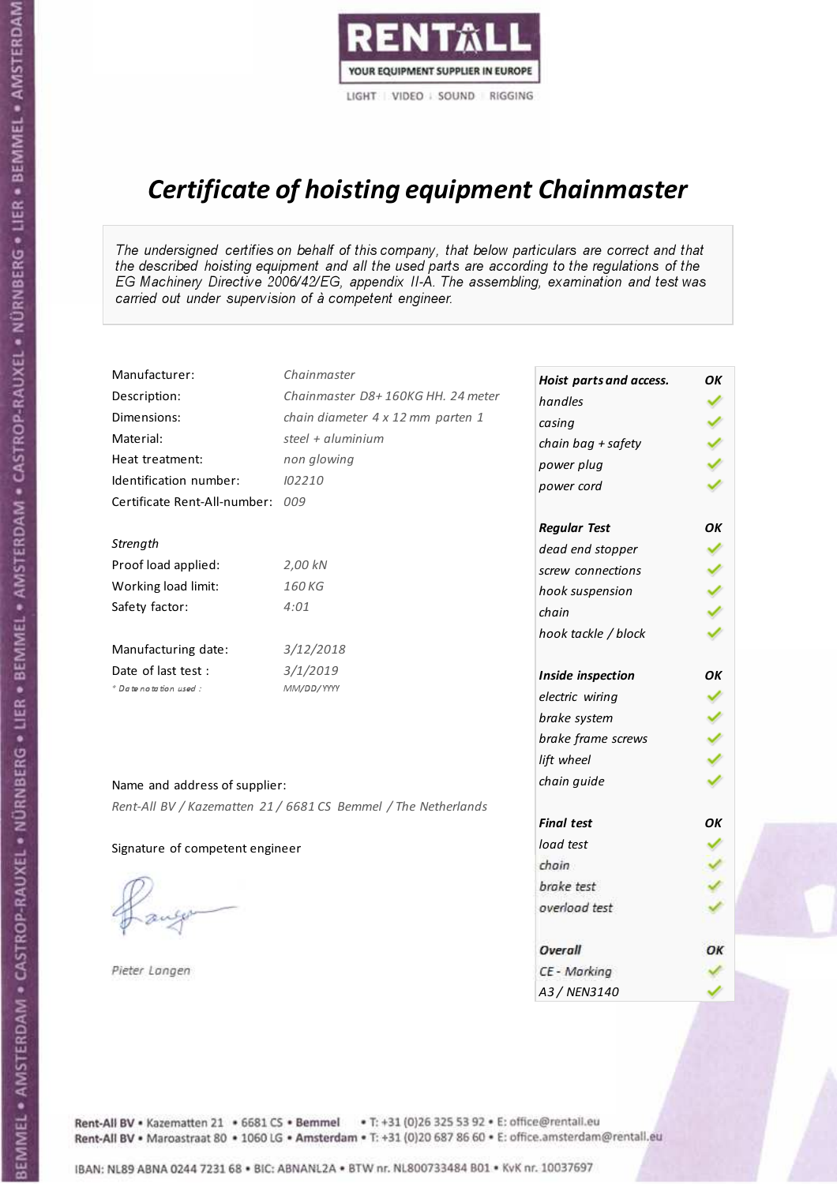RENTALL
YOUR EQUIPMENT SUPPLIER IN EUROPE
LIGHT | VIDEO | SOUND | RIGGING

# *Certificate of hoisting equipment Chainmaster*

*The undersigned certifies on behalf of this company, that below particulars are correct and that the described hoisting equipment and all the used parts are according to the regulations of the EG Machinery Directive 2006/42/EG, appendix II-A. The assembling, examination and test was carried out under supervision of à competent engineer.*

| | |
|---|---|
| Manufacturer: | *Chainmaster* |
| Description: | *Chainmaster D8+ 160KG HH. 24 meter* |
| Dimensions: | *chain diameter 4 x 12 mm parten 1* |
| Material: | *steel + aluminium* |
| Heat treatment: | *non glowing* |
| Identification number: | *I02210* |
| Certificate Rent-All-number: | *009* |

*Strength*

| | |
|---|---|
| Proof load applied: | *2,00 kN* |
| Working load limit: | *160 KG* |
| Safety factor: | *4:01* |

| | |
|---|---|
| Manufacturing date: | *3/12/2018* |
| Date of last test : | *3/1/2019* |
| *\* Date notation used :* | *MM/DD/YYYY* |

Name and address of supplier:

*Rent-All BV / Kazematten 21 / 6681 CS Bemmel / The Netherlands*

Signature of competent engineer

*Pieter Langen*

| *Hoist parts and access.* | *OK* |
|---|---|
| *handles* | ✓ |
| *casing* | ✓ |
| *chain bag + safety* | ✓ |
| *power plug* | ✓ |
| *power cord* | ✓ |
| ***Regular Test*** | ***OK*** |
| *dead end stopper* | ✓ |
| *screw connections* | ✓ |
| *hook suspension* | ✓ |
| *chain* | ✓ |
| *hook tackle / block* | ✓ |
| ***Inside inspection*** | ***OK*** |
| *electric wiring* | ✓ |
| *brake system* | ✓ |
| *brake frame screws* | ✓ |
| *lift wheel* | ✓ |
| *chain guide* | ✓ |
| ***Final test*** | ***OK*** |
| *load test* | ✓ |
| *chain* | ✓ |
| *brake test* | ✓ |
| *overload test* | ✓ |
| ***Overall*** | ***OK*** |
| *CE - Marking* | ✓ |
| *A3 / NEN3140* | ✓ |

Rent-All BV • Kazematten 21 • 6681 CS • Bemmel • T: +31 (0)26 325 53 92 • E: office@rentall.eu
Rent-All BV • Maroastraat 80 • 1060 LG • Amsterdam • T: +31 (0)20 687 86 60 • E: office.amsterdam@rentall.eu

IBAN: NL89 ABNA 0244 7231 68 • BIC: ABNANL2A • BTW nr. NL800733484 B01 • KvK nr. 10037697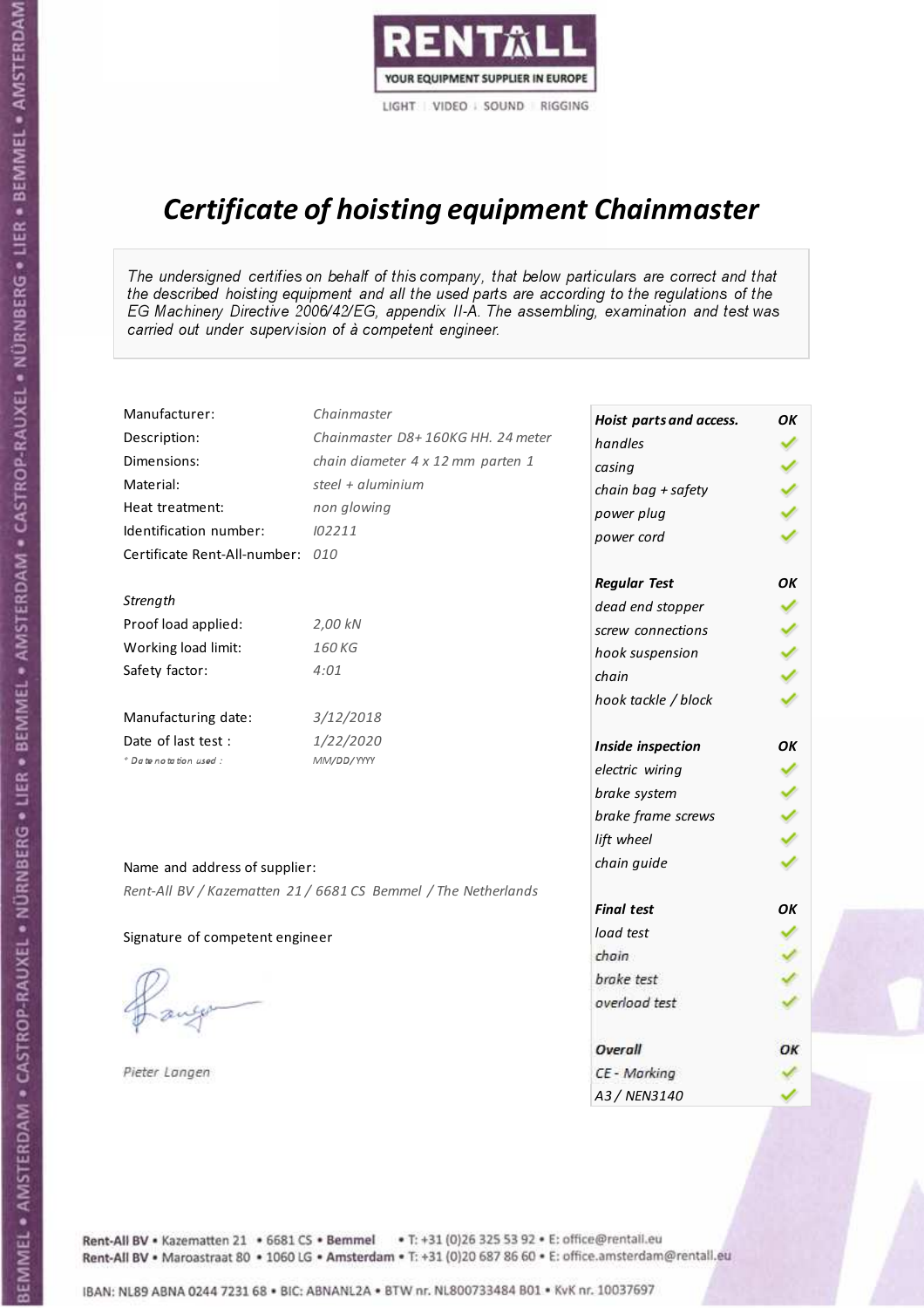RENTALL

YOUR EQUIPMENT SUPPLIER IN EUROPE

LIGHT | VIDEO | SOUND | RIGGING

# *Certificate of hoisting equipment Chainmaster*

*The undersigned certifies on behalf of this company, that below particulars are correct and that the described hoisting equipment and all the used parts are according to the regulations of the EG Machinery Directive 2006/42/EG, appendix II-A. The assembling, examination and test was carried out under supervision of à competent engineer.*

| | |
|---|---|
| Manufacturer: | *Chainmaster* |
| Description: | *Chainmaster D8+ 160KG HH. 24 meter* |
| Dimensions: | *chain diameter 4 x 12 mm parten 1* |
| Material: | *steel + aluminium* |
| Heat treatment: | *non glowing* |
| Identification number: | *I02211* |
| Certificate Rent-All-number: | *010* |

*Strength*

| | |
|---|---|
| Proof load applied: | *2,00 kN* |
| Working load limit: | *160 KG* |
| Safety factor: | *4:01* |

| | |
|---|---|
| Manufacturing date: | *3/12/2018* |
| Date of last test : | *1/22/2020* |
| *\* Date notation used :* | *MM/DD/YYYY* |

| ***Hoist parts and access.*** | ***OK*** |
|---|---|
| *handles* | ✓ |
| *casing* | ✓ |
| *chain bag + safety* | ✓ |
| *power plug* | ✓ |
| *power cord* | ✓ |
| ***Regular Test*** | ***OK*** |
| *dead end stopper* | ✓ |
| *screw connections* | ✓ |
| *hook suspension* | ✓ |
| *chain* | ✓ |
| *hook tackle / block* | ✓ |
| ***Inside inspection*** | ***OK*** |
| *electric wiring* | ✓ |
| *brake system* | ✓ |
| *brake frame screws* | ✓ |
| *lift wheel* | ✓ |
| *chain guide* | ✓ |
| ***Final test*** | ***OK*** |
| *load test* | ✓ |
| *chain* | ✓ |
| *brake test* | ✓ |
| *overload test* | ✓ |
| ***Overall*** | ***OK*** |
| *CE - Marking* | ✓ |
| *A3 / NEN3140* | ✓ |

Name and address of supplier:

*Rent-All BV / Kazematten 21 / 6681 CS Bemmel / The Netherlands*

Signature of competent engineer

*Pieter Langen*

Rent-All BV • Kazematten 21 • 6681 CS • **Bemmel** • T: +31 (0)26 325 53 92 • E: office@rentall.eu
Rent-All BV • Maroastraat 80 • 1060 LG • **Amsterdam** • T: +31 (0)20 687 86 60 • E: office.amsterdam@rentall.eu

IBAN: NL89 ABNA 0244 7231 68 • BIC: ABNANL2A • BTW nr. NL800733484 B01 • KvK nr. 10037697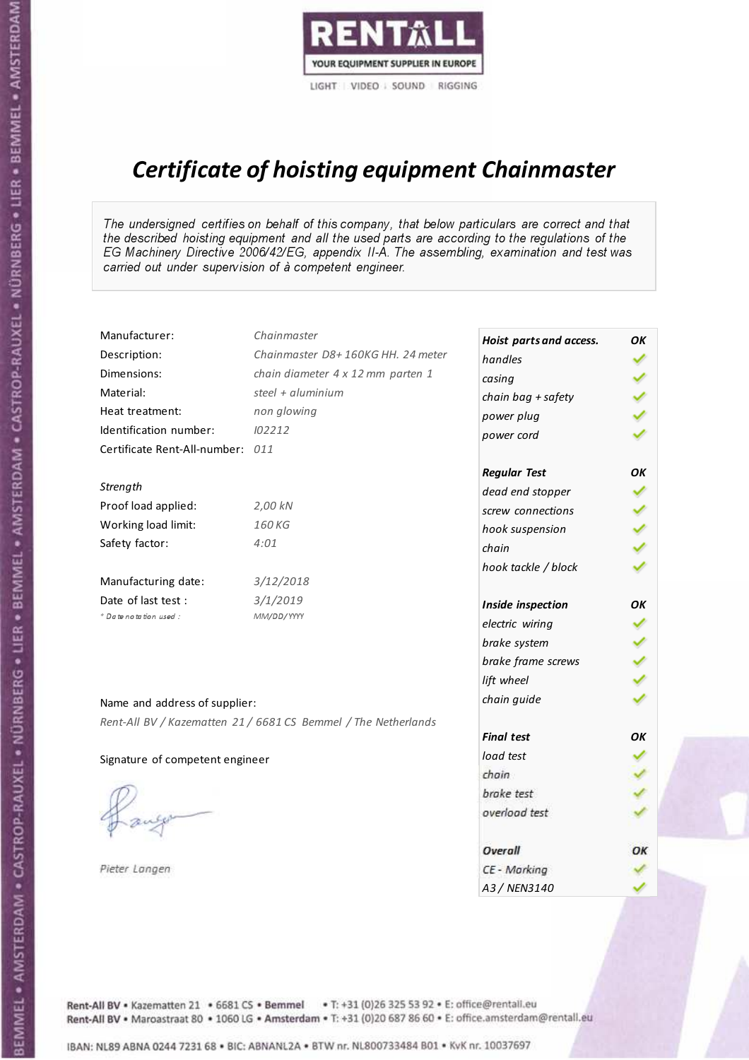RENTALL

YOUR EQUIPMENT SUPPLIER IN EUROPE

LIGHT | VIDEO | SOUND | RIGGING

# *Certificate of hoisting equipment Chainmaster*

*The undersigned certifies on behalf of this company, that below particulars are correct and that the described hoisting equipment and all the used parts are according to the regulations of the EG Machinery Directive 2006/42/EG, appendix II-A. The assembling, examination and test was carried out under supervision of à competent engineer.*

| | |
|---|---|
| Manufacturer: | *Chainmaster* |
| Description: | *Chainmaster D8+ 160KG HH. 24 meter* |
| Dimensions: | *chain diameter 4 x 12 mm parten 1* |
| Material: | *steel + aluminium* |
| Heat treatment: | *non glowing* |
| Identification number: | *I02212* |
| Certificate Rent-All-number: | *011* |

*Strength*

| | |
|---|---|
| Proof load applied: | *2,00 kN* |
| Working load limit: | *160 KG* |
| Safety factor: | *4:01* |

| | |
|---|---|
| Manufacturing date: | *3/12/2018* |
| Date of last test : | *3/1/2019* |
| *\* Date notation used :* | *MM/DD/YYYY* |

Name and address of supplier:

*Rent-All BV / Kazematten 21 / 6681 CS Bemmel / The Netherlands*

Signature of competent engineer

*Pieter Langen*

| ***Hoist parts and access.*** | ***OK*** |
|---|---|
| *handles* | ✓ |
| *casing* | ✓ |
| *chain bag + safety* | ✓ |
| *power plug* | ✓ |
| *power cord* | ✓ |
| ***Regular Test*** | ***OK*** |
| *dead end stopper* | ✓ |
| *screw connections* | ✓ |
| *hook suspension* | ✓ |
| *chain* | ✓ |
| *hook tackle / block* | ✓ |
| ***Inside inspection*** | ***OK*** |
| *electric wiring* | ✓ |
| *brake system* | ✓ |
| *brake frame screws* | ✓ |
| *lift wheel* | ✓ |
| *chain guide* | ✓ |
| ***Final test*** | ***OK*** |
| *load test* | ✓ |
| *chain* | ✓ |
| *brake test* | ✓ |
| *overload test* | ✓ |
| ***Overall*** | ***OK*** |
| *CE - Marking* | ✓ |
| *A3 / NEN3140* | ✓ |

**Rent-All BV** • Kazematten 21 • 6681 CS • **Bemmel** • T: +31 (0)26 325 53 92 • E: office@rentall.eu
**Rent-All BV** • Maroastraat 80 • 1060 LG • **Amsterdam** • T: +31 (0)20 687 86 60 • E: office.amsterdam@rentall.eu

IBAN: NL89 ABNA 0244 7231 68 • BIC: ABNANL2A • BTW nr. NL800733484 B01 • KvK nr. 10037697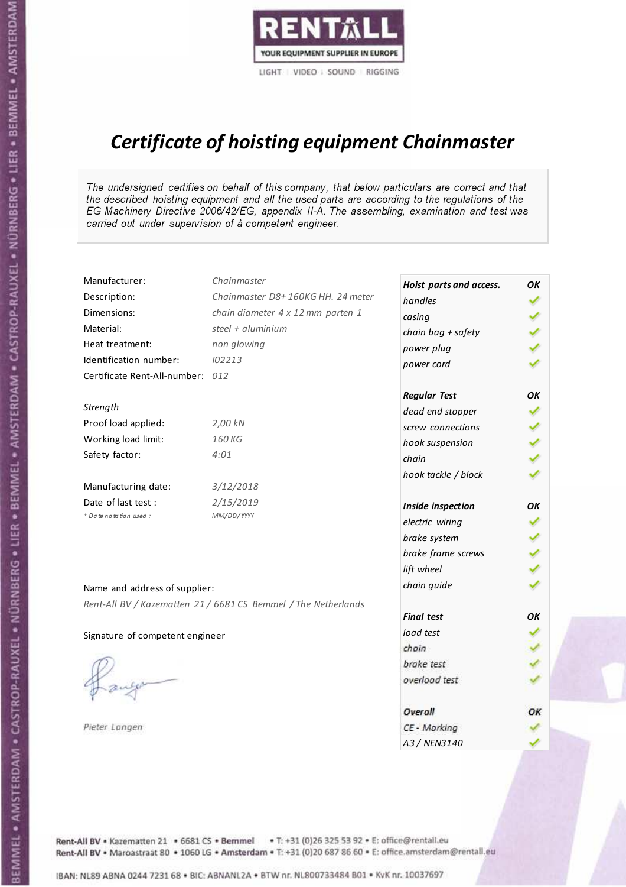**RENTALL**
YOUR EQUIPMENT SUPPLIER IN EUROPE
LIGHT | VIDEO | SOUND | RIGGING

# *Certificate of hoisting equipment Chainmaster*

*The undersigned certifies on behalf of this company, that below particulars are correct and that the described hoisting equipment and all the used parts are according to the regulations of the EG Machinery Directive 2006/42/EG, appendix II-A. The assembling, examination and test was carried out under supervision of à competent engineer.*

| | |
|---|---|
| Manufacturer: | *Chainmaster* |
| Description: | *Chainmaster D8+ 160KG HH. 24 meter* |
| Dimensions: | *chain diameter 4 x 12 mm parten 1* |
| Material: | *steel + aluminium* |
| Heat treatment: | *non glowing* |
| Identification number: | *I02213* |
| Certificate Rent-All-number: | *012* |

*Strength*

| | |
|---|---|
| Proof load applied: | *2,00 kN* |
| Working load limit: | *160 KG* |
| Safety factor: | *4:01* |

| | |
|---|---|
| Manufacturing date: | *3/12/2018* |
| Date of last test : | *2/15/2019* |
| *\* Date notation used :* | *MM/DD/YYYY* |

| ***Hoist parts and access.*** | ***OK*** |
|---|---|
| *handles* | ✓ |
| *casing* | ✓ |
| *chain bag + safety* | ✓ |
| *power plug* | ✓ |
| *power cord* | ✓ |
| ***Regular Test*** | ***OK*** |
| *dead end stopper* | ✓ |
| *screw connections* | ✓ |
| *hook suspension* | ✓ |
| *chain* | ✓ |
| *hook tackle / block* | ✓ |
| ***Inside inspection*** | ***OK*** |
| *electric wiring* | ✓ |
| *brake system* | ✓ |
| *brake frame screws* | ✓ |
| *lift wheel* | ✓ |
| *chain guide* | ✓ |
| ***Final test*** | ***OK*** |
| *load test* | ✓ |
| *chain* | ✓ |
| *brake test* | ✓ |
| *overload test* | ✓ |
| ***Overall*** | ***OK*** |
| *CE - Marking* | ✓ |
| *A3 / NEN3140* | ✓ |

Name and address of supplier:

*Rent-All BV / Kazematten 21 / 6681 CS Bemmel / The Netherlands*

Signature of competent engineer

*Pieter Langen*

Rent-All BV • Kazematten 21 • 6681 CS • **Bemmel** • T: +31 (0)26 325 53 92 • E: office@rentall.eu
Rent-All BV • Maroastraat 80 • 1060 LG • **Amsterdam** • T: +31 (0)20 687 86 60 • E: office.amsterdam@rentall.eu

IBAN: NL89 ABNA 0244 7231 68 • BIC: ABNANL2A • BTW nr. NL800733484 B01 • KvK nr. 10037697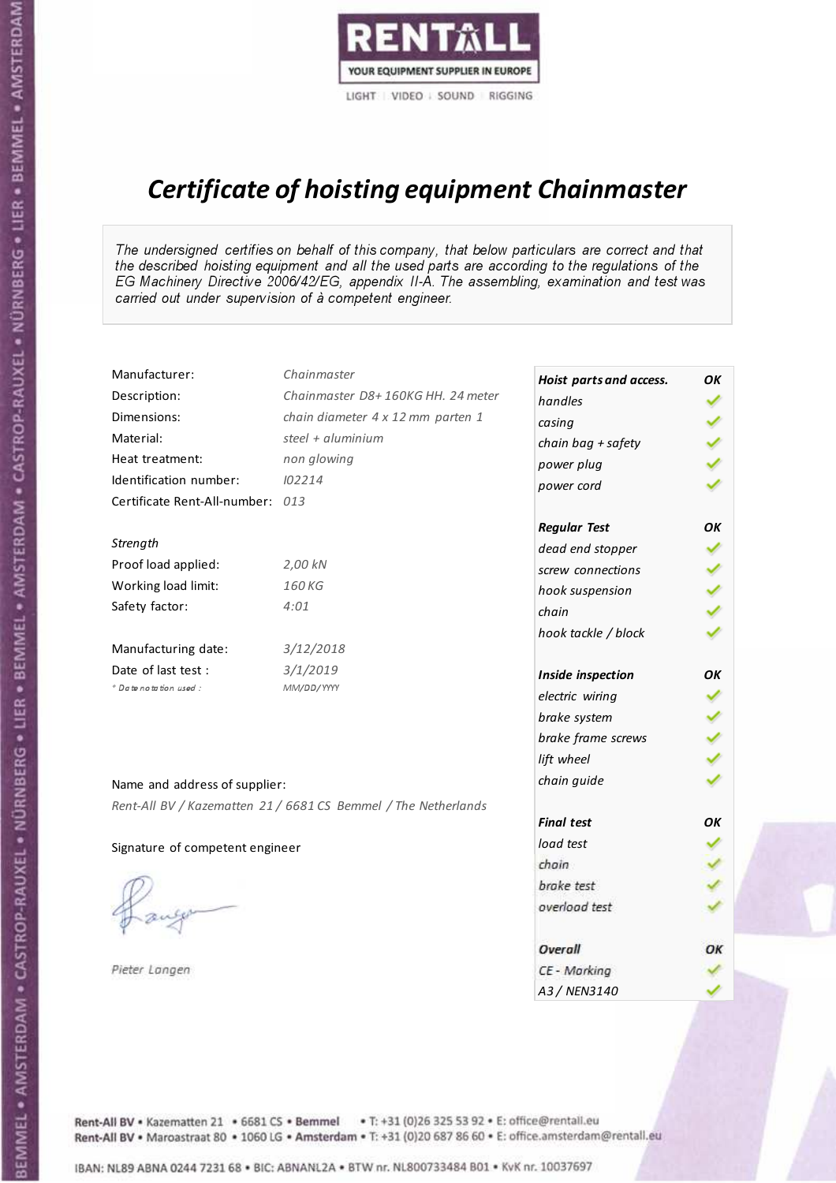RENTALL
YOUR EQUIPMENT SUPPLIER IN EUROPE
LIGHT | VIDEO | SOUND | RIGGING

# *Certificate of hoisting equipment Chainmaster*

*The undersigned certifies on behalf of this company, that below particulars are correct and that the described hoisting equipment and all the used parts are according to the regulations of the EG Machinery Directive 2006/42/EG, appendix II-A. The assembling, examination and test was carried out under supervision of à competent engineer.*

| | |
|---|---|
| Manufacturer: | *Chainmaster* |
| Description: | *Chainmaster D8+ 160KG HH. 24 meter* |
| Dimensions: | *chain diameter 4 x 12 mm parten 1* |
| Material: | *steel + aluminium* |
| Heat treatment: | *non glowing* |
| Identification number: | *I02214* |
| Certificate Rent-All-number: | *013* |

*Strength*

| | |
|---|---|
| Proof load applied: | *2,00 kN* |
| Working load limit: | *160 KG* |
| Safety factor: | *4:01* |

| | |
|---|---|
| Manufacturing date: | *3/12/2018* |
| Date of last test : | *3/1/2019* |
| *\* Date notation used :* | *MM/DD/YYYY* |

Name and address of supplier:

*Rent-All BV / Kazematten 21 / 6681 CS Bemmel / The Netherlands*

Signature of competent engineer

*Pieter Langen*

| ***Hoist parts and access.*** | ***OK*** |
|---|---|
| *handles* | ✓ |
| *casing* | ✓ |
| *chain bag + safety* | ✓ |
| *power plug* | ✓ |
| *power cord* | ✓ |
| ***Regular Test*** | ***OK*** |
| *dead end stopper* | ✓ |
| *screw connections* | ✓ |
| *hook suspension* | ✓ |
| *chain* | ✓ |
| *hook tackle / block* | ✓ |
| ***Inside inspection*** | ***OK*** |
| *electric wiring* | ✓ |
| *brake system* | ✓ |
| *brake frame screws* | ✓ |
| *lift wheel* | ✓ |
| *chain guide* | ✓ |
| ***Final test*** | ***OK*** |
| *load test* | ✓ |
| *chain* | ✓ |
| *brake test* | ✓ |
| *overload test* | ✓ |
| ***Overall*** | ***OK*** |
| *CE - Marking* | ✓ |
| *A3 / NEN3140* | ✓ |

Rent-All BV • Kazematten 21 • 6681 CS • **Bemmel** • T: +31 (0)26 325 53 92 • E: office@rentall.eu
Rent-All BV • Maroastraat 80 • 1060 LG • **Amsterdam** • T: +31 (0)20 687 86 60 • E: office.amsterdam@rentall.eu

IBAN: NL89 ABNA 0244 7231 68 • BIC: ABNANL2A • BTW nr. NL800733484 B01 • KvK nr. 10037697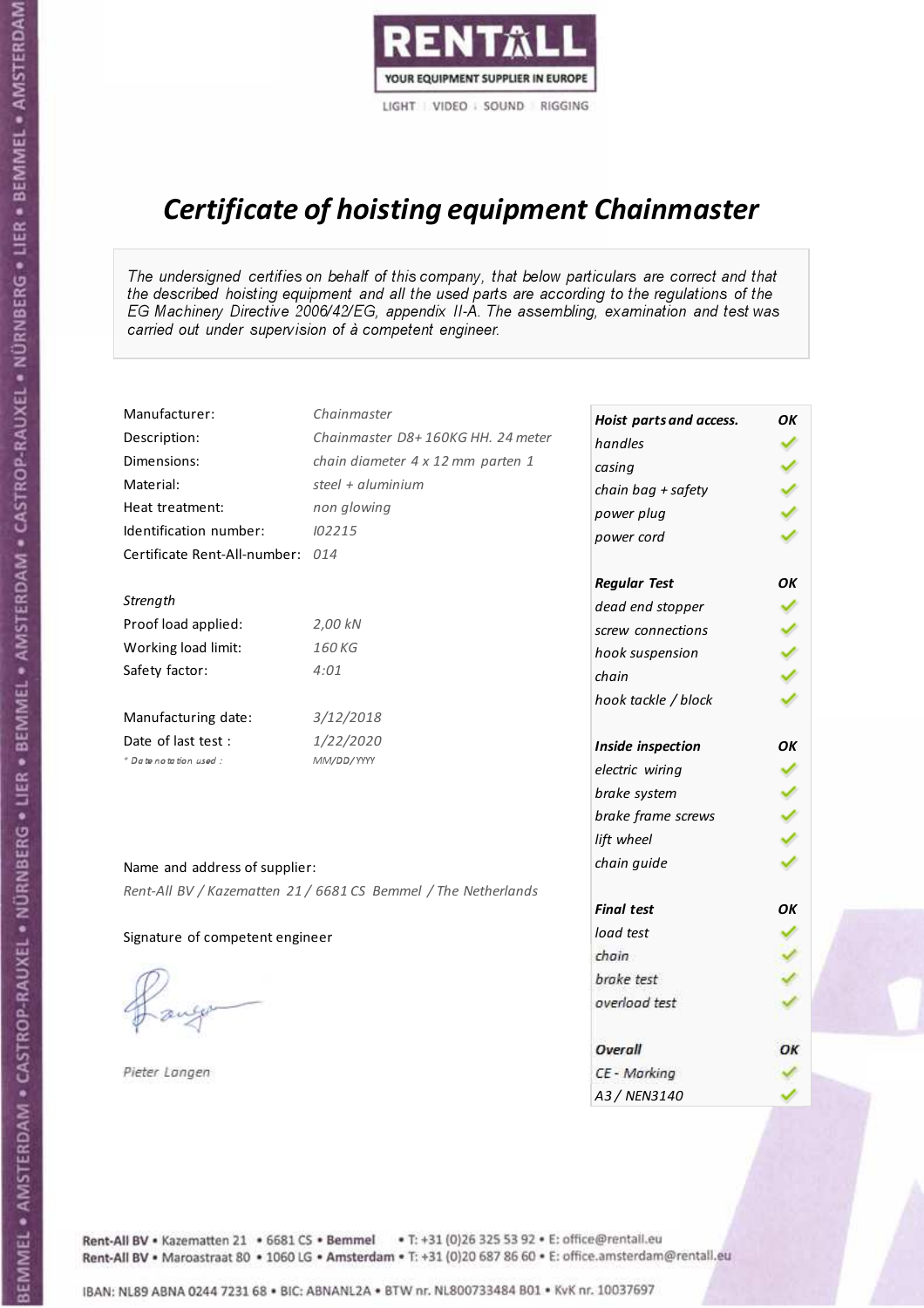# Certificate of hoisting equipment Chainmaster

*The undersigned certifies on behalf of this company, that below particulars are correct and that the described hoisting equipment and all the used parts are according to the regulations of the EG Machinery Directive 2006/42/EG, appendix II-A. The assembling, examination and test was carried out under supervision of à competent engineer.*

| | |
|---|---|
| Manufacturer: | *Chainmaster* |
| Description: | *Chainmaster D8+ 160KG HH. 24 meter* |
| Dimensions: | *chain diameter 4 x 12 mm parten 1* |
| Material: | *steel + aluminium* |
| Heat treatment: | *non glowing* |
| Identification number: | *I02215* |
| Certificate Rent-All-number: | *014* |

*Strength*

| | |
|---|---|
| Proof load applied: | *2,00 kN* |
| Working load limit: | *160 KG* |
| Safety factor: | *4:01* |

| | |
|---|---|
| Manufacturing date: | *3/12/2018* |
| Date of last test : | *1/22/2020* |
| *\* Date notation used :* | *MM/DD/YYYY* |

Name and address of supplier:

*Rent-All BV / Kazematten 21 / 6681 CS Bemmel / The Netherlands*

Signature of competent engineer

*Pieter Langen*

| ***Hoist parts and access.*** | ***OK*** |
|---|---|
| *handles* | ✓ |
| *casing* | ✓ |
| *chain bag + safety* | ✓ |
| *power plug* | ✓ |
| *power cord* | ✓ |
| ***Regular Test*** | ***OK*** |
| *dead end stopper* | ✓ |
| *screw connections* | ✓ |
| *hook suspension* | ✓ |
| *chain* | ✓ |
| *hook tackle / block* | ✓ |
| ***Inside inspection*** | ***OK*** |
| *electric wiring* | ✓ |
| *brake system* | ✓ |
| *brake frame screws* | ✓ |
| *lift wheel* | ✓ |
| *chain guide* | ✓ |
| ***Final test*** | ***OK*** |
| *load test* | ✓ |
| *chain* | ✓ |
| *brake test* | ✓ |
| *overload test* | ✓ |
| ***Overall*** | ***OK*** |
| *CE - Marking* | ✓ |
| *A3 / NEN3140* | ✓ |

Rent-All BV • Kazematten 21 • 6681 CS • **Bemmel** • T: +31 (0)26 325 53 92 • E: office@rentall.eu
Rent-All BV • Maroastraat 80 • 1060 LG • **Amsterdam** • T: +31 (0)20 687 86 60 • E: office.amsterdam@rentall.eu

IBAN: NL89 ABNA 0244 7231 68 • BIC: ABNANL2A • BTW nr. NL800733484 B01 • KvK nr. 10037697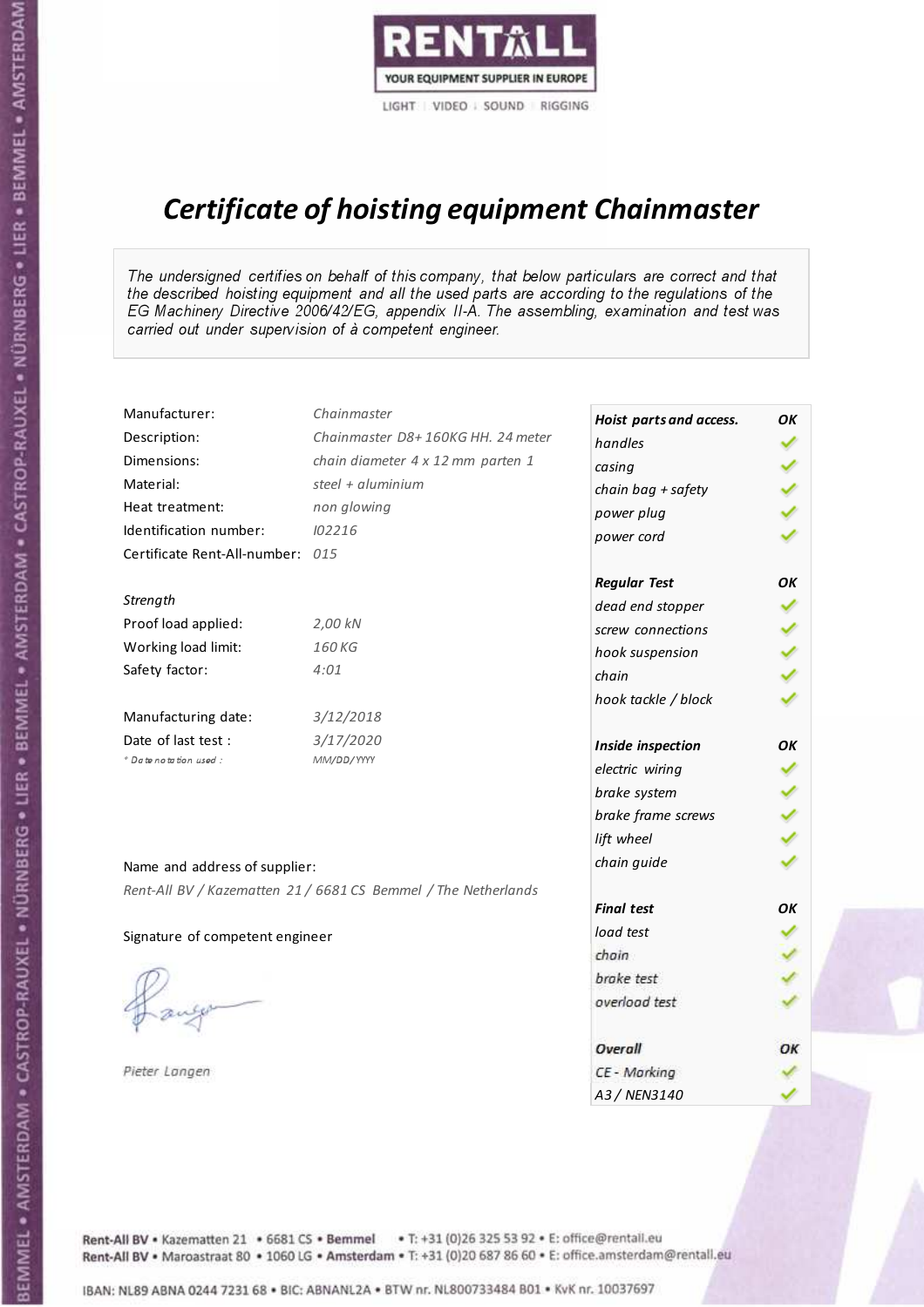RENTALL
YOUR EQUIPMENT SUPPLIER IN EUROPE
LIGHT | VIDEO | SOUND | RIGGING

# *Certificate of hoisting equipment Chainmaster*

*The undersigned certifies on behalf of this company, that below particulars are correct and that the described hoisting equipment and all the used parts are according to the regulations of the EG Machinery Directive 2006/42/EG, appendix II-A. The assembling, examination and test was carried out under supervision of à competent engineer.*

| | |
|---|---|
| Manufacturer: | *Chainmaster* |
| Description: | *Chainmaster D8+ 160KG HH. 24 meter* |
| Dimensions: | *chain diameter 4 x 12 mm parten 1* |
| Material: | *steel + aluminium* |
| Heat treatment: | *non glowing* |
| Identification number: | *I02216* |
| Certificate Rent-All-number: | *015* |

*Strength*

| | |
|---|---|
| Proof load applied: | *2,00 kN* |
| Working load limit: | *160 KG* |
| Safety factor: | *4:01* |

| | |
|---|---|
| Manufacturing date: | *3/12/2018* |
| Date of last test : | *3/17/2020* |
| *\* Date notation used :* | *MM/DD/YYYY* |

Name and address of supplier:

*Rent-All BV / Kazematten 21 / 6681 CS Bemmel / The Netherlands*

Signature of competent engineer

*Pieter Langen*

| ***Hoist parts and access.*** | ***OK*** |
|---|---|
| *handles* | ✓ |
| *casing* | ✓ |
| *chain bag + safety* | ✓ |
| *power plug* | ✓ |
| *power cord* | ✓ |
| ***Regular Test*** | ***OK*** |
| *dead end stopper* | ✓ |
| *screw connections* | ✓ |
| *hook suspension* | ✓ |
| *chain* | ✓ |
| *hook tackle / block* | ✓ |
| ***Inside inspection*** | ***OK*** |
| *electric wiring* | ✓ |
| *brake system* | ✓ |
| *brake frame screws* | ✓ |
| *lift wheel* | ✓ |
| *chain guide* | ✓ |
| ***Final test*** | ***OK*** |
| *load test* | ✓ |
| *chain* | ✓ |
| *brake test* | ✓ |
| *overload test* | ✓ |
| ***Overall*** | ***OK*** |
| *CE - Marking* | ✓ |
| *A3 / NEN3140* | ✓ |

Rent-All BV • Kazematten 21 • 6681 CS • **Bemmel** • T: +31 (0)26 325 53 92 • E: office@rentall.eu
Rent-All BV • Maroastraat 80 • 1060 LG • **Amsterdam** • T: +31 (0)20 687 86 60 • E: office.amsterdam@rentall.eu

IBAN: NL89 ABNA 0244 7231 68 • BIC: ABNANL2A • BTW nr. NL800733484 B01 • KvK nr. 10037697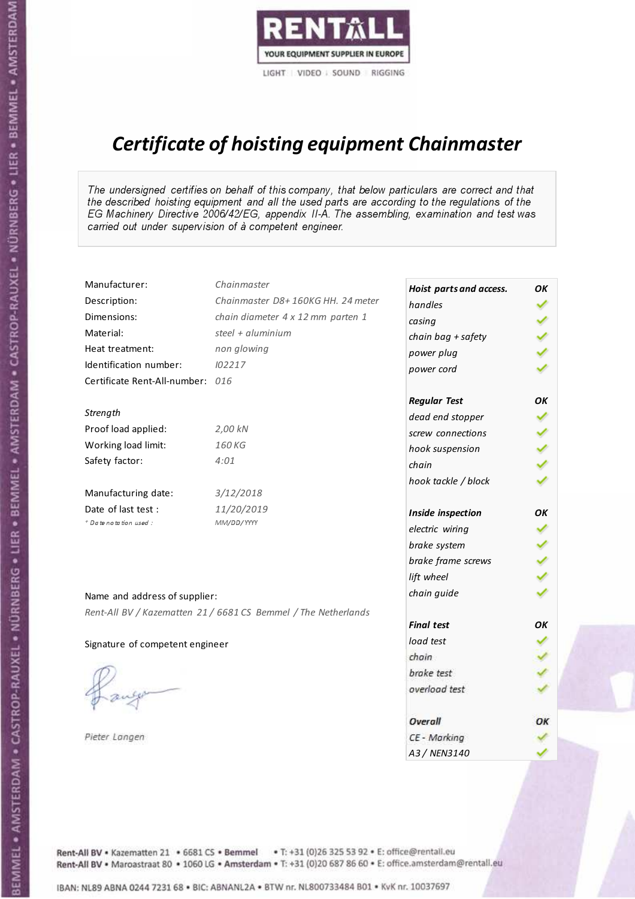RENTALL
YOUR EQUIPMENT SUPPLIER IN EUROPE
LIGHT | VIDEO | SOUND | RIGGING

# *Certificate of hoisting equipment Chainmaster*

*The undersigned certifies on behalf of this company, that below particulars are correct and that the described hoisting equipment and all the used parts are according to the regulations of the EG Machinery Directive 2006/42/EG, appendix II-A. The assembling, examination and test was carried out under supervision of à competent engineer.*

| | |
|---|---|
| Manufacturer: | *Chainmaster* |
| Description: | *Chainmaster D8+ 160KG HH. 24 meter* |
| Dimensions: | *chain diameter 4 x 12 mm parten 1* |
| Material: | *steel + aluminium* |
| Heat treatment: | *non glowing* |
| Identification number: | *I02217* |
| Certificate Rent-All-number: | *016* |

*Strength*

| | |
|---|---|
| Proof load applied: | *2,00 kN* |
| Working load limit: | *160 KG* |
| Safety factor: | *4:01* |

| | |
|---|---|
| Manufacturing date: | *3/12/2018* |
| Date of last test : | *11/20/2019* |
| *\* Date notation used :* | *MM/DD/YYYY* |

Name and address of supplier:

*Rent-All BV / Kazematten 21 / 6681 CS Bemmel / The Netherlands*

Signature of competent engineer

*Pieter Langen*

| ***Hoist parts and access.*** | ***OK*** |
|---|---|
| *handles* | ✓ |
| *casing* | ✓ |
| *chain bag + safety* | ✓ |
| *power plug* | ✓ |
| *power cord* | ✓ |
| ***Regular Test*** | ***OK*** |
| *dead end stopper* | ✓ |
| *screw connections* | ✓ |
| *hook suspension* | ✓ |
| *chain* | ✓ |
| *hook tackle / block* | ✓ |
| ***Inside inspection*** | ***OK*** |
| *electric wiring* | ✓ |
| *brake system* | ✓ |
| *brake frame screws* | ✓ |
| *lift wheel* | ✓ |
| *chain guide* | ✓ |
| ***Final test*** | ***OK*** |
| *load test* | ✓ |
| *chain* | ✓ |
| *brake test* | ✓ |
| *overload test* | ✓ |
| ***Overall*** | ***OK*** |
| *CE - Marking* | ✓ |
| *A3 / NEN3140* | ✓ |

Rent-All BV • Kazematten 21 • 6681 CS • **Bemmel** • T: +31 (0)26 325 53 92 • E: office@rentall.eu
Rent-All BV • Maroastraat 80 • 1060 LG • **Amsterdam** • T: +31 (0)20 687 86 60 • E: office.amsterdam@rentall.eu

IBAN: NL89 ABNA 0244 7231 68 • BIC: ABNANL2A • BTW nr. NL800733484 B01 • KvK nr. 10037697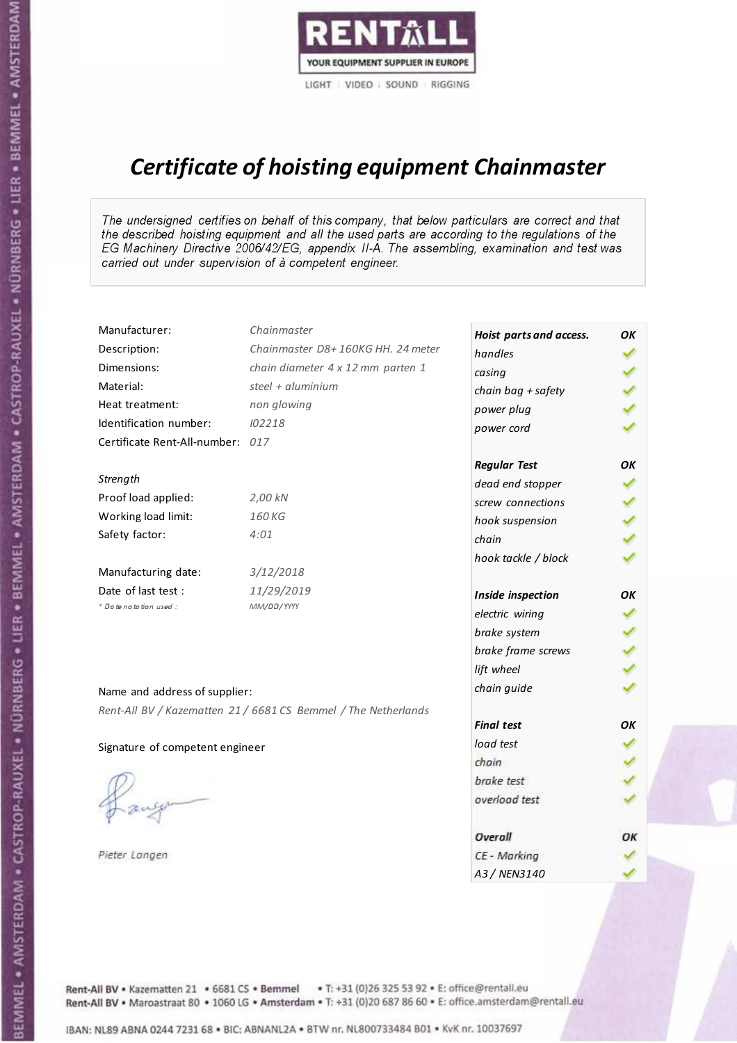RENTALL
YOUR EQUIPMENT SUPPLIER IN EUROPE
LIGHT | VIDEO | SOUND | RIGGING

# *Certificate of hoisting equipment Chainmaster*

*The undersigned certifies on behalf of this company, that below particulars are correct and that the described hoisting equipment and all the used parts are according to the regulations of the EG Machinery Directive 2006/42/EG, appendix II-A. The assembling, examination and test was carried out under supervision of à competent engineer.*

| | |
|---|---|
| Manufacturer: | *Chainmaster* |
| Description: | *Chainmaster D8+ 160KG HH. 24 meter* |
| Dimensions: | *chain diameter 4 x 12 mm parten 1* |
| Material: | *steel + aluminium* |
| Heat treatment: | *non glowing* |
| Identification number: | *I02218* |
| Certificate Rent-All-number: | *017* |

*Strength*

| | |
|---|---|
| Proof load applied: | *2,00 kN* |
| Working load limit: | *160 KG* |
| Safety factor: | *4:01* |

| | |
|---|---|
| Manufacturing date: | *3/12/2018* |
| Date of last test : | *11/29/2019* |
| *\* Date notation used :* | *MM/DD/YYYY* |

Name and address of supplier:

*Rent-All BV / Kazematten 21 / 6681 CS Bemmel / The Netherlands*

Signature of competent engineer

*Pieter Langen*

| ***Hoist parts and access.*** | ***OK*** |
|---|---|
| *handles* | ✓ |
| *casing* | ✓ |
| *chain bag + safety* | ✓ |
| *power plug* | ✓ |
| *power cord* | ✓ |
| ***Regular Test*** | ***OK*** |
| *dead end stopper* | ✓ |
| *screw connections* | ✓ |
| *hook suspension* | ✓ |
| *chain* | ✓ |
| *hook tackle / block* | ✓ |
| ***Inside inspection*** | ***OK*** |
| *electric wiring* | ✓ |
| *brake system* | ✓ |
| *brake frame screws* | ✓ |
| *lift wheel* | ✓ |
| *chain guide* | ✓ |
| ***Final test*** | ***OK*** |
| *load test* | ✓ |
| *chain* | ✓ |
| *brake test* | ✓ |
| *overload test* | ✓ |
| ***Overall*** | ***OK*** |
| *CE - Marking* | ✓ |
| *A3 / NEN3140* | ✓ |

Rent-All BV • Kazematten 21 • 6681 CS • **Bemmel** • T: +31 (0)26 325 53 92 • E: office@rentall.eu
Rent-All BV • Maroastraat 80 • 1060 LG • **Amsterdam** • T: +31 (0)20 687 86 60 • E: office.amsterdam@rentall.eu

IBAN: NL89 ABNA 0244 7231 68 • BIC: ABNANL2A • BTW nr. NL800733484 B01 • KvK nr. 10037697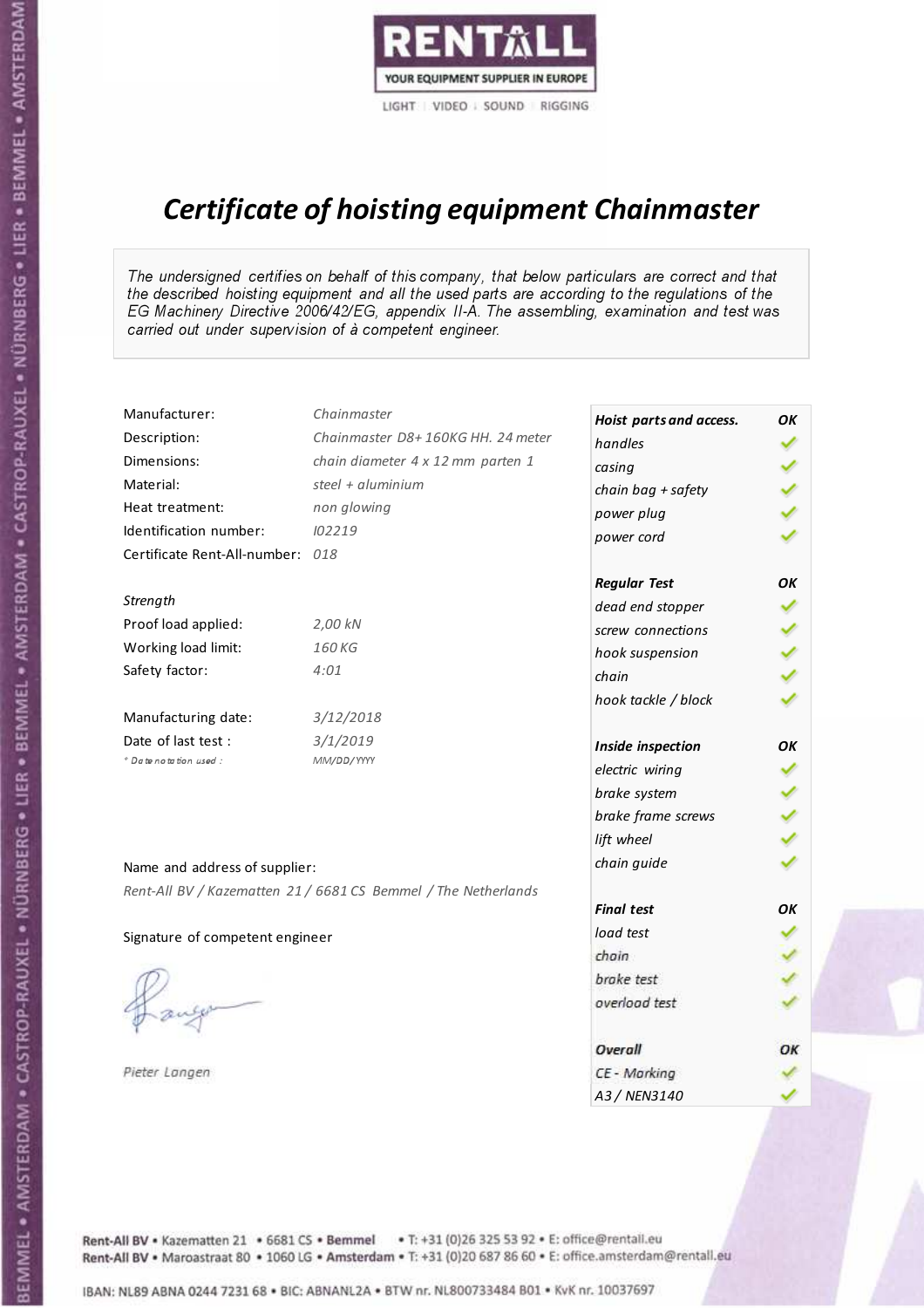RENTALL

YOUR EQUIPMENT SUPPLIER IN EUROPE

LIGHT | VIDEO | SOUND | RIGGING

# *Certificate of hoisting equipment Chainmaster*

*The undersigned certifies on behalf of this company, that below particulars are correct and that the described hoisting equipment and all the used parts are according to the regulations of the EG Machinery Directive 2006/42/EG, appendix II-A. The assembling, examination and test was carried out under supervision of à competent engineer.*

| | |
|---|---|
| Manufacturer: | *Chainmaster* |
| Description: | *Chainmaster D8+ 160KG HH. 24 meter* |
| Dimensions: | *chain diameter 4 x 12 mm parten 1* |
| Material: | *steel + aluminium* |
| Heat treatment: | *non glowing* |
| Identification number: | *I02219* |
| Certificate Rent-All-number: | *018* |

*Strength*

| | |
|---|---|
| Proof load applied: | *2,00 kN* |
| Working load limit: | *160 KG* |
| Safety factor: | *4:01* |

| | |
|---|---|
| Manufacturing date: | *3/12/2018* |
| Date of last test : | *3/1/2019* |
| *\* Date notation used :* | *MM/DD/YYYY* |

Name and address of supplier:

*Rent-All BV / Kazematten 21 / 6681 CS Bemmel / The Netherlands*

Signature of competent engineer

*Pieter Langen*

| ***Hoist parts and access.*** | ***OK*** |
|---|---|
| *handles* | ✓ |
| *casing* | ✓ |
| *chain bag + safety* | ✓ |
| *power plug* | ✓ |
| *power cord* | ✓ |
| ***Regular Test*** | ***OK*** |
| *dead end stopper* | ✓ |
| *screw connections* | ✓ |
| *hook suspension* | ✓ |
| *chain* | ✓ |
| *hook tackle / block* | ✓ |
| ***Inside inspection*** | ***OK*** |
| *electric wiring* | ✓ |
| *brake system* | ✓ |
| *brake frame screws* | ✓ |
| *lift wheel* | ✓ |
| *chain guide* | ✓ |
| ***Final test*** | ***OK*** |
| *load test* | ✓ |
| *chain* | ✓ |
| *brake test* | ✓ |
| *overload test* | ✓ |
| ***Overall*** | ***OK*** |
| *CE - Marking* | ✓ |
| *A3 / NEN3140* | ✓ |

Rent-All BV • Kazematten 21 • 6681 CS • **Bemmel** • T: +31 (0)26 325 53 92 • E: office@rentall.eu
Rent-All BV • Maroastraat 80 • 1060 LG • **Amsterdam** • T: +31 (0)20 687 86 60 • E: office.amsterdam@rentall.eu

IBAN: NL89 ABNA 0244 7231 68 • BIC: ABNANL2A • BTW nr. NL800733484 B01 • KvK nr. 10037697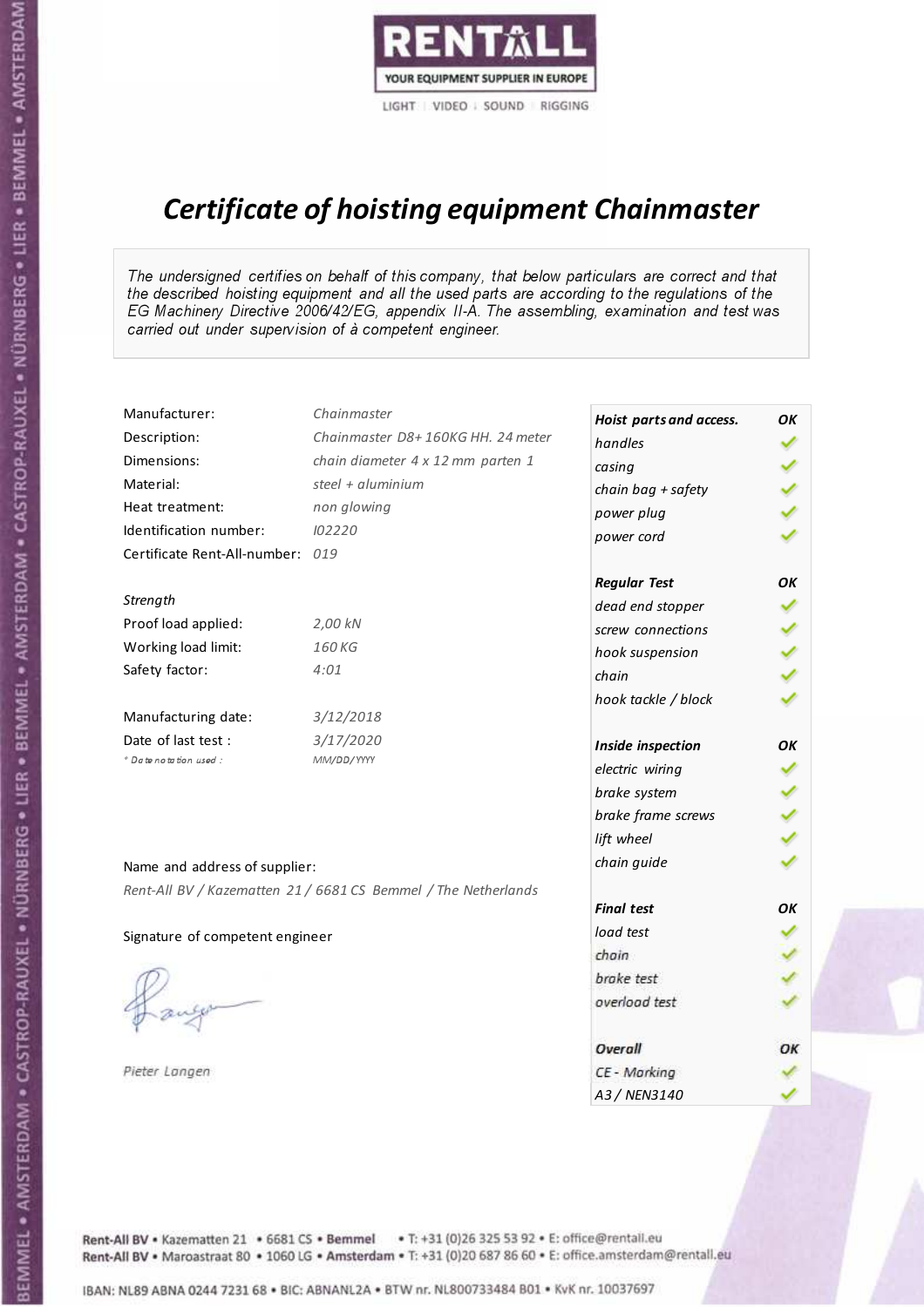RENTALL
YOUR EQUIPMENT SUPPLIER IN EUROPE
LIGHT | VIDEO | SOUND | RIGGING

# *Certificate of hoisting equipment Chainmaster*

*The undersigned certifies on behalf of this company, that below particulars are correct and that the described hoisting equipment and all the used parts are according to the regulations of the EG Machinery Directive 2006/42/EG, appendix II-A. The assembling, examination and test was carried out under supervision of à competent engineer.*

| | |
|---|---|
| Manufacturer: | *Chainmaster* |
| Description: | *Chainmaster D8+ 160KG HH. 24 meter* |
| Dimensions: | *chain diameter 4 x 12 mm parten 1* |
| Material: | *steel + aluminium* |
| Heat treatment: | *non glowing* |
| Identification number: | *I02220* |
| Certificate Rent-All-number: | *019* |

*Strength*

| | |
|---|---|
| Proof load applied: | *2,00 kN* |
| Working load limit: | *160 KG* |
| Safety factor: | *4:01* |

| | |
|---|---|
| Manufacturing date: | *3/12/2018* |
| Date of last test : | *3/17/2020* |
| *\* Date notation used :* | *MM/DD/YYYY* |

| ***Hoist parts and access.*** | ***OK*** |
|---|---|
| *handles* | ✓ |
| *casing* | ✓ |
| *chain bag + safety* | ✓ |
| *power plug* | ✓ |
| *power cord* | ✓ |
| ***Regular Test*** | ***OK*** |
| *dead end stopper* | ✓ |
| *screw connections* | ✓ |
| *hook suspension* | ✓ |
| *chain* | ✓ |
| *hook tackle / block* | ✓ |
| ***Inside inspection*** | ***OK*** |
| *electric wiring* | ✓ |
| *brake system* | ✓ |
| *brake frame screws* | ✓ |
| *lift wheel* | ✓ |
| *chain guide* | ✓ |
| ***Final test*** | ***OK*** |
| *load test* | ✓ |
| *chain* | ✓ |
| *brake test* | ✓ |
| *overload test* | ✓ |
| ***Overall*** | ***OK*** |
| *CE - Marking* | ✓ |
| *A3 / NEN3140* | ✓ |

Name and address of supplier:

*Rent-All BV / Kazematten 21 / 6681 CS Bemmel / The Netherlands*

Signature of competent engineer

*Pieter Langen*

Rent-All BV • Kazematten 21 • 6681 CS • **Bemmel** • T: +31 (0)26 325 53 92 • E: office@rentall.eu
Rent-All BV • Maroastraat 80 • 1060 LG • **Amsterdam** • T: +31 (0)20 687 86 60 • E: office.amsterdam@rentall.eu

IBAN: NL89 ABNA 0244 7231 68 • BIC: ABNANL2A • BTW nr. NL800733484 B01 • KvK nr. 10037697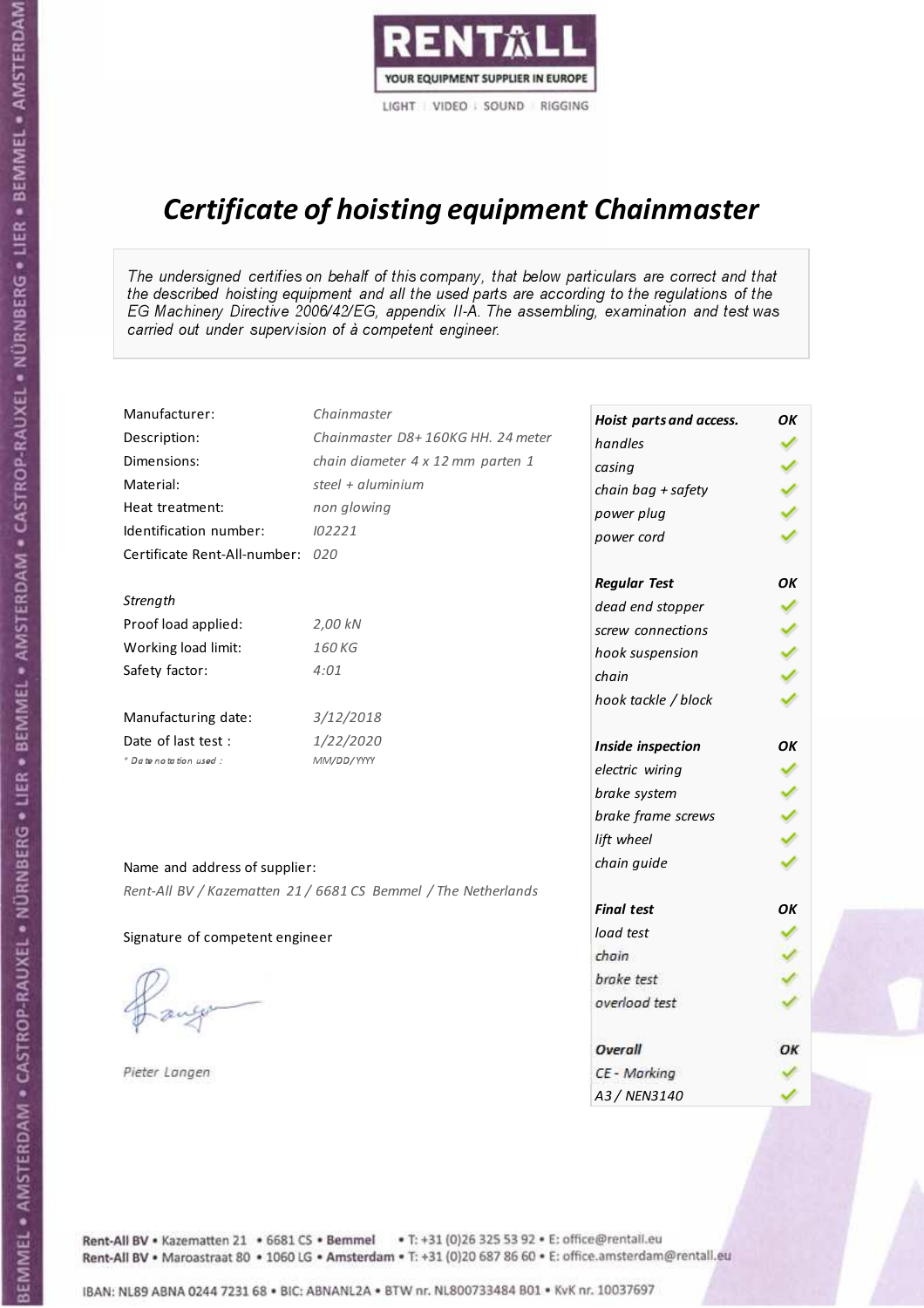RENTALL
YOUR EQUIPMENT SUPPLIER IN EUROPE
LIGHT | VIDEO | SOUND | RIGGING

# *Certificate of hoisting equipment Chainmaster*

*The undersigned certifies on behalf of this company, that below particulars are correct and that the described hoisting equipment and all the used parts are according to the regulations of the EG Machinery Directive 2006/42/EG, appendix II-A. The assembling, examination and test was carried out under supervision of à competent engineer.*

| | |
|---|---|
| Manufacturer: | *Chainmaster* |
| Description: | *Chainmaster D8+ 160KG HH. 24 meter* |
| Dimensions: | *chain diameter 4 x 12 mm parten 1* |
| Material: | *steel + aluminium* |
| Heat treatment: | *non glowing* |
| Identification number: | *I02221* |
| Certificate Rent-All-number: | *020* |

*Strength*

| | |
|---|---|
| Proof load applied: | *2,00 kN* |
| Working load limit: | *160 KG* |
| Safety factor: | *4:01* |

| | |
|---|---|
| Manufacturing date: | *3/12/2018* |
| Date of last test : | *1/22/2020* |
| *\* Date notation used :* | *MM/DD/YYYY* |

Name and address of supplier:

*Rent-All BV / Kazematten 21 / 6681 CS Bemmel / The Netherlands*

Signature of competent engineer

*Pieter Langen*

| ***Hoist parts and access.*** | ***OK*** |
|---|---|
| *handles* | ✓ |
| *casing* | ✓ |
| *chain bag + safety* | ✓ |
| *power plug* | ✓ |
| *power cord* | ✓ |
| ***Regular Test*** | ***OK*** |
| *dead end stopper* | ✓ |
| *screw connections* | ✓ |
| *hook suspension* | ✓ |
| *chain* | ✓ |
| *hook tackle / block* | ✓ |
| ***Inside inspection*** | ***OK*** |
| *electric wiring* | ✓ |
| *brake system* | ✓ |
| *brake frame screws* | ✓ |
| *lift wheel* | ✓ |
| *chain guide* | ✓ |
| ***Final test*** | ***OK*** |
| *load test* | ✓ |
| *chain* | ✓ |
| *brake test* | ✓ |
| *overload test* | ✓ |
| ***Overall*** | ***OK*** |
| *CE - Marking* | ✓ |
| *A3 / NEN3140* | ✓ |

Rent-All BV • Kazematten 21 • 6681 CS • **Bemmel** • T: +31 (0)26 325 53 92 • E: office@rentall.eu
Rent-All BV • Maroastraat 80 • 1060 LG • **Amsterdam** • T: +31 (0)20 687 86 60 • E: office.amsterdam@rentall.eu

IBAN: NL89 ABNA 0244 7231 68 • BIC: ABNANL2A • BTW nr. NL800733484 B01 • KvK nr. 10037697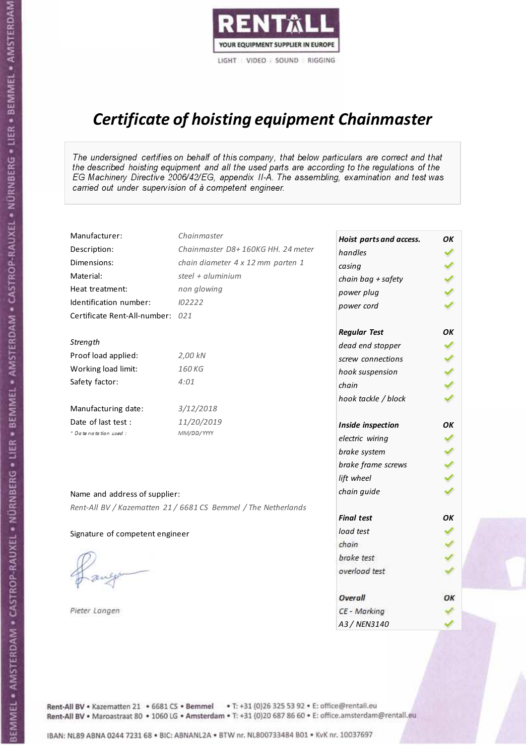RENTALL

YOUR EQUIPMENT SUPPLIER IN EUROPE

LIGHT | VIDEO | SOUND | RIGGING

# *Certificate of hoisting equipment Chainmaster*

*The undersigned certifies on behalf of this company, that below particulars are correct and that the described hoisting equipment and all the used parts are according to the regulations of the EG Machinery Directive 2006/42/EG, appendix II-A. The assembling, examination and test was carried out under supervision of à competent engineer.*

| | |
|---|---|
| Manufacturer: | *Chainmaster* |
| Description: | *Chainmaster D8+ 160KG HH. 24 meter* |
| Dimensions: | *chain diameter 4 x 12 mm parten 1* |
| Material: | *steel + aluminium* |
| Heat treatment: | *non glowing* |
| Identification number: | *I02222* |
| Certificate Rent-All-number: | *021* |

*Strength*

| | |
|---|---|
| Proof load applied: | *2,00 kN* |
| Working load limit: | *160 KG* |
| Safety factor: | *4:01* |

| | |
|---|---|
| Manufacturing date: | *3/12/2018* |
| Date of last test : | *11/20/2019* |
| *\* Date notation used :* | *MM/DD/YYYY* |

Name and address of supplier:

*Rent-All BV / Kazematten 21 / 6681 CS Bemmel / The Netherlands*

Signature of competent engineer

*Pieter Langen*

| ***Hoist parts and access.*** | ***OK*** |
|---|---|
| *handles* | ✓ |
| *casing* | ✓ |
| *chain bag + safety* | ✓ |
| *power plug* | ✓ |
| *power cord* | ✓ |
| ***Regular Test*** | ***OK*** |
| *dead end stopper* | ✓ |
| *screw connections* | ✓ |
| *hook suspension* | ✓ |
| *chain* | ✓ |
| *hook tackle / block* | ✓ |
| ***Inside inspection*** | ***OK*** |
| *electric wiring* | ✓ |
| *brake system* | ✓ |
| *brake frame screws* | ✓ |
| *lift wheel* | ✓ |
| *chain guide* | ✓ |
| ***Final test*** | ***OK*** |
| *load test* | ✓ |
| *chain* | ✓ |
| *brake test* | ✓ |
| *overload test* | ✓ |
| ***Overall*** | ***OK*** |
| *CE - Marking* | ✓ |
| *A3 / NEN3140* | ✓ |

Rent-All BV • Kazematten 21 • 6681 CS • **Bemmel** • T: +31 (0)26 325 53 92 • E: office@rentall.eu
Rent-All BV • Maroastraat 80 • 1060 LG • **Amsterdam** • T: +31 (0)20 687 86 60 • E: office.amsterdam@rentall.eu

IBAN: NL89 ABNA 0244 7231 68 • BIC: ABNANL2A • BTW nr. NL800733484 B01 • KvK nr. 10037697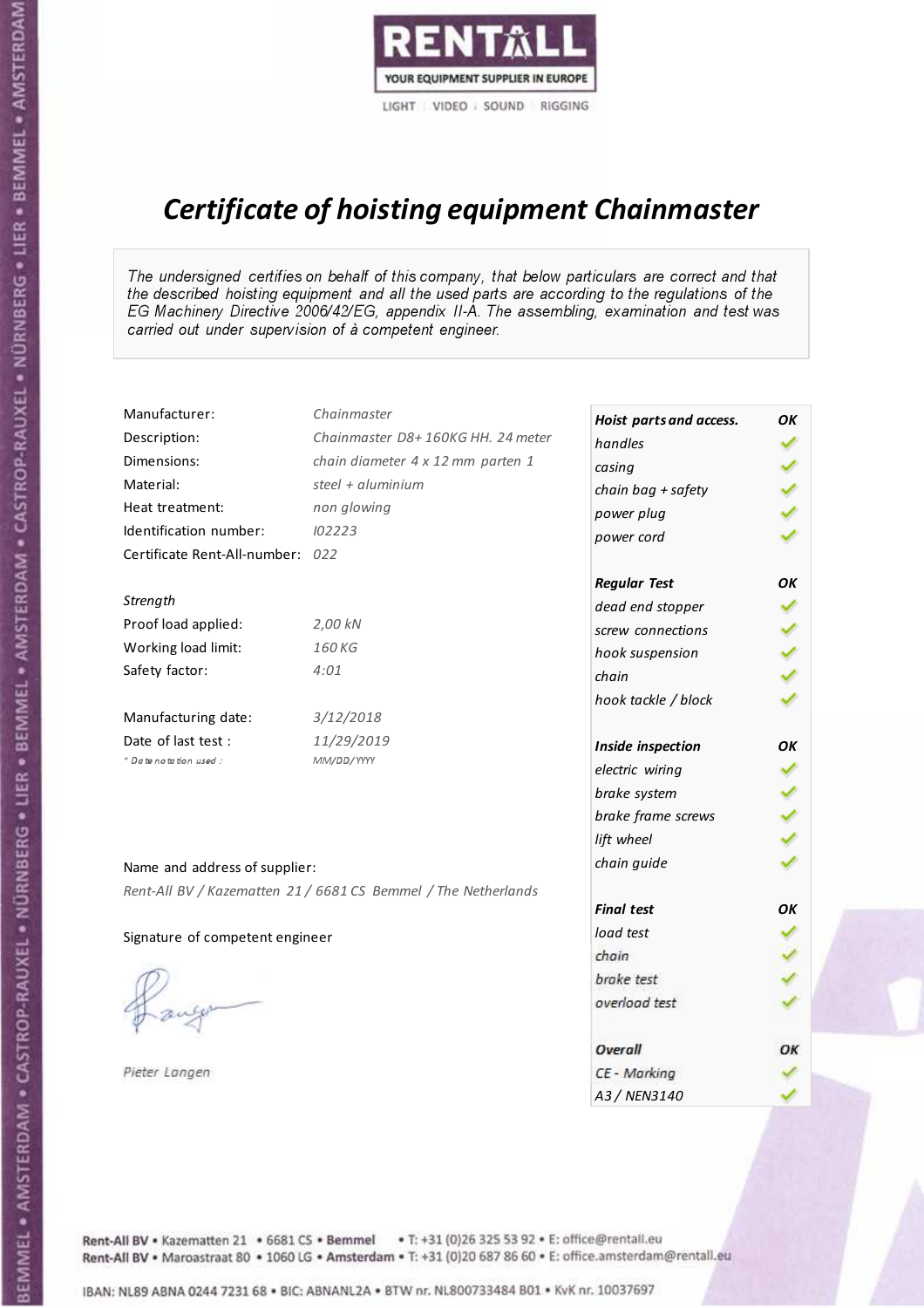RENTALL

YOUR EQUIPMENT SUPPLIER IN EUROPE

LIGHT | VIDEO | SOUND | RIGGING

# *Certificate of hoisting equipment Chainmaster*

*The undersigned certifies on behalf of this company, that below particulars are correct and that the described hoisting equipment and all the used parts are according to the regulations of the EG Machinery Directive 2006/42/EG, appendix II-A. The assembling, examination and test was carried out under supervision of à competent engineer.*

| | |
|---|---|
| Manufacturer: | *Chainmaster* |
| Description: | *Chainmaster D8+ 160KG HH. 24 meter* |
| Dimensions: | *chain diameter 4 x 12 mm parten 1* |
| Material: | *steel + aluminium* |
| Heat treatment: | *non glowing* |
| Identification number: | *I02223* |
| Certificate Rent-All-number: | *022* |

*Strength*

| | |
|---|---|
| Proof load applied: | *2,00 kN* |
| Working load limit: | *160 KG* |
| Safety factor: | *4:01* |

| | |
|---|---|
| Manufacturing date: | *3/12/2018* |
| Date of last test : | *11/29/2019* |
| *\* Date notation used :* | *MM/DD/YYYY* |

Name and address of supplier:

*Rent-All BV / Kazematten 21 / 6681 CS Bemmel / The Netherlands*

Signature of competent engineer

*Pieter Langen*

| ***Hoist parts and access.*** | ***OK*** |
|---|---|
| *handles* | ✓ |
| *casing* | ✓ |
| *chain bag + safety* | ✓ |
| *power plug* | ✓ |
| *power cord* | ✓ |
| ***Regular Test*** | ***OK*** |
| *dead end stopper* | ✓ |
| *screw connections* | ✓ |
| *hook suspension* | ✓ |
| *chain* | ✓ |
| *hook tackle / block* | ✓ |
| ***Inside inspection*** | ***OK*** |
| *electric wiring* | ✓ |
| *brake system* | ✓ |
| *brake frame screws* | ✓ |
| *lift wheel* | ✓ |
| *chain guide* | ✓ |
| ***Final test*** | ***OK*** |
| *load test* | ✓ |
| *chain* | ✓ |
| *brake test* | ✓ |
| *overload test* | ✓ |
| ***Overall*** | ***OK*** |
| *CE - Marking* | ✓ |
| *A3 / NEN3140* | ✓ |

Rent-All BV • Kazematten 21 • 6681 CS • **Bemmel** • T: +31 (0)26 325 53 92 • E: office@rentall.eu
Rent-All BV • Maroastraat 80 • 1060 LG • **Amsterdam** • T: +31 (0)20 687 86 60 • E: office.amsterdam@rentall.eu

IBAN: NL89 ABNA 0244 7231 68 • BIC: ABNANL2A • BTW nr. NL800733484 B01 • KvK nr. 10037697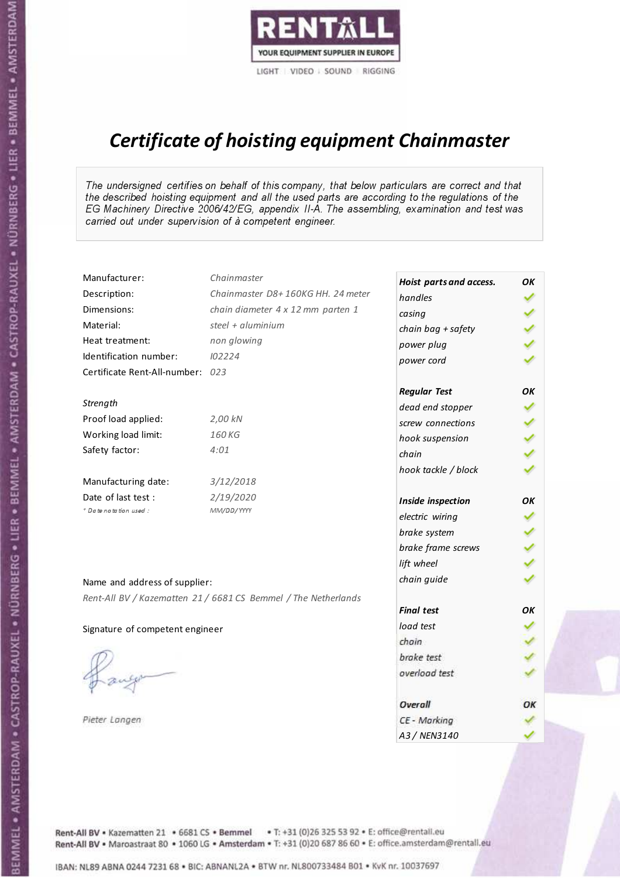RENTALL

YOUR EQUIPMENT SUPPLIER IN EUROPE

LIGHT | VIDEO | SOUND | RIGGING

# *Certificate of hoisting equipment Chainmaster*

*The undersigned certifies on behalf of this company, that below particulars are correct and that the described hoisting equipment and all the used parts are according to the regulations of the EG Machinery Directive 2006/42/EG, appendix II-A. The assembling, examination and test was carried out under supervision of à competent engineer.*

| | |
|---|---|
| Manufacturer: | *Chainmaster* |
| Description: | *Chainmaster D8+ 160KG HH. 24 meter* |
| Dimensions: | *chain diameter 4 x 12 mm parten 1* |
| Material: | *steel + aluminium* |
| Heat treatment: | *non glowing* |
| Identification number: | *I02224* |
| Certificate Rent-All-number: | *023* |

*Strength*

| | |
|---|---|
| Proof load applied: | *2,00 kN* |
| Working load limit: | *160 KG* |
| Safety factor: | *4:01* |

| | |
|---|---|
| Manufacturing date: | *3/12/2018* |
| Date of last test : | *2/19/2020* |
| * Date notation used : | *MM/DD/YYYY* |

Name and address of supplier:

*Rent-All BV / Kazematten 21 / 6681 CS Bemmel / The Netherlands*

Signature of competent engineer

*Pieter Langen*

| ***Hoist parts and access.*** | ***OK*** |
|---|---|
| *handles* | ✓ |
| *casing* | ✓ |
| *chain bag + safety* | ✓ |
| *power plug* | ✓ |
| *power cord* | ✓ |
| ***Regular Test*** | ***OK*** |
| *dead end stopper* | ✓ |
| *screw connections* | ✓ |
| *hook suspension* | ✓ |
| *chain* | ✓ |
| *hook tackle / block* | ✓ |
| ***Inside inspection*** | ***OK*** |
| *electric wiring* | ✓ |
| *brake system* | ✓ |
| *brake frame screws* | ✓ |
| *lift wheel* | ✓ |
| *chain guide* | ✓ |
| ***Final test*** | ***OK*** |
| *load test* | ✓ |
| *chain* | ✓ |
| *brake test* | ✓ |
| *overload test* | ✓ |
| ***Overall*** | ***OK*** |
| *CE - Marking* | ✓ |
| *A3 / NEN3140* | ✓ |

Rent-All BV • Kazematten 21 • 6681 CS • **Bemmel** • T: +31 (0)26 325 53 92 • E: office@rentall.eu
Rent-All BV • Maroastraat 80 • 1060 LG • **Amsterdam** • T: +31 (0)20 687 86 60 • E: office.amsterdam@rentall.eu

IBAN: NL89 ABNA 0244 7231 68 • BIC: ABNANL2A • BTW nr. NL800733484 B01 • KvK nr. 10037697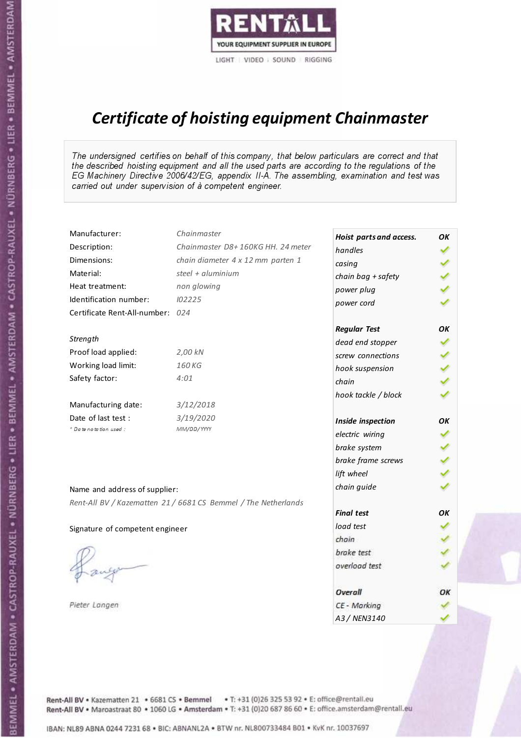RENTALL
YOUR EQUIPMENT SUPPLIER IN EUROPE
LIGHT | VIDEO | SOUND | RIGGING

# *Certificate of hoisting equipment Chainmaster*

*The undersigned certifies on behalf of this company, that below particulars are correct and that the described hoisting equipment and all the used parts are according to the regulations of the EG Machinery Directive 2006/42/EG, appendix II-A. The assembling, examination and test was carried out under supervision of à competent engineer.*

| | |
|---|---|
| Manufacturer: | *Chainmaster* |
| Description: | *Chainmaster D8+ 160KG HH. 24 meter* |
| Dimensions: | *chain diameter 4 x 12 mm parten 1* |
| Material: | *steel + aluminium* |
| Heat treatment: | *non glowing* |
| Identification number: | *I02225* |
| Certificate Rent-All-number: | *024* |

*Strength*

| | |
|---|---|
| Proof load applied: | *2,00 kN* |
| Working load limit: | *160 KG* |
| Safety factor: | *4:01* |

| | |
|---|---|
| Manufacturing date: | *3/12/2018* |
| Date of last test : | *3/19/2020* |
| *\* Date notation used :* | *MM/DD/YYYY* |

Name and address of supplier:

*Rent-All BV / Kazematten 21 / 6681 CS Bemmel / The Netherlands*

Signature of competent engineer

*Pieter Langen*

| ***Hoist parts and access.*** | ***OK*** |
|---|---|
| *handles* | ✓ |
| *casing* | ✓ |
| *chain bag + safety* | ✓ |
| *power plug* | ✓ |
| *power cord* | ✓ |
| ***Regular Test*** | ***OK*** |
| *dead end stopper* | ✓ |
| *screw connections* | ✓ |
| *hook suspension* | ✓ |
| *chain* | ✓ |
| *hook tackle / block* | ✓ |
| ***Inside inspection*** | ***OK*** |
| *electric wiring* | ✓ |
| *brake system* | ✓ |
| *brake frame screws* | ✓ |
| *lift wheel* | ✓ |
| *chain guide* | ✓ |
| ***Final test*** | ***OK*** |
| *load test* | ✓ |
| *chain* | ✓ |
| *brake test* | ✓ |
| *overload test* | ✓ |
| ***Overall*** | ***OK*** |
| *CE - Marking* | ✓ |
| *A3 / NEN3140* | ✓ |

Rent-All BV • Kazematten 21 • 6681 CS • **Bemmel** • T: +31 (0)26 325 53 92 • E: office@rentall.eu
Rent-All BV • Maroastraat 80 • 1060 LG • **Amsterdam** • T: +31 (0)20 687 86 60 • E: office.amsterdam@rentall.eu

IBAN: NL89 ABNA 0244 7231 68 • BIC: ABNANL2A • BTW nr. NL800733484 B01 • KvK nr. 10037697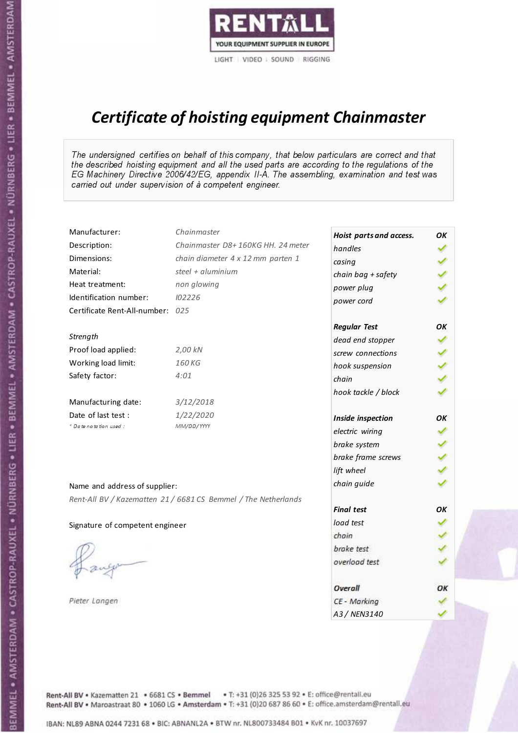RENTALL
YOUR EQUIPMENT SUPPLIER IN EUROPE
LIGHT | VIDEO | SOUND | RIGGING

# *Certificate of hoisting equipment Chainmaster*

*The undersigned certifies on behalf of this company, that below particulars are correct and that the described hoisting equipment and all the used parts are according to the regulations of the EG Machinery Directive 2006/42/EG, appendix II-A. The assembling, examination and test was carried out under supervision of à competent engineer.*

| | |
|---|---|
| Manufacturer: | *Chainmaster* |
| Description: | *Chainmaster D8+ 160KG HH. 24 meter* |
| Dimensions: | *chain diameter 4 x 12 mm parten 1* |
| Material: | *steel + aluminium* |
| Heat treatment: | *non glowing* |
| Identification number: | *I02226* |
| Certificate Rent-All-number: | *025* |

*Strength*

| | |
|---|---|
| Proof load applied: | *2,00 kN* |
| Working load limit: | *160 KG* |
| Safety factor: | *4:01* |

| | |
|---|---|
| Manufacturing date: | *3/12/2018* |
| Date of last test : | *1/22/2020* |
| *\* Date notation used :* | *MM/DD/YYYY* |

| ***Hoist parts and access.*** | ***OK*** |
|---|---|
| *handles* | ✓ |
| *casing* | ✓ |
| *chain bag + safety* | ✓ |
| *power plug* | ✓ |
| *power cord* | ✓ |
| ***Regular Test*** | ***OK*** |
| *dead end stopper* | ✓ |
| *screw connections* | ✓ |
| *hook suspension* | ✓ |
| *chain* | ✓ |
| *hook tackle / block* | ✓ |
| ***Inside inspection*** | ***OK*** |
| *electric wiring* | ✓ |
| *brake system* | ✓ |
| *brake frame screws* | ✓ |
| *lift wheel* | ✓ |
| *chain guide* | ✓ |
| ***Final test*** | ***OK*** |
| *load test* | ✓ |
| *chain* | ✓ |
| *brake test* | ✓ |
| *overload test* | ✓ |
| ***Overall*** | ***OK*** |
| *CE - Marking* | ✓ |
| *A3 / NEN3140* | ✓ |

Name and address of supplier:

*Rent-All BV / Kazematten 21 / 6681 CS Bemmel / The Netherlands*

Signature of competent engineer

*Pieter Langen*

Rent-All BV • Kazematten 21 • 6681 CS • **Bemmel** • T: +31 (0)26 325 53 92 • E: office@rentall.eu
Rent-All BV • Maroastraat 80 • 1060 LG • **Amsterdam** • T: +31 (0)20 687 86 60 • E: office.amsterdam@rentall.eu

IBAN: NL89 ABNA 0244 7231 68 • BIC: ABNANL2A • BTW nr. NL800733484 B01 • KvK nr. 10037697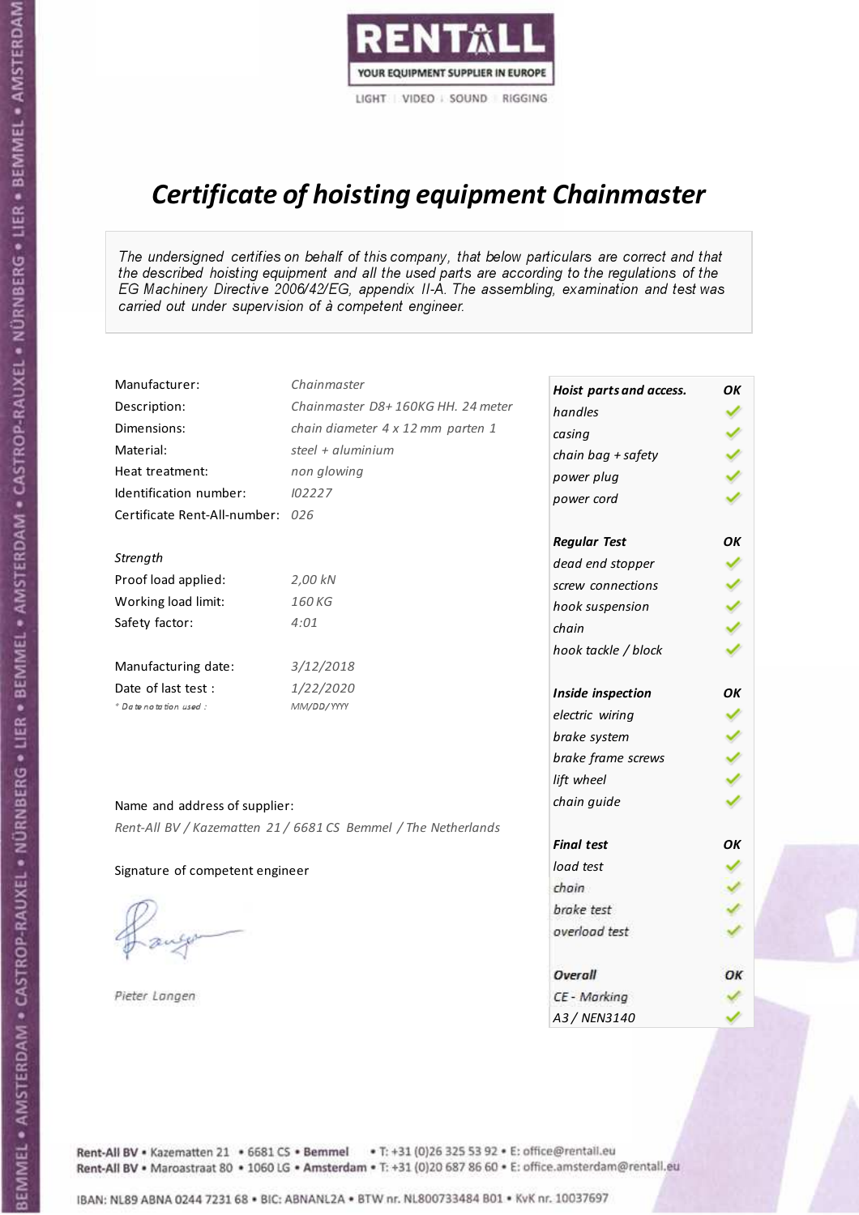RENTALL
YOUR EQUIPMENT SUPPLIER IN EUROPE
LIGHT | VIDEO | SOUND | RIGGING

# *Certificate of hoisting equipment Chainmaster*

*The undersigned certifies on behalf of this company, that below particulars are correct and that the described hoisting equipment and all the used parts are according to the regulations of the EG Machinery Directive 2006/42/EG, appendix II-A. The assembling, examination and test was carried out under supervision of à competent engineer.*

| | |
|---|---|
| Manufacturer: | *Chainmaster* |
| Description: | *Chainmaster D8+ 160KG HH. 24 meter* |
| Dimensions: | *chain diameter 4 x 12 mm parten 1* |
| Material: | *steel + aluminium* |
| Heat treatment: | *non glowing* |
| Identification number: | *I02227* |
| Certificate Rent-All-number: | *026* |

*Strength*

| | |
|---|---|
| Proof load applied: | *2,00 kN* |
| Working load limit: | *160 KG* |
| Safety factor: | *4:01* |

| | |
|---|---|
| Manufacturing date: | *3/12/2018* |
| Date of last test : | *1/22/2020* |
| *\* Date notation used :* | *MM/DD/YYYY* |

Name and address of supplier:

*Rent-All BV / Kazematten 21 / 6681 CS Bemmel / The Netherlands*

Signature of competent engineer

*Pieter Langen*

| ***Hoist parts and access.*** | ***OK*** |
|---|---|
| *handles* | ✓ |
| *casing* | ✓ |
| *chain bag + safety* | ✓ |
| *power plug* | ✓ |
| *power cord* | ✓ |
| ***Regular Test*** | ***OK*** |
| *dead end stopper* | ✓ |
| *screw connections* | ✓ |
| *hook suspension* | ✓ |
| *chain* | ✓ |
| *hook tackle / block* | ✓ |
| ***Inside inspection*** | ***OK*** |
| *electric wiring* | ✓ |
| *brake system* | ✓ |
| *brake frame screws* | ✓ |
| *lift wheel* | ✓ |
| *chain guide* | ✓ |
| ***Final test*** | ***OK*** |
| *load test* | ✓ |
| *chain* | ✓ |
| *brake test* | ✓ |
| *overload test* | ✓ |
| ***Overall*** | ***OK*** |
| *CE - Marking* | ✓ |
| *A3 / NEN3140* | ✓ |

Rent-All BV • Kazematten 21 • 6681 CS • **Bemmel** • T: +31 (0)26 325 53 92 • E: office@rentall.eu
Rent-All BV • Maroastraat 80 • 1060 LG • **Amsterdam** • T: +31 (0)20 687 86 60 • E: office.amsterdam@rentall.eu

IBAN: NL89 ABNA 0244 7231 68 • BIC: ABNANL2A • BTW nr. NL800733484 B01 • KvK nr. 10037697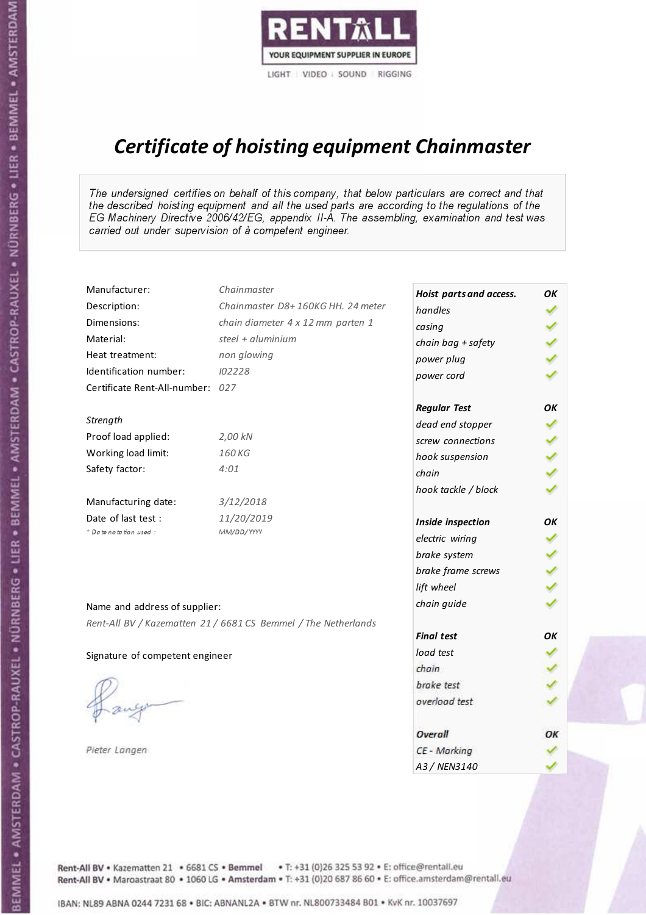RENTALL
YOUR EQUIPMENT SUPPLIER IN EUROPE
LIGHT | VIDEO | SOUND | RIGGING

# *Certificate of hoisting equipment Chainmaster*

*The undersigned certifies on behalf of this company, that below particulars are correct and that the described hoisting equipment and all the used parts are according to the regulations of the EG Machinery Directive 2006/42/EG, appendix II-A. The assembling, examination and test was carried out under supervision of à competent engineer.*

| | |
|---|---|
| Manufacturer: | *Chainmaster* |
| Description: | *Chainmaster D8+ 160KG HH. 24 meter* |
| Dimensions: | *chain diameter 4 x 12 mm parten 1* |
| Material: | *steel + aluminium* |
| Heat treatment: | *non glowing* |
| Identification number: | *I02228* |
| Certificate Rent-All-number: | *027* |

*Strength*

| | |
|---|---|
| Proof load applied: | *2,00 kN* |
| Working load limit: | *160 KG* |
| Safety factor: | *4:01* |

| | |
|---|---|
| Manufacturing date: | *3/12/2018* |
| Date of last test : | *11/20/2019* |
| *\* Date notation used :* | *MM/DD/YYYY* |

| ***Hoist parts and access.*** | ***OK*** |
|---|---|
| *handles* | ✓ |
| *casing* | ✓ |
| *chain bag + safety* | ✓ |
| *power plug* | ✓ |
| *power cord* | ✓ |
| ***Regular Test*** | ***OK*** |
| *dead end stopper* | ✓ |
| *screw connections* | ✓ |
| *hook suspension* | ✓ |
| *chain* | ✓ |
| *hook tackle / block* | ✓ |
| ***Inside inspection*** | ***OK*** |
| *electric wiring* | ✓ |
| *brake system* | ✓ |
| *brake frame screws* | ✓ |
| *lift wheel* | ✓ |
| *chain guide* | ✓ |
| ***Final test*** | ***OK*** |
| *load test* | ✓ |
| *chain* | ✓ |
| *brake test* | ✓ |
| *overload test* | ✓ |
| ***Overall*** | ***OK*** |
| *CE - Marking* | ✓ |
| *A3 / NEN3140* | ✓ |

Name and address of supplier:

*Rent-All BV / Kazematten 21 / 6681 CS Bemmel / The Netherlands*

Signature of competent engineer

*Pieter Langen*

Rent-All BV • Kazematten 21 • 6681 CS • Bemmel • T: +31 (0)26 325 53 92 • E: office@rentall.eu
Rent-All BV • Maroastraat 80 • 1060 LG • Amsterdam • T: +31 (0)20 687 86 60 • E: office.amsterdam@rentall.eu

IBAN: NL89 ABNA 0244 7231 68 • BIC: ABNANL2A • BTW nr. NL800733484 B01 • KvK nr. 10037697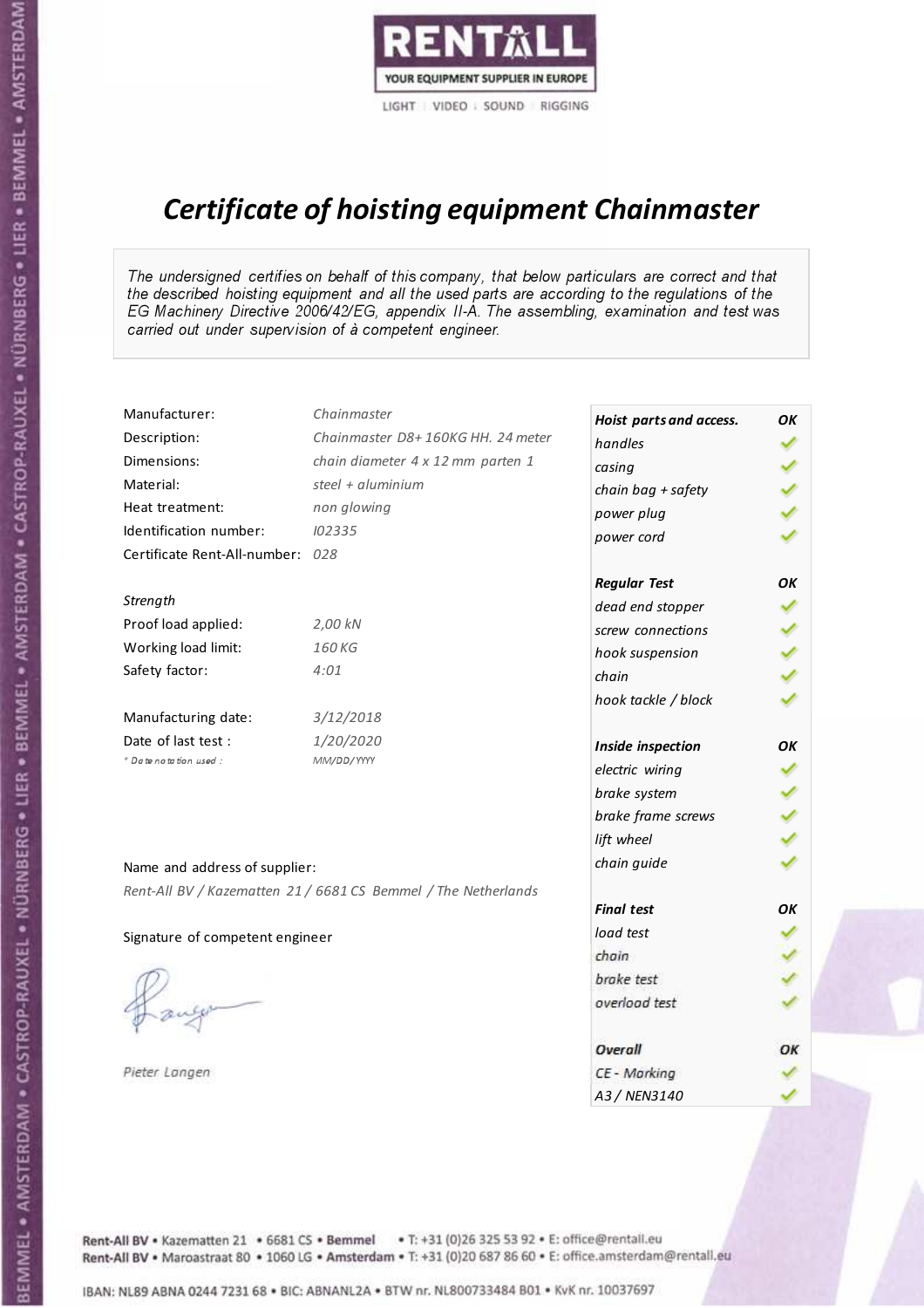RENTALL
YOUR EQUIPMENT SUPPLIER IN EUROPE
LIGHT | VIDEO | SOUND | RIGGING

# *Certificate of hoisting equipment Chainmaster*

*The undersigned certifies on behalf of this company, that below particulars are correct and that the described hoisting equipment and all the used parts are according to the regulations of the EG Machinery Directive 2006/42/EG, appendix II-A. The assembling, examination and test was carried out under supervision of à competent engineer.*

| | |
|---|---|
| Manufacturer: | *Chainmaster* |
| Description: | *Chainmaster D8+ 160KG HH. 24 meter* |
| Dimensions: | *chain diameter 4 x 12 mm parten 1* |
| Material: | *steel + aluminium* |
| Heat treatment: | *non glowing* |
| Identification number: | *I02335* |
| Certificate Rent-All-number: | *028* |

*Strength*

| | |
|---|---|
| Proof load applied: | *2,00 kN* |
| Working load limit: | *160 KG* |
| Safety factor: | *4:01* |

| | |
|---|---|
| Manufacturing date: | *3/12/2018* |
| Date of last test : | *1/20/2020* |
| *\* Date notation used :* | *MM/DD/YYYY* |

| ***Hoist parts and access.*** | ***OK*** |
|---|---|
| *handles* | ✓ |
| *casing* | ✓ |
| *chain bag + safety* | ✓ |
| *power plug* | ✓ |
| *power cord* | ✓ |
| ***Regular Test*** | ***OK*** |
| *dead end stopper* | ✓ |
| *screw connections* | ✓ |
| *hook suspension* | ✓ |
| *chain* | ✓ |
| *hook tackle / block* | ✓ |
| ***Inside inspection*** | ***OK*** |
| *electric wiring* | ✓ |
| *brake system* | ✓ |
| *brake frame screws* | ✓ |
| *lift wheel* | ✓ |
| *chain guide* | ✓ |
| ***Final test*** | ***OK*** |
| *load test* | ✓ |
| *chain* | ✓ |
| *brake test* | ✓ |
| *overload test* | ✓ |
| ***Overall*** | ***OK*** |
| *CE - Marking* | ✓ |
| *A3 / NEN3140* | ✓ |

Name and address of supplier:

*Rent-All BV / Kazematten 21 / 6681 CS Bemmel / The Netherlands*

Signature of competent engineer

*Pieter Langen*

Rent-All BV • Kazematten 21 • 6681 CS • **Bemmel** • T: +31 (0)26 325 53 92 • E: office@rentall.eu
Rent-All BV • Maroastraat 80 • 1060 LG • **Amsterdam** • T: +31 (0)20 687 86 60 • E: office.amsterdam@rentall.eu

IBAN: NL89 ABNA 0244 7231 68 • BIC: ABNANL2A • BTW nr. NL800733484 B01 • KvK nr. 10037697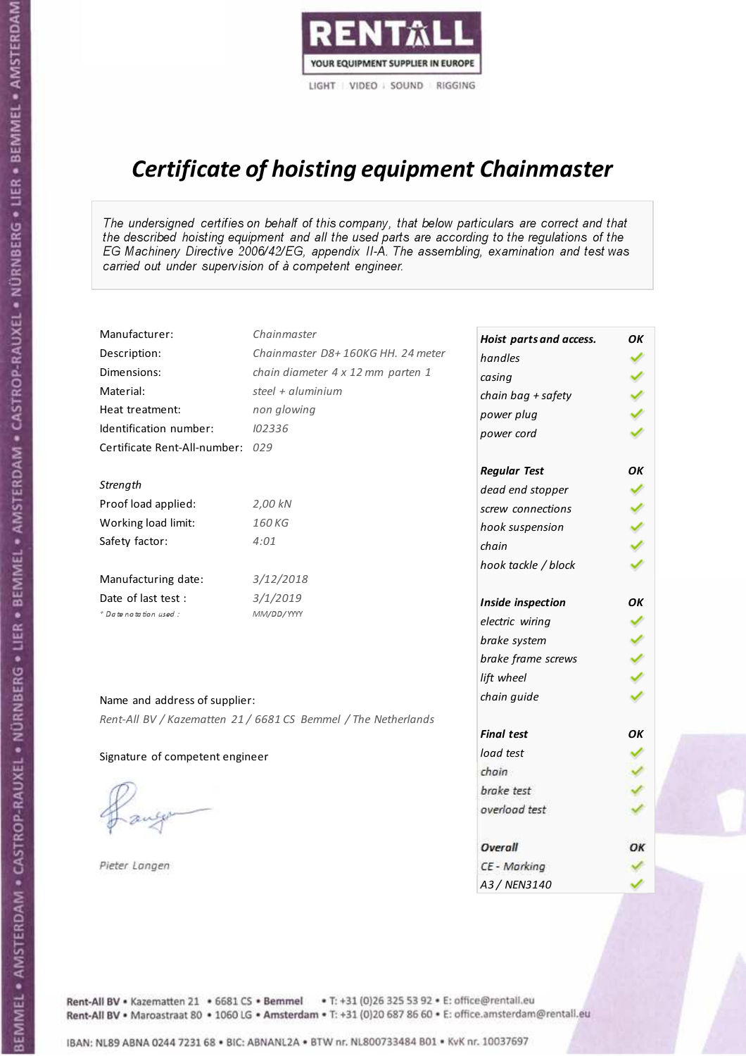RENTALL
YOUR EQUIPMENT SUPPLIER IN EUROPE
LIGHT | VIDEO | SOUND | RIGGING

# *Certificate of hoisting equipment Chainmaster*

*The undersigned certifies on behalf of this company, that below particulars are correct and that the described hoisting equipment and all the used parts are according to the regulations of the EG Machinery Directive 2006/42/EG, appendix II-A. The assembling, examination and test was carried out under supervision of à competent engineer.*

| | |
|---|---|
| Manufacturer: | *Chainmaster* |
| Description: | *Chainmaster D8+ 160KG HH. 24 meter* |
| Dimensions: | *chain diameter 4 x 12 mm parten 1* |
| Material: | *steel + aluminium* |
| Heat treatment: | *non glowing* |
| Identification number: | *I02336* |
| Certificate Rent-All-number: | *029* |

*Strength*

| | |
|---|---|
| Proof load applied: | *2,00 kN* |
| Working load limit: | *160 KG* |
| Safety factor: | *4:01* |

| | |
|---|---|
| Manufacturing date: | *3/12/2018* |
| Date of last test : | *3/1/2019* |
| *\* Date notation used :* | *MM/DD/YYYY* |

| **Hoist parts and access.** | **OK** |
|---|---|
| handles | ✓ |
| casing | ✓ |
| chain bag + safety | ✓ |
| power plug | ✓ |
| power cord | ✓ |
| **Regular Test** | **OK** |
| dead end stopper | ✓ |
| screw connections | ✓ |
| hook suspension | ✓ |
| chain | ✓ |
| hook tackle / block | ✓ |
| **Inside inspection** | **OK** |
| electric wiring | ✓ |
| brake system | ✓ |
| brake frame screws | ✓ |
| lift wheel | ✓ |
| chain guide | ✓ |
| **Final test** | **OK** |
| load test | ✓ |
| chain | ✓ |
| brake test | ✓ |
| overload test | ✓ |
| **Overall** | **OK** |
| CE - Marking | ✓ |
| A3 / NEN3140 | ✓ |

Name and address of supplier:

*Rent-All BV / Kazematten 21 / 6681 CS Bemmel / The Netherlands*

Signature of competent engineer

*Pieter Langen*

Rent-All BV • Kazematten 21 • 6681 CS • Bemmel • T: +31 (0)26 325 53 92 • E: office@rentall.eu
Rent-All BV • Maroastraat 80 • 1060 LG • Amsterdam • T: +31 (0)20 687 86 60 • E: office.amsterdam@rentall.eu

IBAN: NL89 ABNA 0244 7231 68 • BIC: ABNANL2A • BTW nr. NL800733484 B01 • KvK nr. 10037697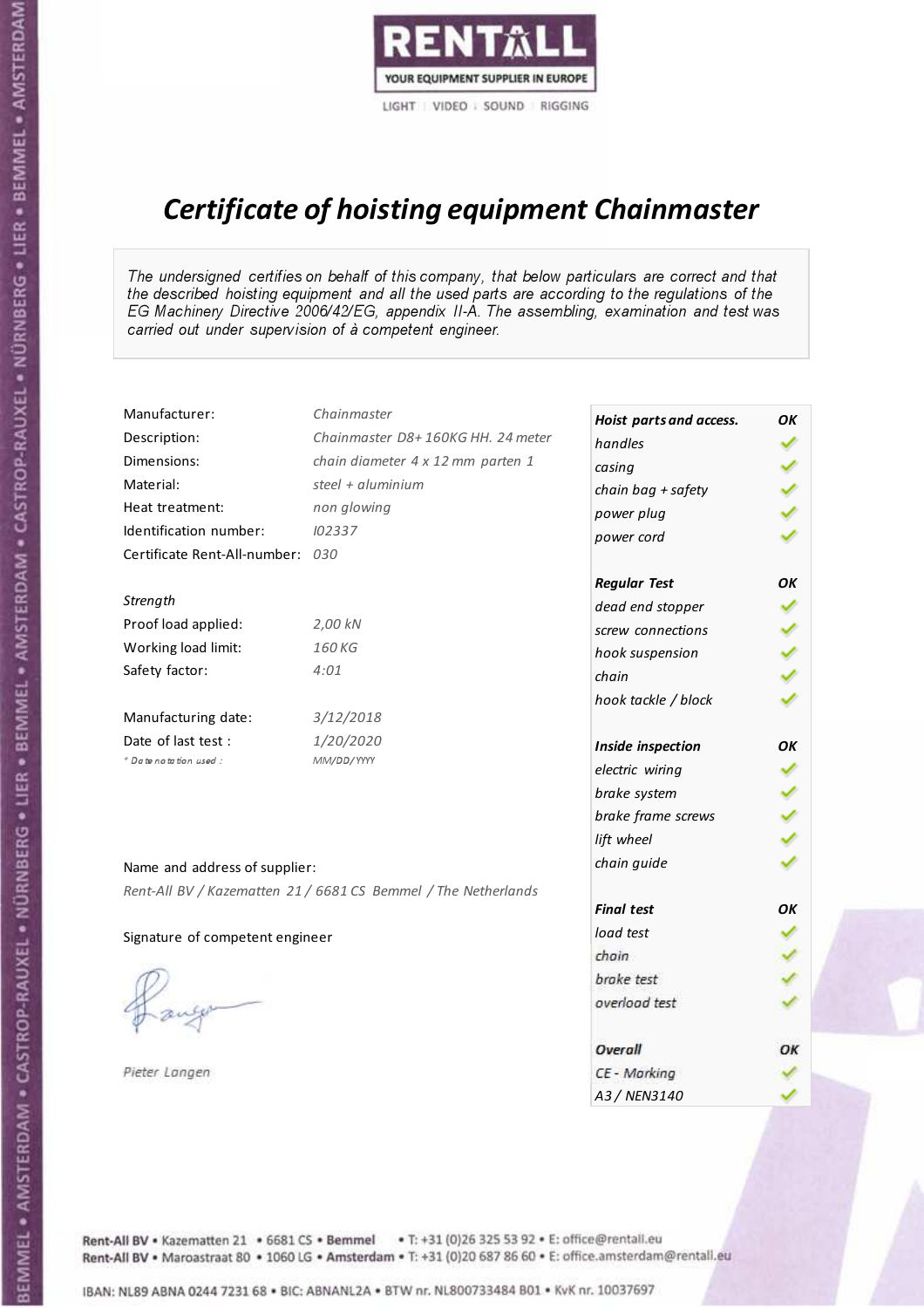RENTALL

YOUR EQUIPMENT SUPPLIER IN EUROPE

LIGHT | VIDEO | SOUND | RIGGING

# *Certificate of hoisting equipment Chainmaster*

*The undersigned certifies on behalf of this company, that below particulars are correct and that the described hoisting equipment and all the used parts are according to the regulations of the EG Machinery Directive 2006/42/EG, appendix II-A. The assembling, examination and test was carried out under supervision of à competent engineer.*

| | |
|---|---|
| Manufacturer: | *Chainmaster* |
| Description: | *Chainmaster D8+ 160KG HH. 24 meter* |
| Dimensions: | *chain diameter 4 x 12 mm parten 1* |
| Material: | *steel + aluminium* |
| Heat treatment: | *non glowing* |
| Identification number: | *I02337* |
| Certificate Rent-All-number: | *030* |

*Strength*

| | |
|---|---|
| Proof load applied: | *2,00 kN* |
| Working load limit: | *160 KG* |
| Safety factor: | *4:01* |

| | |
|---|---|
| Manufacturing date: | *3/12/2018* |
| Date of last test : | *1/20/2020* |
| *\* Date notation used :* | *MM/DD/YYYY* |

| ***Hoist parts and access.*** | ***OK*** |
|---|---|
| *handles* | ✓ |
| *casing* | ✓ |
| *chain bag + safety* | ✓ |
| *power plug* | ✓ |
| *power cord* | ✓ |
| ***Regular Test*** | ***OK*** |
| *dead end stopper* | ✓ |
| *screw connections* | ✓ |
| *hook suspension* | ✓ |
| *chain* | ✓ |
| *hook tackle / block* | ✓ |
| ***Inside inspection*** | ***OK*** |
| *electric wiring* | ✓ |
| *brake system* | ✓ |
| *brake frame screws* | ✓ |
| *lift wheel* | ✓ |
| *chain guide* | ✓ |
| ***Final test*** | ***OK*** |
| *load test* | ✓ |
| *chain* | ✓ |
| *brake test* | ✓ |
| *overload test* | ✓ |
| ***Overall*** | ***OK*** |
| *CE - Marking* | ✓ |
| *A3 / NEN3140* | ✓ |

Name and address of supplier:

*Rent-All BV / Kazematten 21 / 6681 CS Bemmel / The Netherlands*

Signature of competent engineer

*Pieter Langen*

Rent-All BV • Kazematten 21 • 6681 CS • **Bemmel** • T: +31 (0)26 325 53 92 • E: office@rentall.eu
Rent-All BV • Maroastraat 80 • 1060 LG • **Amsterdam** • T: +31 (0)20 687 86 60 • E: office.amsterdam@rentall.eu

IBAN: NL89 ABNA 0244 7231 68 • BIC: ABNANL2A • BTW nr. NL800733484 B01 • KvK nr. 10037697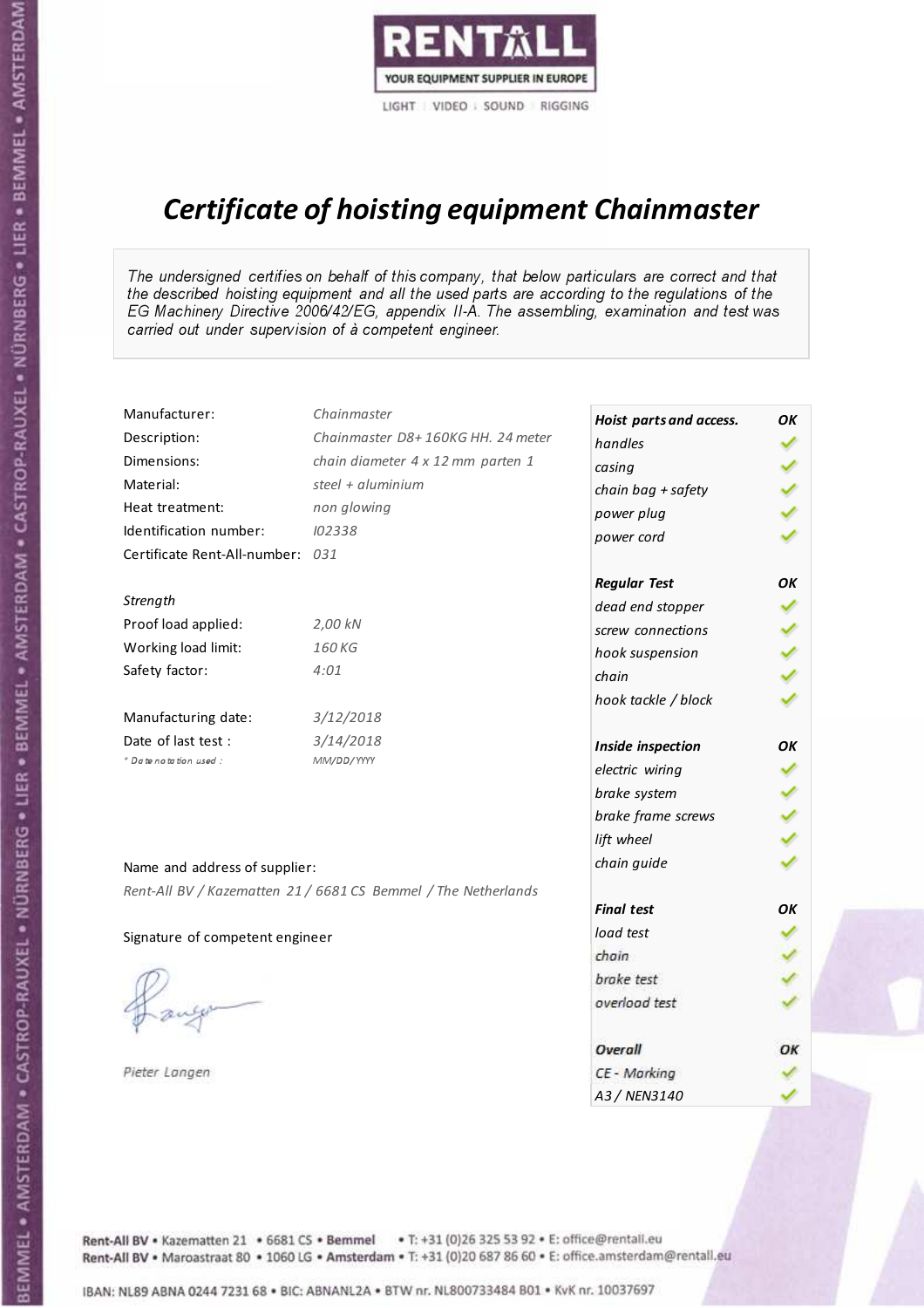RENTALL
YOUR EQUIPMENT SUPPLIER IN EUROPE
LIGHT | VIDEO | SOUND | RIGGING

# *Certificate of hoisting equipment Chainmaster*

*The undersigned certifies on behalf of this company, that below particulars are correct and that the described hoisting equipment and all the used parts are according to the regulations of the EG Machinery Directive 2006/42/EG, appendix II-A. The assembling, examination and test was carried out under supervision of à competent engineer.*

| | |
|---|---|
| Manufacturer: | *Chainmaster* |
| Description: | *Chainmaster D8+ 160KG HH. 24 meter* |
| Dimensions: | *chain diameter 4 x 12 mm parten 1* |
| Material: | *steel + aluminium* |
| Heat treatment: | *non glowing* |
| Identification number: | *I02338* |
| Certificate Rent-All-number: | *031* |

*Strength*

| | |
|---|---|
| Proof load applied: | *2,00 kN* |
| Working load limit: | *160 KG* |
| Safety factor: | *4:01* |

| | |
|---|---|
| Manufacturing date: | *3/12/2018* |
| Date of last test : | *3/14/2018* |
| *\* Date notation used :* | *MM/DD/YYYY* |

Name and address of supplier:

*Rent-All BV / Kazematten 21 / 6681 CS Bemmel / The Netherlands*

Signature of competent engineer

*Pieter Langen*

| ***Hoist parts and access.*** | ***OK*** |
|---|---|
| *handles* | ✓ |
| *casing* | ✓ |
| *chain bag + safety* | ✓ |
| *power plug* | ✓ |
| *power cord* | ✓ |
| ***Regular Test*** | ***OK*** |
| *dead end stopper* | ✓ |
| *screw connections* | ✓ |
| *hook suspension* | ✓ |
| *chain* | ✓ |
| *hook tackle / block* | ✓ |
| ***Inside inspection*** | ***OK*** |
| *electric wiring* | ✓ |
| *brake system* | ✓ |
| *brake frame screws* | ✓ |
| *lift wheel* | ✓ |
| *chain guide* | ✓ |
| ***Final test*** | ***OK*** |
| *load test* | ✓ |
| *chain* | ✓ |
| *brake test* | ✓ |
| *overload test* | ✓ |
| ***Overall*** | ***OK*** |
| *CE - Marking* | ✓ |
| *A3 / NEN3140* | ✓ |

Rent-All BV • Kazematten 21 • 6681 CS • **Bemmel** • T: +31 (0)26 325 53 92 • E: office@rentall.eu
Rent-All BV • Maroastraat 80 • 1060 LG • **Amsterdam** • T: +31 (0)20 687 86 60 • E: office.amsterdam@rentall.eu

IBAN: NL89 ABNA 0244 7231 68 • BIC: ABNANL2A • BTW nr. NL800733484 B01 • KvK nr. 10037697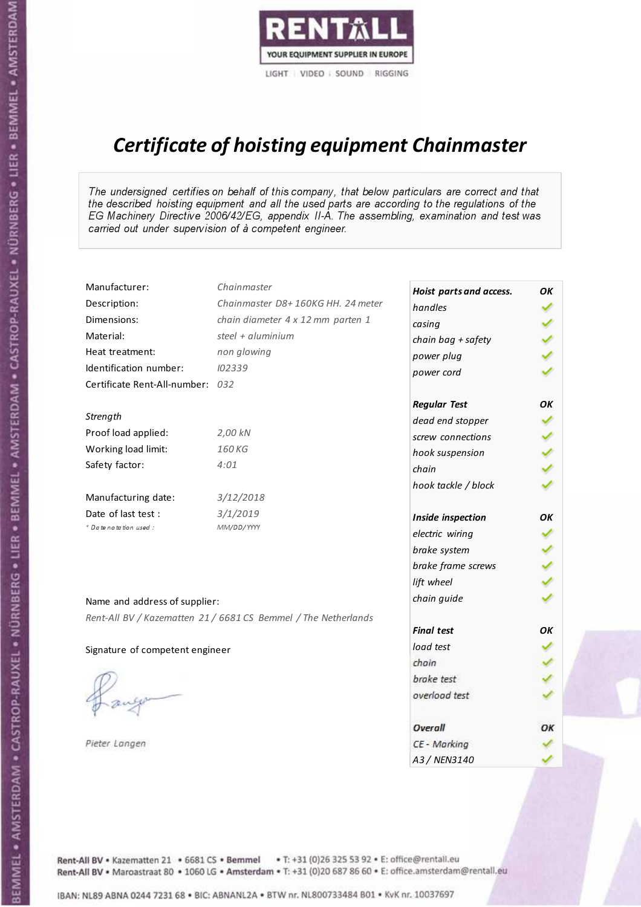RENTALL
YOUR EQUIPMENT SUPPLIER IN EUROPE
LIGHT | VIDEO | SOUND | RIGGING

# *Certificate of hoisting equipment Chainmaster*

*The undersigned certifies on behalf of this company, that below particulars are correct and that the described hoisting equipment and all the used parts are according to the regulations of the EG Machinery Directive 2006/42/EG, appendix II-A. The assembling, examination and test was carried out under supervision of à competent engineer.*

| | |
|---|---|
| Manufacturer: | *Chainmaster* |
| Description: | *Chainmaster D8+ 160KG HH. 24 meter* |
| Dimensions: | *chain diameter 4 x 12 mm parten 1* |
| Material: | *steel + aluminium* |
| Heat treatment: | *non glowing* |
| Identification number: | *I02339* |
| Certificate Rent-All-number: | *032* |

*Strength*

| | |
|---|---|
| Proof load applied: | *2,00 kN* |
| Working load limit: | *160 KG* |
| Safety factor: | *4:01* |

| | |
|---|---|
| Manufacturing date: | *3/12/2018* |
| Date of last test : | *3/1/2019* |
| *\* Date notation used :* | *MM/DD/YYYY* |

Name and address of supplier:

*Rent-All BV / Kazematten 21 / 6681 CS Bemmel / The Netherlands*

Signature of competent engineer

*Pieter Langen*

| ***Hoist parts and access.*** | ***OK*** |
|---|---|
| *handles* | ✓ |
| *casing* | ✓ |
| *chain bag + safety* | ✓ |
| *power plug* | ✓ |
| *power cord* | ✓ |
| ***Regular Test*** | ***OK*** |
| *dead end stopper* | ✓ |
| *screw connections* | ✓ |
| *hook suspension* | ✓ |
| *chain* | ✓ |
| *hook tackle / block* | ✓ |
| ***Inside inspection*** | ***OK*** |
| *electric wiring* | ✓ |
| *brake system* | ✓ |
| *brake frame screws* | ✓ |
| *lift wheel* | ✓ |
| *chain guide* | ✓ |
| ***Final test*** | ***OK*** |
| *load test* | ✓ |
| *chain* | ✓ |
| *brake test* | ✓ |
| *overload test* | ✓ |
| ***Overall*** | ***OK*** |
| *CE - Marking* | ✓ |
| *A3 / NEN3140* | ✓ |

Rent-All BV • Kazematten 21 • 6681 CS • **Bemmel** • T: +31 (0)26 325 53 92 • E: office@rentall.eu
Rent-All BV • Maroastraat 80 • 1060 LG • **Amsterdam** • T: +31 (0)20 687 86 60 • E: office.amsterdam@rentall.eu

IBAN: NL89 ABNA 0244 7231 68 • BIC: ABNANL2A • BTW nr. NL800733484 B01 • KvK nr. 10037697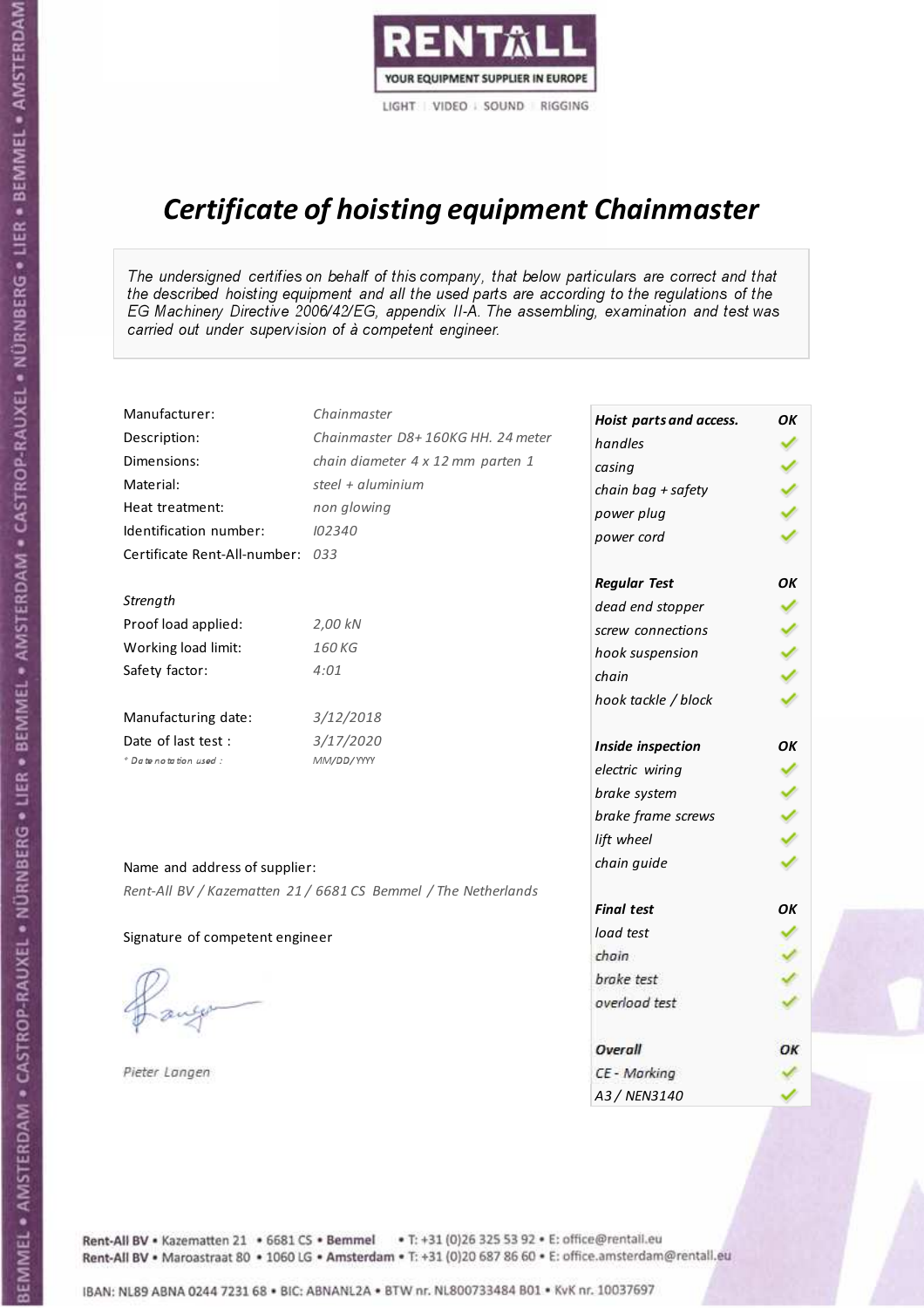RENTALL
YOUR EQUIPMENT SUPPLIER IN EUROPE
LIGHT | VIDEO | SOUND | RIGGING

# *Certificate of hoisting equipment Chainmaster*

*The undersigned certifies on behalf of this company, that below particulars are correct and that the described hoisting equipment and all the used parts are according to the regulations of the EG Machinery Directive 2006/42/EG, appendix II-A. The assembling, examination and test was carried out under supervision of à competent engineer.*

| | |
|---|---|
| Manufacturer: | *Chainmaster* |
| Description: | *Chainmaster D8+ 160KG HH. 24 meter* |
| Dimensions: | *chain diameter 4 x 12 mm parten 1* |
| Material: | *steel + aluminium* |
| Heat treatment: | *non glowing* |
| Identification number: | *I02340* |
| Certificate Rent-All-number: | *033* |

*Strength*

| | |
|---|---|
| Proof load applied: | *2,00 kN* |
| Working load limit: | *160 KG* |
| Safety factor: | *4:01* |

| | |
|---|---|
| Manufacturing date: | *3/12/2018* |
| Date of last test : | *3/17/2020* |
| *\* Date notation used :* | *MM/DD/YYYY* |

Name and address of supplier:

*Rent-All BV / Kazematten 21 / 6681 CS Bemmel / The Netherlands*

Signature of competent engineer

*Pieter Langen*

| ***Hoist parts and access.*** | ***OK*** |
|---|---|
| *handles* | ✓ |
| *casing* | ✓ |
| *chain bag + safety* | ✓ |
| *power plug* | ✓ |
| *power cord* | ✓ |
| ***Regular Test*** | ***OK*** |
| *dead end stopper* | ✓ |
| *screw connections* | ✓ |
| *hook suspension* | ✓ |
| *chain* | ✓ |
| *hook tackle / block* | ✓ |
| ***Inside inspection*** | ***OK*** |
| *electric wiring* | ✓ |
| *brake system* | ✓ |
| *brake frame screws* | ✓ |
| *lift wheel* | ✓ |
| *chain guide* | ✓ |
| ***Final test*** | ***OK*** |
| *load test* | ✓ |
| *chain* | ✓ |
| *brake test* | ✓ |
| *overload test* | ✓ |
| ***Overall*** | ***OK*** |
| *CE - Marking* | ✓ |
| *A3 / NEN3140* | ✓ |

Rent-All BV • Kazematten 21 • 6681 CS • **Bemmel** • T: +31 (0)26 325 53 92 • E: office@rentall.eu
Rent-All BV • Maroastraat 80 • 1060 LG • **Amsterdam** • T: +31 (0)20 687 86 60 • E: office.amsterdam@rentall.eu

IBAN: NL89 ABNA 0244 7231 68 • BIC: ABNANL2A • BTW nr. NL800733484 B01 • KvK nr. 10037697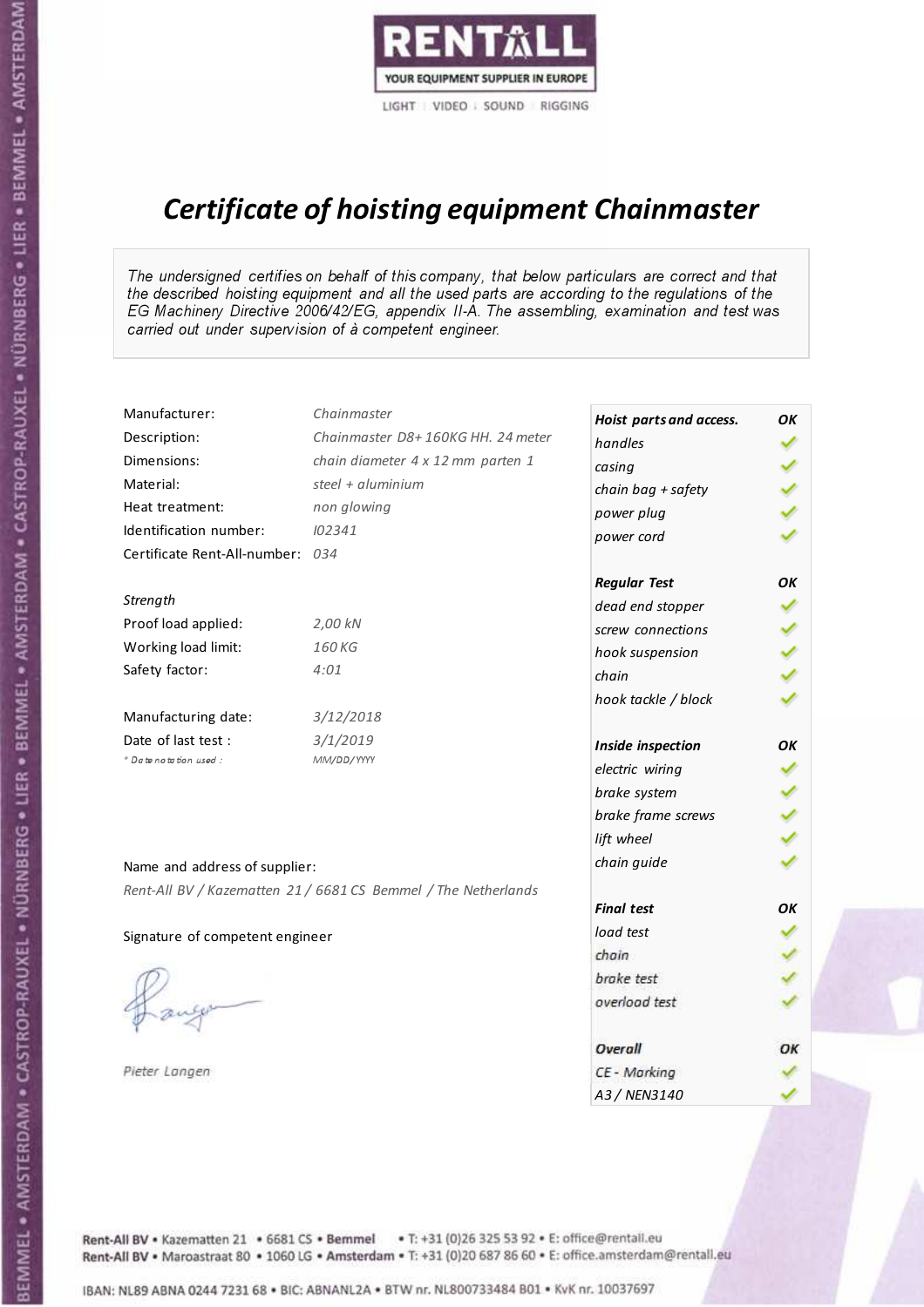RENTALL

YOUR EQUIPMENT SUPPLIER IN EUROPE

LIGHT | VIDEO | SOUND | RIGGING

# *Certificate of hoisting equipment Chainmaster*

*The undersigned certifies on behalf of this company, that below particulars are correct and that the described hoisting equipment and all the used parts are according to the regulations of the EG Machinery Directive 2006/42/EG, appendix II-A. The assembling, examination and test was carried out under supervision of à competent engineer.*

| | |
|---|---|
| Manufacturer: | *Chainmaster* |
| Description: | *Chainmaster D8+ 160KG HH. 24 meter* |
| Dimensions: | *chain diameter 4 x 12 mm parten 1* |
| Material: | *steel + aluminium* |
| Heat treatment: | *non glowing* |
| Identification number: | *I02341* |
| Certificate Rent-All-number: | *034* |

*Strength*

| | |
|---|---|
| Proof load applied: | *2,00 kN* |
| Working load limit: | *160 KG* |
| Safety factor: | *4:01* |

| | |
|---|---|
| Manufacturing date: | *3/12/2018* |
| Date of last test : | *3/1/2019* |
| *\* Date notation used :* | *MM/DD/YYYY* |

Name and address of supplier:

*Rent-All BV / Kazematten 21 / 6681 CS Bemmel / The Netherlands*

Signature of competent engineer

*Pieter Langen*

| ***Hoist parts and access.*** | ***OK*** |
|---|---|
| *handles* | ✓ |
| *casing* | ✓ |
| *chain bag + safety* | ✓ |
| *power plug* | ✓ |
| *power cord* | ✓ |
| ***Regular Test*** | ***OK*** |
| *dead end stopper* | ✓ |
| *screw connections* | ✓ |
| *hook suspension* | ✓ |
| *chain* | ✓ |
| *hook tackle / block* | ✓ |
| ***Inside inspection*** | ***OK*** |
| *electric wiring* | ✓ |
| *brake system* | ✓ |
| *brake frame screws* | ✓ |
| *lift wheel* | ✓ |
| *chain guide* | ✓ |
| ***Final test*** | ***OK*** |
| *load test* | ✓ |
| *chain* | ✓ |
| *brake test* | ✓ |
| *overload test* | ✓ |
| ***Overall*** | ***OK*** |
| *CE - Marking* | ✓ |
| *A3 / NEN3140* | ✓ |

Rent-All BV • Kazematten 21 • 6681 CS • **Bemmel** • T: +31 (0)26 325 53 92 • E: office@rentall.eu
Rent-All BV • Maroastraat 80 • 1060 LG • **Amsterdam** • T: +31 (0)20 687 86 60 • E: office.amsterdam@rentall.eu

IBAN: NL89 ABNA 0244 7231 68 • BIC: ABNANL2A • BTW nr. NL800733484 B01 • KvK nr. 10037697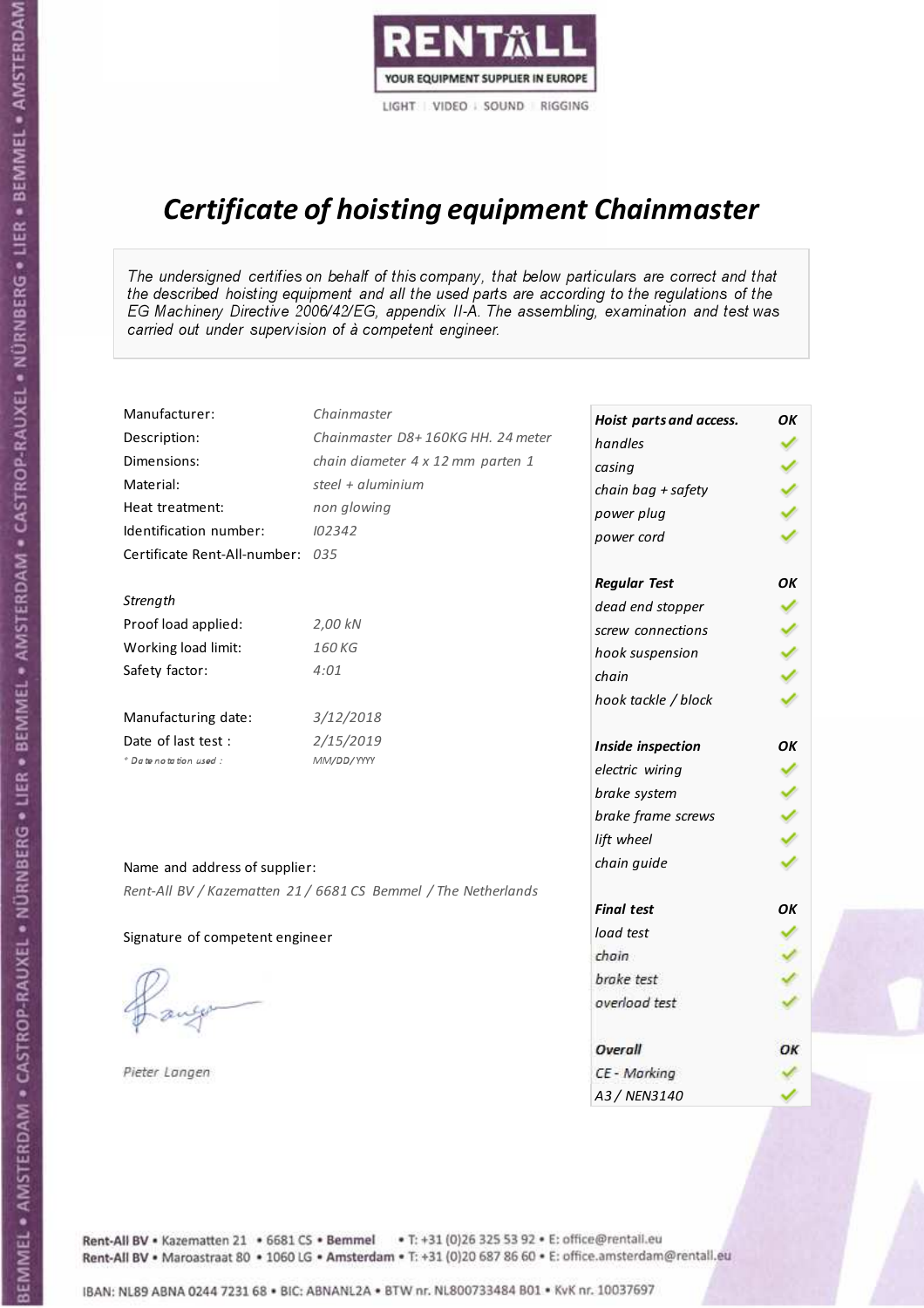RENTALL

YOUR EQUIPMENT SUPPLIER IN EUROPE

LIGHT | VIDEO | SOUND | RIGGING

# Certificate of hoisting equipment Chainmaster

*The undersigned certifies on behalf of this company, that below particulars are correct and that the described hoisting equipment and all the used parts are according to the regulations of the EG Machinery Directive 2006/42/EG, appendix II-A. The assembling, examination and test was carried out under supervision of à competent engineer.*

| | |
|---|---|
| Manufacturer: | *Chainmaster* |
| Description: | *Chainmaster D8+ 160KG HH. 24 meter* |
| Dimensions: | *chain diameter 4 x 12 mm parten 1* |
| Material: | *steel + aluminium* |
| Heat treatment: | *non glowing* |
| Identification number: | *I02342* |
| Certificate Rent-All-number: | *035* |

*Strength*

| | |
|---|---|
| Proof load applied: | *2,00 kN* |
| Working load limit: | *160 KG* |
| Safety factor: | *4:01* |

| | |
|---|---|
| Manufacturing date: | *3/12/2018* |
| Date of last test : | *2/15/2019* |
| *\* Date notation used :* | *MM/DD/YYYY* |

| ***Hoist parts and access.*** | ***OK*** |
|---|---|
| *handles* | ✓ |
| *casing* | ✓ |
| *chain bag + safety* | ✓ |
| *power plug* | ✓ |
| *power cord* | ✓ |
| ***Regular Test*** | ***OK*** |
| *dead end stopper* | ✓ |
| *screw connections* | ✓ |
| *hook suspension* | ✓ |
| *chain* | ✓ |
| *hook tackle / block* | ✓ |
| ***Inside inspection*** | ***OK*** |
| *electric wiring* | ✓ |
| *brake system* | ✓ |
| *brake frame screws* | ✓ |
| *lift wheel* | ✓ |
| *chain guide* | ✓ |
| ***Final test*** | ***OK*** |
| *load test* | ✓ |
| *chain* | ✓ |
| *brake test* | ✓ |
| *overload test* | ✓ |
| ***Overall*** | ***OK*** |
| *CE - Marking* | ✓ |
| *A3 / NEN3140* | ✓ |

Name and address of supplier:

*Rent-All BV / Kazematten 21 / 6681 CS Bemmel / The Netherlands*

Signature of competent engineer

*Pieter Langen*

Rent-All BV • Kazematten 21 • 6681 CS • **Bemmel** • T: +31 (0)26 325 53 92 • E: office@rentall.eu
Rent-All BV • Maroastraat 80 • 1060 LG • **Amsterdam** • T: +31 (0)20 687 86 60 • E: office.amsterdam@rentall.eu

IBAN: NL89 ABNA 0244 7231 68 • BIC: ABNANL2A • BTW nr. NL800733484 B01 • KvK nr. 10037697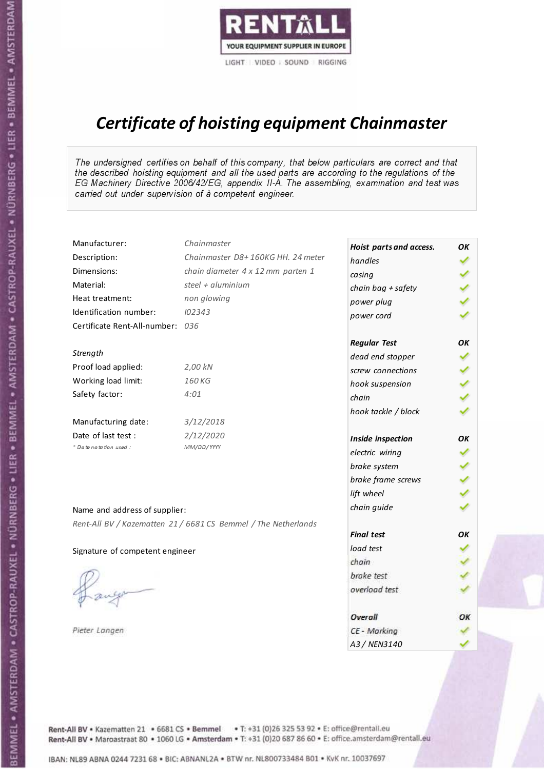RENTALL
YOUR EQUIPMENT SUPPLIER IN EUROPE
LIGHT | VIDEO | SOUND | RIGGING

# *Certificate of hoisting equipment Chainmaster*

*The undersigned certifies on behalf of this company, that below particulars are correct and that the described hoisting equipment and all the used parts are according to the regulations of the EG Machinery Directive 2006/42/EG, appendix II-A. The assembling, examination and test was carried out under supervision of à competent engineer.*

| | |
|---|---|
| Manufacturer: | *Chainmaster* |
| Description: | *Chainmaster D8+ 160KG HH. 24 meter* |
| Dimensions: | *chain diameter 4 x 12 mm parten 1* |
| Material: | *steel + aluminium* |
| Heat treatment: | *non glowing* |
| Identification number: | *I02343* |
| Certificate Rent-All-number: | *036* |

*Strength*

| | |
|---|---|
| Proof load applied: | *2,00 kN* |
| Working load limit: | *160 KG* |
| Safety factor: | *4:01* |

| | |
|---|---|
| Manufacturing date: | *3/12/2018* |
| Date of last test : | *2/12/2020* |
| *\* Date notation used :* | *MM/DD/YYYY* |

| ***Hoist parts and access.*** | ***OK*** |
|---|---|
| *handles* | ✓ |
| *casing* | ✓ |
| *chain bag + safety* | ✓ |
| *power plug* | ✓ |
| *power cord* | ✓ |
| ***Regular Test*** | ***OK*** |
| *dead end stopper* | ✓ |
| *screw connections* | ✓ |
| *hook suspension* | ✓ |
| *chain* | ✓ |
| *hook tackle / block* | ✓ |
| ***Inside inspection*** | ***OK*** |
| *electric wiring* | ✓ |
| *brake system* | ✓ |
| *brake frame screws* | ✓ |
| *lift wheel* | ✓ |
| *chain guide* | ✓ |
| ***Final test*** | ***OK*** |
| *load test* | ✓ |
| *chain* | ✓ |
| *brake test* | ✓ |
| *overload test* | ✓ |
| ***Overall*** | ***OK*** |
| *CE - Marking* | ✓ |
| *A3 / NEN3140* | ✓ |

Name and address of supplier:

*Rent-All BV / Kazematten 21 / 6681 CS Bemmel / The Netherlands*

Signature of competent engineer

*Pieter Langen*

Rent-All BV • Kazematten 21 • 6681 CS • **Bemmel** • T: +31 (0)26 325 53 92 • E: office@rentall.eu
Rent-All BV • Maroastraat 80 • 1060 LG • **Amsterdam** • T: +31 (0)20 687 86 60 • E: office.amsterdam@rentall.eu

IBAN: NL89 ABNA 0244 7231 68 • BIC: ABNANL2A • BTW nr. NL800733484 B01 • KvK nr. 10037697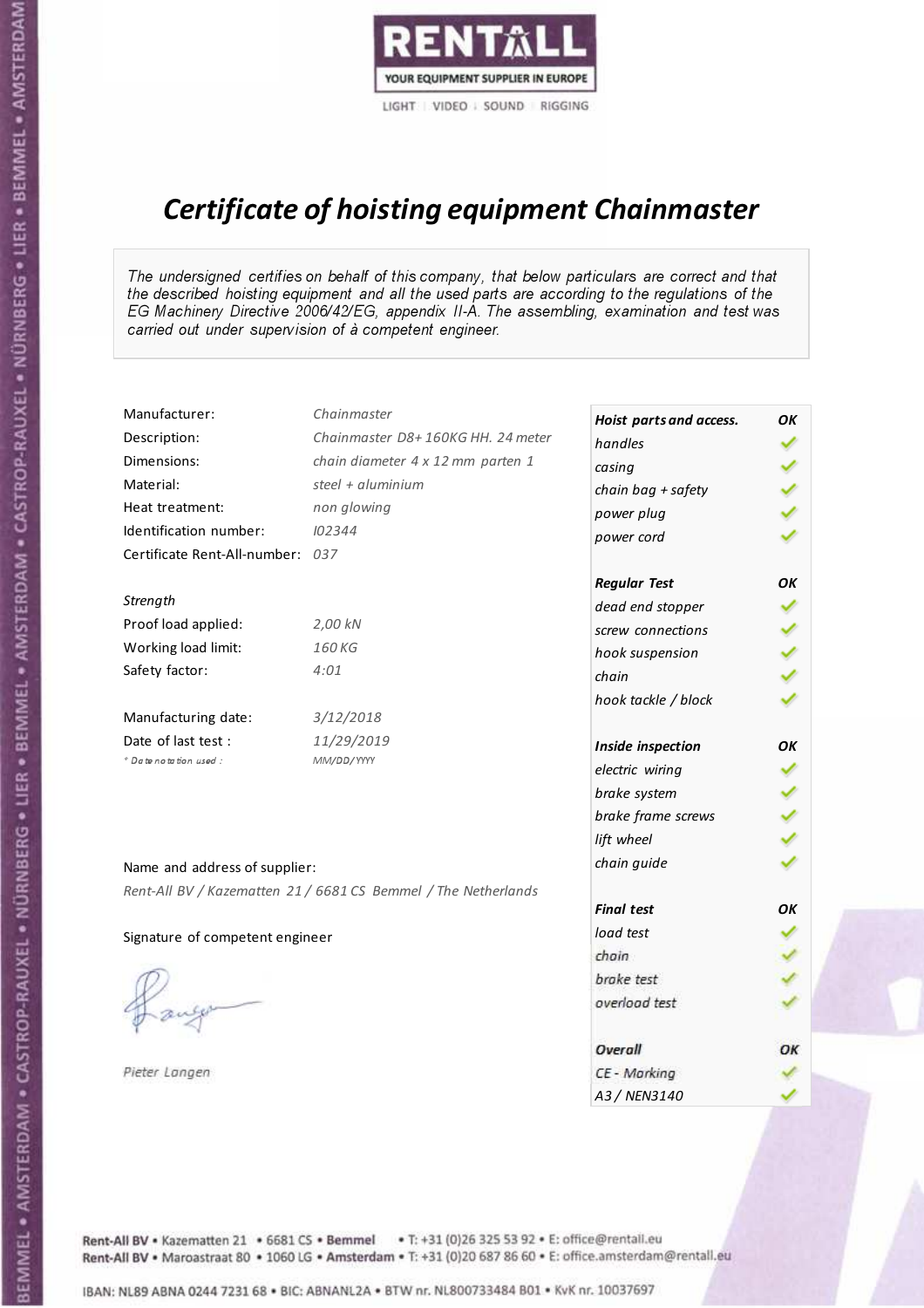RENTALL
YOUR EQUIPMENT SUPPLIER IN EUROPE
LIGHT | VIDEO | SOUND | RIGGING

# *Certificate of hoisting equipment Chainmaster*

*The undersigned certifies on behalf of this company, that below particulars are correct and that the described hoisting equipment and all the used parts are according to the regulations of the EG Machinery Directive 2006/42/EG, appendix II-A. The assembling, examination and test was carried out under supervision of à competent engineer.*

| | |
|---|---|
| Manufacturer: | *Chainmaster* |
| Description: | *Chainmaster D8+ 160KG HH. 24 meter* |
| Dimensions: | *chain diameter 4 x 12 mm parten 1* |
| Material: | *steel + aluminium* |
| Heat treatment: | *non glowing* |
| Identification number: | *I02344* |
| Certificate Rent-All-number: | *037* |

*Strength*

| | |
|---|---|
| Proof load applied: | *2,00 kN* |
| Working load limit: | *160 KG* |
| Safety factor: | *4:01* |

| | |
|---|---|
| Manufacturing date: | *3/12/2018* |
| Date of last test : | *11/29/2019* |
| * Date notation used : | *MM/DD/YYYY* |

Name and address of supplier:

*Rent-All BV / Kazematten 21 / 6681 CS Bemmel / The Netherlands*

Signature of competent engineer

*Pieter Langen*

| ***Hoist parts and access.*** | ***OK*** |
|---|---|
| *handles* | ✓ |
| *casing* | ✓ |
| *chain bag + safety* | ✓ |
| *power plug* | ✓ |
| *power cord* | ✓ |
| ***Regular Test*** | ***OK*** |
| *dead end stopper* | ✓ |
| *screw connections* | ✓ |
| *hook suspension* | ✓ |
| *chain* | ✓ |
| *hook tackle / block* | ✓ |
| ***Inside inspection*** | ***OK*** |
| *electric wiring* | ✓ |
| *brake system* | ✓ |
| *brake frame screws* | ✓ |
| *lift wheel* | ✓ |
| *chain guide* | ✓ |
| ***Final test*** | ***OK*** |
| *load test* | ✓ |
| *chain* | ✓ |
| *brake test* | ✓ |
| *overload test* | ✓ |
| ***Overall*** | ***OK*** |
| *CE - Marking* | ✓ |
| *A3 / NEN3140* | ✓ |

Rent-All BV • Kazematten 21 • 6681 CS • Bemmel • T: +31 (0)26 325 53 92 • E: office@rentall.eu
Rent-All BV • Maroastraat 80 • 1060 LG • Amsterdam • T: +31 (0)20 687 86 60 • E: office.amsterdam@rentall.eu

IBAN: NL89 ABNA 0244 7231 68 • BIC: ABNANL2A • BTW nr. NL800733484 B01 • KvK nr. 10037697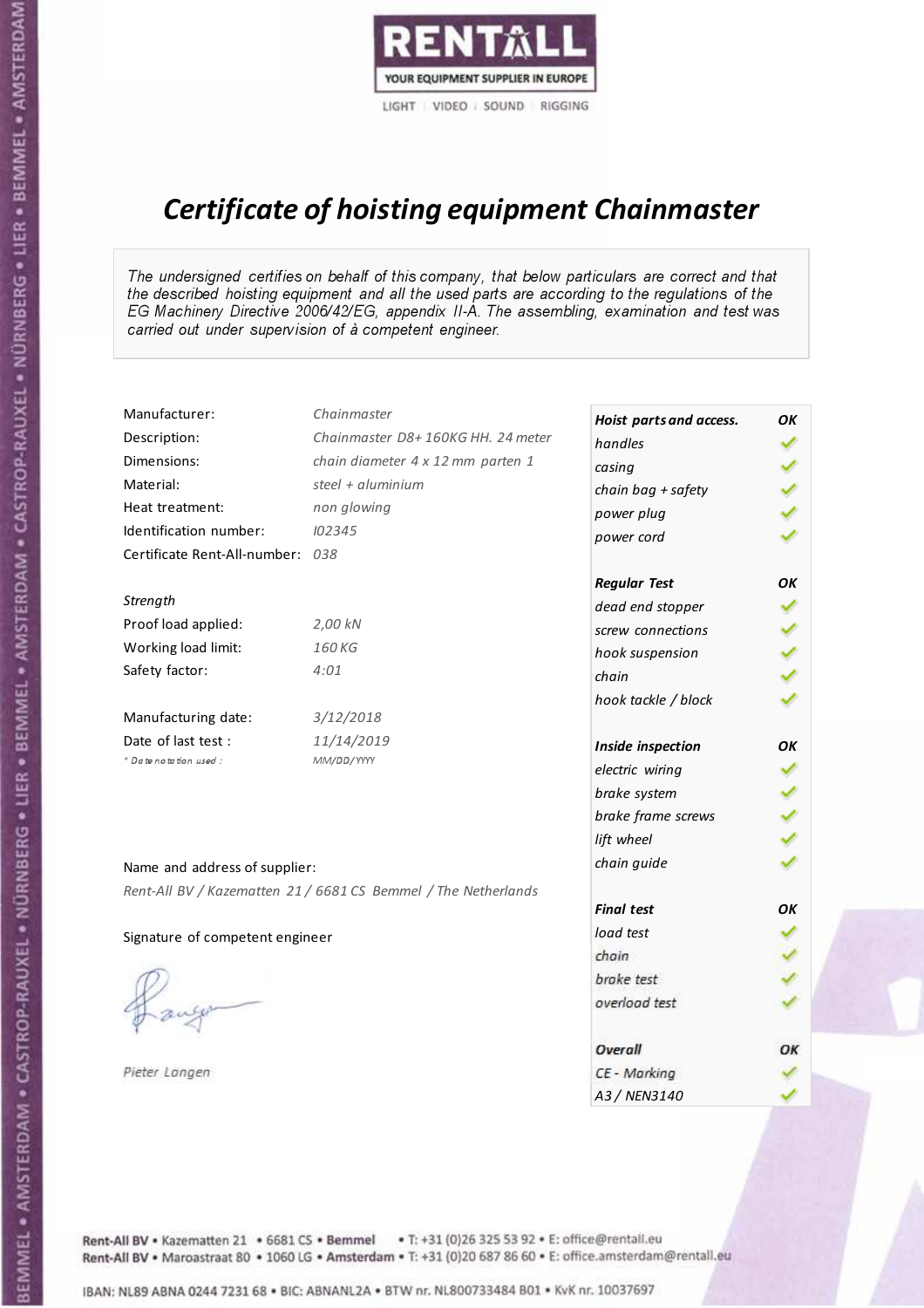RENTALL
YOUR EQUIPMENT SUPPLIER IN EUROPE
LIGHT | VIDEO | SOUND | RIGGING

# *Certificate of hoisting equipment Chainmaster*

*The undersigned certifies on behalf of this company, that below particulars are correct and that the described hoisting equipment and all the used parts are according to the regulations of the EG Machinery Directive 2006/42/EG, appendix II-A. The assembling, examination and test was carried out under supervision of à competent engineer.*

| | |
|---|---|
| Manufacturer: | *Chainmaster* |
| Description: | *Chainmaster D8+ 160KG HH. 24 meter* |
| Dimensions: | *chain diameter 4 x 12 mm parten 1* |
| Material: | *steel + aluminium* |
| Heat treatment: | *non glowing* |
| Identification number: | *I02345* |
| Certificate Rent-All-number: | *038* |

*Strength*

| | |
|---|---|
| Proof load applied: | *2,00 kN* |
| Working load limit: | *160 KG* |
| Safety factor: | *4:01* |

| | |
|---|---|
| Manufacturing date: | *3/12/2018* |
| Date of last test : | *11/14/2019* |
| *\* Date notation used :* | *MM/DD/YYYY* |

| ***Hoist parts and access.*** | ***OK*** |
|---|---|
| *handles* | ✓ |
| *casing* | ✓ |
| *chain bag + safety* | ✓ |
| *power plug* | ✓ |
| *power cord* | ✓ |
| ***Regular Test*** | ***OK*** |
| *dead end stopper* | ✓ |
| *screw connections* | ✓ |
| *hook suspension* | ✓ |
| *chain* | ✓ |
| *hook tackle / block* | ✓ |
| ***Inside inspection*** | ***OK*** |
| *electric wiring* | ✓ |
| *brake system* | ✓ |
| *brake frame screws* | ✓ |
| *lift wheel* | ✓ |
| *chain guide* | ✓ |
| ***Final test*** | ***OK*** |
| *load test* | ✓ |
| *chain* | ✓ |
| *brake test* | ✓ |
| *overload test* | ✓ |
| ***Overall*** | ***OK*** |
| *CE - Marking* | ✓ |
| *A3 / NEN3140* | ✓ |

Name and address of supplier:

*Rent-All BV / Kazematten 21 / 6681 CS Bemmel / The Netherlands*

Signature of competent engineer

*Pieter Langen*

Rent-All BV • Kazematten 21 • 6681 CS • **Bemmel** • T: +31 (0)26 325 53 92 • E: office@rentall.eu
Rent-All BV • Maroastraat 80 • 1060 LG • **Amsterdam** • T: +31 (0)20 687 86 60 • E: office.amsterdam@rentall.eu

IBAN: NL89 ABNA 0244 7231 68 • BIC: ABNANL2A • BTW nr. NL800733484 B01 • KvK nr. 10037697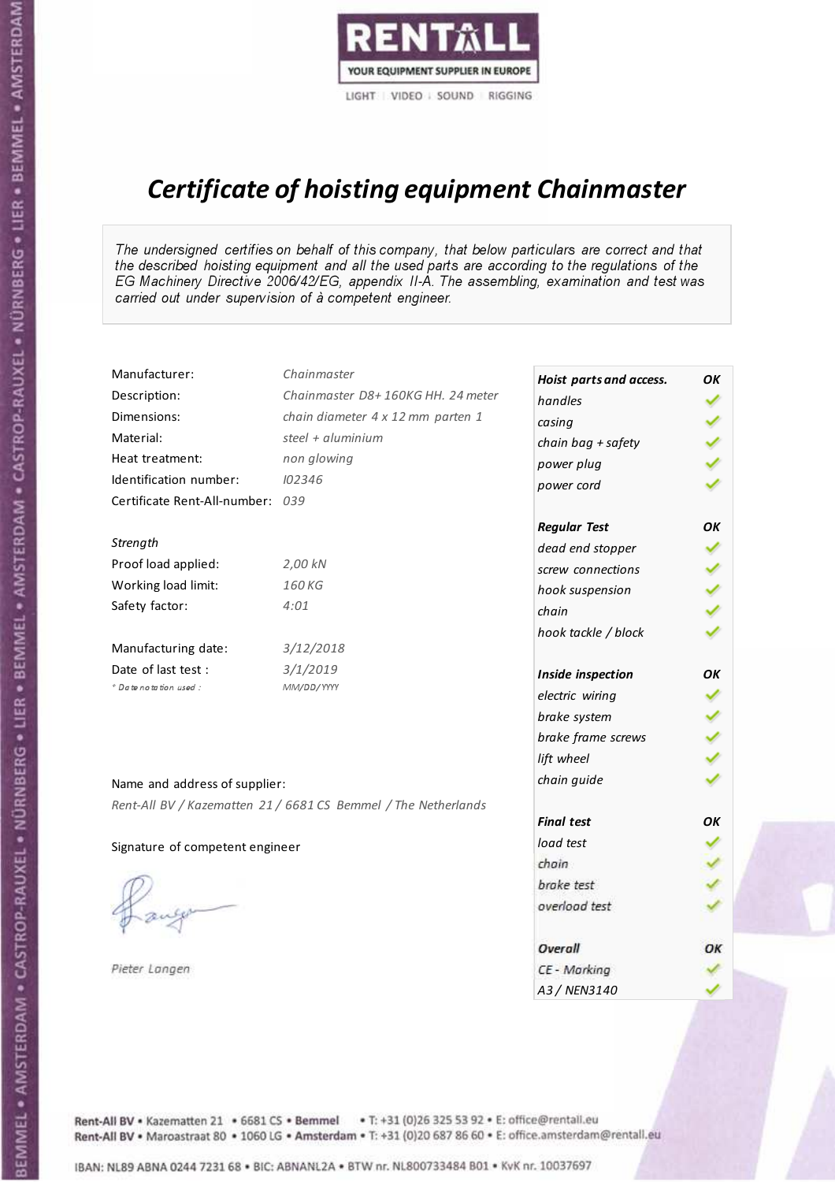RENTALL
YOUR EQUIPMENT SUPPLIER IN EUROPE
LIGHT | VIDEO | SOUND | RIGGING

# *Certificate of hoisting equipment Chainmaster*

*The undersigned certifies on behalf of this company, that below particulars are correct and that the described hoisting equipment and all the used parts are according to the regulations of the EG Machinery Directive 2006/42/EG, appendix II-A. The assembling, examination and test was carried out under supervision of à competent engineer.*

| | |
|---|---|
| Manufacturer: | *Chainmaster* |
| Description: | *Chainmaster D8+ 160KG HH. 24 meter* |
| Dimensions: | *chain diameter 4 x 12 mm parten 1* |
| Material: | *steel + aluminium* |
| Heat treatment: | *non glowing* |
| Identification number: | *I02346* |
| Certificate Rent-All-number: | *039* |

*Strength*

| | |
|---|---|
| Proof load applied: | *2,00 kN* |
| Working load limit: | *160 KG* |
| Safety factor: | *4:01* |

| | |
|---|---|
| Manufacturing date: | *3/12/2018* |
| Date of last test : | *3/1/2019* |
| *\* Date notation used :* | *MM/DD/YYYY* |

Name and address of supplier:

*Rent-All BV / Kazematten 21 / 6681 CS Bemmel / The Netherlands*

Signature of competent engineer

*Pieter Langen*

| ***Hoist parts and access.*** | ***OK*** |
|---|---|
| *handles* | ✓ |
| *casing* | ✓ |
| *chain bag + safety* | ✓ |
| *power plug* | ✓ |
| *power cord* | ✓ |
| ***Regular Test*** | ***OK*** |
| *dead end stopper* | ✓ |
| *screw connections* | ✓ |
| *hook suspension* | ✓ |
| *chain* | ✓ |
| *hook tackle / block* | ✓ |
| ***Inside inspection*** | ***OK*** |
| *electric wiring* | ✓ |
| *brake system* | ✓ |
| *brake frame screws* | ✓ |
| *lift wheel* | ✓ |
| *chain guide* | ✓ |
| ***Final test*** | ***OK*** |
| *load test* | ✓ |
| *chain* | ✓ |
| *brake test* | ✓ |
| *overload test* | ✓ |
| ***Overall*** | ***OK*** |
| *CE - Marking* | ✓ |
| *A3 / NEN3140* | ✓ |

Rent-All BV • Kazematten 21 • 6681 CS • **Bemmel** • T: +31 (0)26 325 53 92 • E: office@rentall.eu
Rent-All BV • Maroastraat 80 • 1060 LG • **Amsterdam** • T: +31 (0)20 687 86 60 • E: office.amsterdam@rentall.eu

IBAN: NL89 ABNA 0244 7231 68 • BIC: ABNANL2A • BTW nr. NL800733484 B01 • KvK nr. 10037697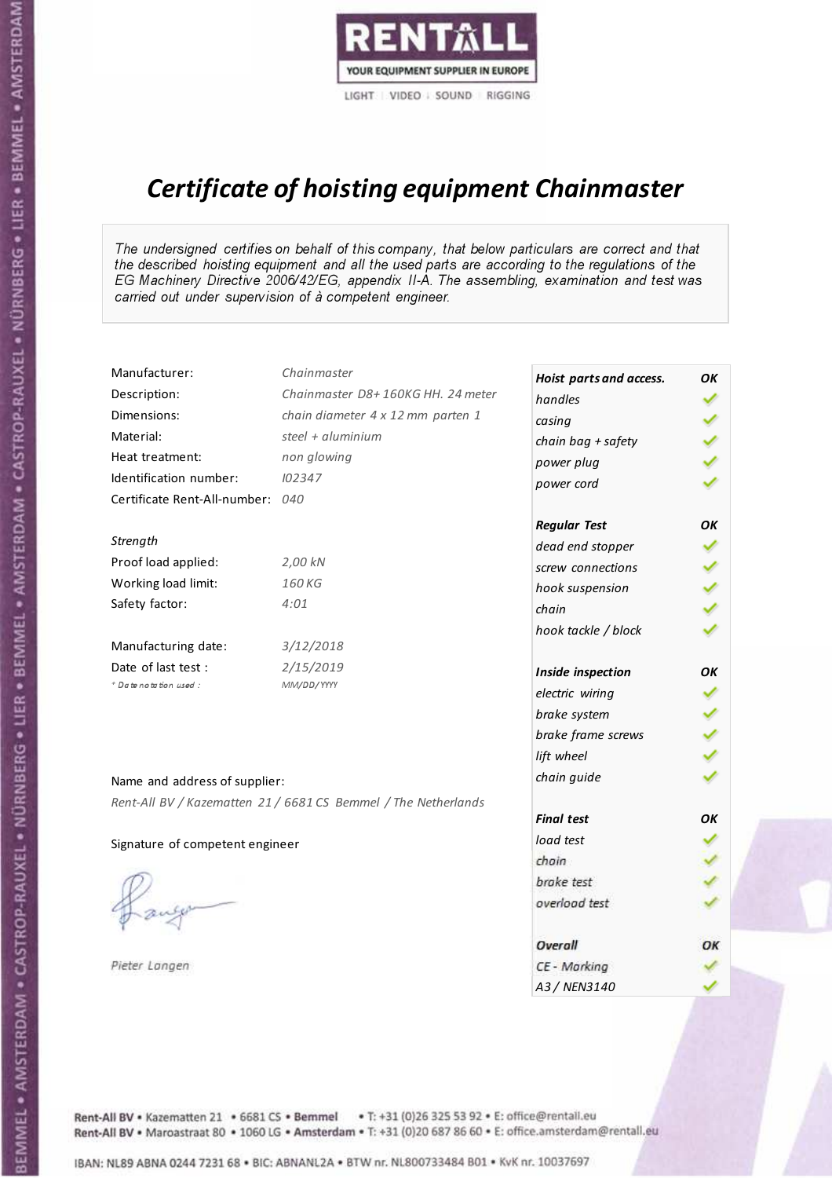RENTALL
YOUR EQUIPMENT SUPPLIER IN EUROPE
LIGHT | VIDEO | SOUND | RIGGING

# Certificate of hoisting equipment Chainmaster

*The undersigned certifies on behalf of this company, that below particulars are correct and that the described hoisting equipment and all the used parts are according to the regulations of the EG Machinery Directive 2006/42/EG, appendix II-A. The assembling, examination and test was carried out under supervision of à competent engineer.*

| | |
|---|---|
| Manufacturer: | *Chainmaster* |
| Description: | *Chainmaster D8+ 160KG HH. 24 meter* |
| Dimensions: | *chain diameter 4 x 12 mm parten 1* |
| Material: | *steel + aluminium* |
| Heat treatment: | *non glowing* |
| Identification number: | *I02347* |
| Certificate Rent-All-number: | *040* |

*Strength*

| | |
|---|---|
| Proof load applied: | *2,00 kN* |
| Working load limit: | *160 KG* |
| Safety factor: | *4:01* |

| | |
|---|---|
| Manufacturing date: | *3/12/2018* |
| Date of last test : | *2/15/2019* |
| *\* Date notation used :* | *MM/DD/YYYY* |

Name and address of supplier:

*Rent-All BV / Kazematten 21 / 6681 CS Bemmel / The Netherlands*

Signature of competent engineer

*Pieter Langen*

| ***Hoist parts and access.*** | ***OK*** |
|---|---|
| *handles* | ✓ |
| *casing* | ✓ |
| *chain bag + safety* | ✓ |
| *power plug* | ✓ |
| *power cord* | ✓ |
| ***Regular Test*** | ***OK*** |
| *dead end stopper* | ✓ |
| *screw connections* | ✓ |
| *hook suspension* | ✓ |
| *chain* | ✓ |
| *hook tackle / block* | ✓ |
| ***Inside inspection*** | ***OK*** |
| *electric wiring* | ✓ |
| *brake system* | ✓ |
| *brake frame screws* | ✓ |
| *lift wheel* | ✓ |
| *chain guide* | ✓ |
| ***Final test*** | ***OK*** |
| *load test* | ✓ |
| *chain* | ✓ |
| *brake test* | ✓ |
| *overload test* | ✓ |
| ***Overall*** | ***OK*** |
| *CE - Marking* | ✓ |
| *A3 / NEN3140* | ✓ |

Rent-All BV • Kazematten 21 • 6681 CS • **Bemmel** • T: +31 (0)26 325 53 92 • E: office@rentall.eu
Rent-All BV • Maroastraat 80 • 1060 LG • **Amsterdam** • T: +31 (0)20 687 86 60 • E: office.amsterdam@rentall.eu

IBAN: NL89 ABNA 0244 7231 68 • BIC: ABNANL2A • BTW nr. NL800733484 B01 • KvK nr. 10037697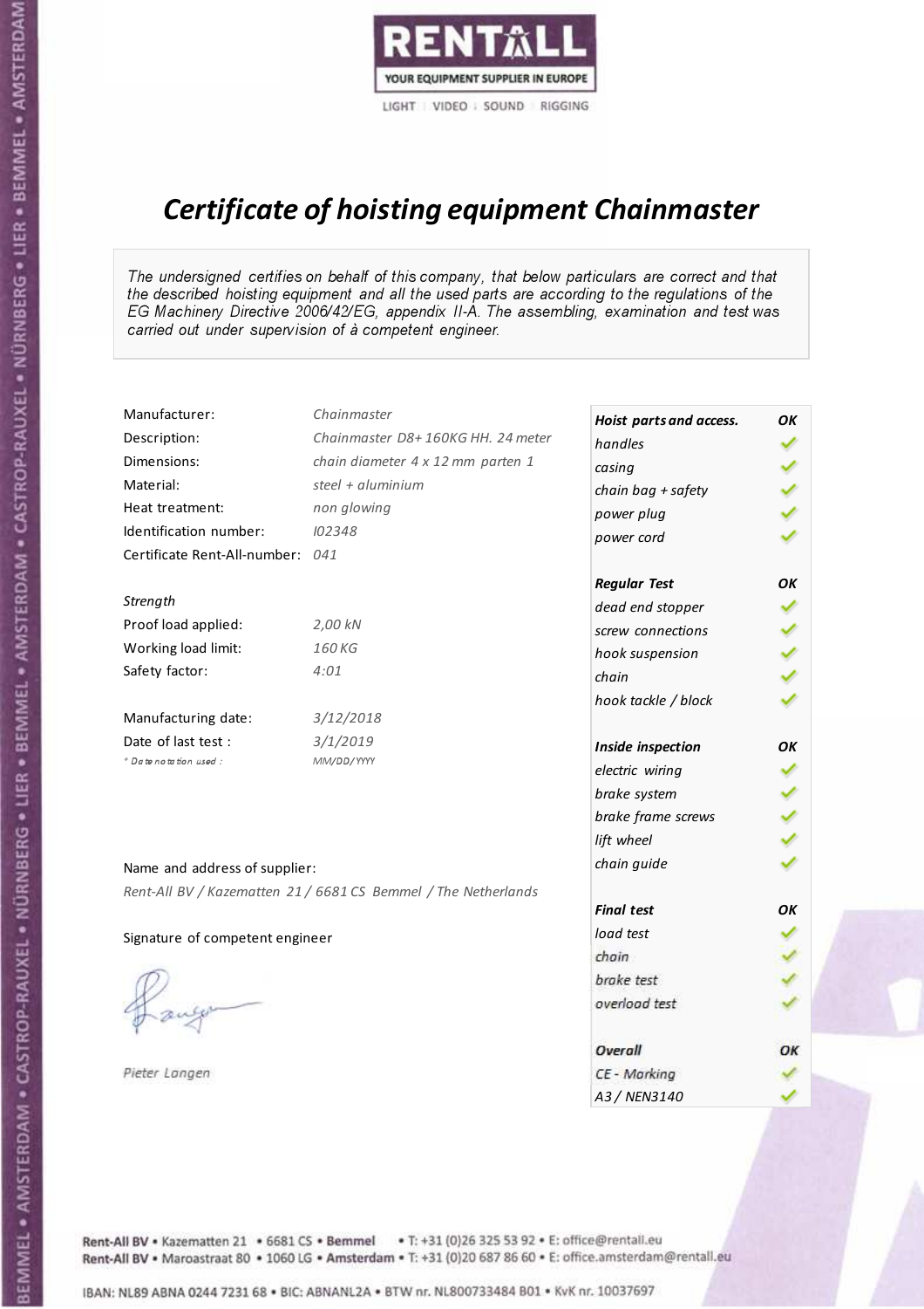RENTALL

YOUR EQUIPMENT SUPPLIER IN EUROPE

LIGHT | VIDEO | SOUND | RIGGING

# *Certificate of hoisting equipment Chainmaster*

*The undersigned certifies on behalf of this company, that below particulars are correct and that the described hoisting equipment and all the used parts are according to the regulations of the EG Machinery Directive 2006/42/EG, appendix II-A. The assembling, examination and test was carried out under supervision of à competent engineer.*

| | |
|---|---|
| Manufacturer: | *Chainmaster* |
| Description: | *Chainmaster D8+ 160KG HH. 24 meter* |
| Dimensions: | *chain diameter 4 x 12 mm parten 1* |
| Material: | *steel + aluminium* |
| Heat treatment: | *non glowing* |
| Identification number: | *I02348* |
| Certificate Rent-All-number: | *041* |

*Strength*

| | |
|---|---|
| Proof load applied: | *2,00 kN* |
| Working load limit: | *160 KG* |
| Safety factor: | *4:01* |

| | |
|---|---|
| Manufacturing date: | *3/12/2018* |
| Date of last test : | *3/1/2019* |
| *\* Date notation used :* | *MM/DD/YYYY* |

Name and address of supplier:

*Rent-All BV / Kazematten 21 / 6681 CS Bemmel / The Netherlands*

Signature of competent engineer

*Pieter Langen*

| ***Hoist parts and access.*** | ***OK*** |
|---|---|
| *handles* | ✓ |
| *casing* | ✓ |
| *chain bag + safety* | ✓ |
| *power plug* | ✓ |
| *power cord* | ✓ |
| ***Regular Test*** | ***OK*** |
| *dead end stopper* | ✓ |
| *screw connections* | ✓ |
| *hook suspension* | ✓ |
| *chain* | ✓ |
| *hook tackle / block* | ✓ |
| ***Inside inspection*** | ***OK*** |
| *electric wiring* | ✓ |
| *brake system* | ✓ |
| *brake frame screws* | ✓ |
| *lift wheel* | ✓ |
| *chain guide* | ✓ |
| ***Final test*** | ***OK*** |
| *load test* | ✓ |
| *chain* | ✓ |
| *brake test* | ✓ |
| *overload test* | ✓ |
| ***Overall*** | ***OK*** |
| *CE - Marking* | ✓ |
| *A3 / NEN3140* | ✓ |

Rent-All BV • Kazematten 21 • 6681 CS • **Bemmel** • T: +31 (0)26 325 53 92 • E: office@rentall.eu
Rent-All BV • Maroastraat 80 • 1060 LG • **Amsterdam** • T: +31 (0)20 687 86 60 • E: office.amsterdam@rentall.eu

IBAN: NL89 ABNA 0244 7231 68 • BIC: ABNANL2A • BTW nr. NL800733484 B01 • KvK nr. 10037697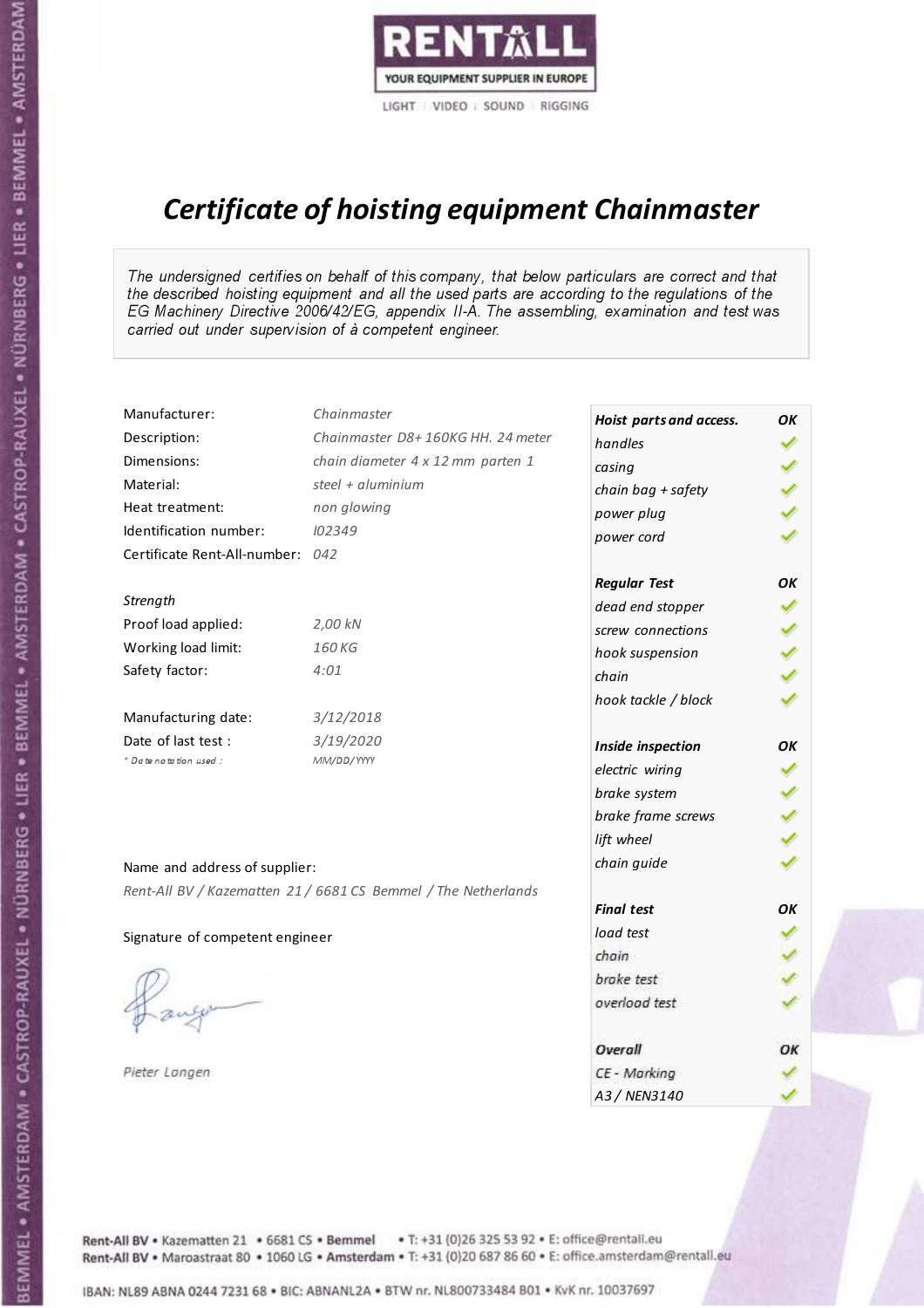RENTALL
YOUR EQUIPMENT SUPPLIER IN EUROPE
LIGHT | VIDEO | SOUND | RIGGING

# *Certificate of hoisting equipment Chainmaster*

*The undersigned certifies on behalf of this company, that below particulars are correct and that the described hoisting equipment and all the used parts are according to the regulations of the EG Machinery Directive 2006/42/EG, appendix II-A. The assembling, examination and test was carried out under supervision of à competent engineer.*

| | |
|---|---|
| Manufacturer: | *Chainmaster* |
| Description: | *Chainmaster D8+ 160KG HH. 24 meter* |
| Dimensions: | *chain diameter 4 x 12 mm parten 1* |
| Material: | *steel + aluminium* |
| Heat treatment: | *non glowing* |
| Identification number: | *I02349* |
| Certificate Rent-All-number: | *042* |
| *Strength* | |
| Proof load applied: | *2,00 kN* |
| Working load limit: | *160 KG* |
| Safety factor: | *4:01* |
| Manufacturing date: | *3/12/2018* |
| Date of last test : | *3/19/2020* |
| *\* Date notation used :* | *MM/DD/YYYY* |

| ***Hoist parts and access.*** | ***OK*** |
|---|---|
| *handles* | ✓ |
| *casing* | ✓ |
| *chain bag + safety* | ✓ |
| *power plug* | ✓ |
| *power cord* | ✓ |
| ***Regular Test*** | ***OK*** |
| *dead end stopper* | ✓ |
| *screw connections* | ✓ |
| *hook suspension* | ✓ |
| *chain* | ✓ |
| *hook tackle / block* | ✓ |
| ***Inside inspection*** | ***OK*** |
| *electric wiring* | ✓ |
| *brake system* | ✓ |
| *brake frame screws* | ✓ |
| *lift wheel* | ✓ |
| *chain guide* | ✓ |
| ***Final test*** | ***OK*** |
| *load test* | ✓ |
| *chain* | ✓ |
| *brake test* | ✓ |
| *overload test* | ✓ |
| ***Overall*** | ***OK*** |
| *CE - Marking* | ✓ |
| *A3 / NEN3140* | ✓ |

Name and address of supplier:

*Rent-All BV / Kazematten 21 / 6681 CS Bemmel / The Netherlands*

Signature of competent engineer

*Pieter Langen*

Rent-All BV • Kazematten 21 • 6681 CS • **Bemmel** • T: +31 (0)26 325 53 92 • E: office@rentall.eu
Rent-All BV • Maroastraat 80 • 1060 LG • **Amsterdam** • T: +31 (0)20 687 86 60 • E: office.amsterdam@rentall.eu

IBAN: NL89 ABNA 0244 7231 68 • BIC: ABNANL2A • BTW nr. NL800733484 B01 • KvK nr. 10037697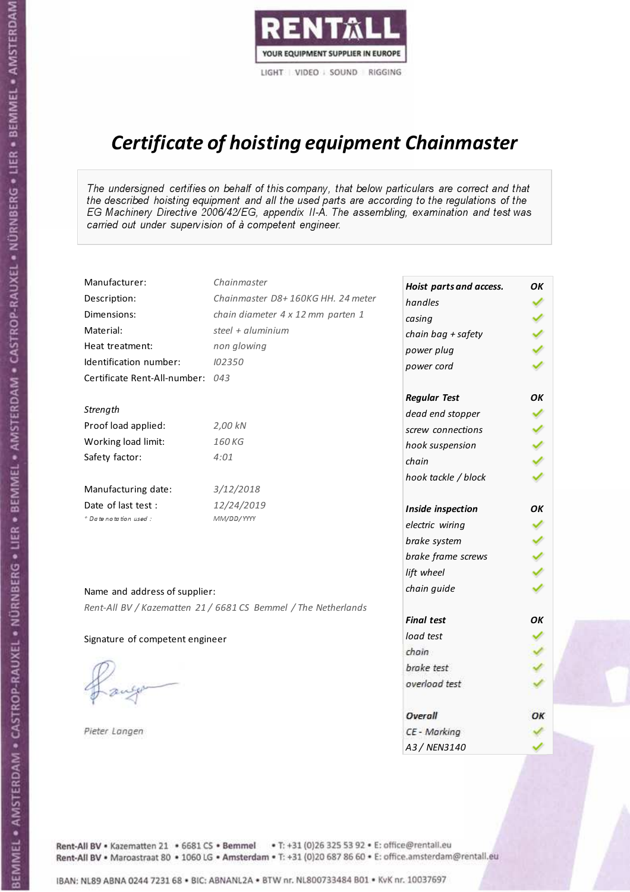RENTALL

YOUR EQUIPMENT SUPPLIER IN EUROPE

LIGHT | VIDEO | SOUND | RIGGING

# *Certificate of hoisting equipment Chainmaster*

*The undersigned certifies on behalf of this company, that below particulars are correct and that the described hoisting equipment and all the used parts are according to the regulations of the EG Machinery Directive 2006/42/EG, appendix II-A. The assembling, examination and test was carried out under supervision of à competent engineer.*

| | |
|---|---|
| Manufacturer: | *Chainmaster* |
| Description: | *Chainmaster D8+ 160KG HH. 24 meter* |
| Dimensions: | *chain diameter 4 x 12 mm parten 1* |
| Material: | *steel + aluminium* |
| Heat treatment: | *non glowing* |
| Identification number: | *I02350* |
| Certificate Rent-All-number: | *043* |

*Strength*

| | |
|---|---|
| Proof load applied: | *2,00 kN* |
| Working load limit: | *160 KG* |
| Safety factor: | *4:01* |

| | |
|---|---|
| Manufacturing date: | *3/12/2018* |
| Date of last test : | *12/24/2019* |
| *\* Date notation used :* | *MM/DD/YYYY* |

| ***Hoist parts and access.*** | ***OK*** |
|---|---|
| *handles* | ✓ |
| *casing* | ✓ |
| *chain bag + safety* | ✓ |
| *power plug* | ✓ |
| *power cord* | ✓ |
| ***Regular Test*** | ***OK*** |
| *dead end stopper* | ✓ |
| *screw connections* | ✓ |
| *hook suspension* | ✓ |
| *chain* | ✓ |
| *hook tackle / block* | ✓ |
| ***Inside inspection*** | ***OK*** |
| *electric wiring* | ✓ |
| *brake system* | ✓ |
| *brake frame screws* | ✓ |
| *lift wheel* | ✓ |
| *chain guide* | ✓ |
| ***Final test*** | ***OK*** |
| *load test* | ✓ |
| *chain* | ✓ |
| *brake test* | ✓ |
| *overload test* | ✓ |
| ***Overall*** | ***OK*** |
| *CE - Marking* | ✓ |
| *A3 / NEN3140* | ✓ |

Name and address of supplier:

*Rent-All BV / Kazematten 21 / 6681 CS Bemmel / The Netherlands*

Signature of competent engineer

*Pieter Langen*

Rent-All BV • Kazematten 21 • 6681 CS • **Bemmel** • T: +31 (0)26 325 53 92 • E: office@rentall.eu
Rent-All BV • Maroastraat 80 • 1060 LG • **Amsterdam** • T: +31 (0)20 687 86 60 • E: office.amsterdam@rentall.eu

IBAN: NL89 ABNA 0244 7231 68 • BIC: ABNANL2A • BTW nr. NL800733484 B01 • KvK nr. 10037697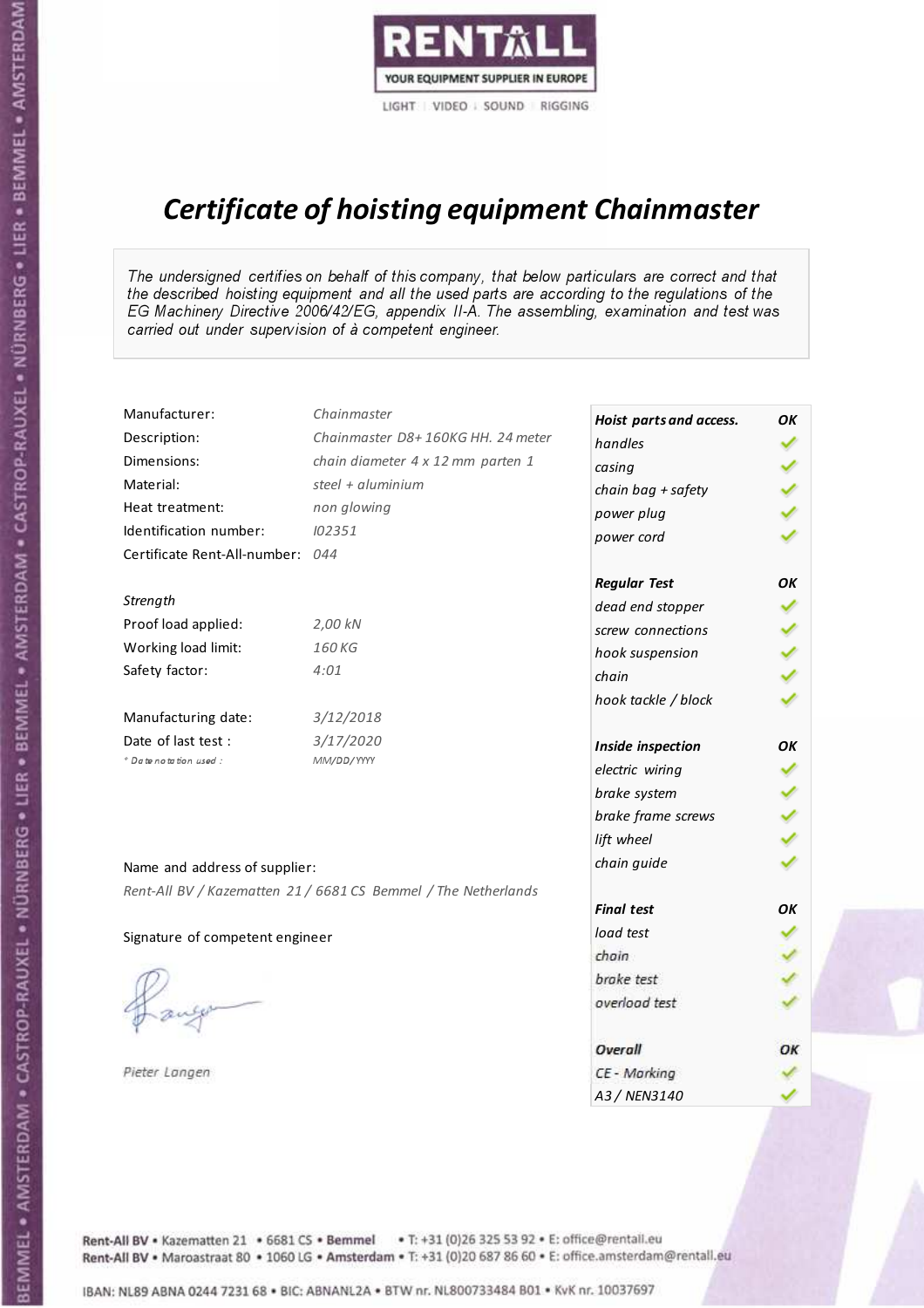RENTALL
YOUR EQUIPMENT SUPPLIER IN EUROPE
LIGHT | VIDEO | SOUND | RIGGING

# *Certificate of hoisting equipment Chainmaster*

*The undersigned certifies on behalf of this company, that below particulars are correct and that the described hoisting equipment and all the used parts are according to the regulations of the EG Machinery Directive 2006/42/EG, appendix II-A. The assembling, examination and test was carried out under supervision of à competent engineer.*

| | |
|---|---|
| Manufacturer: | *Chainmaster* |
| Description: | *Chainmaster D8+ 160KG HH. 24 meter* |
| Dimensions: | *chain diameter 4 x 12 mm parten 1* |
| Material: | *steel + aluminium* |
| Heat treatment: | *non glowing* |
| Identification number: | *I02351* |
| Certificate Rent-All-number: | *044* |

*Strength*

| | |
|---|---|
| Proof load applied: | *2,00 kN* |
| Working load limit: | *160 KG* |
| Safety factor: | *4:01* |

| | |
|---|---|
| Manufacturing date: | *3/12/2018* |
| Date of last test : | *3/17/2020* |
| *\* Date notation used :* | *MM/DD/YYYY* |

| ***Hoist parts and access.*** | ***OK*** |
|---|---|
| *handles* | ✓ |
| *casing* | ✓ |
| *chain bag + safety* | ✓ |
| *power plug* | ✓ |
| *power cord* | ✓ |
| ***Regular Test*** | ***OK*** |
| *dead end stopper* | ✓ |
| *screw connections* | ✓ |
| *hook suspension* | ✓ |
| *chain* | ✓ |
| *hook tackle / block* | ✓ |
| ***Inside inspection*** | ***OK*** |
| *electric wiring* | ✓ |
| *brake system* | ✓ |
| *brake frame screws* | ✓ |
| *lift wheel* | ✓ |
| *chain guide* | ✓ |
| ***Final test*** | ***OK*** |
| *load test* | ✓ |
| *chain* | ✓ |
| *brake test* | ✓ |
| *overload test* | ✓ |
| ***Overall*** | ***OK*** |
| *CE - Marking* | ✓ |
| *A3 / NEN3140* | ✓ |

Name and address of supplier:

*Rent-All BV / Kazematten 21 / 6681 CS Bemmel / The Netherlands*

Signature of competent engineer

*Pieter Langen*

Rent-All BV • Kazematten 21 • 6681 CS • **Bemmel** • T: +31 (0)26 325 53 92 • E: office@rentall.eu
Rent-All BV • Maroastraat 80 • 1060 LG • **Amsterdam** • T: +31 (0)20 687 86 60 • E: office.amsterdam@rentall.eu

IBAN: NL89 ABNA 0244 7231 68 • BIC: ABNANL2A • BTW nr. NL800733484 B01 • KvK nr. 10037697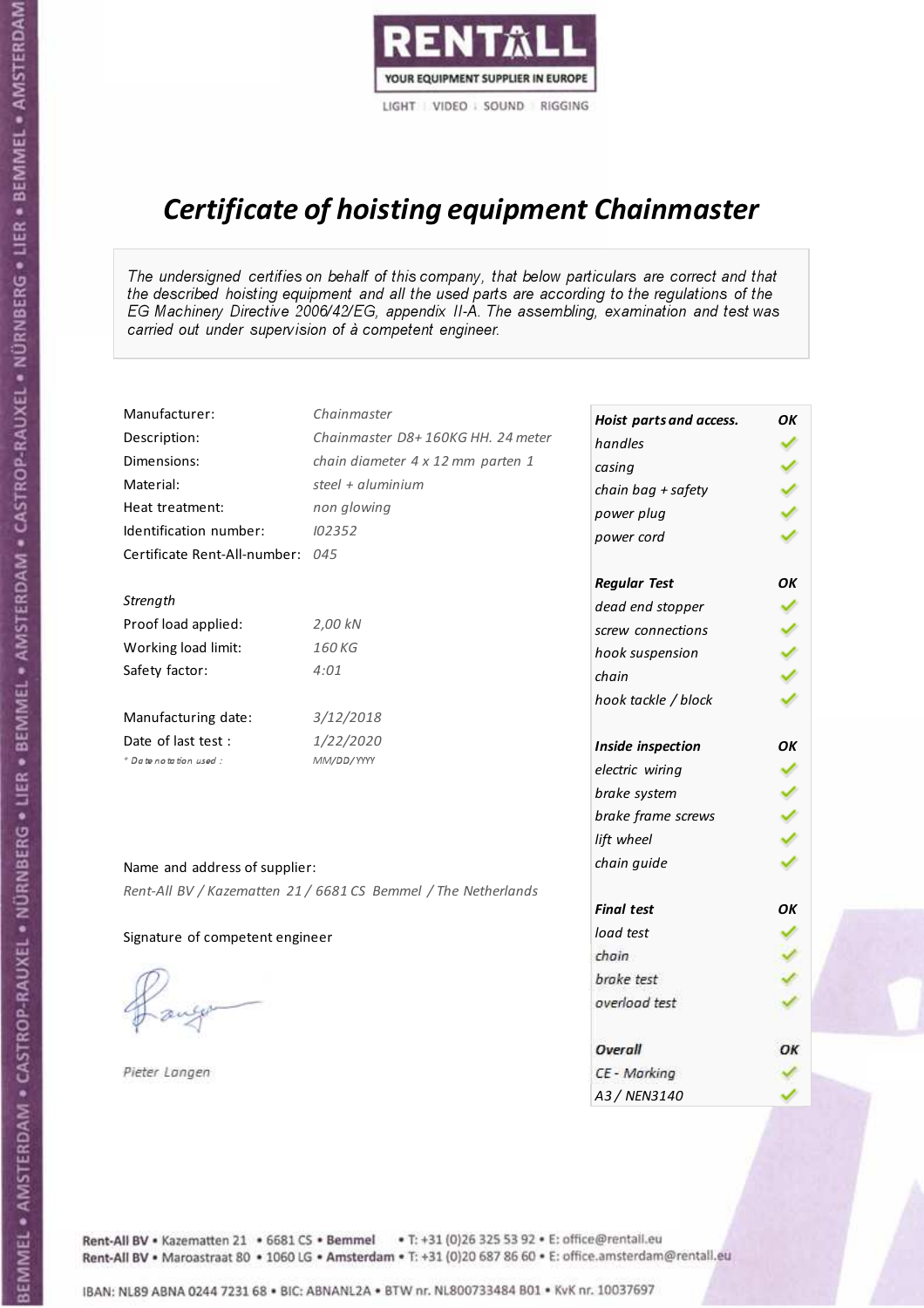RENTALL
YOUR EQUIPMENT SUPPLIER IN EUROPE
LIGHT | VIDEO | SOUND | RIGGING

# *Certificate of hoisting equipment Chainmaster*

*The undersigned certifies on behalf of this company, that below particulars are correct and that the described hoisting equipment and all the used parts are according to the regulations of the EG Machinery Directive 2006/42/EG, appendix II-A. The assembling, examination and test was carried out under supervision of à competent engineer.*

| | |
|---|---|
| Manufacturer: | *Chainmaster* |
| Description: | *Chainmaster D8+ 160KG HH. 24 meter* |
| Dimensions: | *chain diameter 4 x 12 mm parten 1* |
| Material: | *steel + aluminium* |
| Heat treatment: | *non glowing* |
| Identification number: | *I02352* |
| Certificate Rent-All-number: | *045* |

*Strength*

| | |
|---|---|
| Proof load applied: | *2,00 kN* |
| Working load limit: | *160 KG* |
| Safety factor: | *4:01* |

| | |
|---|---|
| Manufacturing date: | *3/12/2018* |
| Date of last test : | *1/22/2020* |
| *\* Date notation used :* | *MM/DD/YYYY* |

| ***Hoist parts and access.*** | ***OK*** |
|---|---|
| *handles* | ✓ |
| *casing* | ✓ |
| *chain bag + safety* | ✓ |
| *power plug* | ✓ |
| *power cord* | ✓ |
| ***Regular Test*** | ***OK*** |
| *dead end stopper* | ✓ |
| *screw connections* | ✓ |
| *hook suspension* | ✓ |
| *chain* | ✓ |
| *hook tackle / block* | ✓ |
| ***Inside inspection*** | ***OK*** |
| *electric wiring* | ✓ |
| *brake system* | ✓ |
| *brake frame screws* | ✓ |
| *lift wheel* | ✓ |
| *chain guide* | ✓ |
| ***Final test*** | ***OK*** |
| *load test* | ✓ |
| *chain* | ✓ |
| *brake test* | ✓ |
| *overload test* | ✓ |
| ***Overall*** | ***OK*** |
| *CE - Marking* | ✓ |
| *A3 / NEN3140* | ✓ |

Name and address of supplier:

*Rent-All BV / Kazematten 21 / 6681 CS Bemmel / The Netherlands*

Signature of competent engineer

*Pieter Langen*

Rent-All BV • Kazematten 21 • 6681 CS • **Bemmel** • T: +31 (0)26 325 53 92 • E: office@rentall.eu
Rent-All BV • Maroastraat 80 • 1060 LG • **Amsterdam** • T: +31 (0)20 687 86 60 • E: office.amsterdam@rentall.eu

IBAN: NL89 ABNA 0244 7231 68 • BIC: ABNANL2A • BTW nr. NL800733484 B01 • KvK nr. 10037697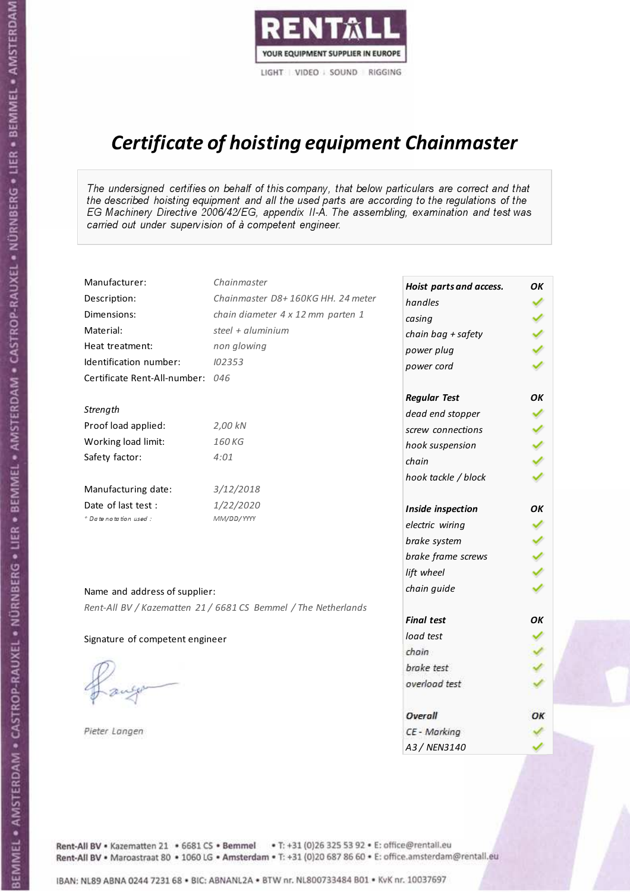RENTALL
YOUR EQUIPMENT SUPPLIER IN EUROPE
LIGHT | VIDEO | SOUND | RIGGING

# *Certificate of hoisting equipment Chainmaster*

*The undersigned certifies on behalf of this company, that below particulars are correct and that the described hoisting equipment and all the used parts are according to the regulations of the EG Machinery Directive 2006/42/EG, appendix II-A. The assembling, examination and test was carried out under supervision of à competent engineer.*

| | |
|---|---|
| Manufacturer: | *Chainmaster* |
| Description: | *Chainmaster D8+ 160KG HH. 24 meter* |
| Dimensions: | *chain diameter 4 x 12 mm parten 1* |
| Material: | *steel + aluminium* |
| Heat treatment: | *non glowing* |
| Identification number: | *I02353* |
| Certificate Rent-All-number: | *046* |

*Strength*

| | |
|---|---|
| Proof load applied: | *2,00 kN* |
| Working load limit: | *160 KG* |
| Safety factor: | *4:01* |

| | |
|---|---|
| Manufacturing date: | *3/12/2018* |
| Date of last test : | *1/22/2020* |
| *\* Date notation used :* | *MM/DD/YYYY* |

Name and address of supplier:

*Rent-All BV / Kazematten 21 / 6681 CS Bemmel / The Netherlands*

Signature of competent engineer

*Pieter Langen*

| ***Hoist parts and access.*** | ***OK*** |
|---|---|
| *handles* | ✓ |
| *casing* | ✓ |
| *chain bag + safety* | ✓ |
| *power plug* | ✓ |
| *power cord* | ✓ |
| ***Regular Test*** | ***OK*** |
| *dead end stopper* | ✓ |
| *screw connections* | ✓ |
| *hook suspension* | ✓ |
| *chain* | ✓ |
| *hook tackle / block* | ✓ |
| ***Inside inspection*** | ***OK*** |
| *electric wiring* | ✓ |
| *brake system* | ✓ |
| *brake frame screws* | ✓ |
| *lift wheel* | ✓ |
| *chain guide* | ✓ |
| ***Final test*** | ***OK*** |
| *load test* | ✓ |
| *chain* | ✓ |
| *brake test* | ✓ |
| *overload test* | ✓ |
| ***Overall*** | ***OK*** |
| *CE - Marking* | ✓ |
| *A3 / NEN3140* | ✓ |

Rent-All BV • Kazematten 21 • 6681 CS • **Bemmel** • T: +31 (0)26 325 53 92 • E: office@rentall.eu
Rent-All BV • Maroastraat 80 • 1060 LG • **Amsterdam** • T: +31 (0)20 687 86 60 • E: office.amsterdam@rentall.eu

IBAN: NL89 ABNA 0244 7231 68 • BIC: ABNANL2A • BTW nr. NL800733484 B01 • KvK nr. 10037697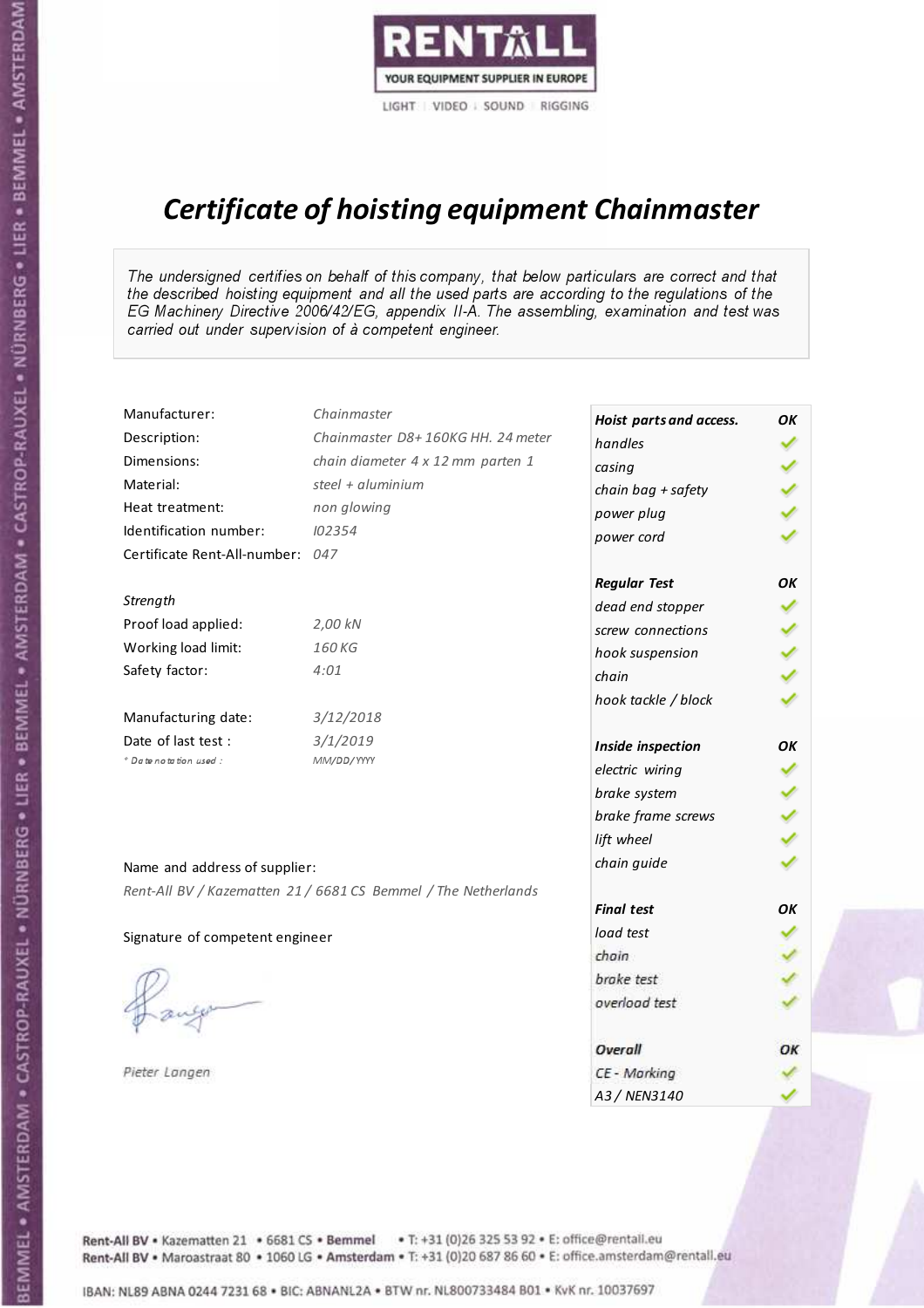RENTALL

YOUR EQUIPMENT SUPPLIER IN EUROPE

LIGHT | VIDEO | SOUND | RIGGING

# *Certificate of hoisting equipment Chainmaster*

*The undersigned certifies on behalf of this company, that below particulars are correct and that the described hoisting equipment and all the used parts are according to the regulations of the EG Machinery Directive 2006/42/EG, appendix II-A. The assembling, examination and test was carried out under supervision of à competent engineer.*

| | |
|---|---|
| Manufacturer: | *Chainmaster* |
| Description: | *Chainmaster D8+ 160KG HH. 24 meter* |
| Dimensions: | *chain diameter 4 x 12 mm parten 1* |
| Material: | *steel + aluminium* |
| Heat treatment: | *non glowing* |
| Identification number: | *I02354* |
| Certificate Rent-All-number: | *047* |

*Strength*

| | |
|---|---|
| Proof load applied: | *2,00 kN* |
| Working load limit: | *160 KG* |
| Safety factor: | *4:01* |

| | |
|---|---|
| Manufacturing date: | *3/12/2018* |
| Date of last test : | *3/1/2019* |
| *\* Date notation used :* | *MM/DD/YYYY* |

| ***Hoist parts and access.*** | ***OK*** |
|---|---|
| *handles* | ✓ |
| *casing* | ✓ |
| *chain bag + safety* | ✓ |
| *power plug* | ✓ |
| *power cord* | ✓ |
| ***Regular Test*** | ***OK*** |
| *dead end stopper* | ✓ |
| *screw connections* | ✓ |
| *hook suspension* | ✓ |
| *chain* | ✓ |
| *hook tackle / block* | ✓ |
| ***Inside inspection*** | ***OK*** |
| *electric wiring* | ✓ |
| *brake system* | ✓ |
| *brake frame screws* | ✓ |
| *lift wheel* | ✓ |
| *chain guide* | ✓ |
| ***Final test*** | ***OK*** |
| *load test* | ✓ |
| *chain* | ✓ |
| *brake test* | ✓ |
| *overload test* | ✓ |
| ***Overall*** | ***OK*** |
| *CE - Marking* | ✓ |
| *A3 / NEN3140* | ✓ |

Name and address of supplier:

*Rent-All BV / Kazematten 21 / 6681 CS Bemmel / The Netherlands*

Signature of competent engineer

*Pieter Langen*

Rent-All BV • Kazematten 21 • 6681 CS • **Bemmel** • T: +31 (0)26 325 53 92 • E: office@rentall.eu
Rent-All BV • Maroastraat 80 • 1060 LG • **Amsterdam** • T: +31 (0)20 687 86 60 • E: office.amsterdam@rentall.eu

IBAN: NL89 ABNA 0244 7231 68 • BIC: ABNANL2A • BTW nr. NL800733484 B01 • KvK nr. 10037697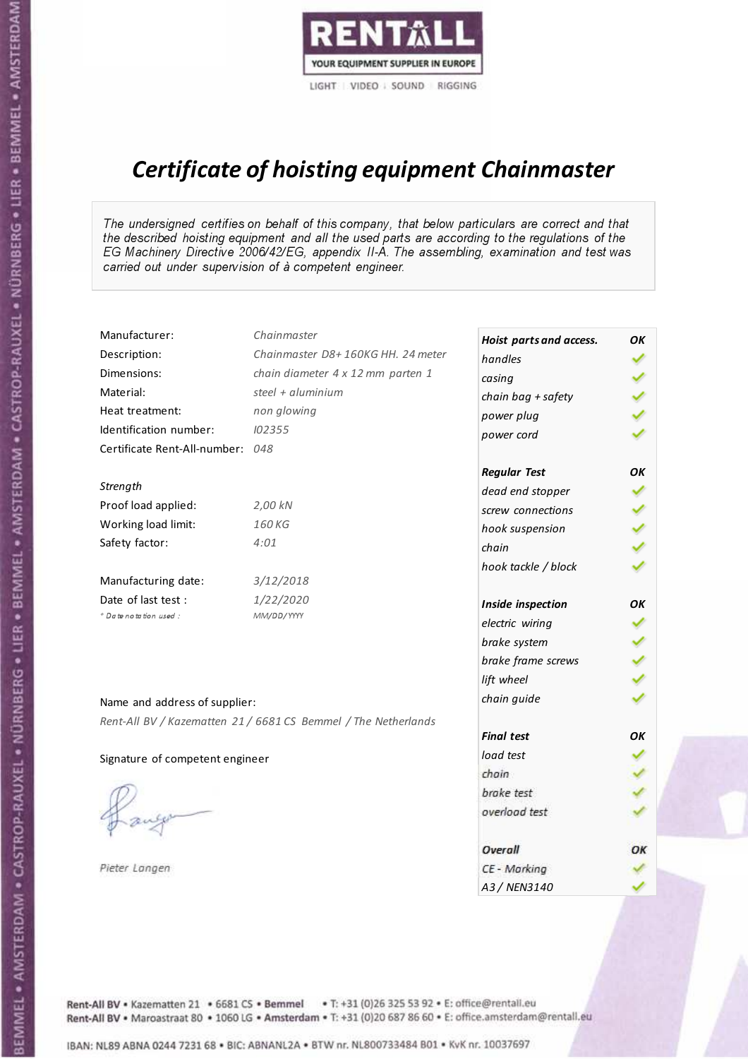RENTALL
YOUR EQUIPMENT SUPPLIER IN EUROPE
LIGHT | VIDEO | SOUND | RIGGING

# *Certificate of hoisting equipment Chainmaster*

*The undersigned certifies on behalf of this company, that below particulars are correct and that the described hoisting equipment and all the used parts are according to the regulations of the EG Machinery Directive 2006/42/EG, appendix II-A. The assembling, examination and test was carried out under supervision of à competent engineer.*

| | |
|---|---|
| Manufacturer: | *Chainmaster* |
| Description: | *Chainmaster D8+ 160KG HH. 24 meter* |
| Dimensions: | *chain diameter 4 x 12 mm parten 1* |
| Material: | *steel + aluminium* |
| Heat treatment: | *non glowing* |
| Identification number: | *I02355* |
| Certificate Rent-All-number: | *048* |

*Strength*

| | |
|---|---|
| Proof load applied: | *2,00 kN* |
| Working load limit: | *160 KG* |
| Safety factor: | *4:01* |

| | |
|---|---|
| Manufacturing date: | *3/12/2018* |
| Date of last test : | *1/22/2020* |
| *\* Date notation used :* | *MM/DD/YYYY* |

Name and address of supplier:

*Rent-All BV / Kazematten 21 / 6681 CS Bemmel / The Netherlands*

Signature of competent engineer

*Pieter Langen*

| ***Hoist parts and access.*** | ***OK*** |
|---|---|
| *handles* | ✓ |
| *casing* | ✓ |
| *chain bag + safety* | ✓ |
| *power plug* | ✓ |
| *power cord* | ✓ |
| ***Regular Test*** | ***OK*** |
| *dead end stopper* | ✓ |
| *screw connections* | ✓ |
| *hook suspension* | ✓ |
| *chain* | ✓ |
| *hook tackle / block* | ✓ |
| ***Inside inspection*** | ***OK*** |
| *electric wiring* | ✓ |
| *brake system* | ✓ |
| *brake frame screws* | ✓ |
| *lift wheel* | ✓ |
| *chain guide* | ✓ |
| ***Final test*** | ***OK*** |
| *load test* | ✓ |
| *chain* | ✓ |
| *brake test* | ✓ |
| *overload test* | ✓ |
| ***Overall*** | ***OK*** |
| *CE - Marking* | ✓ |
| *A3 / NEN3140* | ✓ |

Rent-All BV • Kazematten 21 • 6681 CS • **Bemmel** • T: +31 (0)26 325 53 92 • E: office@rentall.eu
Rent-All BV • Maroastraat 80 • 1060 LG • **Amsterdam** • T: +31 (0)20 687 86 60 • E: office.amsterdam@rentall.eu

IBAN: NL89 ABNA 0244 7231 68 • BIC: ABNANL2A • BTW nr. NL800733484 B01 • KvK nr. 10037697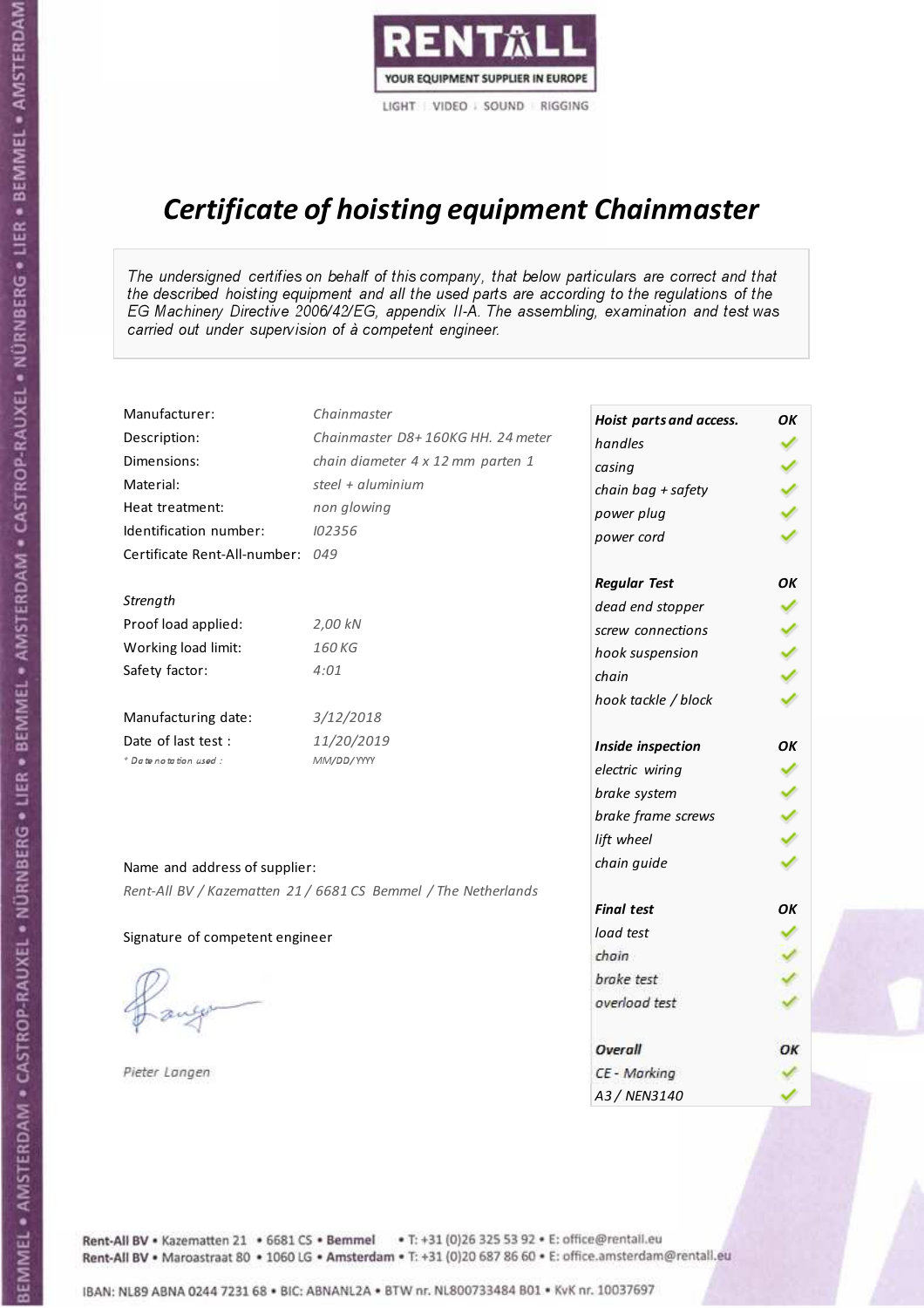RENTALL
YOUR EQUIPMENT SUPPLIER IN EUROPE
LIGHT | VIDEO | SOUND | RIGGING

# *Certificate of hoisting equipment Chainmaster*

*The undersigned certifies on behalf of this company, that below particulars are correct and that the described hoisting equipment and all the used parts are according to the regulations of the EG Machinery Directive 2006/42/EG, appendix II-A. The assembling, examination and test was carried out under supervision of à competent engineer.*

| | |
|---|---|
| Manufacturer: | *Chainmaster* |
| Description: | *Chainmaster D8+ 160KG HH. 24 meter* |
| Dimensions: | *chain diameter 4 x 12 mm parten 1* |
| Material: | *steel + aluminium* |
| Heat treatment: | *non glowing* |
| Identification number: | *I02356* |
| Certificate Rent-All-number: | *049* |

*Strength*

| | |
|---|---|
| Proof load applied: | *2,00 kN* |
| Working load limit: | *160 KG* |
| Safety factor: | *4:01* |

| | |
|---|---|
| Manufacturing date: | *3/12/2018* |
| Date of last test : | *11/20/2019* |
| *\* Date notation used :* | *MM/DD/YYYY* |

| ***Hoist parts and access.*** | ***OK*** |
|---|---|
| *handles* | ✓ |
| *casing* | ✓ |
| *chain bag + safety* | ✓ |
| *power plug* | ✓ |
| *power cord* | ✓ |
| ***Regular Test*** | ***OK*** |
| *dead end stopper* | ✓ |
| *screw connections* | ✓ |
| *hook suspension* | ✓ |
| *chain* | ✓ |
| *hook tackle / block* | ✓ |
| ***Inside inspection*** | ***OK*** |
| *electric wiring* | ✓ |
| *brake system* | ✓ |
| *brake frame screws* | ✓ |
| *lift wheel* | ✓ |
| *chain guide* | ✓ |
| ***Final test*** | ***OK*** |
| *load test* | ✓ |
| *chain* | ✓ |
| *brake test* | ✓ |
| *overload test* | ✓ |
| ***Overall*** | ***OK*** |
| *CE - Marking* | ✓ |
| *A3 / NEN3140* | ✓ |

Name and address of supplier:

*Rent-All BV / Kazematten 21 / 6681 CS Bemmel / The Netherlands*

Signature of competent engineer

*Pieter Langen*

Rent-All BV • Kazematten 21 • 6681 CS • **Bemmel** • T: +31 (0)26 325 53 92 • E: office@rentall.eu
Rent-All BV • Maroastraat 80 • 1060 LG • **Amsterdam** • T: +31 (0)20 687 86 60 • E: office.amsterdam@rentall.eu

IBAN: NL89 ABNA 0244 7231 68 • BIC: ABNANL2A • BTW nr. NL800733484 B01 • KvK nr. 10037697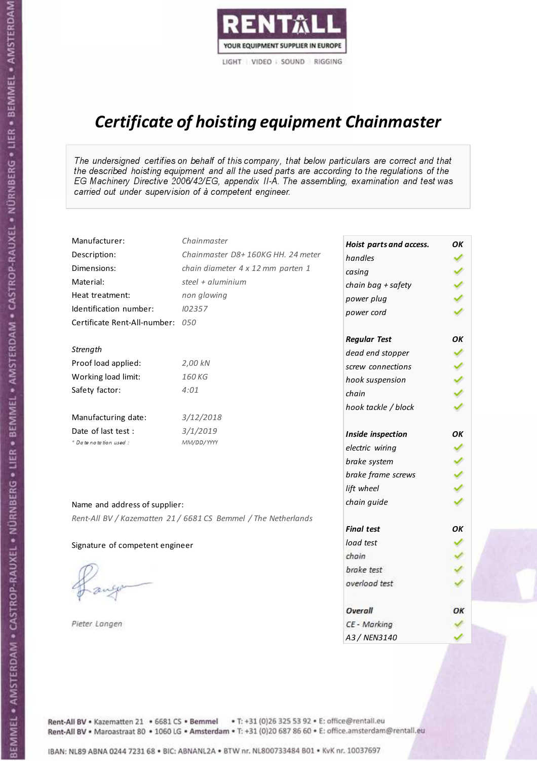RENTALL
YOUR EQUIPMENT SUPPLIER IN EUROPE
LIGHT | VIDEO | SOUND | RIGGING

# *Certificate of hoisting equipment Chainmaster*

*The undersigned certifies on behalf of this company, that below particulars are correct and that the described hoisting equipment and all the used parts are according to the regulations of the EG Machinery Directive 2006/42/EG, appendix II-A. The assembling, examination and test was carried out under supervision of à competent engineer.*

| | |
|---|---|
| Manufacturer: | *Chainmaster* |
| Description: | *Chainmaster D8+ 160KG HH. 24 meter* |
| Dimensions: | *chain diameter 4 x 12 mm parten 1* |
| Material: | *steel + aluminium* |
| Heat treatment: | *non glowing* |
| Identification number: | *I02357* |
| Certificate Rent-All-number: | *050* |

*Strength*

| | |
|---|---|
| Proof load applied: | *2,00 kN* |
| Working load limit: | *160 KG* |
| Safety factor: | *4:01* |

| | |
|---|---|
| Manufacturing date: | *3/12/2018* |
| Date of last test : | *3/1/2019* |
| * Date notation used : | *MM/DD/YYYY* |

| *Hoist parts and access.* | *OK* |
|---|---|
| *handles* | ✓ |
| *casing* | ✓ |
| *chain bag + safety* | ✓ |
| *power plug* | ✓ |
| *power cord* | ✓ |
| ***Regular Test*** | ***OK*** |
| *dead end stopper* | ✓ |
| *screw connections* | ✓ |
| *hook suspension* | ✓ |
| *chain* | ✓ |
| *hook tackle / block* | ✓ |
| ***Inside inspection*** | ***OK*** |
| *electric wiring* | ✓ |
| *brake system* | ✓ |
| *brake frame screws* | ✓ |
| *lift wheel* | ✓ |
| *chain guide* | ✓ |
| ***Final test*** | ***OK*** |
| *load test* | ✓ |
| *chain* | ✓ |
| *brake test* | ✓ |
| *overload test* | ✓ |
| ***Overall*** | ***OK*** |
| *CE - Marking* | ✓ |
| *A3 / NEN3140* | ✓ |

Name and address of supplier:

*Rent-All BV / Kazematten 21 / 6681 CS Bemmel / The Netherlands*

Signature of competent engineer

*Pieter Langen*

Rent-All BV • Kazematten 21 • 6681 CS • **Bemmel** • T: +31 (0)26 325 53 92 • E: office@rentall.eu
Rent-All BV • Maroastraat 80 • 1060 LG • **Amsterdam** • T: +31 (0)20 687 86 60 • E: office.amsterdam@rentall.eu

IBAN: NL89 ABNA 0244 7231 68 • BIC: ABNANL2A • BTW nr. NL800733484 B01 • KvK nr. 10037697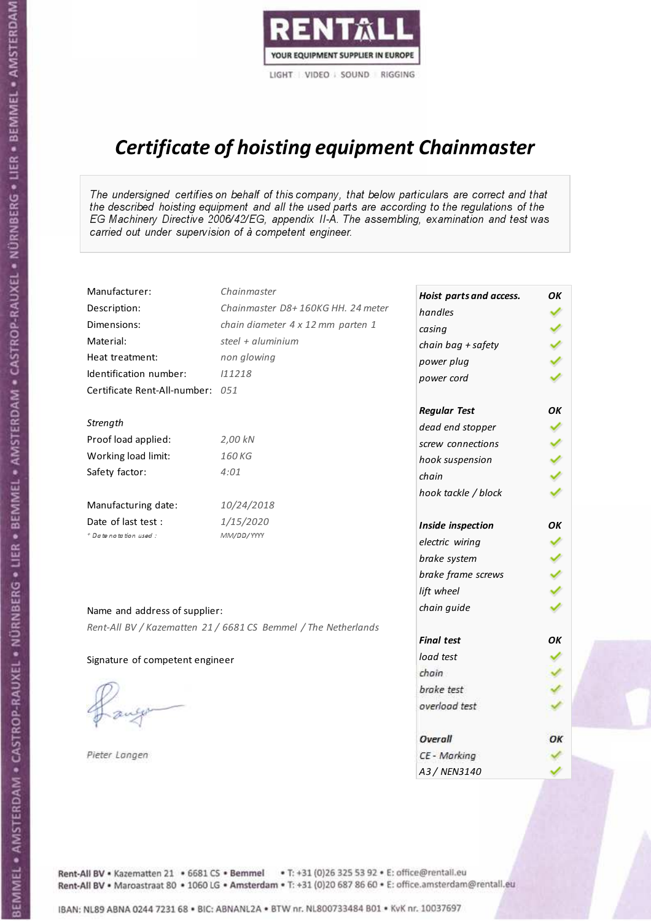RENTALL
YOUR EQUIPMENT SUPPLIER IN EUROPE
LIGHT | VIDEO | SOUND | RIGGING

# *Certificate of hoisting equipment Chainmaster*

*The undersigned certifies on behalf of this company, that below particulars are correct and that the described hoisting equipment and all the used parts are according to the regulations of the EG Machinery Directive 2006/42/EG, appendix II-A. The assembling, examination and test was carried out under supervision of à competent engineer.*

| | |
|---|---|
| Manufacturer: | *Chainmaster* |
| Description: | *Chainmaster D8+ 160KG HH. 24 meter* |
| Dimensions: | *chain diameter 4 x 12 mm parten 1* |
| Material: | *steel + aluminium* |
| Heat treatment: | *non glowing* |
| Identification number: | *I11218* |
| Certificate Rent-All-number: | *051* |

*Strength*

| | |
|---|---|
| Proof load applied: | *2,00 kN* |
| Working load limit: | *160 KG* |
| Safety factor: | *4:01* |

| | |
|---|---|
| Manufacturing date: | *10/24/2018* |
| Date of last test : | *1/15/2020* |
| *\* Date notation used :* | *MM/DD/YYYY* |

| ***Hoist parts and access.*** | ***OK*** |
|---|---|
| *handles* | ✓ |
| *casing* | ✓ |
| *chain bag + safety* | ✓ |
| *power plug* | ✓ |
| *power cord* | ✓ |
| ***Regular Test*** | ***OK*** |
| *dead end stopper* | ✓ |
| *screw connections* | ✓ |
| *hook suspension* | ✓ |
| *chain* | ✓ |
| *hook tackle / block* | ✓ |
| ***Inside inspection*** | ***OK*** |
| *electric wiring* | ✓ |
| *brake system* | ✓ |
| *brake frame screws* | ✓ |
| *lift wheel* | ✓ |
| *chain guide* | ✓ |
| ***Final test*** | ***OK*** |
| *load test* | ✓ |
| *chain* | ✓ |
| *brake test* | ✓ |
| *overload test* | ✓ |
| ***Overall*** | ***OK*** |
| *CE - Marking* | ✓ |
| *A3 / NEN3140* | ✓ |

Name and address of supplier:

*Rent-All BV / Kazematten 21 / 6681 CS Bemmel / The Netherlands*

Signature of competent engineer

*Pieter Langen*

Rent-All BV • Kazematten 21 • 6681 CS • **Bemmel** • T: +31 (0)26 325 53 92 • E: office@rentall.eu
Rent-All BV • Maroastraat 80 • 1060 LG • **Amsterdam** • T: +31 (0)20 687 86 60 • E: office.amsterdam@rentall.eu

IBAN: NL89 ABNA 0244 7231 68 • BIC: ABNANL2A • BTW nr. NL800733484 B01 • KvK nr. 10037697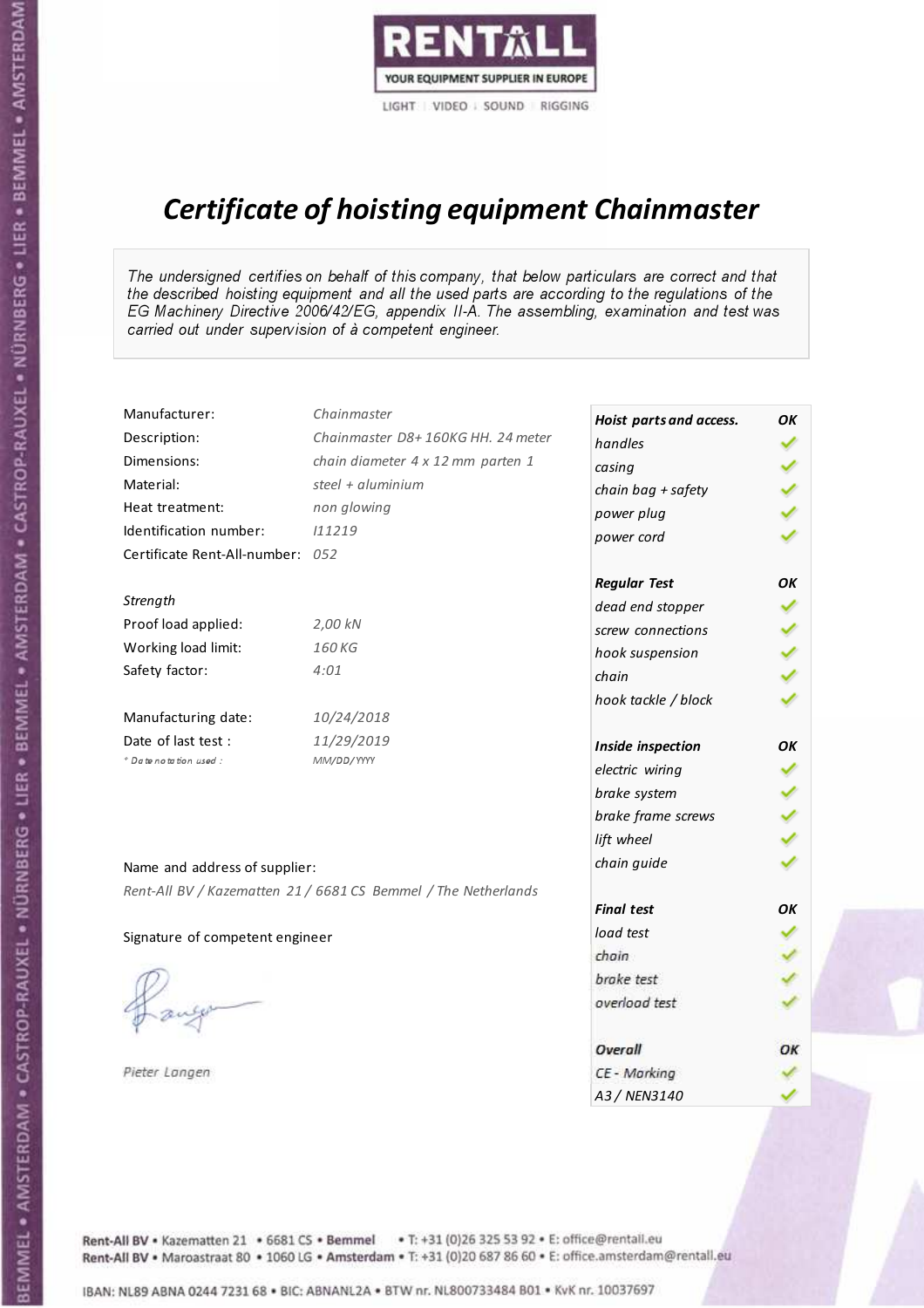RENTALL
YOUR EQUIPMENT SUPPLIER IN EUROPE
LIGHT | VIDEO | SOUND | RIGGING

# *Certificate of hoisting equipment Chainmaster*

*The undersigned certifies on behalf of this company, that below particulars are correct and that the described hoisting equipment and all the used parts are according to the regulations of the EG Machinery Directive 2006/42/EG, appendix II-A. The assembling, examination and test was carried out under supervision of à competent engineer.*

| | |
|---|---|
| Manufacturer: | *Chainmaster* |
| Description: | *Chainmaster D8+ 160KG HH. 24 meter* |
| Dimensions: | *chain diameter 4 x 12 mm parten 1* |
| Material: | *steel + aluminium* |
| Heat treatment: | *non glowing* |
| Identification number: | *I11219* |
| Certificate Rent-All-number: | *052* |

*Strength*

| | |
|---|---|
| Proof load applied: | *2,00 kN* |
| Working load limit: | *160 KG* |
| Safety factor: | *4:01* |

| | |
|---|---|
| Manufacturing date: | *10/24/2018* |
| Date of last test : | *11/29/2019* |
| *\* Date notation used :* | *MM/DD/YYYY* |

Name and address of supplier:

*Rent-All BV / Kazematten 21 / 6681 CS Bemmel / The Netherlands*

Signature of competent engineer

*Pieter Langen*

| ***Hoist parts and access.*** | ***OK*** |
|---|---|
| *handles* | ✓ |
| *casing* | ✓ |
| *chain bag + safety* | ✓ |
| *power plug* | ✓ |
| *power cord* | ✓ |
| ***Regular Test*** | ***OK*** |
| *dead end stopper* | ✓ |
| *screw connections* | ✓ |
| *hook suspension* | ✓ |
| *chain* | ✓ |
| *hook tackle / block* | ✓ |
| ***Inside inspection*** | ***OK*** |
| *electric wiring* | ✓ |
| *brake system* | ✓ |
| *brake frame screws* | ✓ |
| *lift wheel* | ✓ |
| *chain guide* | ✓ |
| ***Final test*** | ***OK*** |
| *load test* | ✓ |
| *chain* | ✓ |
| *brake test* | ✓ |
| *overload test* | ✓ |
| ***Overall*** | ***OK*** |
| *CE - Marking* | ✓ |
| *A3 / NEN3140* | ✓ |

Rent-All BV • Kazematten 21 • 6681 CS • **Bemmel** • T: +31 (0)26 325 53 92 • E: office@rentall.eu
Rent-All BV • Maroastraat 80 • 1060 LG • **Amsterdam** • T: +31 (0)20 687 86 60 • E: office.amsterdam@rentall.eu

IBAN: NL89 ABNA 0244 7231 68 • BIC: ABNANL2A • BTW nr. NL800733484 B01 • KvK nr. 10037697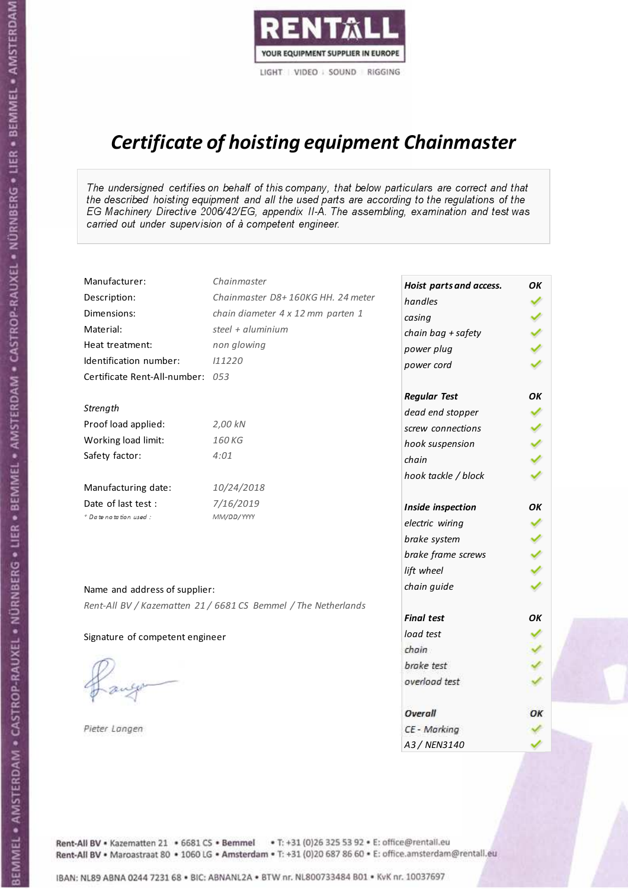RENTALL

YOUR EQUIPMENT SUPPLIER IN EUROPE

LIGHT | VIDEO | SOUND | RIGGING

# *Certificate of hoisting equipment Chainmaster*

*The undersigned certifies on behalf of this company, that below particulars are correct and that the described hoisting equipment and all the used parts are according to the regulations of the EG Machinery Directive 2006/42/EG, appendix II-A. The assembling, examination and test was carried out under supervision of à competent engineer.*

| | |
|---|---|
| Manufacturer: | *Chainmaster* |
| Description: | *Chainmaster D8+ 160KG HH. 24 meter* |
| Dimensions: | *chain diameter 4 x 12 mm parten 1* |
| Material: | *steel + aluminium* |
| Heat treatment: | *non glowing* |
| Identification number: | *I11220* |
| Certificate Rent-All-number: | *053* |

*Strength*

| | |
|---|---|
| Proof load applied: | *2,00 kN* |
| Working load limit: | *160 KG* |
| Safety factor: | *4:01* |

| | |
|---|---|
| Manufacturing date: | *10/24/2018* |
| Date of last test : | *7/16/2019* |
| * Date notation used : | *MM/DD/YYYY* |

| ***Hoist parts and access.*** | ***OK*** |
|---|---|
| *handles* | ✓ |
| *casing* | ✓ |
| *chain bag + safety* | ✓ |
| *power plug* | ✓ |
| *power cord* | ✓ |
| ***Regular Test*** | ***OK*** |
| *dead end stopper* | ✓ |
| *screw connections* | ✓ |
| *hook suspension* | ✓ |
| *chain* | ✓ |
| *hook tackle / block* | ✓ |
| ***Inside inspection*** | ***OK*** |
| *electric wiring* | ✓ |
| *brake system* | ✓ |
| *brake frame screws* | ✓ |
| *lift wheel* | ✓ |
| *chain guide* | ✓ |
| ***Final test*** | ***OK*** |
| *load test* | ✓ |
| *chain* | ✓ |
| *brake test* | ✓ |
| *overload test* | ✓ |
| ***Overall*** | ***OK*** |
| *CE - Marking* | ✓ |
| *A3 / NEN3140* | ✓ |

Name and address of supplier:

*Rent-All BV / Kazematten 21 / 6681 CS Bemmel / The Netherlands*

Signature of competent engineer

*Pieter Langen*

Rent-All BV • Kazematten 21 • 6681 CS • **Bemmel** • T: +31 (0)26 325 53 92 • E: office@rentall.eu
Rent-All BV • Maroastraat 80 • 1060 LG • **Amsterdam** • T: +31 (0)20 687 86 60 • E: office.amsterdam@rentall.eu

IBAN: NL89 ABNA 0244 7231 68 • BIC: ABNANL2A • BTW nr. NL800733484 B01 • KvK nr. 10037697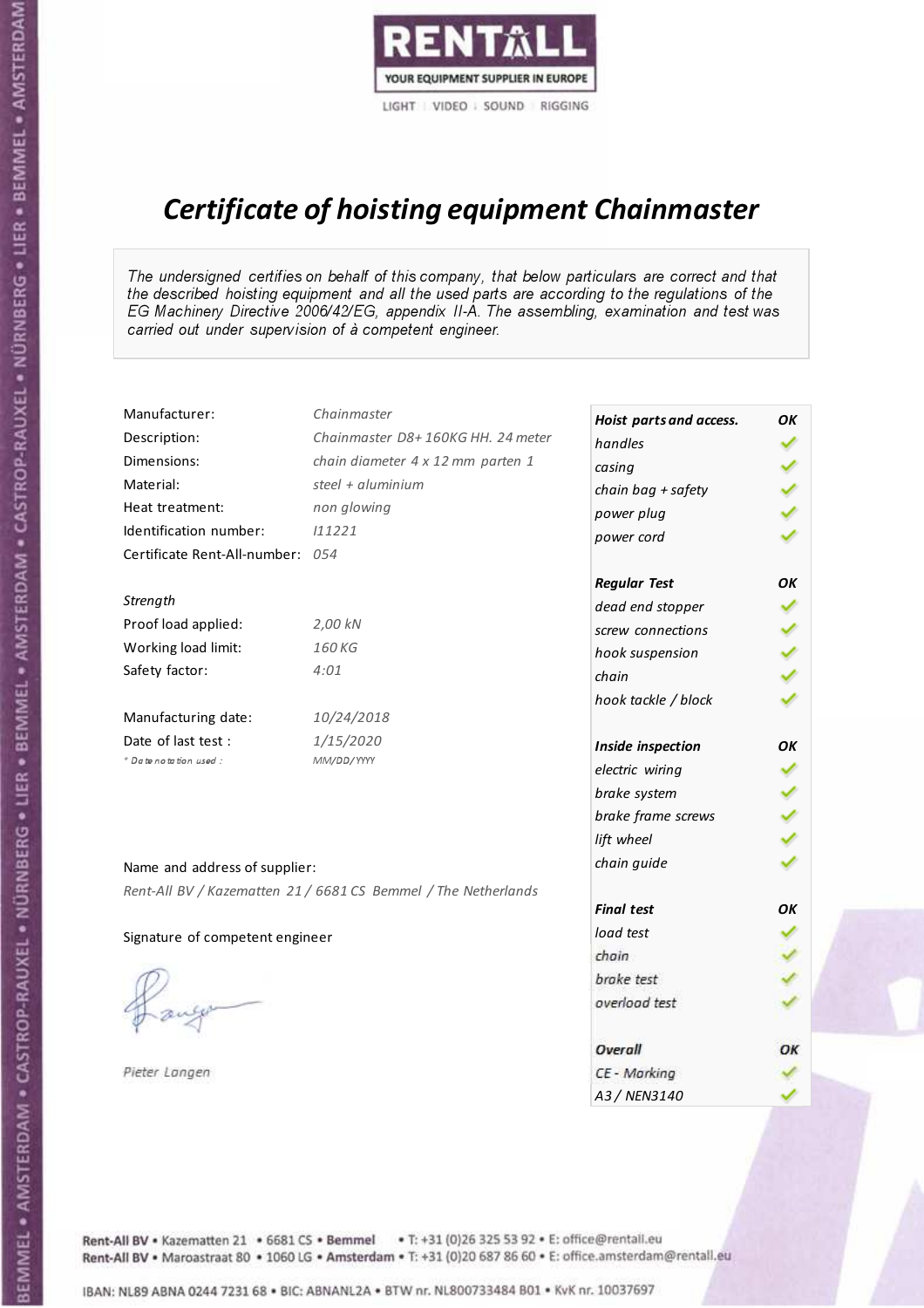RENTALL
YOUR EQUIPMENT SUPPLIER IN EUROPE
LIGHT | VIDEO | SOUND | RIGGING

# *Certificate of hoisting equipment Chainmaster*

*The undersigned certifies on behalf of this company, that below particulars are correct and that the described hoisting equipment and all the used parts are according to the regulations of the EG Machinery Directive 2006/42/EG, appendix II-A. The assembling, examination and test was carried out under supervision of à competent engineer.*

| | |
|---|---|
| Manufacturer: | *Chainmaster* |
| Description: | *Chainmaster D8+ 160KG HH. 24 meter* |
| Dimensions: | *chain diameter 4 x 12 mm parten 1* |
| Material: | *steel + aluminium* |
| Heat treatment: | *non glowing* |
| Identification number: | *I11221* |
| Certificate Rent-All-number: | *054* |

*Strength*

| | |
|---|---|
| Proof load applied: | *2,00 kN* |
| Working load limit: | *160 KG* |
| Safety factor: | *4:01* |

| | |
|---|---|
| Manufacturing date: | *10/24/2018* |
| Date of last test : | *1/15/2020* |
| *\* Date notation used :* | *MM/DD/YYYY* |

Name and address of supplier:

*Rent-All BV / Kazematten 21 / 6681 CS Bemmel / The Netherlands*

Signature of competent engineer

*Pieter Langen*

| ***Hoist parts and access.*** | ***OK*** |
|---|---|
| *handles* | ✓ |
| *casing* | ✓ |
| *chain bag + safety* | ✓ |
| *power plug* | ✓ |
| *power cord* | ✓ |
| ***Regular Test*** | ***OK*** |
| *dead end stopper* | ✓ |
| *screw connections* | ✓ |
| *hook suspension* | ✓ |
| *chain* | ✓ |
| *hook tackle / block* | ✓ |
| ***Inside inspection*** | ***OK*** |
| *electric wiring* | ✓ |
| *brake system* | ✓ |
| *brake frame screws* | ✓ |
| *lift wheel* | ✓ |
| *chain guide* | ✓ |
| ***Final test*** | ***OK*** |
| *load test* | ✓ |
| *chain* | ✓ |
| *brake test* | ✓ |
| *overload test* | ✓ |
| ***Overall*** | ***OK*** |
| *CE - Marking* | ✓ |
| *A3 / NEN3140* | ✓ |

Rent-All BV • Kazematten 21 • 6681 CS • **Bemmel** • T: +31 (0)26 325 53 92 • E: office@rentall.eu
Rent-All BV • Maroastraat 80 • 1060 LG • **Amsterdam** • T: +31 (0)20 687 86 60 • E: office.amsterdam@rentall.eu

IBAN: NL89 ABNA 0244 7231 68 • BIC: ABNANL2A • BTW nr. NL800733484 B01 • KvK nr. 10037697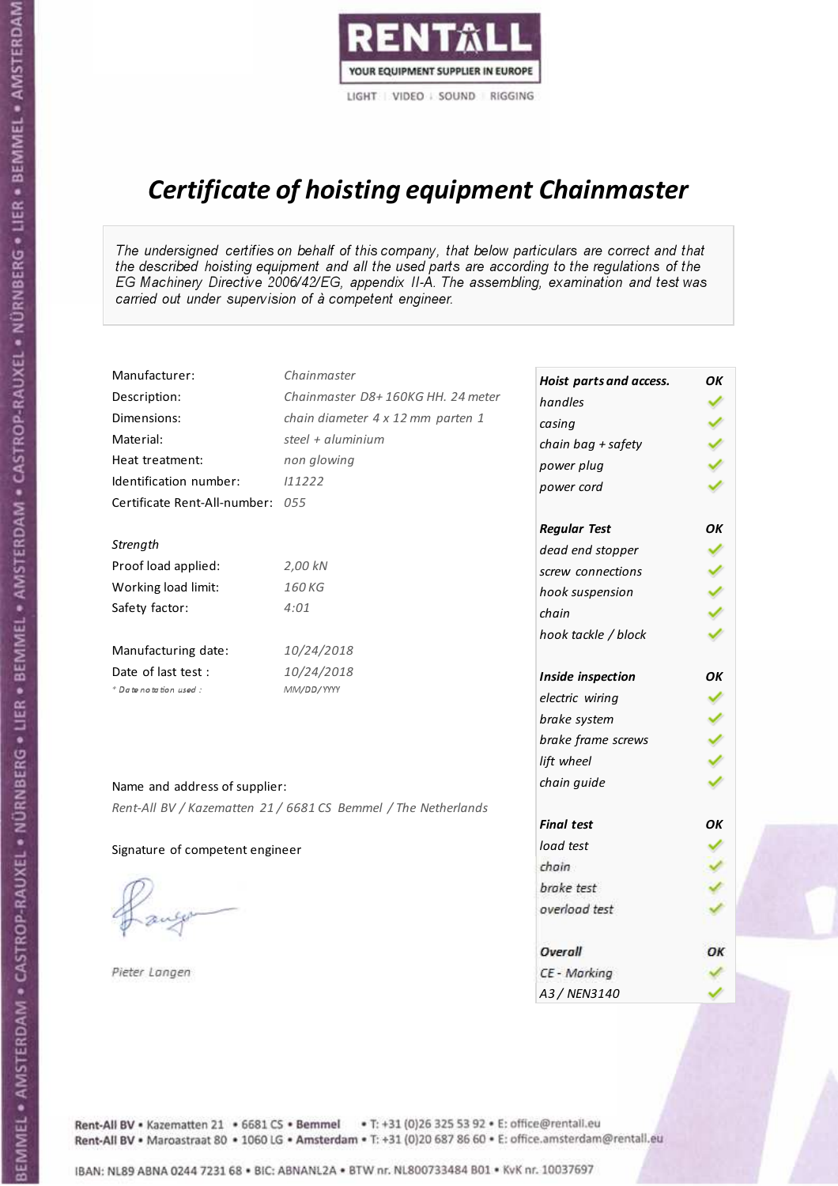RENTALL
YOUR EQUIPMENT SUPPLIER IN EUROPE
LIGHT | VIDEO | SOUND | RIGGING

# *Certificate of hoisting equipment Chainmaster*

*The undersigned certifies on behalf of this company, that below particulars are correct and that the described hoisting equipment and all the used parts are according to the regulations of the EG Machinery Directive 2006/42/EG, appendix II-A. The assembling, examination and test was carried out under supervision of à competent engineer.*

| | |
|---|---|
| Manufacturer: | *Chainmaster* |
| Description: | *Chainmaster D8+ 160KG HH. 24 meter* |
| Dimensions: | *chain diameter 4 x 12 mm parten 1* |
| Material: | *steel + aluminium* |
| Heat treatment: | *non glowing* |
| Identification number: | *I11222* |
| Certificate Rent-All-number: | *055* |

*Strength*

| | |
|---|---|
| Proof load applied: | *2,00 kN* |
| Working load limit: | *160 KG* |
| Safety factor: | *4:01* |

| | |
|---|---|
| Manufacturing date: | *10/24/2018* |
| Date of last test : | *10/24/2018* |
| *\* Date notation used :* | *MM/DD/YYYY* |

| ***Hoist parts and access.*** | ***OK*** |
|---|---|
| *handles* | ✓ |
| *casing* | ✓ |
| *chain bag + safety* | ✓ |
| *power plug* | ✓ |
| *power cord* | ✓ |
| ***Regular Test*** | ***OK*** |
| *dead end stopper* | ✓ |
| *screw connections* | ✓ |
| *hook suspension* | ✓ |
| *chain* | ✓ |
| *hook tackle / block* | ✓ |
| ***Inside inspection*** | ***OK*** |
| *electric wiring* | ✓ |
| *brake system* | ✓ |
| *brake frame screws* | ✓ |
| *lift wheel* | ✓ |
| *chain guide* | ✓ |
| ***Final test*** | ***OK*** |
| *load test* | ✓ |
| *chain* | ✓ |
| *brake test* | ✓ |
| *overload test* | ✓ |
| ***Overall*** | ***OK*** |
| *CE - Marking* | ✓ |
| *A3 / NEN3140* | ✓ |

Name and address of supplier:

*Rent-All BV / Kazematten 21 / 6681 CS Bemmel / The Netherlands*

Signature of competent engineer

*Pieter Langen*

Rent-All BV • Kazematten 21 • 6681 CS • **Bemmel** • T: +31 (0)26 325 53 92 • E: office@rentall.eu
Rent-All BV • Maroastraat 80 • 1060 LG • **Amsterdam** • T: +31 (0)20 687 86 60 • E: office.amsterdam@rentall.eu

IBAN: NL89 ABNA 0244 7231 68 • BIC: ABNANL2A • BTW nr. NL800733484 B01 • KvK nr. 10037697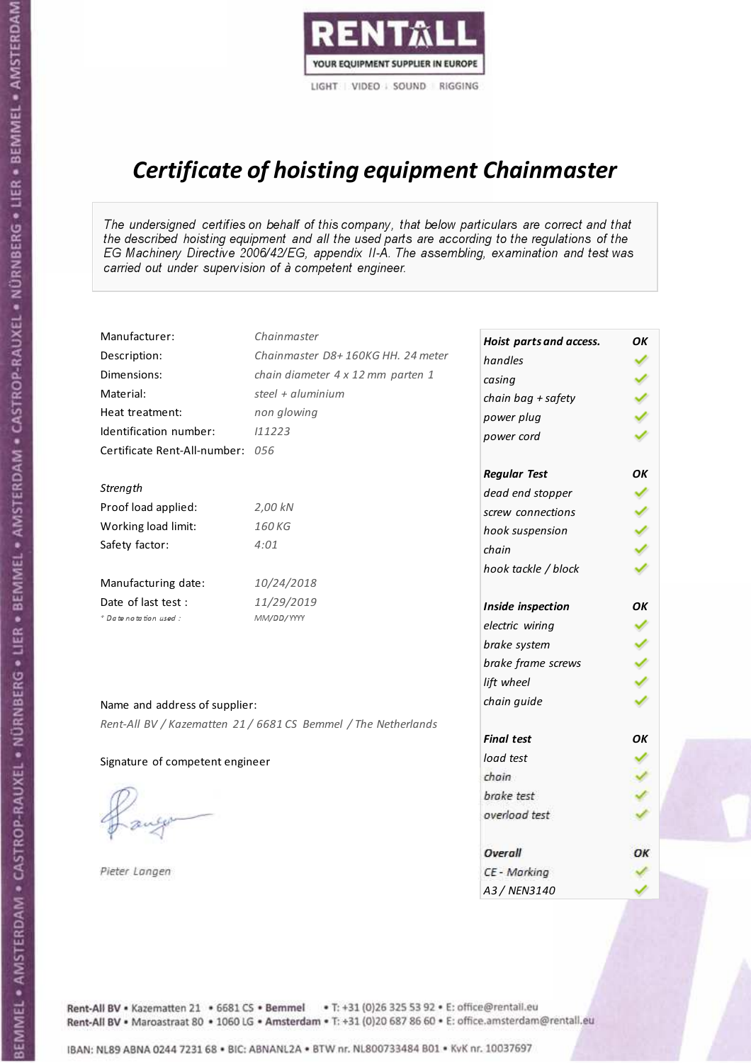RENTALL
YOUR EQUIPMENT SUPPLIER IN EUROPE
LIGHT | VIDEO | SOUND | RIGGING

# *Certificate of hoisting equipment Chainmaster*

*The undersigned certifies on behalf of this company, that below particulars are correct and that the described hoisting equipment and all the used parts are according to the regulations of the EG Machinery Directive 2006/42/EG, appendix II-A. The assembling, examination and test was carried out under supervision of à competent engineer.*

| | |
|---|---|
| Manufacturer: | *Chainmaster* |
| Description: | *Chainmaster D8+ 160KG HH. 24 meter* |
| Dimensions: | *chain diameter 4 x 12 mm parten 1* |
| Material: | *steel + aluminium* |
| Heat treatment: | *non glowing* |
| Identification number: | *I11223* |
| Certificate Rent-All-number: | *056* |

*Strength*

| | |
|---|---|
| Proof load applied: | *2,00 kN* |
| Working load limit: | *160 KG* |
| Safety factor: | *4:01* |

| | |
|---|---|
| Manufacturing date: | *10/24/2018* |
| Date of last test : | *11/29/2019* |
| * *Date notation used :* | *MM/DD/YYYY* |

Name and address of supplier:

*Rent-All BV / Kazematten 21 / 6681 CS Bemmel / The Netherlands*

Signature of competent engineer

*Pieter Langen*

| ***Hoist parts and access.*** | ***OK*** |
|---|---|
| *handles* | ✓ |
| *casing* | ✓ |
| *chain bag + safety* | ✓ |
| *power plug* | ✓ |
| *power cord* | ✓ |
| ***Regular Test*** | ***OK*** |
| *dead end stopper* | ✓ |
| *screw connections* | ✓ |
| *hook suspension* | ✓ |
| *chain* | ✓ |
| *hook tackle / block* | ✓ |
| ***Inside inspection*** | ***OK*** |
| *electric wiring* | ✓ |
| *brake system* | ✓ |
| *brake frame screws* | ✓ |
| *lift wheel* | ✓ |
| *chain guide* | ✓ |
| ***Final test*** | ***OK*** |
| *load test* | ✓ |
| *chain* | ✓ |
| *brake test* | ✓ |
| *overload test* | ✓ |
| ***Overall*** | ***OK*** |
| *CE - Marking* | ✓ |
| *A3 / NEN3140* | ✓ |

Rent-All BV • Kazematten 21 • 6681 CS • **Bemmel** • T: +31 (0)26 325 53 92 • E: office@rentall.eu
Rent-All BV • Maroastraat 80 • 1060 LG • **Amsterdam** • T: +31 (0)20 687 86 60 • E: office.amsterdam@rentall.eu

IBAN: NL89 ABNA 0244 7231 68 • BIC: ABNANL2A • BTW nr. NL800733484 B01 • KvK nr. 10037697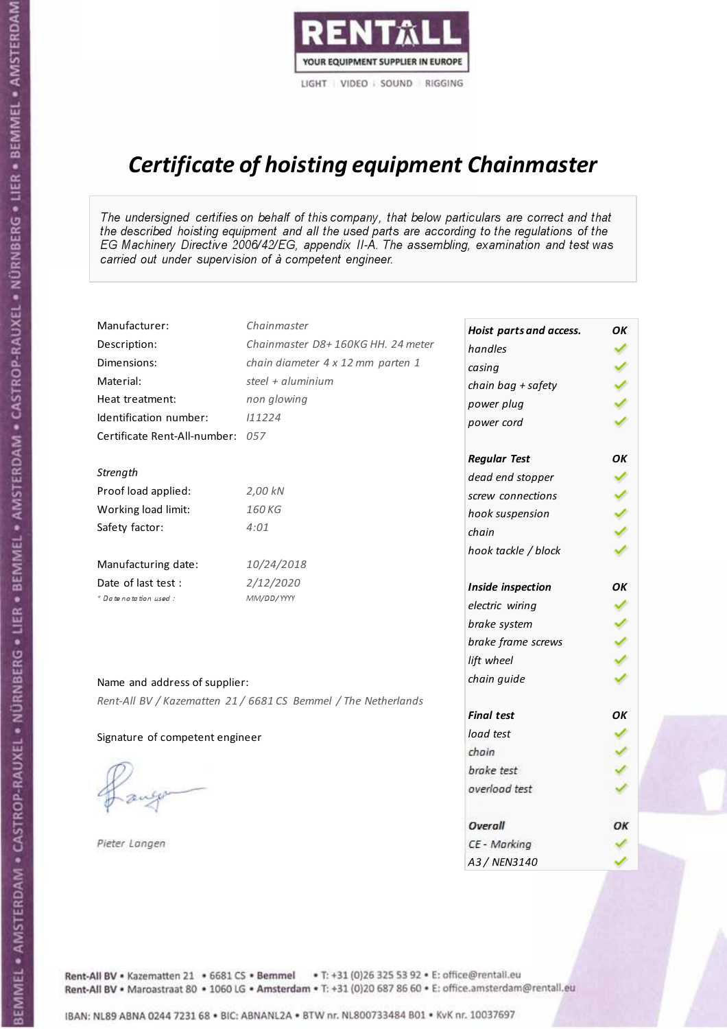RENTALL
YOUR EQUIPMENT SUPPLIER IN EUROPE
LIGHT | VIDEO | SOUND | RIGGING

# *Certificate of hoisting equipment Chainmaster*

*The undersigned certifies on behalf of this company, that below particulars are correct and that the described hoisting equipment and all the used parts are according to the regulations of the EG Machinery Directive 2006/42/EG, appendix II-A. The assembling, examination and test was carried out under supervision of à competent engineer.*

| | |
|---|---|
| Manufacturer: | *Chainmaster* |
| Description: | *Chainmaster D8+ 160KG HH. 24 meter* |
| Dimensions: | *chain diameter 4 x 12 mm parten 1* |
| Material: | *steel + aluminium* |
| Heat treatment: | *non glowing* |
| Identification number: | *I11224* |
| Certificate Rent-All-number: | *057* |

*Strength*

| | |
|---|---|
| Proof load applied: | *2,00 kN* |
| Working load limit: | *160 KG* |
| Safety factor: | *4:01* |

| | |
|---|---|
| Manufacturing date: | *10/24/2018* |
| Date of last test : | *2/12/2020* |
| *\* Date notation used :* | *MM/DD/YYYY* |

Name and address of supplier:

*Rent-All BV / Kazematten 21 / 6681 CS Bemmel / The Netherlands*

Signature of competent engineer

*Pieter Langen*

| ***Hoist parts and access.*** | ***OK*** |
|---|---|
| *handles* | ✓ |
| *casing* | ✓ |
| *chain bag + safety* | ✓ |
| *power plug* | ✓ |
| *power cord* | ✓ |
| ***Regular Test*** | ***OK*** |
| *dead end stopper* | ✓ |
| *screw connections* | ✓ |
| *hook suspension* | ✓ |
| *chain* | ✓ |
| *hook tackle / block* | ✓ |
| ***Inside inspection*** | ***OK*** |
| *electric wiring* | ✓ |
| *brake system* | ✓ |
| *brake frame screws* | ✓ |
| *lift wheel* | ✓ |
| *chain guide* | ✓ |
| ***Final test*** | ***OK*** |
| *load test* | ✓ |
| *chain* | ✓ |
| *brake test* | ✓ |
| *overload test* | ✓ |
| ***Overall*** | ***OK*** |
| *CE - Marking* | ✓ |
| *A3 / NEN3140* | ✓ |

Rent-All BV • Kazematten 21 • 6681 CS • **Bemmel** • T: +31 (0)26 325 53 92 • E: office@rentall.eu
Rent-All BV • Maroastraat 80 • 1060 LG • **Amsterdam** • T: +31 (0)20 687 86 60 • E: office.amsterdam@rentall.eu

IBAN: NL89 ABNA 0244 7231 68 • BIC: ABNANL2A • BTW nr. NL800733484 B01 • KvK nr. 10037697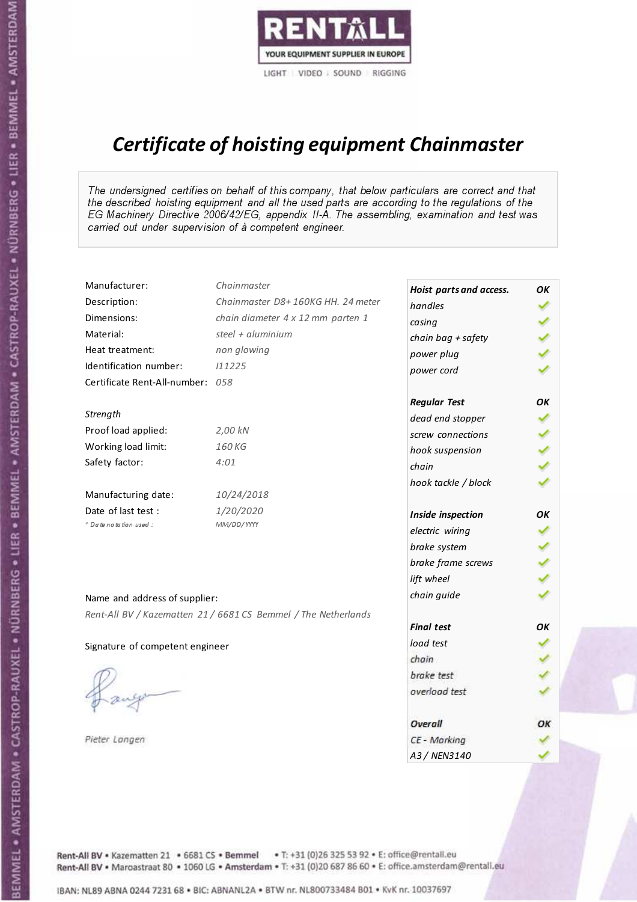RENTALL

YOUR EQUIPMENT SUPPLIER IN EUROPE

LIGHT | VIDEO | SOUND | RIGGING

# Certificate of hoisting equipment Chainmaster

*The undersigned certifies on behalf of this company, that below particulars are correct and that the described hoisting equipment and all the used parts are according to the regulations of the EG Machinery Directive 2006/42/EG, appendix II-A. The assembling, examination and test was carried out under supervision of à competent engineer.*

| | |
|---|---|
| Manufacturer: | *Chainmaster* |
| Description: | *Chainmaster D8+ 160KG HH. 24 meter* |
| Dimensions: | *chain diameter 4 x 12 mm parten 1* |
| Material: | *steel + aluminium* |
| Heat treatment: | *non glowing* |
| Identification number: | *I11225* |
| Certificate Rent-All-number: | *058* |

*Strength*

| | |
|---|---|
| Proof load applied: | *2,00 kN* |
| Working load limit: | *160 KG* |
| Safety factor: | *4:01* |

| | |
|---|---|
| Manufacturing date: | *10/24/2018* |
| Date of last test : | *1/20/2020* |
| *\* Date notation used :* | *MM/DD/YYYY* |

| *Hoist parts and access.* | *OK* |
|---|---|
| *handles* | ✓ |
| *casing* | ✓ |
| *chain bag + safety* | ✓ |
| *power plug* | ✓ |
| *power cord* | ✓ |
| ***Regular Test*** | ***OK*** |
| *dead end stopper* | ✓ |
| *screw connections* | ✓ |
| *hook suspension* | ✓ |
| *chain* | ✓ |
| *hook tackle / block* | ✓ |
| ***Inside inspection*** | ***OK*** |
| *electric wiring* | ✓ |
| *brake system* | ✓ |
| *brake frame screws* | ✓ |
| *lift wheel* | ✓ |
| *chain guide* | ✓ |
| ***Final test*** | ***OK*** |
| *load test* | ✓ |
| *chain* | ✓ |
| *brake test* | ✓ |
| *overload test* | ✓ |
| ***Overall*** | ***OK*** |
| *CE - Marking* | ✓ |
| *A3 / NEN3140* | ✓ |

Name and address of supplier:

*Rent-All BV / Kazematten 21 / 6681 CS Bemmel / The Netherlands*

Signature of competent engineer

*Pieter Langen*

Rent-All BV • Kazematten 21 • 6681 CS • **Bemmel** • T: +31 (0)26 325 53 92 • E: office@rentall.eu
Rent-All BV • Maroastraat 80 • 1060 LG • **Amsterdam** • T: +31 (0)20 687 86 60 • E: office.amsterdam@rentall.eu

IBAN: NL89 ABNA 0244 7231 68 • BIC: ABNANL2A • BTW nr. NL800733484 B01 • KvK nr. 10037697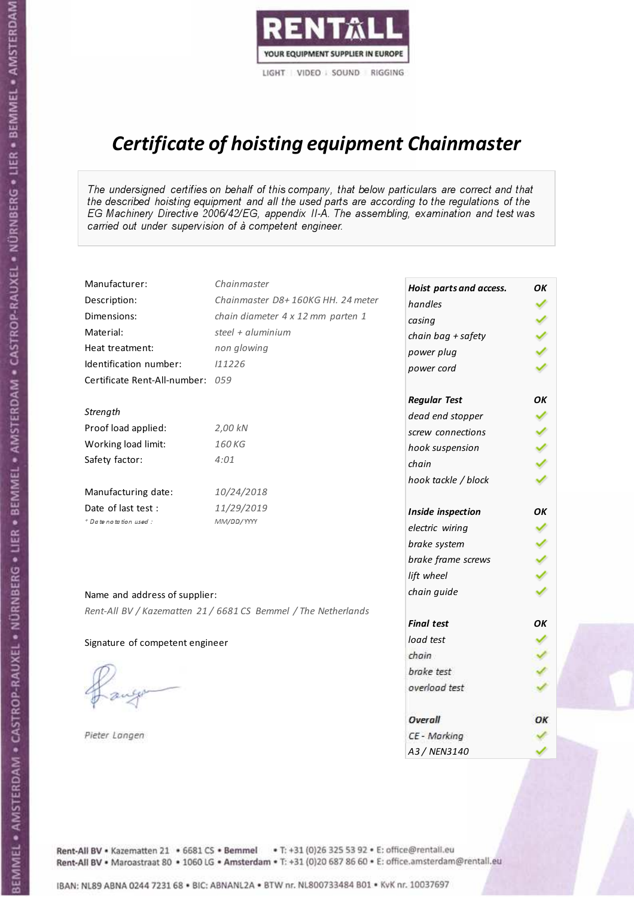RENTALL

YOUR EQUIPMENT SUPPLIER IN EUROPE

LIGHT | VIDEO | SOUND | RIGGING

# *Certificate of hoisting equipment Chainmaster*

*The undersigned certifies on behalf of this company, that below particulars are correct and that the described hoisting equipment and all the used parts are according to the regulations of the EG Machinery Directive 2006/42/EG, appendix II-A. The assembling, examination and test was carried out under supervision of à competent engineer.*

| | |
|---|---|
| Manufacturer: | *Chainmaster* |
| Description: | *Chainmaster D8+ 160KG HH. 24 meter* |
| Dimensions: | *chain diameter 4 x 12 mm parten 1* |
| Material: | *steel + aluminium* |
| Heat treatment: | *non glowing* |
| Identification number: | *I11226* |
| Certificate Rent-All-number: | *059* |

*Strength*

| | |
|---|---|
| Proof load applied: | *2,00 kN* |
| Working load limit: | *160 KG* |
| Safety factor: | *4:01* |

| | |
|---|---|
| Manufacturing date: | *10/24/2018* |
| Date of last test : | *11/29/2019* |
| * Date notation used : | *MM/DD/YYYY* |

| Hoist parts and access. | OK |
|---|---|
| handles | ✓ |
| casing | ✓ |
| chain bag + safety | ✓ |
| power plug | ✓ |
| power cord | ✓ |
| **Regular Test** | **OK** |
| dead end stopper | ✓ |
| screw connections | ✓ |
| hook suspension | ✓ |
| chain | ✓ |
| hook tackle / block | ✓ |
| **Inside inspection** | **OK** |
| electric wiring | ✓ |
| brake system | ✓ |
| brake frame screws | ✓ |
| lift wheel | ✓ |
| chain guide | ✓ |
| **Final test** | **OK** |
| load test | ✓ |
| chain | ✓ |
| brake test | ✓ |
| overload test | ✓ |
| **Overall** | **OK** |
| CE - Marking | ✓ |
| A3 / NEN3140 | ✓ |

Name and address of supplier:

*Rent-All BV / Kazematten 21 / 6681 CS Bemmel / The Netherlands*

Signature of competent engineer

*Pieter Langen*

Rent-All BV • Kazematten 21 • 6681 CS • **Bemmel** • T: +31 (0)26 325 53 92 • E: office@rentall.eu
Rent-All BV • Maroastraat 80 • 1060 LG • **Amsterdam** • T: +31 (0)20 687 86 60 • E: office.amsterdam@rentall.eu

IBAN: NL89 ABNA 0244 7231 68 • BIC: ABNANL2A • BTW nr. NL800733484 B01 • KvK nr. 10037697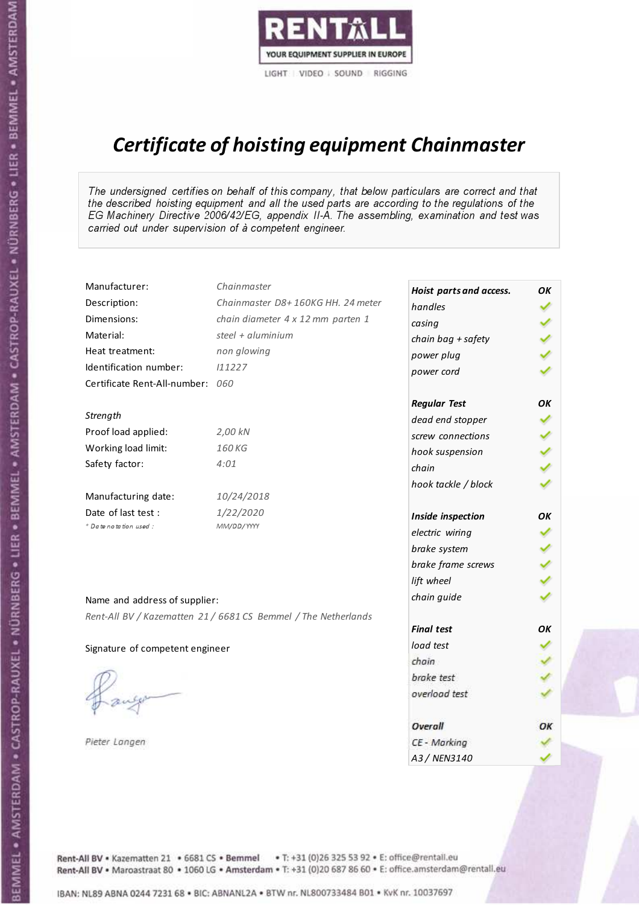RENTALL

YOUR EQUIPMENT SUPPLIER IN EUROPE

LIGHT | VIDEO | SOUND | RIGGING

# *Certificate of hoisting equipment Chainmaster*

*The undersigned certifies on behalf of this company, that below particulars are correct and that the described hoisting equipment and all the used parts are according to the regulations of the EG Machinery Directive 2006/42/EG, appendix II-A. The assembling, examination and test was carried out under supervision of à competent engineer.*

| | |
|---|---|
| Manufacturer: | *Chainmaster* |
| Description: | *Chainmaster D8+ 160KG HH. 24 meter* |
| Dimensions: | *chain diameter 4 x 12 mm parten 1* |
| Material: | *steel + aluminium* |
| Heat treatment: | *non glowing* |
| Identification number: | *I11227* |
| Certificate Rent-All-number: | *060* |

*Strength*

| | |
|---|---|
| Proof load applied: | *2,00 kN* |
| Working load limit: | *160 KG* |
| Safety factor: | *4:01* |

| | |
|---|---|
| Manufacturing date: | *10/24/2018* |
| Date of last test : | *1/22/2020* |
| * *Date notation used :* | *MM/DD/YYYY* |

Name and address of supplier:

*Rent-All BV / Kazematten 21 / 6681 CS Bemmel / The Netherlands*

Signature of competent engineer

*Pieter Langen*

| ***Hoist parts and access.*** | ***OK*** |
|---|---|
| *handles* | ✓ |
| *casing* | ✓ |
| *chain bag + safety* | ✓ |
| *power plug* | ✓ |
| *power cord* | ✓ |
| ***Regular Test*** | ***OK*** |
| *dead end stopper* | ✓ |
| *screw connections* | ✓ |
| *hook suspension* | ✓ |
| *chain* | ✓ |
| *hook tackle / block* | ✓ |
| ***Inside inspection*** | ***OK*** |
| *electric wiring* | ✓ |
| *brake system* | ✓ |
| *brake frame screws* | ✓ |
| *lift wheel* | ✓ |
| *chain guide* | ✓ |
| ***Final test*** | ***OK*** |
| *load test* | ✓ |
| *chain* | ✓ |
| *brake test* | ✓ |
| *overload test* | ✓ |
| ***Overall*** | ***OK*** |
| *CE - Marking* | ✓ |
| *A3 / NEN3140* | ✓ |

Rent-All BV • Kazematten 21 • 6681 CS • **Bemmel** • T: +31 (0)26 325 53 92 • E: office@rentall.eu
Rent-All BV • Maroastraat 80 • 1060 LG • **Amsterdam** • T: +31 (0)20 687 86 60 • E: office.amsterdam@rentall.eu

IBAN: NL89 ABNA 0244 7231 68 • BIC: ABNANL2A • BTW nr. NL800733484 B01 • KvK nr. 10037697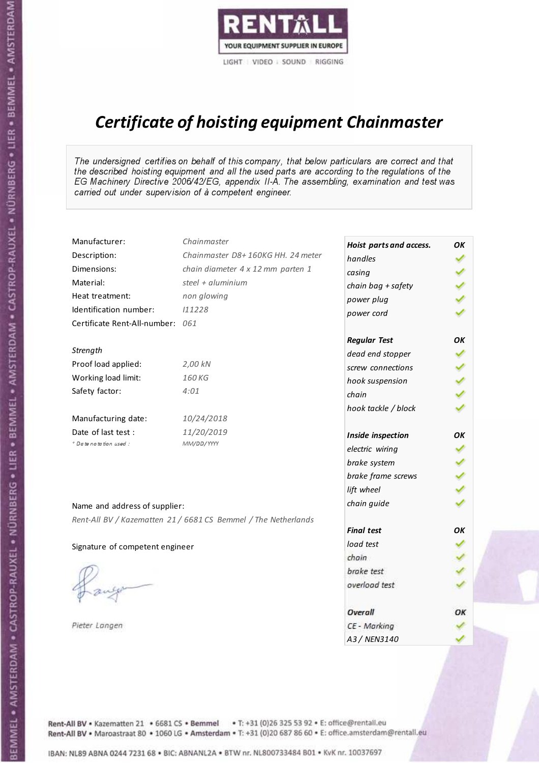RENTALL

YOUR EQUIPMENT SUPPLIER IN EUROPE

LIGHT | VIDEO | SOUND | RIGGING

# *Certificate of hoisting equipment Chainmaster*

*The undersigned certifies on behalf of this company, that below particulars are correct and that the described hoisting equipment and all the used parts are according to the regulations of the EG Machinery Directive 2006/42/EG, appendix II-A. The assembling, examination and test was carried out under supervision of à competent engineer.*

| | |
|---|---|
| Manufacturer: | *Chainmaster* |
| Description: | *Chainmaster D8+ 160KG HH. 24 meter* |
| Dimensions: | *chain diameter 4 x 12 mm parten 1* |
| Material: | *steel + aluminium* |
| Heat treatment: | *non glowing* |
| Identification number: | *I11228* |
| Certificate Rent-All-number: | *061* |

*Strength*

| | |
|---|---|
| Proof load applied: | *2,00 kN* |
| Working load limit: | *160 KG* |
| Safety factor: | *4:01* |

| | |
|---|---|
| Manufacturing date: | *10/24/2018* |
| Date of last test : | *11/20/2019* |
| *\* Date notation used :* | *MM/DD/YYYY* |

Name and address of supplier:

*Rent-All BV / Kazematten 21 / 6681 CS Bemmel / The Netherlands*

Signature of competent engineer

*Pieter Langen*

| ***Hoist parts and access.*** | ***OK*** |
|---|---|
| *handles* | ✓ |
| *casing* | ✓ |
| *chain bag + safety* | ✓ |
| *power plug* | ✓ |
| *power cord* | ✓ |
| ***Regular Test*** | ***OK*** |
| *dead end stopper* | ✓ |
| *screw connections* | ✓ |
| *hook suspension* | ✓ |
| *chain* | ✓ |
| *hook tackle / block* | ✓ |
| ***Inside inspection*** | ***OK*** |
| *electric wiring* | ✓ |
| *brake system* | ✓ |
| *brake frame screws* | ✓ |
| *lift wheel* | ✓ |
| *chain guide* | ✓ |
| ***Final test*** | ***OK*** |
| *load test* | ✓ |
| *chain* | ✓ |
| *brake test* | ✓ |
| *overload test* | ✓ |
| ***Overall*** | ***OK*** |
| *CE - Marking* | ✓ |
| *A3 / NEN3140* | ✓ |

Rent-All BV • Kazematten 21 • 6681 CS • **Bemmel** • T: +31 (0)26 325 53 92 • E: office@rentall.eu
Rent-All BV • Maroastraat 80 • 1060 LG • **Amsterdam** • T: +31 (0)20 687 86 60 • E: office.amsterdam@rentall.eu

IBAN: NL89 ABNA 0244 7231 68 • BIC: ABNANL2A • BTW nr. NL800733484 B01 • KvK nr. 10037697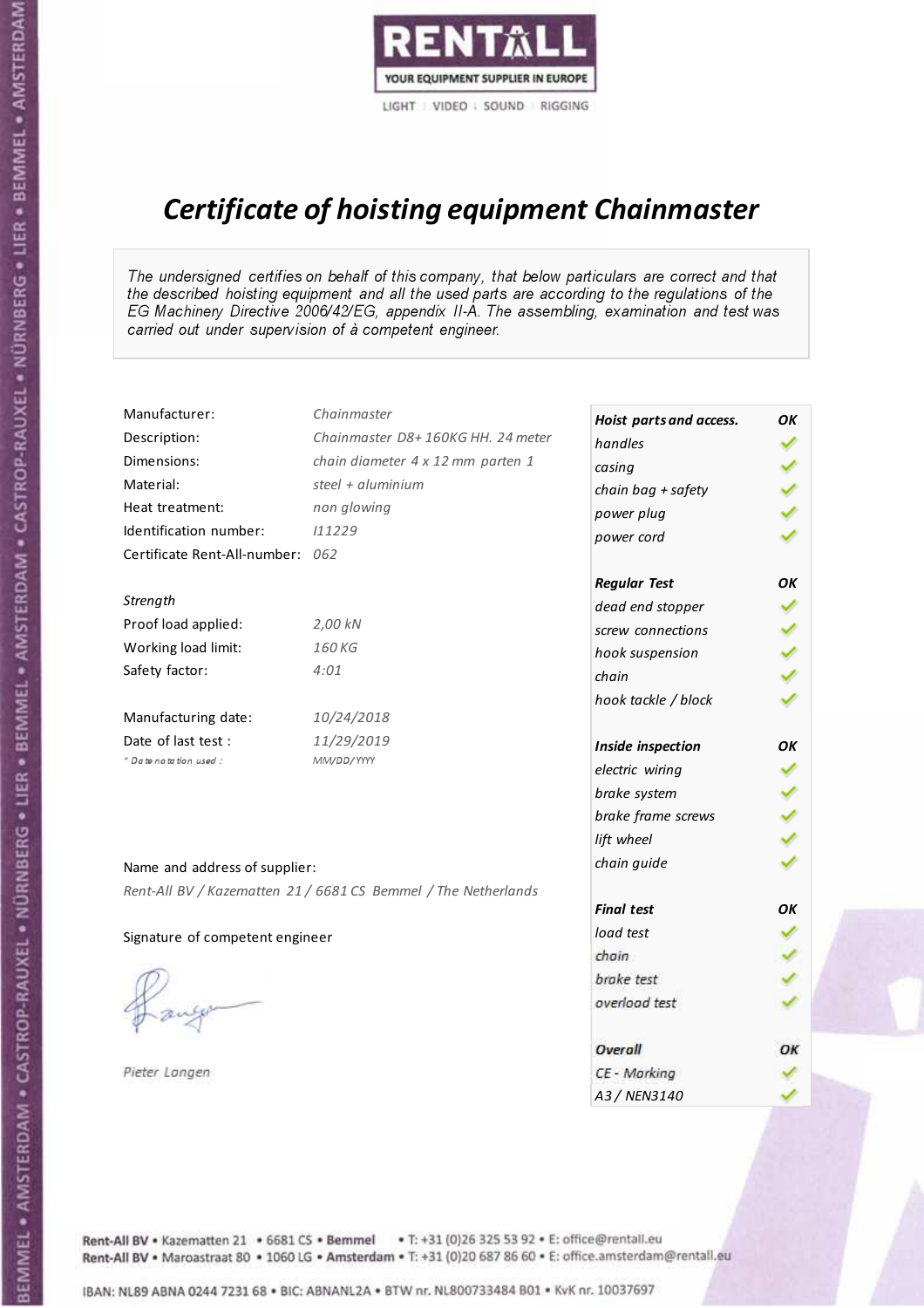RENTALL

YOUR EQUIPMENT SUPPLIER IN EUROPE

LIGHT | VIDEO | SOUND | RIGGING

# *Certificate of hoisting equipment Chainmaster*

*The undersigned certifies on behalf of this company, that below particulars are correct and that the described hoisting equipment and all the used parts are according to the regulations of the EG Machinery Directive 2006/42/EG, appendix II-A. The assembling, examination and test was carried out under supervision of à competent engineer.*

| | |
|---|---|
| Manufacturer: | *Chainmaster* |
| Description: | *Chainmaster D8+ 160KG HH. 24 meter* |
| Dimensions: | *chain diameter 4 x 12 mm parten 1* |
| Material: | *steel + aluminium* |
| Heat treatment: | *non glowing* |
| Identification number: | *I11229* |
| Certificate Rent-All-number: | *062* |

*Strength*

| | |
|---|---|
| Proof load applied: | *2,00 kN* |
| Working load limit: | *160 KG* |
| Safety factor: | *4:01* |

| | |
|---|---|
| Manufacturing date: | *10/24/2018* |
| Date of last test : | *11/29/2019* |
| *\* Date notation used :* | *MM/DD/YYYY* |

Name and address of supplier:

*Rent-All BV / Kazematten 21 / 6681 CS Bemmel / The Netherlands*

Signature of competent engineer

*Pieter Langen*

| ***Hoist parts and access.*** | ***OK*** |
|---|---|
| *handles* | ✓ |
| *casing* | ✓ |
| *chain bag + safety* | ✓ |
| *power plug* | ✓ |
| *power cord* | ✓ |
| ***Regular Test*** | ***OK*** |
| *dead end stopper* | ✓ |
| *screw connections* | ✓ |
| *hook suspension* | ✓ |
| *chain* | ✓ |
| *hook tackle / block* | ✓ |
| ***Inside inspection*** | ***OK*** |
| *electric wiring* | ✓ |
| *brake system* | ✓ |
| *brake frame screws* | ✓ |
| *lift wheel* | ✓ |
| *chain guide* | ✓ |
| ***Final test*** | ***OK*** |
| *load test* | ✓ |
| *chain* | ✓ |
| *brake test* | ✓ |
| *overload test* | ✓ |
| ***Overall*** | ***OK*** |
| *CE - Marking* | ✓ |
| *A3 / NEN3140* | ✓ |

Rent-All BV • Kazematten 21 • 6681 CS • **Bemmel** • T: +31 (0)26 325 53 92 • E: office@rentall.eu
Rent-All BV • Maroastraat 80 • 1060 LG • **Amsterdam** • T: +31 (0)20 687 86 60 • E: office.amsterdam@rentall.eu

IBAN: NL89 ABNA 0244 7231 68 • BIC: ABNANL2A • BTW nr. NL800733484 B01 • KvK nr. 10037697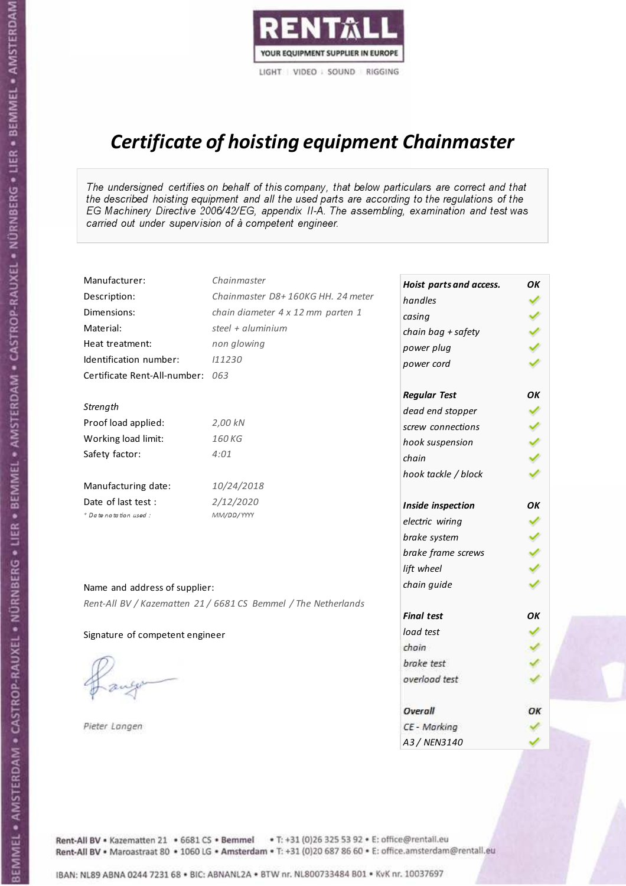RENTALL
YOUR EQUIPMENT SUPPLIER IN EUROPE
LIGHT | VIDEO | SOUND | RIGGING

# *Certificate of hoisting equipment Chainmaster*

*The undersigned certifies on behalf of this company, that below particulars are correct and that the described hoisting equipment and all the used parts are according to the regulations of the EG Machinery Directive 2006/42/EG, appendix II-A. The assembling, examination and test was carried out under supervision of à competent engineer.*

| | |
|---|---|
| Manufacturer: | *Chainmaster* |
| Description: | *Chainmaster D8+ 160KG HH. 24 meter* |
| Dimensions: | *chain diameter 4 x 12 mm parten 1* |
| Material: | *steel + aluminium* |
| Heat treatment: | *non glowing* |
| Identification number: | *I11230* |
| Certificate Rent-All-number: | *063* |

*Strength*

| | |
|---|---|
| Proof load applied: | *2,00 kN* |
| Working load limit: | *160 KG* |
| Safety factor: | *4:01* |

| | |
|---|---|
| Manufacturing date: | *10/24/2018* |
| Date of last test : | *2/12/2020* |
| *\* Date notation used :* | *MM/DD/YYYY* |

Name and address of supplier:

*Rent-All BV / Kazematten 21 / 6681 CS Bemmel / The Netherlands*

Signature of competent engineer

*Pieter Langen*

| ***Hoist parts and access.*** | ***OK*** |
|---|---|
| *handles* | ✓ |
| *casing* | ✓ |
| *chain bag + safety* | ✓ |
| *power plug* | ✓ |
| *power cord* | ✓ |
| ***Regular Test*** | ***OK*** |
| *dead end stopper* | ✓ |
| *screw connections* | ✓ |
| *hook suspension* | ✓ |
| *chain* | ✓ |
| *hook tackle / block* | ✓ |
| ***Inside inspection*** | ***OK*** |
| *electric wiring* | ✓ |
| *brake system* | ✓ |
| *brake frame screws* | ✓ |
| *lift wheel* | ✓ |
| *chain guide* | ✓ |
| ***Final test*** | ***OK*** |
| *load test* | ✓ |
| *chain* | ✓ |
| *brake test* | ✓ |
| *overload test* | ✓ |
| ***Overall*** | ***OK*** |
| *CE - Marking* | ✓ |
| *A3 / NEN3140* | ✓ |

Rent-All BV • Kazematten 21 • 6681 CS • **Bemmel** • T: +31 (0)26 325 53 92 • E: office@rentall.eu
Rent-All BV • Maroastraat 80 • 1060 LG • **Amsterdam** • T: +31 (0)20 687 86 60 • E: office.amsterdam@rentall.eu

IBAN: NL89 ABNA 0244 7231 68 • BIC: ABNANL2A • BTW nr. NL800733484 B01 • KvK nr. 10037697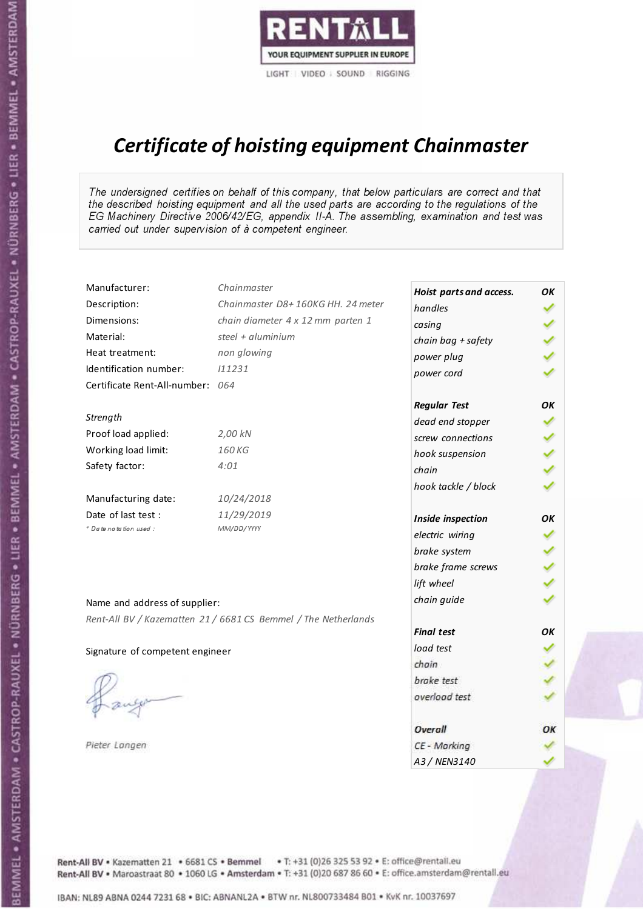RENTALL
YOUR EQUIPMENT SUPPLIER IN EUROPE
LIGHT | VIDEO | SOUND | RIGGING

# *Certificate of hoisting equipment Chainmaster*

*The undersigned certifies on behalf of this company, that below particulars are correct and that the described hoisting equipment and all the used parts are according to the regulations of the EG Machinery Directive 2006/42/EG, appendix II-A. The assembling, examination and test was carried out under supervision of à competent engineer.*

| | |
|---|---|
| Manufacturer: | *Chainmaster* |
| Description: | *Chainmaster D8+ 160KG HH. 24 meter* |
| Dimensions: | *chain diameter 4 x 12 mm parten 1* |
| Material: | *steel + aluminium* |
| Heat treatment: | *non glowing* |
| Identification number: | *I11231* |
| Certificate Rent-All-number: | *064* |

*Strength*

| | |
|---|---|
| Proof load applied: | *2,00 kN* |
| Working load limit: | *160 KG* |
| Safety factor: | *4:01* |

| | |
|---|---|
| Manufacturing date: | *10/24/2018* |
| Date of last test : | *11/29/2019* |
| *\* Date notation used :* | *MM/DD/YYYY* |

| ***Hoist parts and access.*** | ***OK*** |
|---|---|
| *handles* | ✓ |
| *casing* | ✓ |
| *chain bag + safety* | ✓ |
| *power plug* | ✓ |
| *power cord* | ✓ |
| ***Regular Test*** | ***OK*** |
| *dead end stopper* | ✓ |
| *screw connections* | ✓ |
| *hook suspension* | ✓ |
| *chain* | ✓ |
| *hook tackle / block* | ✓ |
| ***Inside inspection*** | ***OK*** |
| *electric wiring* | ✓ |
| *brake system* | ✓ |
| *brake frame screws* | ✓ |
| *lift wheel* | ✓ |
| *chain guide* | ✓ |
| ***Final test*** | ***OK*** |
| *load test* | ✓ |
| *chain* | ✓ |
| *brake test* | ✓ |
| *overload test* | ✓ |
| ***Overall*** | ***OK*** |
| *CE - Marking* | ✓ |
| *A3 / NEN3140* | ✓ |

Name and address of supplier:

*Rent-All BV / Kazematten 21 / 6681 CS Bemmel / The Netherlands*

Signature of competent engineer

*Pieter Langen*

Rent-All BV • Kazematten 21 • 6681 CS • **Bemmel** • T: +31 (0)26 325 53 92 • E: office@rentall.eu
Rent-All BV • Maroastraat 80 • 1060 LG • **Amsterdam** • T: +31 (0)20 687 86 60 • E: office.amsterdam@rentall.eu

IBAN: NL89 ABNA 0244 7231 68 • BIC: ABNANL2A • BTW nr. NL800733484 B01 • KvK nr. 10037697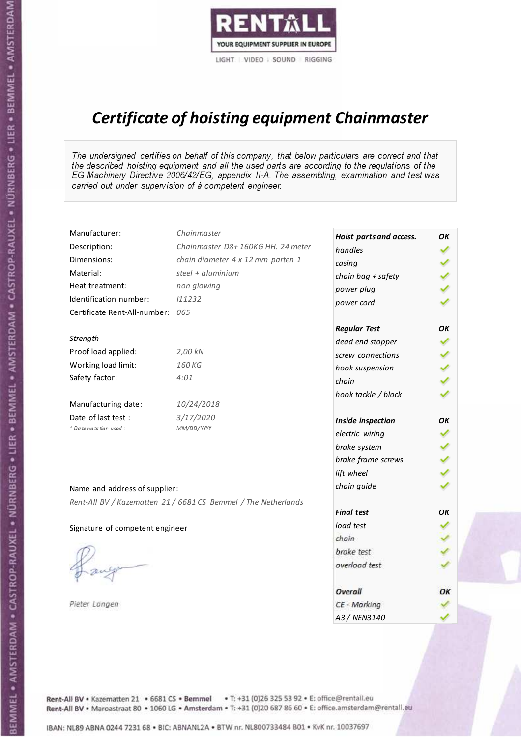RENTALL

YOUR EQUIPMENT SUPPLIER IN EUROPE

LIGHT | VIDEO | SOUND | RIGGING

# *Certificate of hoisting equipment Chainmaster*

*The undersigned certifies on behalf of this company, that below particulars are correct and that the described hoisting equipment and all the used parts are according to the regulations of the EG Machinery Directive 2006/42/EG, appendix II-A. The assembling, examination and test was carried out under supervision of à competent engineer.*

| | |
|---|---|
| Manufacturer: | *Chainmaster* |
| Description: | *Chainmaster D8+ 160KG HH. 24 meter* |
| Dimensions: | *chain diameter 4 x 12 mm parten 1* |
| Material: | *steel + aluminium* |
| Heat treatment: | *non glowing* |
| Identification number: | *I11232* |
| Certificate Rent-All-number: | *065* |

*Strength*

| | |
|---|---|
| Proof load applied: | *2,00 kN* |
| Working load limit: | *160 KG* |
| Safety factor: | *4:01* |

| | |
|---|---|
| Manufacturing date: | *10/24/2018* |
| Date of last test : | *3/17/2020* |
| *\* Date notation used :* | *MM/DD/YYYY* |

Name and address of supplier:

*Rent-All BV / Kazematten 21 / 6681 CS Bemmel / The Netherlands*

Signature of competent engineer

*Pieter Langen*

| ***Hoist parts and access.*** | ***OK*** |
|---|---|
| *handles* | ✓ |
| *casing* | ✓ |
| *chain bag + safety* | ✓ |
| *power plug* | ✓ |
| *power cord* | ✓ |
| ***Regular Test*** | ***OK*** |
| *dead end stopper* | ✓ |
| *screw connections* | ✓ |
| *hook suspension* | ✓ |
| *chain* | ✓ |
| *hook tackle / block* | ✓ |
| ***Inside inspection*** | ***OK*** |
| *electric wiring* | ✓ |
| *brake system* | ✓ |
| *brake frame screws* | ✓ |
| *lift wheel* | ✓ |
| *chain guide* | ✓ |
| ***Final test*** | ***OK*** |
| *load test* | ✓ |
| *chain* | ✓ |
| *brake test* | ✓ |
| *overload test* | ✓ |
| ***Overall*** | ***OK*** |
| *CE - Marking* | ✓ |
| *A3 / NEN3140* | ✓ |

Rent-All BV • Kazematten 21 • 6681 CS • **Bemmel** • T: +31 (0)26 325 53 92 • E: office@rentall.eu
Rent-All BV • Maroastraat 80 • 1060 LG • **Amsterdam** • T: +31 (0)20 687 86 60 • E: office.amsterdam@rentall.eu

IBAN: NL89 ABNA 0244 7231 68 • BIC: ABNANL2A • BTW nr. NL800733484 B01 • KvK nr. 10037697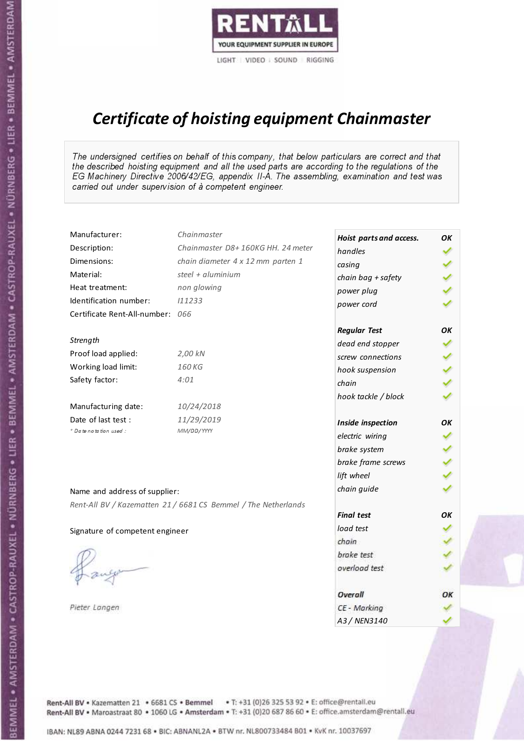RENTALL

YOUR EQUIPMENT SUPPLIER IN EUROPE

LIGHT | VIDEO | SOUND | RIGGING

# *Certificate of hoisting equipment Chainmaster*

*The undersigned certifies on behalf of this company, that below particulars are correct and that the described hoisting equipment and all the used parts are according to the regulations of the EG Machinery Directive 2006/42/EG, appendix II-A. The assembling, examination and test was carried out under supervision of à competent engineer.*

| | |
|---|---|
| Manufacturer: | *Chainmaster* |
| Description: | *Chainmaster D8+ 160KG HH. 24 meter* |
| Dimensions: | *chain diameter 4 x 12 mm parten 1* |
| Material: | *steel + aluminium* |
| Heat treatment: | *non glowing* |
| Identification number: | *I11233* |
| Certificate Rent-All-number: | *066* |

*Strength*

| | |
|---|---|
| Proof load applied: | *2,00 kN* |
| Working load limit: | *160 KG* |
| Safety factor: | *4:01* |

| | |
|---|---|
| Manufacturing date: | *10/24/2018* |
| Date of last test : | *11/29/2019* |
| *\* Date notation used :* | *MM/DD/YYYY* |

| ***Hoist parts and access.*** | ***OK*** |
|---|---|
| *handles* | ✓ |
| *casing* | ✓ |
| *chain bag + safety* | ✓ |
| *power plug* | ✓ |
| *power cord* | ✓ |
| ***Regular Test*** | ***OK*** |
| *dead end stopper* | ✓ |
| *screw connections* | ✓ |
| *hook suspension* | ✓ |
| *chain* | ✓ |
| *hook tackle / block* | ✓ |
| ***Inside inspection*** | ***OK*** |
| *electric wiring* | ✓ |
| *brake system* | ✓ |
| *brake frame screws* | ✓ |
| *lift wheel* | ✓ |
| *chain guide* | ✓ |
| ***Final test*** | ***OK*** |
| *load test* | ✓ |
| *chain* | ✓ |
| *brake test* | ✓ |
| *overload test* | ✓ |
| ***Overall*** | ***OK*** |
| *CE - Marking* | ✓ |
| *A3 / NEN3140* | ✓ |

Name and address of supplier:

*Rent-All BV / Kazematten 21 / 6681 CS Bemmel / The Netherlands*

Signature of competent engineer

*Pieter Langen*

Rent-All BV • Kazematten 21 • 6681 CS • **Bemmel** • T: +31 (0)26 325 53 92 • E: office@rentall.eu
Rent-All BV • Maroastraat 80 • 1060 LG • **Amsterdam** • T: +31 (0)20 687 86 60 • E: office.amsterdam@rentall.eu

IBAN: NL89 ABNA 0244 7231 68 • BIC: ABNANL2A • BTW nr. NL800733484 B01 • KvK nr. 10037697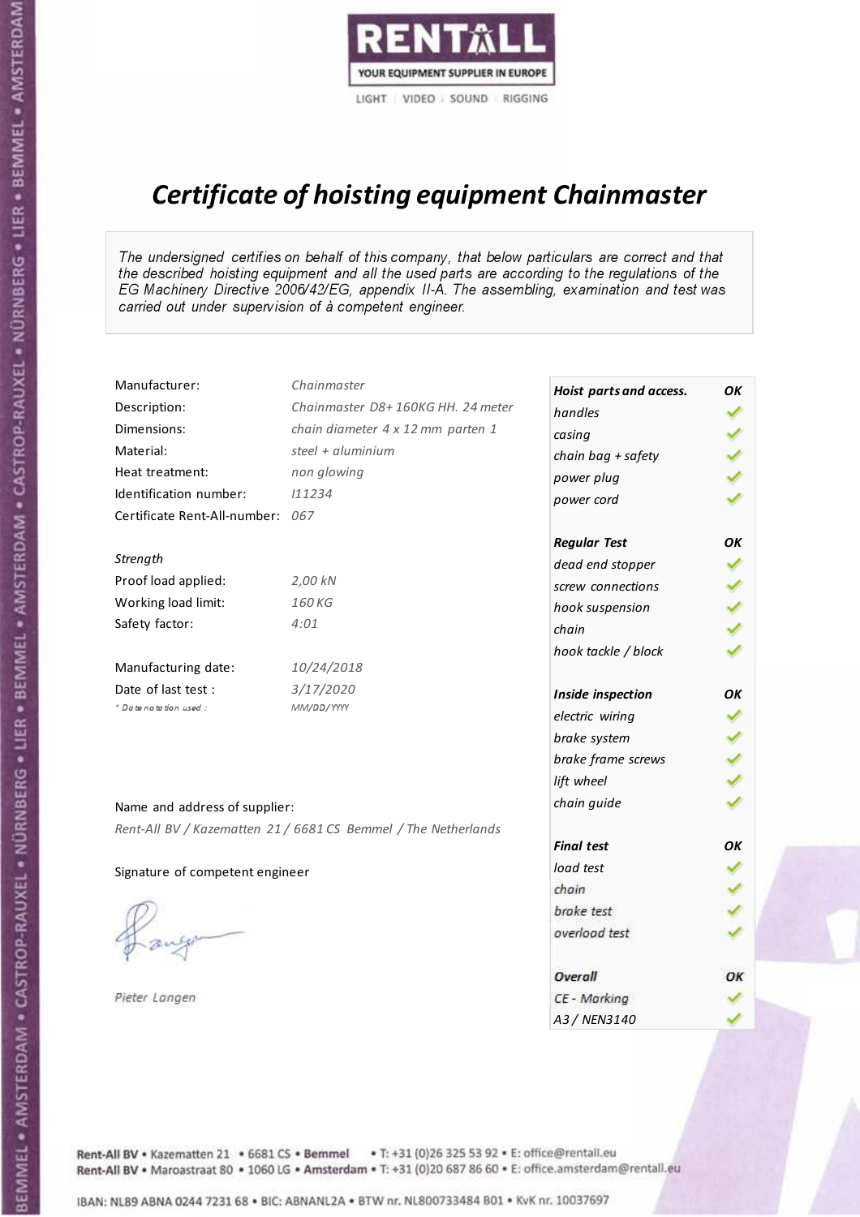RENTALL

YOUR EQUIPMENT SUPPLIER IN EUROPE

LIGHT | VIDEO | SOUND | RIGGING

# *Certificate of hoisting equipment Chainmaster*

*The undersigned certifies on behalf of this company, that below particulars are correct and that the described hoisting equipment and all the used parts are according to the regulations of the EG Machinery Directive 2006/42/EG, appendix II-A. The assembling, examination and test was carried out under supervision of à competent engineer.*

| | |
|---|---|
| Manufacturer: | *Chainmaster* |
| Description: | *Chainmaster D8+ 160KG HH. 24 meter* |
| Dimensions: | *chain diameter 4 x 12 mm parten 1* |
| Material: | *steel + aluminium* |
| Heat treatment: | *non glowing* |
| Identification number: | *I11234* |
| Certificate Rent-All-number: | *067* |

*Strength*

| | |
|---|---|
| Proof load applied: | *2,00 kN* |
| Working load limit: | *160 KG* |
| Safety factor: | *4:01* |

| | |
|---|---|
| Manufacturing date: | *10/24/2018* |
| Date of last test : | *3/17/2020* |
| *\* Date notation used :* | *MM/DD/YYYY* |

| ***Hoist parts and access.*** | ***OK*** |
|---|---|
| *handles* | ✓ |
| *casing* | ✓ |
| *chain bag + safety* | ✓ |
| *power plug* | ✓ |
| *power cord* | ✓ |
| ***Regular Test*** | ***OK*** |
| *dead end stopper* | ✓ |
| *screw connections* | ✓ |
| *hook suspension* | ✓ |
| *chain* | ✓ |
| *hook tackle / block* | ✓ |
| ***Inside inspection*** | ***OK*** |
| *electric wiring* | ✓ |
| *brake system* | ✓ |
| *brake frame screws* | ✓ |
| *lift wheel* | ✓ |
| *chain guide* | ✓ |
| ***Final test*** | ***OK*** |
| *load test* | ✓ |
| *chain* | ✓ |
| *brake test* | ✓ |
| *overload test* | ✓ |
| ***Overall*** | ***OK*** |
| *CE - Marking* | ✓ |
| *A3 / NEN3140* | ✓ |

Name and address of supplier:

*Rent-All BV / Kazematten 21 / 6681 CS Bemmel / The Netherlands*

Signature of competent engineer

*Pieter Langen*

**Rent-All BV** • Kazematten 21 • 6681 CS • **Bemmel** • T: +31 (0)26 325 53 92 • E: office@rentall.eu
**Rent-All BV** • Maroastraat 80 • 1060 LG • **Amsterdam** • T: +31 (0)20 687 86 60 • E: office.amsterdam@rentall.eu

IBAN: NL89 ABNA 0244 7231 68 • BIC: ABNANL2A • BTW nr. NL800733484 B01 • KvK nr. 10037697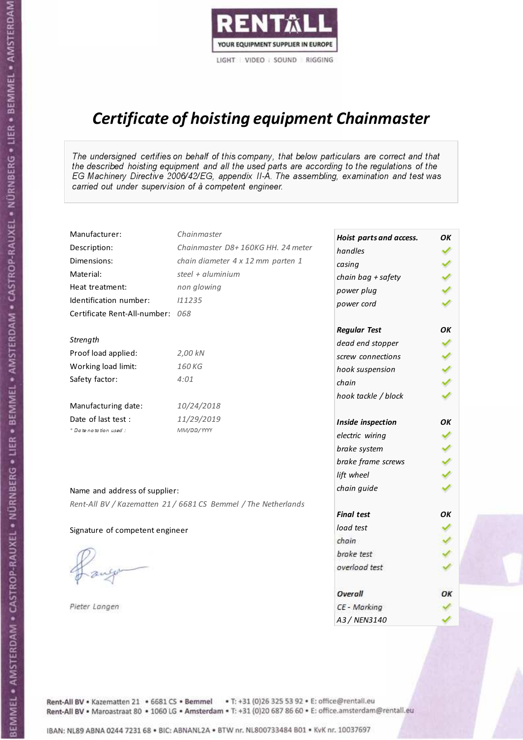RENTALL
YOUR EQUIPMENT SUPPLIER IN EUROPE
LIGHT | VIDEO | SOUND | RIGGING

# *Certificate of hoisting equipment Chainmaster*

*The undersigned certifies on behalf of this company, that below particulars are correct and that the described hoisting equipment and all the used parts are according to the regulations of the EG Machinery Directive 2006/42/EG, appendix II-A. The assembling, examination and test was carried out under supervision of à competent engineer.*

| | |
|---|---|
| Manufacturer: | *Chainmaster* |
| Description: | *Chainmaster D8+ 160KG HH. 24 meter* |
| Dimensions: | *chain diameter 4 x 12 mm parten 1* |
| Material: | *steel + aluminium* |
| Heat treatment: | *non glowing* |
| Identification number: | *I11235* |
| Certificate Rent-All-number: | *068* |

*Strength*

| | |
|---|---|
| Proof load applied: | *2,00 kN* |
| Working load limit: | *160 KG* |
| Safety factor: | *4:01* |

| | |
|---|---|
| Manufacturing date: | *10/24/2018* |
| Date of last test : | *11/29/2019* |
| *\* Date notation used :* | *MM/DD/YYYY* |

Name and address of supplier:

*Rent-All BV / Kazematten 21 / 6681 CS Bemmel / The Netherlands*

Signature of competent engineer

*Pieter Langen*

| ***Hoist parts and access.*** | ***OK*** |
|---|---|
| *handles* | ✓ |
| *casing* | ✓ |
| *chain bag + safety* | ✓ |
| *power plug* | ✓ |
| *power cord* | ✓ |
| ***Regular Test*** | ***OK*** |
| *dead end stopper* | ✓ |
| *screw connections* | ✓ |
| *hook suspension* | ✓ |
| *chain* | ✓ |
| *hook tackle / block* | ✓ |
| ***Inside inspection*** | ***OK*** |
| *electric wiring* | ✓ |
| *brake system* | ✓ |
| *brake frame screws* | ✓ |
| *lift wheel* | ✓ |
| *chain guide* | ✓ |
| ***Final test*** | ***OK*** |
| *load test* | ✓ |
| *chain* | ✓ |
| *brake test* | ✓ |
| *overload test* | ✓ |
| ***Overall*** | ***OK*** |
| *CE - Marking* | ✓ |
| *A3 / NEN3140* | ✓ |

Rent-All BV • Kazematten 21 • 6681 CS • **Bemmel** • T: +31 (0)26 325 53 92 • E: office@rentall.eu
Rent-All BV • Maroastraat 80 • 1060 LG • **Amsterdam** • T: +31 (0)20 687 86 60 • E: office.amsterdam@rentall.eu

IBAN: NL89 ABNA 0244 7231 68 • BIC: ABNANL2A • BTW nr. NL800733484 B01 • KvK nr. 10037697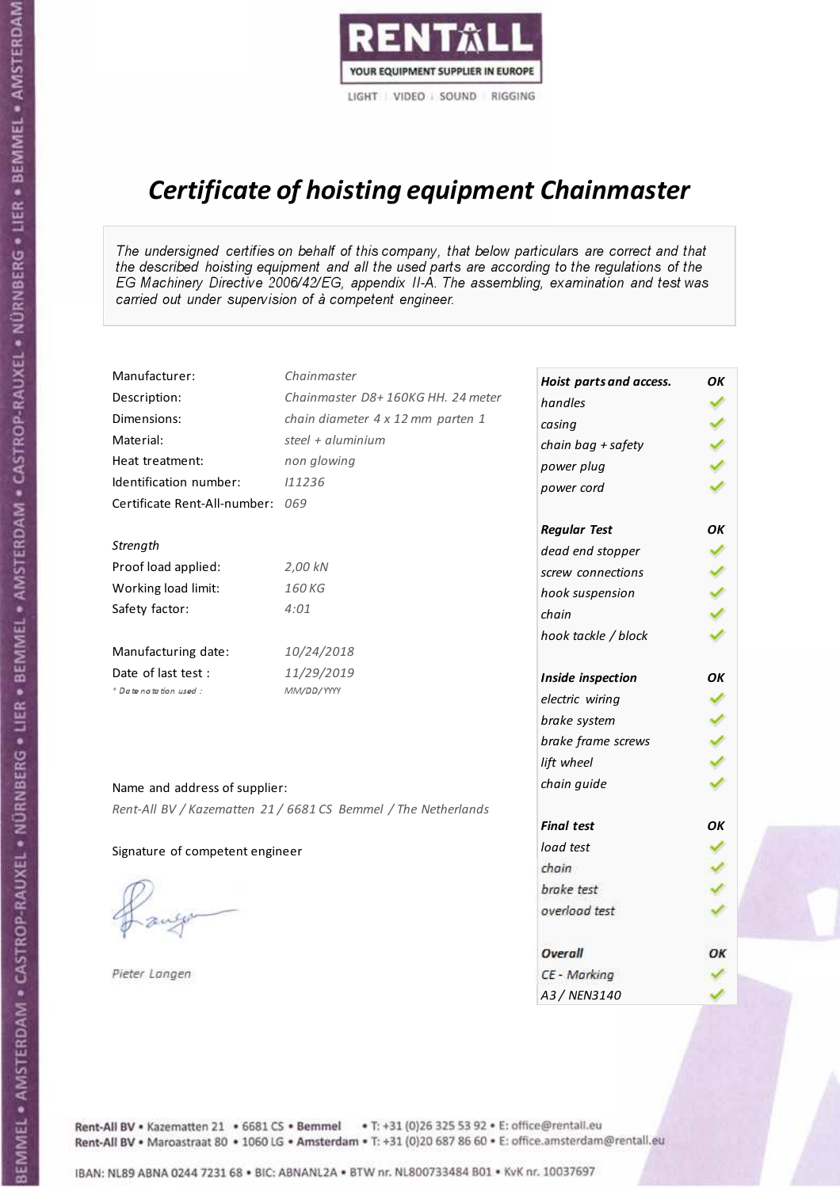RENTALL

YOUR EQUIPMENT SUPPLIER IN EUROPE

LIGHT | VIDEO | SOUND | RIGGING

# *Certificate of hoisting equipment Chainmaster*

*The undersigned certifies on behalf of this company, that below particulars are correct and that the described hoisting equipment and all the used parts are according to the regulations of the EG Machinery Directive 2006/42/EG, appendix II-A. The assembling, examination and test was carried out under supervision of à competent engineer.*

| | |
|---|---|
| Manufacturer: | *Chainmaster* |
| Description: | *Chainmaster D8+ 160KG HH. 24 meter* |
| Dimensions: | *chain diameter 4 x 12 mm parten 1* |
| Material: | *steel + aluminium* |
| Heat treatment: | *non glowing* |
| Identification number: | *I11236* |
| Certificate Rent-All-number: | *069* |

*Strength*

| | |
|---|---|
| Proof load applied: | *2,00 kN* |
| Working load limit: | *160 KG* |
| Safety factor: | *4:01* |

| | |
|---|---|
| Manufacturing date: | *10/24/2018* |
| Date of last test : | *11/29/2019* |
| *\* Date notation used :* | *MM/DD/YYYY* |

Name and address of supplier:

*Rent-All BV / Kazematten 21 / 6681 CS Bemmel / The Netherlands*

Signature of competent engineer

*Pieter Langen*

| ***Hoist parts and access.*** | ***OK*** |
|---|---|
| *handles* | ✓ |
| *casing* | ✓ |
| *chain bag + safety* | ✓ |
| *power plug* | ✓ |
| *power cord* | ✓ |
| ***Regular Test*** | ***OK*** |
| *dead end stopper* | ✓ |
| *screw connections* | ✓ |
| *hook suspension* | ✓ |
| *chain* | ✓ |
| *hook tackle / block* | ✓ |
| ***Inside inspection*** | ***OK*** |
| *electric wiring* | ✓ |
| *brake system* | ✓ |
| *brake frame screws* | ✓ |
| *lift wheel* | ✓ |
| *chain guide* | ✓ |
| ***Final test*** | ***OK*** |
| *load test* | ✓ |
| *chain* | ✓ |
| *brake test* | ✓ |
| *overload test* | ✓ |
| ***Overall*** | ***OK*** |
| *CE - Marking* | ✓ |
| *A3 / NEN3140* | ✓ |

Rent-All BV • Kazematten 21 • 6681 CS • **Bemmel** • T: +31 (0)26 325 53 92 • E: office@rentall.eu
Rent-All BV • Maroastraat 80 • 1060 LG • **Amsterdam** • T: +31 (0)20 687 86 60 • E: office.amsterdam@rentall.eu

IBAN: NL89 ABNA 0244 7231 68 • BIC: ABNANL2A • BTW nr. NL800733484 B01 • KvK nr. 10037697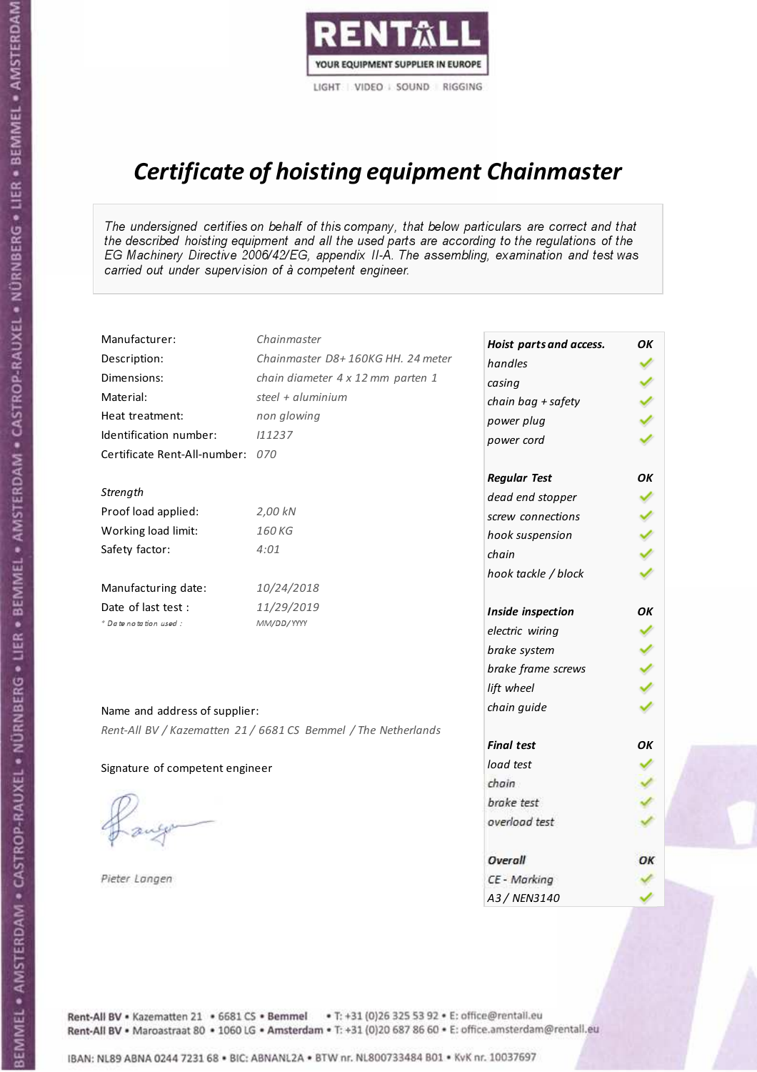RENTALL

YOUR EQUIPMENT SUPPLIER IN EUROPE

LIGHT | VIDEO | SOUND | RIGGING

# *Certificate of hoisting equipment Chainmaster*

*The undersigned certifies on behalf of this company, that below particulars are correct and that the described hoisting equipment and all the used parts are according to the regulations of the EG Machinery Directive 2006/42/EG, appendix II-A. The assembling, examination and test was carried out under supervision of à competent engineer.*

| | |
|---|---|
| Manufacturer: | *Chainmaster* |
| Description: | *Chainmaster D8+ 160KG HH. 24 meter* |
| Dimensions: | *chain diameter 4 x 12 mm parten 1* |
| Material: | *steel + aluminium* |
| Heat treatment: | *non glowing* |
| Identification number: | *I11237* |
| Certificate Rent-All-number: | *070* |

*Strength*

| | |
|---|---|
| Proof load applied: | *2,00 kN* |
| Working load limit: | *160 KG* |
| Safety factor: | *4:01* |

| | |
|---|---|
| Manufacturing date: | *10/24/2018* |
| Date of last test : | *11/29/2019* |
| *\* Date notation used :* | *MM/DD/YYYY* |

| ***Hoist parts and access.*** | ***OK*** |
|---|---|
| *handles* | ✓ |
| *casing* | ✓ |
| *chain bag + safety* | ✓ |
| *power plug* | ✓ |
| *power cord* | ✓ |
| ***Regular Test*** | ***OK*** |
| *dead end stopper* | ✓ |
| *screw connections* | ✓ |
| *hook suspension* | ✓ |
| *chain* | ✓ |
| *hook tackle / block* | ✓ |
| ***Inside inspection*** | ***OK*** |
| *electric wiring* | ✓ |
| *brake system* | ✓ |
| *brake frame screws* | ✓ |
| *lift wheel* | ✓ |
| *chain guide* | ✓ |
| ***Final test*** | ***OK*** |
| *load test* | ✓ |
| *chain* | ✓ |
| *brake test* | ✓ |
| *overload test* | ✓ |
| ***Overall*** | ***OK*** |
| *CE - Marking* | ✓ |
| *A3 / NEN3140* | ✓ |

Name and address of supplier:

*Rent-All BV / Kazematten 21 / 6681 CS Bemmel / The Netherlands*

Signature of competent engineer

*Pieter Langen*

Rent-All BV • Kazematten 21 • 6681 CS • Bemmel • T: +31 (0)26 325 53 92 • E: office@rentall.eu
Rent-All BV • Maroastraat 80 • 1060 LG • Amsterdam • T: +31 (0)20 687 86 60 • E: office.amsterdam@rentall.eu

IBAN: NL89 ABNA 0244 7231 68 • BIC: ABNANL2A • BTW nr. NL800733484 B01 • KvK nr. 10037697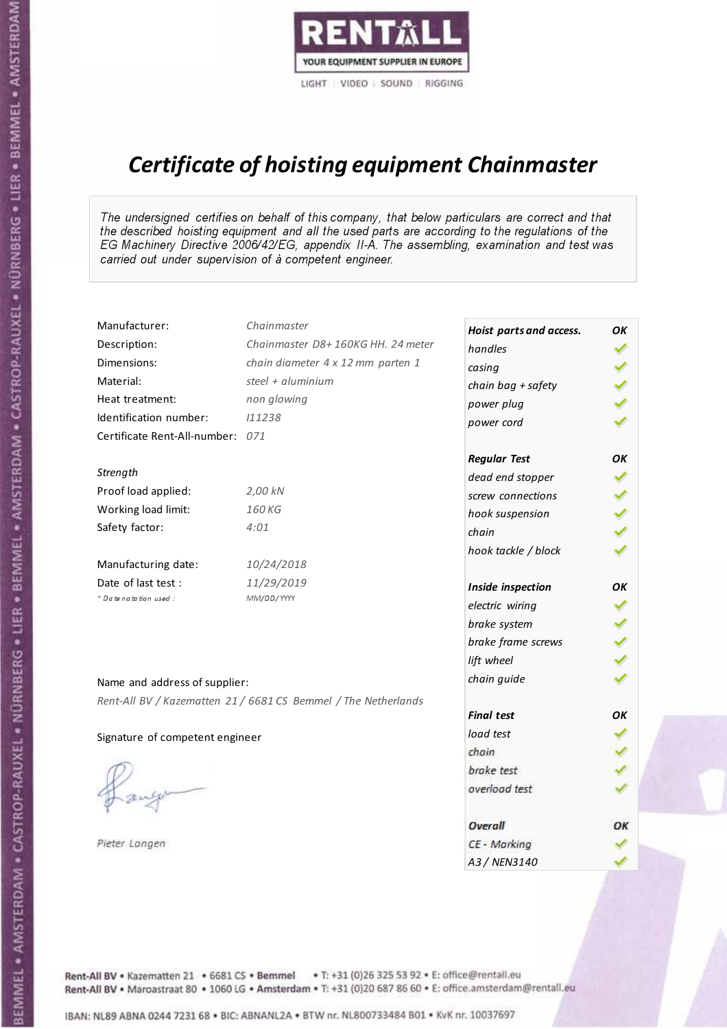RENTALL
YOUR EQUIPMENT SUPPLIER IN EUROPE
LIGHT | VIDEO | SOUND | RIGGING

# *Certificate of hoisting equipment Chainmaster*

*The undersigned certifies on behalf of this company, that below particulars are correct and that the described hoisting equipment and all the used parts are according to the regulations of the EG Machinery Directive 2006/42/EG, appendix II-A. The assembling, examination and test was carried out under supervision of à competent engineer.*

| | |
|---|---|
| Manufacturer: | *Chainmaster* |
| Description: | *Chainmaster D8+ 160KG HH. 24 meter* |
| Dimensions: | *chain diameter 4 x 12 mm parten 1* |
| Material: | *steel + aluminium* |
| Heat treatment: | *non glowing* |
| Identification number: | *I11238* |
| Certificate Rent-All-number: | *071* |

*Strength*

| | |
|---|---|
| Proof load applied: | *2,00 kN* |
| Working load limit: | *160 KG* |
| Safety factor: | *4:01* |

| | |
|---|---|
| Manufacturing date: | *10/24/2018* |
| Date of last test : | *11/29/2019* |
| *\* Date notation used :* | *MM/DD/YYYY* |

| **Hoist parts and access.** | **OK** |
|---|---|
| handles | ✓ |
| casing | ✓ |
| chain bag + safety | ✓ |
| power plug | ✓ |
| power cord | ✓ |
| **Regular Test** | **OK** |
| dead end stopper | ✓ |
| screw connections | ✓ |
| hook suspension | ✓ |
| chain | ✓ |
| hook tackle / block | ✓ |
| **Inside inspection** | **OK** |
| electric wiring | ✓ |
| brake system | ✓ |
| brake frame screws | ✓ |
| lift wheel | ✓ |
| chain guide | ✓ |
| **Final test** | **OK** |
| load test | ✓ |
| chain | ✓ |
| brake test | ✓ |
| overload test | ✓ |
| **Overall** | **OK** |
| CE - Marking | ✓ |
| A3 / NEN3140 | ✓ |

Name and address of supplier:

*Rent-All BV / Kazematten 21 / 6681 CS Bemmel / The Netherlands*

Signature of competent engineer

*Pieter Langen*

Rent-All BV • Kazematten 21 • 6681 CS • Bemmel • T: +31 (0)26 325 53 92 • E: office@rentall.eu
Rent-All BV • Maroastraat 80 • 1060 LG • Amsterdam • T: +31 (0)20 687 86 60 • E: office.amsterdam@rentall.eu

IBAN: NL89 ABNA 0244 7231 68 • BIC: ABNANL2A • BTW nr. NL800733484 B01 • KvK nr. 10037697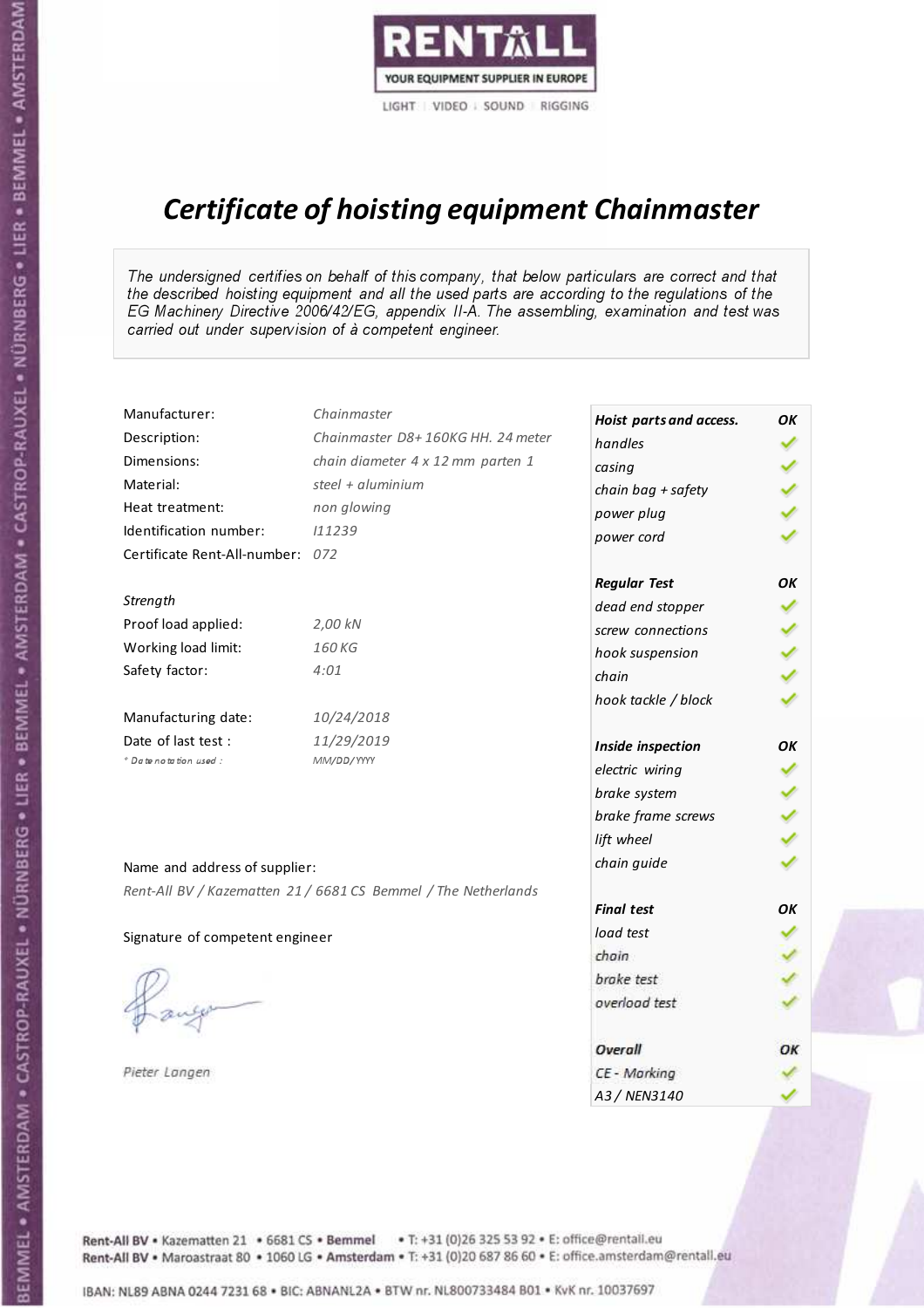RENTALL

YOUR EQUIPMENT SUPPLIER IN EUROPE

LIGHT | VIDEO | SOUND | RIGGING

# *Certificate of hoisting equipment Chainmaster*

*The undersigned certifies on behalf of this company, that below particulars are correct and that the described hoisting equipment and all the used parts are according to the regulations of the EG Machinery Directive 2006/42/EG, appendix II-A. The assembling, examination and test was carried out under supervision of à competent engineer.*

| | |
|---|---|
| Manufacturer: | *Chainmaster* |
| Description: | *Chainmaster D8+ 160KG HH. 24 meter* |
| Dimensions: | *chain diameter 4 x 12 mm parten 1* |
| Material: | *steel + aluminium* |
| Heat treatment: | *non glowing* |
| Identification number: | *I11239* |
| Certificate Rent-All-number: | *072* |

*Strength*

| | |
|---|---|
| Proof load applied: | *2,00 kN* |
| Working load limit: | *160 KG* |
| Safety factor: | *4:01* |

| | |
|---|---|
| Manufacturing date: | *10/24/2018* |
| Date of last test : | *11/29/2019* |
| *\* Date notation used :* | *MM/DD/YYYY* |

| ***Hoist parts and access.*** | ***OK*** |
|---|---|
| *handles* | ✓ |
| *casing* | ✓ |
| *chain bag + safety* | ✓ |
| *power plug* | ✓ |
| *power cord* | ✓ |
| ***Regular Test*** | ***OK*** |
| *dead end stopper* | ✓ |
| *screw connections* | ✓ |
| *hook suspension* | ✓ |
| *chain* | ✓ |
| *hook tackle / block* | ✓ |
| ***Inside inspection*** | ***OK*** |
| *electric wiring* | ✓ |
| *brake system* | ✓ |
| *brake frame screws* | ✓ |
| *lift wheel* | ✓ |
| *chain guide* | ✓ |
| ***Final test*** | ***OK*** |
| *load test* | ✓ |
| *chain* | ✓ |
| *brake test* | ✓ |
| *overload test* | ✓ |
| ***Overall*** | ***OK*** |
| *CE - Marking* | ✓ |
| *A3 / NEN3140* | ✓ |

Name and address of supplier:

*Rent-All BV / Kazematten 21 / 6681 CS Bemmel / The Netherlands*

Signature of competent engineer

*Pieter Langen*

Rent-All BV • Kazematten 21 • 6681 CS • **Bemmel** • T: +31 (0)26 325 53 92 • E: office@rentall.eu
Rent-All BV • Maroastraat 80 • 1060 LG • **Amsterdam** • T: +31 (0)20 687 86 60 • E: office.amsterdam@rentall.eu

IBAN: NL89 ABNA 0244 7231 68 • BIC: ABNANL2A • BTW nr. NL800733484 B01 • KvK nr. 10037697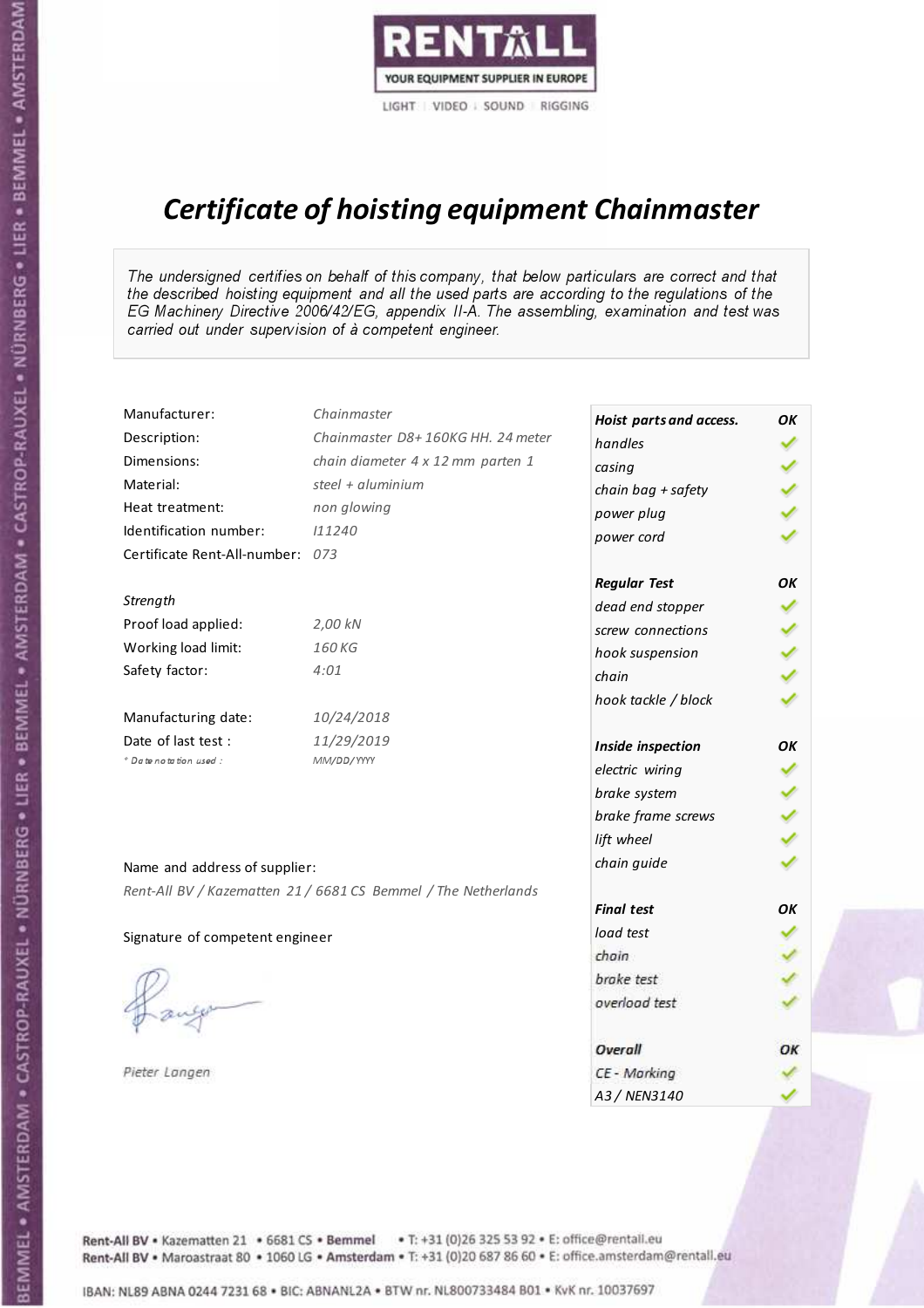RENTALL

YOUR EQUIPMENT SUPPLIER IN EUROPE

LIGHT | VIDEO | SOUND | RIGGING

# *Certificate of hoisting equipment Chainmaster*

*The undersigned certifies on behalf of this company, that below particulars are correct and that the described hoisting equipment and all the used parts are according to the regulations of the EG Machinery Directive 2006/42/EG, appendix II-A. The assembling, examination and test was carried out under supervision of à competent engineer.*

| | |
|---|---|
| Manufacturer: | *Chainmaster* |
| Description: | *Chainmaster D8+ 160KG HH. 24 meter* |
| Dimensions: | *chain diameter 4 x 12 mm parten 1* |
| Material: | *steel + aluminium* |
| Heat treatment: | *non glowing* |
| Identification number: | *I11240* |
| Certificate Rent-All-number: | *073* |

*Strength*

| | |
|---|---|
| Proof load applied: | *2,00 kN* |
| Working load limit: | *160 KG* |
| Safety factor: | *4:01* |

| | |
|---|---|
| Manufacturing date: | *10/24/2018* |
| Date of last test : | *11/29/2019* |
| *\* Date notation used :* | *MM/DD/YYYY* |

| ***Hoist parts and access.*** | ***OK*** |
|---|---|
| *handles* | ✓ |
| *casing* | ✓ |
| *chain bag + safety* | ✓ |
| *power plug* | ✓ |
| *power cord* | ✓ |
| ***Regular Test*** | ***OK*** |
| *dead end stopper* | ✓ |
| *screw connections* | ✓ |
| *hook suspension* | ✓ |
| *chain* | ✓ |
| *hook tackle / block* | ✓ |
| ***Inside inspection*** | ***OK*** |
| *electric wiring* | ✓ |
| *brake system* | ✓ |
| *brake frame screws* | ✓ |
| *lift wheel* | ✓ |
| *chain guide* | ✓ |
| ***Final test*** | ***OK*** |
| *load test* | ✓ |
| *chain* | ✓ |
| *brake test* | ✓ |
| *overload test* | ✓ |
| ***Overall*** | ***OK*** |
| *CE - Marking* | ✓ |
| *A3 / NEN3140* | ✓ |

Name and address of supplier:

*Rent-All BV / Kazematten 21 / 6681 CS Bemmel / The Netherlands*

Signature of competent engineer

*Pieter Langen*

Rent-All BV • Kazematten 21 • 6681 CS • **Bemmel** • T: +31 (0)26 325 53 92 • E: office@rentall.eu
Rent-All BV • Maroastraat 80 • 1060 LG • **Amsterdam** • T: +31 (0)20 687 86 60 • E: office.amsterdam@rentall.eu

IBAN: NL89 ABNA 0244 7231 68 • BIC: ABNANL2A • BTW nr. NL800733484 B01 • KvK nr. 10037697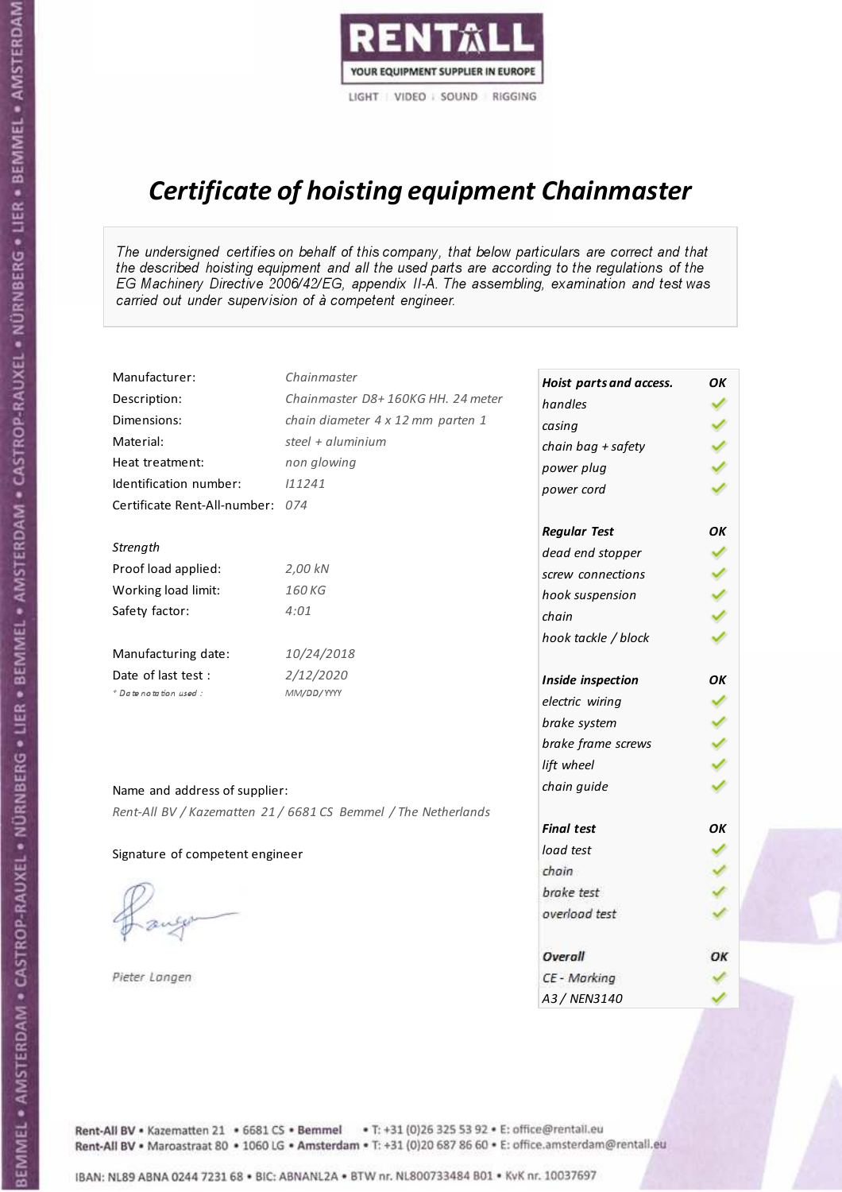RENTALL

YOUR EQUIPMENT SUPPLIER IN EUROPE

LIGHT | VIDEO | SOUND | RIGGING

# Certificate of hoisting equipment Chainmaster

*The undersigned certifies on behalf of this company, that below particulars are correct and that the described hoisting equipment and all the used parts are according to the regulations of the EG Machinery Directive 2006/42/EG, appendix II-A. The assembling, examination and test was carried out under supervision of à competent engineer.*

| | |
|---|---|
| Manufacturer: | Chainmaster |
| Description: | Chainmaster D8+ 160KG HH. 24 meter |
| Dimensions: | chain diameter 4 x 12 mm parten 1 |
| Material: | steel + aluminium |
| Heat treatment: | non glowing |
| Identification number: | I11241 |
| Certificate Rent-All-number: | 074 |

*Strength*

| | |
|---|---|
| Proof load applied: | 2,00 kN |
| Working load limit: | 160 KG |
| Safety factor: | 4:01 |

| | |
|---|---|
| Manufacturing date: | 10/24/2018 |
| Date of last test : | 2/12/2020 |
| * Date notation used : | MM/DD/YYYY |

| Hoist parts and access. | OK |
|---|---|
| handles | ✓ |
| casing | ✓ |
| chain bag + safety | ✓ |
| power plug | ✓ |
| power cord | ✓ |
| **Regular Test** | **OK** |
| dead end stopper | ✓ |
| screw connections | ✓ |
| hook suspension | ✓ |
| chain | ✓ |
| hook tackle / block | ✓ |
| **Inside inspection** | **OK** |
| electric wiring | ✓ |
| brake system | ✓ |
| brake frame screws | ✓ |
| lift wheel | ✓ |
| chain guide | ✓ |
| **Final test** | **OK** |
| load test | ✓ |
| chain | ✓ |
| brake test | ✓ |
| overload test | ✓ |
| **Overall** | **OK** |
| CE - Marking | ✓ |
| A3 / NEN3140 | ✓ |

Name and address of supplier:

*Rent-All BV / Kazematten 21 / 6681 CS Bemmel / The Netherlands*

Signature of competent engineer

*Pieter Langen*

Rent-All BV • Kazematten 21 • 6681 CS • **Bemmel** • T: +31 (0)26 325 53 92 • E: office@rentall.eu
Rent-All BV • Maroastraat 80 • 1060 LG • **Amsterdam** • T: +31 (0)20 687 86 60 • E: office.amsterdam@rentall.eu

IBAN: NL89 ABNA 0244 7231 68 • BIC: ABNANL2A • BTW nr. NL800733484 B01 • KvK nr. 10037697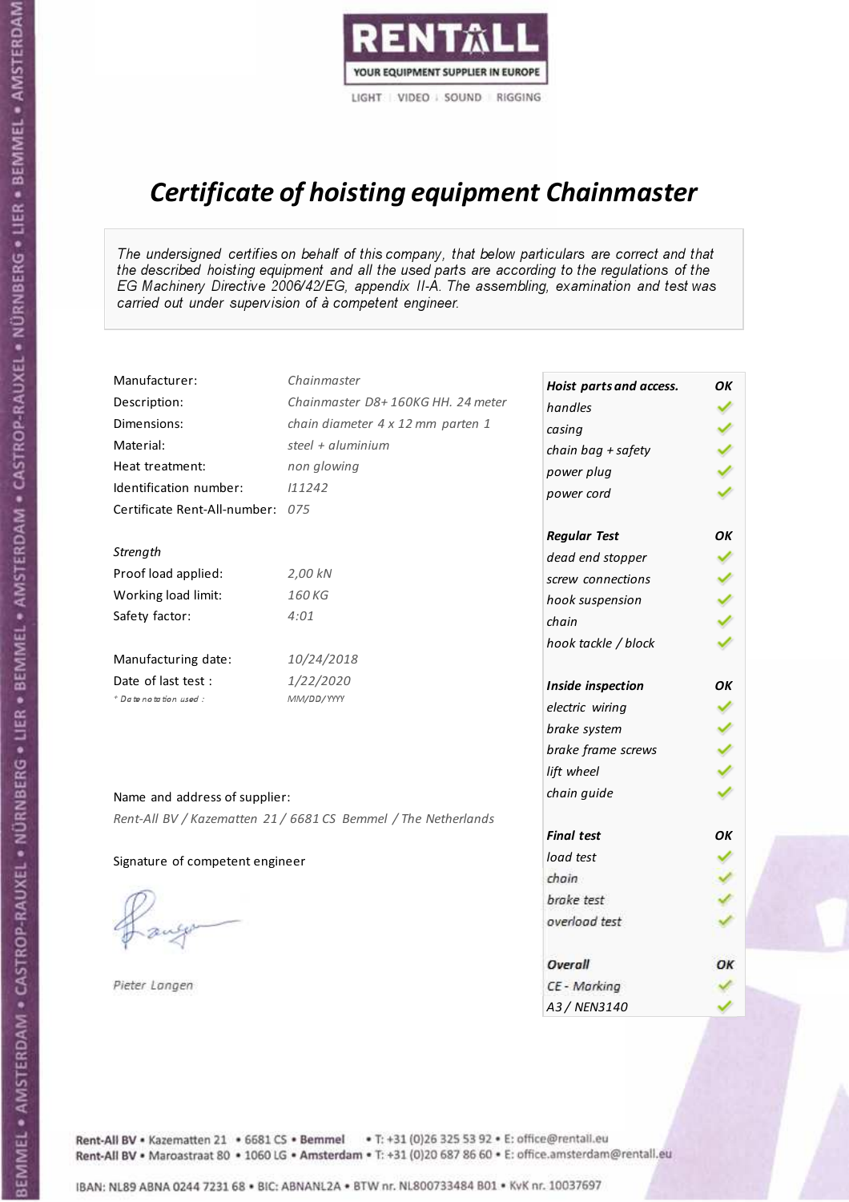RENTALL

YOUR EQUIPMENT SUPPLIER IN EUROPE

LIGHT | VIDEO | SOUND | RIGGING

# *Certificate of hoisting equipment Chainmaster*

*The undersigned certifies on behalf of this company, that below particulars are correct and that the described hoisting equipment and all the used parts are according to the regulations of the EG Machinery Directive 2006/42/EG, appendix II-A. The assembling, examination and test was carried out under supervision of à competent engineer.*

| | |
|---|---|
| Manufacturer: | *Chainmaster* |
| Description: | *Chainmaster D8+ 160KG HH. 24 meter* |
| Dimensions: | *chain diameter 4 x 12 mm parten 1* |
| Material: | *steel + aluminium* |
| Heat treatment: | *non glowing* |
| Identification number: | *I11242* |
| Certificate Rent-All-number: | *075* |

*Strength*

| | |
|---|---|
| Proof load applied: | *2,00 kN* |
| Working load limit: | *160 KG* |
| Safety factor: | *4:01* |

| | |
|---|---|
| Manufacturing date: | *10/24/2018* |
| Date of last test : | *1/22/2020* |
| *\* Date notation used :* | *MM/DD/YYYY* |

| *Hoist parts and access.* | *OK* |
|---|---|
| *handles* | ✓ |
| *casing* | ✓ |
| *chain bag + safety* | ✓ |
| *power plug* | ✓ |
| *power cord* | ✓ |
| ***Regular Test*** | ***OK*** |
| *dead end stopper* | ✓ |
| *screw connections* | ✓ |
| *hook suspension* | ✓ |
| *chain* | ✓ |
| *hook tackle / block* | ✓ |
| ***Inside inspection*** | ***OK*** |
| *electric wiring* | ✓ |
| *brake system* | ✓ |
| *brake frame screws* | ✓ |
| *lift wheel* | ✓ |
| *chain guide* | ✓ |
| ***Final test*** | ***OK*** |
| *load test* | ✓ |
| *chain* | ✓ |
| *brake test* | ✓ |
| *overload test* | ✓ |
| ***Overall*** | ***OK*** |
| *CE - Marking* | ✓ |
| *A3 / NEN3140* | ✓ |

Name and address of supplier:

*Rent-All BV / Kazematten 21 / 6681 CS Bemmel / The Netherlands*

Signature of competent engineer

*Pieter Langen*

Rent-All BV • Kazematten 21 • 6681 CS • **Bemmel** • T: +31 (0)26 325 53 92 • E: office@rentall.eu
Rent-All BV • Maroastraat 80 • 1060 LG • **Amsterdam** • T: +31 (0)20 687 86 60 • E: office.amsterdam@rentall.eu

IBAN: NL89 ABNA 0244 7231 68 • BIC: ABNANL2A • BTW nr. NL800733484 B01 • KvK nr. 10037697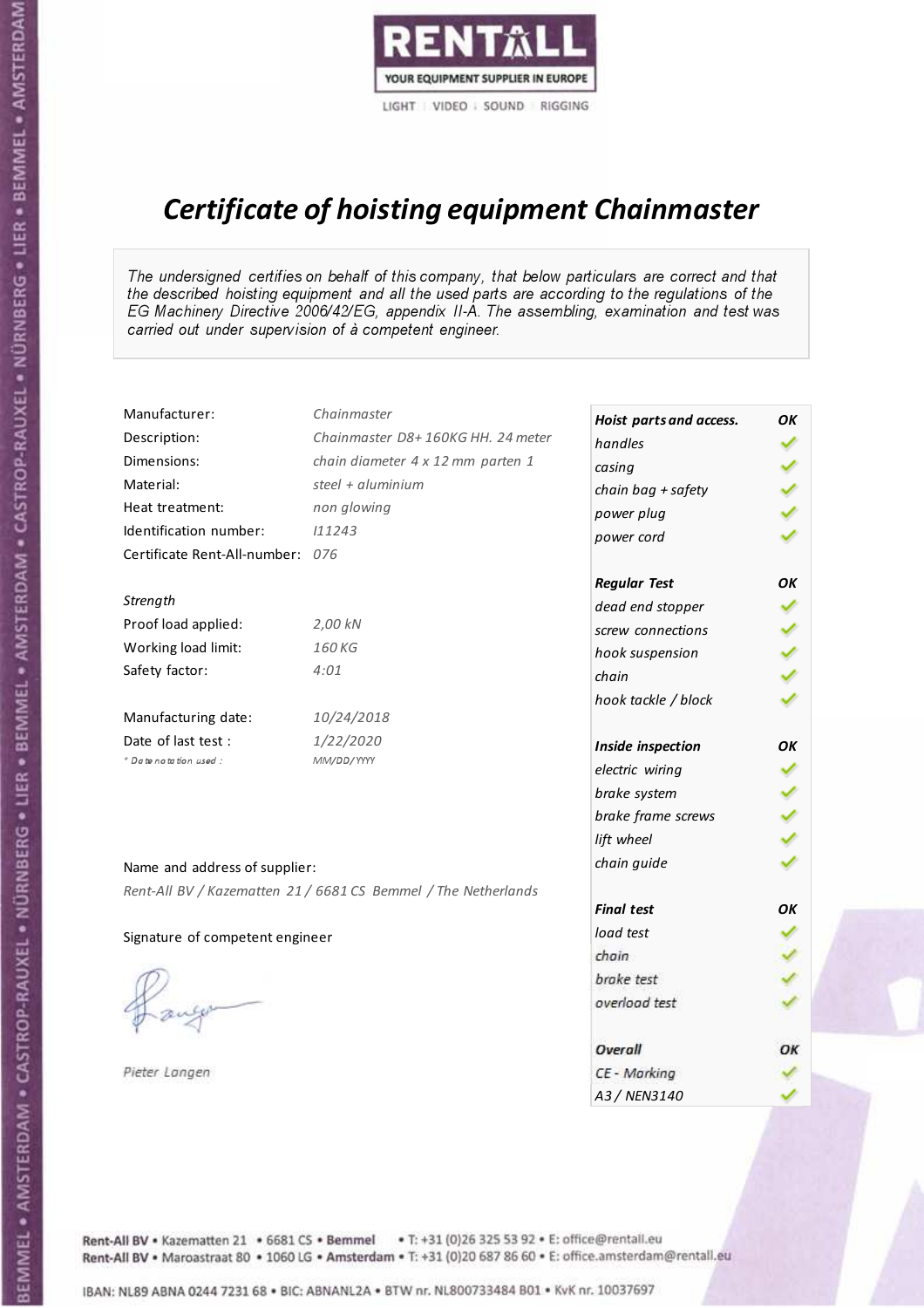RENTALL

YOUR EQUIPMENT SUPPLIER IN EUROPE

LIGHT | VIDEO | SOUND | RIGGING

# *Certificate of hoisting equipment Chainmaster*

*The undersigned certifies on behalf of this company, that below particulars are correct and that the described hoisting equipment and all the used parts are according to the regulations of the EG Machinery Directive 2006/42/EG, appendix II-A. The assembling, examination and test was carried out under supervision of à competent engineer.*

| | |
|---|---|
| Manufacturer: | *Chainmaster* |
| Description: | *Chainmaster D8+ 160KG HH. 24 meter* |
| Dimensions: | *chain diameter 4 x 12 mm parten 1* |
| Material: | *steel + aluminium* |
| Heat treatment: | *non glowing* |
| Identification number: | *I11243* |
| Certificate Rent-All-number: | *076* |

*Strength*

| | |
|---|---|
| Proof load applied: | *2,00 kN* |
| Working load limit: | *160 KG* |
| Safety factor: | *4:01* |

| | |
|---|---|
| Manufacturing date: | *10/24/2018* |
| Date of last test : | *1/22/2020* |
| *\* Date notation used :* | *MM/DD/YYYY* |

Name and address of supplier:

*Rent-All BV / Kazematten 21 / 6681 CS Bemmel / The Netherlands*

Signature of competent engineer

*Pieter Langen*

| ***Hoist parts and access.*** | ***OK*** |
|---|---|
| *handles* | ✓ |
| *casing* | ✓ |
| *chain bag + safety* | ✓ |
| *power plug* | ✓ |
| *power cord* | ✓ |
| ***Regular Test*** | ***OK*** |
| *dead end stopper* | ✓ |
| *screw connections* | ✓ |
| *hook suspension* | ✓ |
| *chain* | ✓ |
| *hook tackle / block* | ✓ |
| ***Inside inspection*** | ***OK*** |
| *electric wiring* | ✓ |
| *brake system* | ✓ |
| *brake frame screws* | ✓ |
| *lift wheel* | ✓ |
| *chain guide* | ✓ |
| ***Final test*** | ***OK*** |
| *load test* | ✓ |
| *chain* | ✓ |
| *brake test* | ✓ |
| *overload test* | ✓ |
| ***Overall*** | ***OK*** |
| *CE - Marking* | ✓ |
| *A3 / NEN3140* | ✓ |

Rent-All BV • Kazematten 21 • 6681 CS • **Bemmel** • T: +31 (0)26 325 53 92 • E: office@rentall.eu
Rent-All BV • Maroastraat 80 • 1060 LG • **Amsterdam** • T: +31 (0)20 687 86 60 • E: office.amsterdam@rentall.eu

IBAN: NL89 ABNA 0244 7231 68 • BIC: ABNANL2A • BTW nr. NL800733484 B01 • KvK nr. 10037697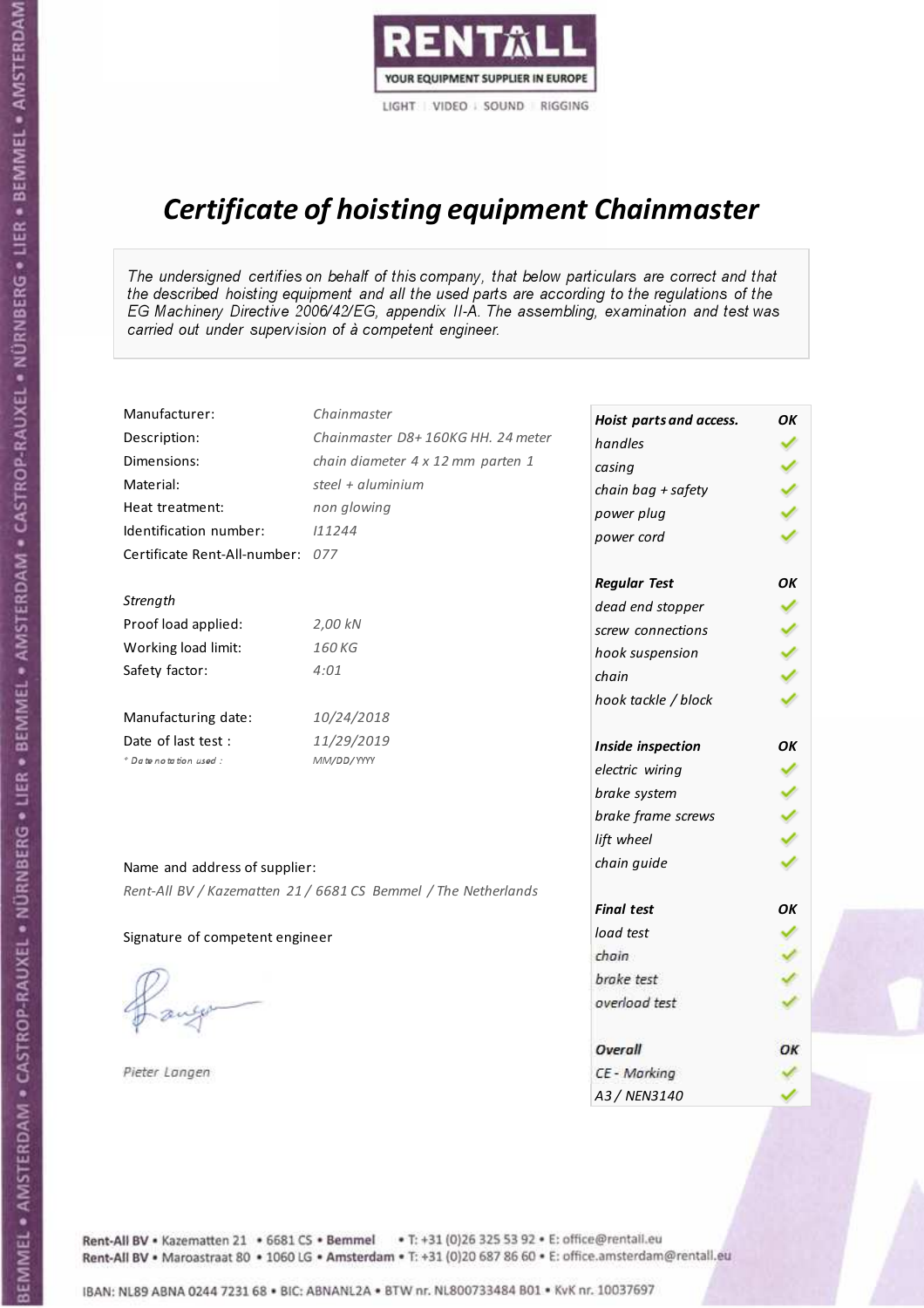RENTALL
YOUR EQUIPMENT SUPPLIER IN EUROPE
LIGHT | VIDEO | SOUND | RIGGING

# *Certificate of hoisting equipment Chainmaster*

*The undersigned certifies on behalf of this company, that below particulars are correct and that the described hoisting equipment and all the used parts are according to the regulations of the EG Machinery Directive 2006/42/EG, appendix II-A. The assembling, examination and test was carried out under supervision of à competent engineer.*

| | |
|---|---|
| Manufacturer: | *Chainmaster* |
| Description: | *Chainmaster D8+ 160KG HH. 24 meter* |
| Dimensions: | *chain diameter 4 x 12 mm parten 1* |
| Material: | *steel + aluminium* |
| Heat treatment: | *non glowing* |
| Identification number: | *I11244* |
| Certificate Rent-All-number: | *077* |

*Strength*

| | |
|---|---|
| Proof load applied: | *2,00 kN* |
| Working load limit: | *160 KG* |
| Safety factor: | *4:01* |

| | |
|---|---|
| Manufacturing date: | *10/24/2018* |
| Date of last test : | *11/29/2019* |
| *\* Date notation used :* | *MM/DD/YYYY* |

Name and address of supplier:

*Rent-All BV / Kazematten 21 / 6681 CS Bemmel / The Netherlands*

Signature of competent engineer

*Pieter Langen*

| ***Hoist parts and access.*** | ***OK*** |
|---|---|
| *handles* | ✓ |
| *casing* | ✓ |
| *chain bag + safety* | ✓ |
| *power plug* | ✓ |
| *power cord* | ✓ |
| ***Regular Test*** | ***OK*** |
| *dead end stopper* | ✓ |
| *screw connections* | ✓ |
| *hook suspension* | ✓ |
| *chain* | ✓ |
| *hook tackle / block* | ✓ |
| ***Inside inspection*** | ***OK*** |
| *electric wiring* | ✓ |
| *brake system* | ✓ |
| *brake frame screws* | ✓ |
| *lift wheel* | ✓ |
| *chain guide* | ✓ |
| ***Final test*** | ***OK*** |
| *load test* | ✓ |
| *chain* | ✓ |
| *brake test* | ✓ |
| *overload test* | ✓ |
| ***Overall*** | ***OK*** |
| *CE - Marking* | ✓ |
| *A3 / NEN3140* | ✓ |

Rent-All BV • Kazematten 21 • 6681 CS • **Bemmel** • T: +31 (0)26 325 53 92 • E: office@rentall.eu
Rent-All BV • Maroastraat 80 • 1060 LG • **Amsterdam** • T: +31 (0)20 687 86 60 • E: office.amsterdam@rentall.eu

IBAN: NL89 ABNA 0244 7231 68 • BIC: ABNANL2A • BTW nr. NL800733484 B01 • KvK nr. 10037697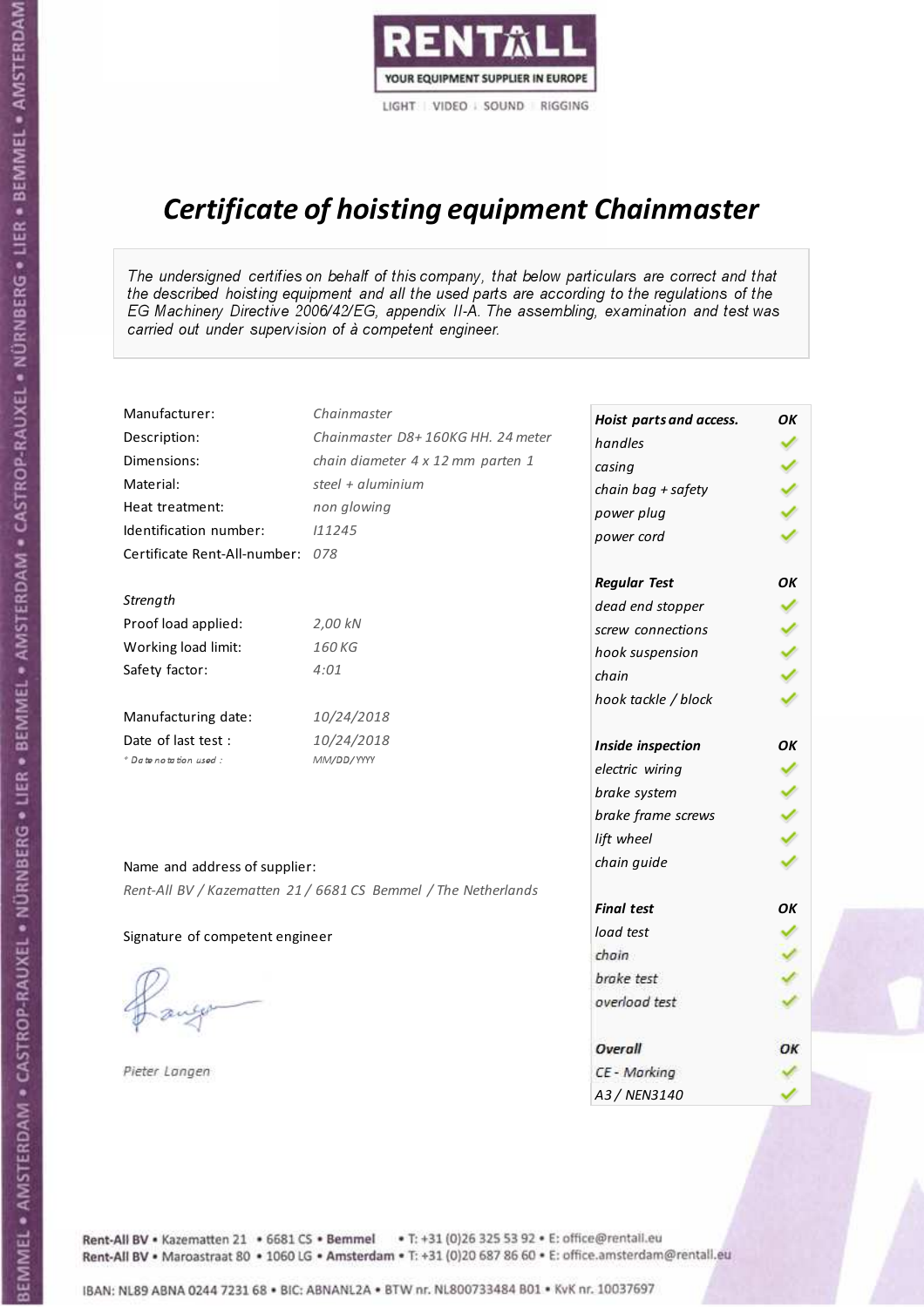RENTALL

YOUR EQUIPMENT SUPPLIER IN EUROPE

LIGHT | VIDEO | SOUND | RIGGING

# *Certificate of hoisting equipment Chainmaster*

*The undersigned certifies on behalf of this company, that below particulars are correct and that the described hoisting equipment and all the used parts are according to the regulations of the EG Machinery Directive 2006/42/EG, appendix II-A. The assembling, examination and test was carried out under supervision of à competent engineer.*

| | |
|---|---|
| Manufacturer: | *Chainmaster* |
| Description: | *Chainmaster D8+ 160KG HH. 24 meter* |
| Dimensions: | *chain diameter 4 x 12 mm parten 1* |
| Material: | *steel + aluminium* |
| Heat treatment: | *non glowing* |
| Identification number: | *I11245* |
| Certificate Rent-All-number: | *078* |
| | |
| *Strength* | |
| Proof load applied: | *2,00 kN* |
| Working load limit: | *160 KG* |
| Safety factor: | *4:01* |
| | |
| Manufacturing date: | *10/24/2018* |
| Date of last test : | *10/24/2018* |
| *\* Date notation used :* | *MM/DD/YYYY* |

| *Hoist parts and access.* | *OK* |
|---|---|
| *handles* | ✓ |
| *casing* | ✓ |
| *chain bag + safety* | ✓ |
| *power plug* | ✓ |
| *power cord* | ✓ |
| ***Regular Test*** | ***OK*** |
| *dead end stopper* | ✓ |
| *screw connections* | ✓ |
| *hook suspension* | ✓ |
| *chain* | ✓ |
| *hook tackle / block* | ✓ |
| ***Inside inspection*** | ***OK*** |
| *electric wiring* | ✓ |
| *brake system* | ✓ |
| *brake frame screws* | ✓ |
| *lift wheel* | ✓ |
| *chain guide* | ✓ |
| ***Final test*** | ***OK*** |
| *load test* | ✓ |
| *chain* | ✓ |
| *brake test* | ✓ |
| *overload test* | ✓ |
| ***Overall*** | ***OK*** |
| *CE - Marking* | ✓ |
| *A3 / NEN3140* | ✓ |

Name and address of supplier:

*Rent-All BV / Kazematten 21 / 6681 CS Bemmel / The Netherlands*

Signature of competent engineer

*Pieter Langen*

Rent-All BV • Kazematten 21 • 6681 CS • **Bemmel** • T: +31 (0)26 325 53 92 • E: office@rentall.eu
Rent-All BV • Maroastraat 80 • 1060 LG • **Amsterdam** • T: +31 (0)20 687 86 60 • E: office.amsterdam@rentall.eu

IBAN: NL89 ABNA 0244 7231 68 • BIC: ABNANL2A • BTW nr. NL800733484 B01 • KvK nr. 10037697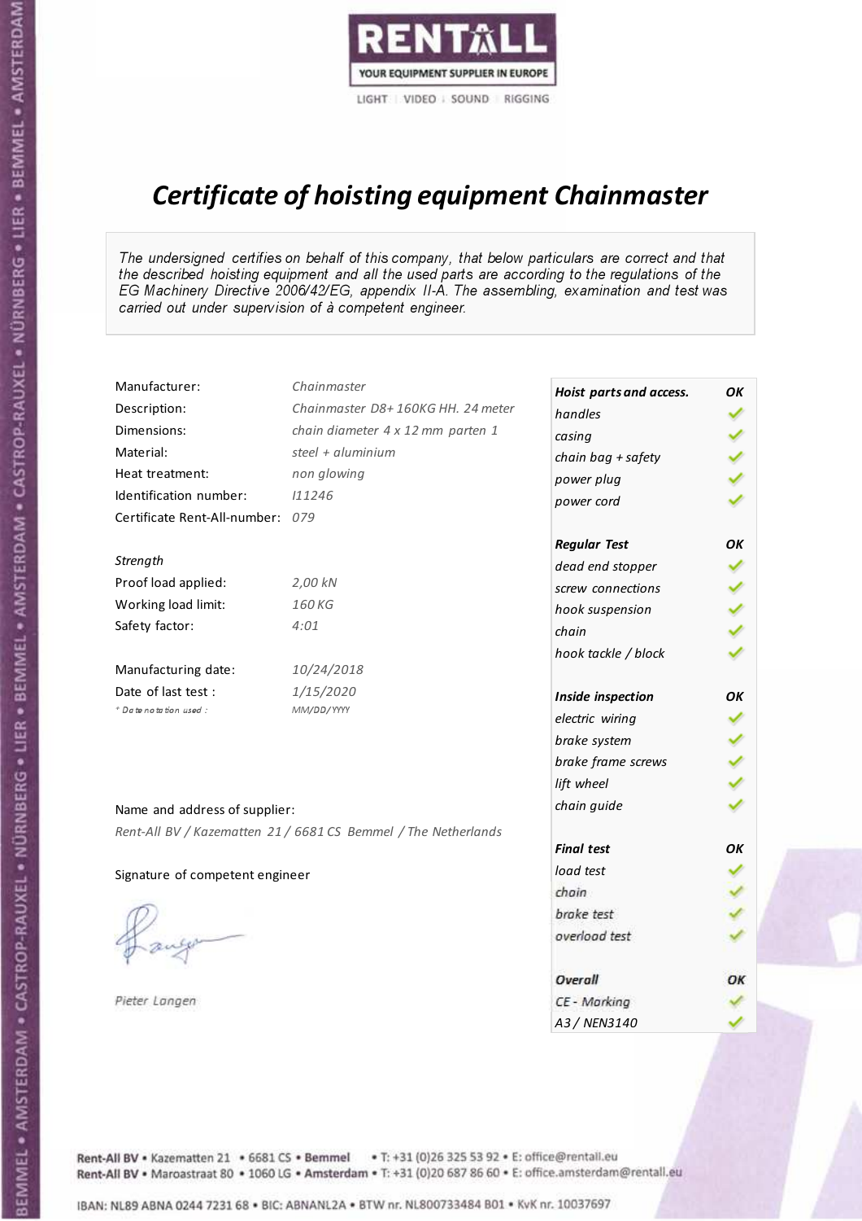RENTALL
YOUR EQUIPMENT SUPPLIER IN EUROPE
LIGHT | VIDEO | SOUND | RIGGING

# *Certificate of hoisting equipment Chainmaster*

*The undersigned certifies on behalf of this company, that below particulars are correct and that the described hoisting equipment and all the used parts are according to the regulations of the EG Machinery Directive 2006/42/EG, appendix II-A. The assembling, examination and test was carried out under supervision of à competent engineer.*

| | |
|---|---|
| Manufacturer: | *Chainmaster* |
| Description: | *Chainmaster D8+ 160KG HH. 24 meter* |
| Dimensions: | *chain diameter 4 x 12 mm parten 1* |
| Material: | *steel + aluminium* |
| Heat treatment: | *non glowing* |
| Identification number: | *I11246* |
| Certificate Rent-All-number: | *079* |

*Strength*

| | |
|---|---|
| Proof load applied: | *2,00 kN* |
| Working load limit: | *160 KG* |
| Safety factor: | *4:01* |

| | |
|---|---|
| Manufacturing date: | *10/24/2018* |
| Date of last test : | *1/15/2020* |
| *\* Date notation used :* | *MM/DD/YYYY* |

| ***Hoist parts and access.*** | ***OK*** |
|---|---|
| *handles* | ✓ |
| *casing* | ✓ |
| *chain bag + safety* | ✓ |
| *power plug* | ✓ |
| *power cord* | ✓ |
| ***Regular Test*** | ***OK*** |
| *dead end stopper* | ✓ |
| *screw connections* | ✓ |
| *hook suspension* | ✓ |
| *chain* | ✓ |
| *hook tackle / block* | ✓ |
| ***Inside inspection*** | ***OK*** |
| *electric wiring* | ✓ |
| *brake system* | ✓ |
| *brake frame screws* | ✓ |
| *lift wheel* | ✓ |
| *chain guide* | ✓ |
| ***Final test*** | ***OK*** |
| *load test* | ✓ |
| *chain* | ✓ |
| *brake test* | ✓ |
| *overload test* | ✓ |
| ***Overall*** | ***OK*** |
| *CE - Marking* | ✓ |
| *A3 / NEN3140* | ✓ |

Name and address of supplier:

*Rent-All BV / Kazematten 21 / 6681 CS Bemmel / The Netherlands*

Signature of competent engineer

*Pieter Langen*

Rent-All BV • Kazematten 21 • 6681 CS • **Bemmel** • T: +31 (0)26 325 53 92 • E: office@rentall.eu
Rent-All BV • Maroastraat 80 • 1060 LG • **Amsterdam** • T: +31 (0)20 687 86 60 • E: office.amsterdam@rentall.eu

IBAN: NL89 ABNA 0244 7231 68 • BIC: ABNANL2A • BTW nr. NL800733484 B01 • KvK nr. 10037697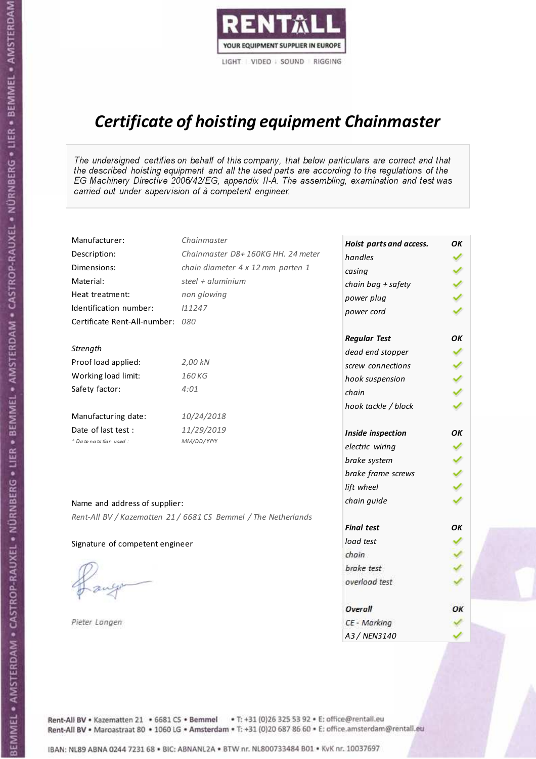RENTALL
YOUR EQUIPMENT SUPPLIER IN EUROPE
LIGHT | VIDEO | SOUND | RIGGING

# *Certificate of hoisting equipment Chainmaster*

*The undersigned certifies on behalf of this company, that below particulars are correct and that the described hoisting equipment and all the used parts are according to the regulations of the EG Machinery Directive 2006/42/EG, appendix II-A. The assembling, examination and test was carried out under supervision of à competent engineer.*

| | |
|---|---|
| Manufacturer: | *Chainmaster* |
| Description: | *Chainmaster D8+ 160KG HH. 24 meter* |
| Dimensions: | *chain diameter 4 x 12 mm parten 1* |
| Material: | *steel + aluminium* |
| Heat treatment: | *non glowing* |
| Identification number: | *I11247* |
| Certificate Rent-All-number: | *080* |

*Strength*

| | |
|---|---|
| Proof load applied: | *2,00 kN* |
| Working load limit: | *160 KG* |
| Safety factor: | *4:01* |

| | |
|---|---|
| Manufacturing date: | *10/24/2018* |
| Date of last test : | *11/29/2019* |
| *\* Date notation used :* | *MM/DD/YYYY* |

| *Hoist parts and access.* | *OK* |
|---|---|
| *handles* | ✓ |
| *casing* | ✓ |
| *chain bag + safety* | ✓ |
| *power plug* | ✓ |
| *power cord* | ✓ |
| ***Regular Test*** | ***OK*** |
| *dead end stopper* | ✓ |
| *screw connections* | ✓ |
| *hook suspension* | ✓ |
| *chain* | ✓ |
| *hook tackle / block* | ✓ |
| ***Inside inspection*** | ***OK*** |
| *electric wiring* | ✓ |
| *brake system* | ✓ |
| *brake frame screws* | ✓ |
| *lift wheel* | ✓ |
| *chain guide* | ✓ |
| ***Final test*** | ***OK*** |
| *load test* | ✓ |
| *chain* | ✓ |
| *brake test* | ✓ |
| *overload test* | ✓ |
| ***Overall*** | ***OK*** |
| *CE - Marking* | ✓ |
| *A3 / NEN3140* | ✓ |

Name and address of supplier:

*Rent-All BV / Kazematten 21 / 6681 CS Bemmel / The Netherlands*

Signature of competent engineer

*Pieter Langen*

Rent-All BV • Kazematten 21 • 6681 CS • **Bemmel** • T: +31 (0)26 325 53 92 • E: office@rentall.eu
Rent-All BV • Maroastraat 80 • 1060 LG • **Amsterdam** • T: +31 (0)20 687 86 60 • E: office.amsterdam@rentall.eu

IBAN: NL89 ABNA 0244 7231 68 • BIC: ABNANL2A • BTW nr. NL800733484 B01 • KvK nr. 10037697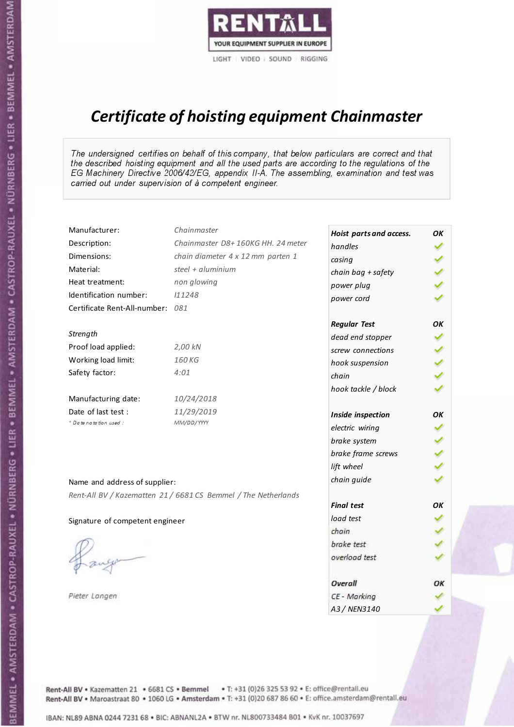RENTALL

YOUR EQUIPMENT SUPPLIER IN EUROPE

LIGHT | VIDEO | SOUND | RIGGING

# *Certificate of hoisting equipment Chainmaster*

*The undersigned certifies on behalf of this company, that below particulars are correct and that the described hoisting equipment and all the used parts are according to the regulations of the EG Machinery Directive 2006/42/EG, appendix II-A. The assembling, examination and test was carried out under supervision of à competent engineer.*

| | |
|---|---|
| Manufacturer: | *Chainmaster* |
| Description: | *Chainmaster D8+ 160KG HH. 24 meter* |
| Dimensions: | *chain diameter 4 x 12 mm parten 1* |
| Material: | *steel + aluminium* |
| Heat treatment: | *non glowing* |
| Identification number: | *I11248* |
| Certificate Rent-All-number: | *081* |

*Strength*

| | |
|---|---|
| Proof load applied: | *2,00 kN* |
| Working load limit: | *160 KG* |
| Safety factor: | *4:01* |

| | |
|---|---|
| Manufacturing date: | *10/24/2018* |
| Date of last test : | *11/29/2019* |
| *\* Date notation used :* | *MM/DD/YYYY* |

Name and address of supplier:

*Rent-All BV / Kazematten 21 / 6681 CS Bemmel / The Netherlands*

Signature of competent engineer

*Pieter Langen*

| ***Hoist parts and access.*** | ***OK*** |
|---|---|
| *handles* | ✓ |
| *casing* | ✓ |
| *chain bag + safety* | ✓ |
| *power plug* | ✓ |
| *power cord* | ✓ |
| ***Regular Test*** | ***OK*** |
| *dead end stopper* | ✓ |
| *screw connections* | ✓ |
| *hook suspension* | ✓ |
| *chain* | ✓ |
| *hook tackle / block* | ✓ |
| ***Inside inspection*** | ***OK*** |
| *electric wiring* | ✓ |
| *brake system* | ✓ |
| *brake frame screws* | ✓ |
| *lift wheel* | ✓ |
| *chain guide* | ✓ |
| ***Final test*** | ***OK*** |
| *load test* | ✓ |
| *chain* | ✓ |
| *brake test* | ✓ |
| *overload test* | ✓ |
| ***Overall*** | ***OK*** |
| *CE - Marking* | ✓ |
| *A3 / NEN3140* | ✓ |

**Rent-All BV** • Kazematten 21 • 6681 CS • **Bemmel** • T: +31 (0)26 325 53 92 • E: office@rentall.eu
**Rent-All BV** • Maroastraat 80 • 1060 LG • **Amsterdam** • T: +31 (0)20 687 86 60 • E: office.amsterdam@rentall.eu

IBAN: NL89 ABNA 0244 7231 68 • BIC: ABNANL2A • BTW nr. NL800733484 B01 • KvK nr. 10037697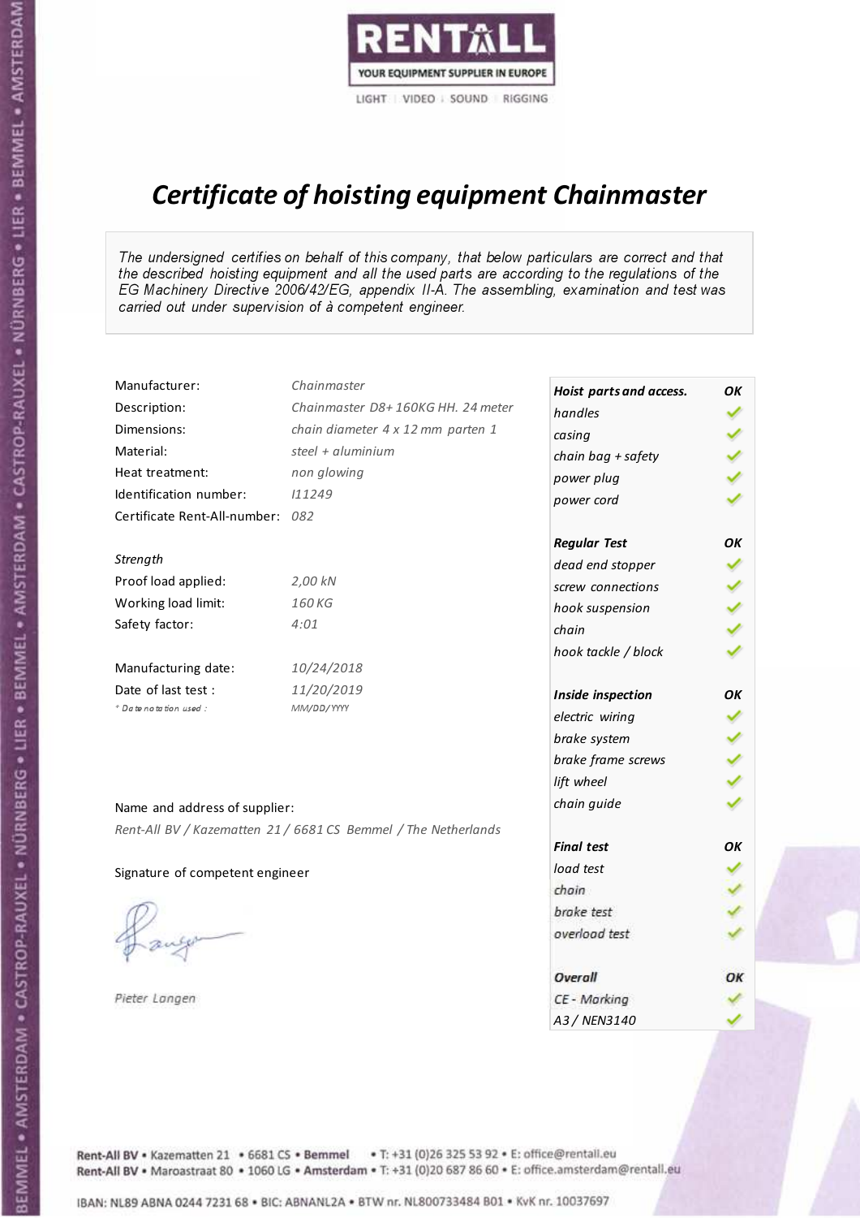RENTALL

YOUR EQUIPMENT SUPPLIER IN EUROPE

LIGHT | VIDEO | SOUND | RIGGING

# *Certificate of hoisting equipment Chainmaster*

*The undersigned certifies on behalf of this company, that below particulars are correct and that the described hoisting equipment and all the used parts are according to the regulations of the EG Machinery Directive 2006/42/EG, appendix II-A. The assembling, examination and test was carried out under supervision of à competent engineer.*

| | |
|---|---|
| Manufacturer: | *Chainmaster* |
| Description: | *Chainmaster D8+ 160KG HH. 24 meter* |
| Dimensions: | *chain diameter 4 x 12 mm parten 1* |
| Material: | *steel + aluminium* |
| Heat treatment: | *non glowing* |
| Identification number: | *I11249* |
| Certificate Rent-All-number: | *082* |

*Strength*

| | |
|---|---|
| Proof load applied: | *2,00 kN* |
| Working load limit: | *160 KG* |
| Safety factor: | *4:01* |

| | |
|---|---|
| Manufacturing date: | *10/24/2018* |
| Date of last test : | *11/20/2019* |
| *\* Date notation used :* | *MM/DD/YYYY* |

Name and address of supplier:

*Rent-All BV / Kazematten 21 / 6681 CS Bemmel / The Netherlands*

Signature of competent engineer

*Pieter Langen*

| ***Hoist parts and access.*** | ***OK*** |
|---|---|
| *handles* | ✓ |
| *casing* | ✓ |
| *chain bag + safety* | ✓ |
| *power plug* | ✓ |
| *power cord* | ✓ |
| ***Regular Test*** | ***OK*** |
| *dead end stopper* | ✓ |
| *screw connections* | ✓ |
| *hook suspension* | ✓ |
| *chain* | ✓ |
| *hook tackle / block* | ✓ |
| ***Inside inspection*** | ***OK*** |
| *electric wiring* | ✓ |
| *brake system* | ✓ |
| *brake frame screws* | ✓ |
| *lift wheel* | ✓ |
| *chain guide* | ✓ |
| ***Final test*** | ***OK*** |
| *load test* | ✓ |
| *chain* | ✓ |
| *brake test* | ✓ |
| *overload test* | ✓ |
| ***Overall*** | ***OK*** |
| *CE - Marking* | ✓ |
| *A3 / NEN3140* | ✓ |

Rent-All BV • Kazematten 21 • 6681 CS • **Bemmel** • T: +31 (0)26 325 53 92 • E: office@rentall.eu
Rent-All BV • Maroastraat 80 • 1060 LG • **Amsterdam** • T: +31 (0)20 687 86 60 • E: office.amsterdam@rentall.eu

IBAN: NL89 ABNA 0244 7231 68 • BIC: ABNANL2A • BTW nr. NL800733484 B01 • KvK nr. 10037697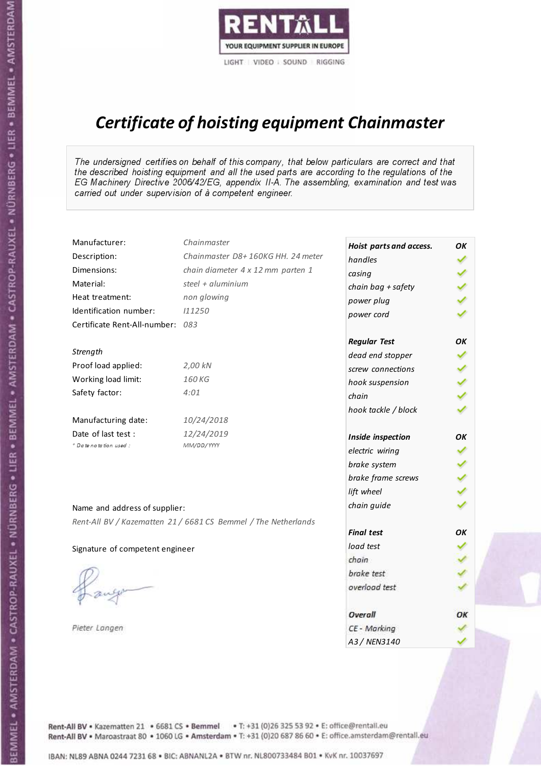RENTALL
YOUR EQUIPMENT SUPPLIER IN EUROPE
LIGHT | VIDEO | SOUND | RIGGING

# *Certificate of hoisting equipment Chainmaster*

*The undersigned certifies on behalf of this company, that below particulars are correct and that the described hoisting equipment and all the used parts are according to the regulations of the EG Machinery Directive 2006/42/EG, appendix II-A. The assembling, examination and test was carried out under supervision of à competent engineer.*

| | |
|---|---|
| Manufacturer: | *Chainmaster* |
| Description: | *Chainmaster D8+ 160KG HH. 24 meter* |
| Dimensions: | *chain diameter 4 x 12 mm parten 1* |
| Material: | *steel + aluminium* |
| Heat treatment: | *non glowing* |
| Identification number: | *I11250* |
| Certificate Rent-All-number: | *083* |

*Strength*

| | |
|---|---|
| Proof load applied: | *2,00 kN* |
| Working load limit: | *160 KG* |
| Safety factor: | *4:01* |

| | |
|---|---|
| Manufacturing date: | *10/24/2018* |
| Date of last test : | *12/24/2019* |
| *\* Date notation used :* | *MM/DD/YYYY* |

| *Hoist parts and access.* | *OK* |
|---|---|
| *handles* | ✓ |
| *casing* | ✓ |
| *chain bag + safety* | ✓ |
| *power plug* | ✓ |
| *power cord* | ✓ |
| ***Regular Test*** | ***OK*** |
| *dead end stopper* | ✓ |
| *screw connections* | ✓ |
| *hook suspension* | ✓ |
| *chain* | ✓ |
| *hook tackle / block* | ✓ |
| ***Inside inspection*** | ***OK*** |
| *electric wiring* | ✓ |
| *brake system* | ✓ |
| *brake frame screws* | ✓ |
| *lift wheel* | ✓ |
| *chain guide* | ✓ |
| ***Final test*** | ***OK*** |
| *load test* | ✓ |
| *chain* | ✓ |
| *brake test* | ✓ |
| *overload test* | ✓ |
| ***Overall*** | ***OK*** |
| *CE - Marking* | ✓ |
| *A3 / NEN3140* | ✓ |

Name and address of supplier:

*Rent-All BV / Kazematten 21 / 6681 CS Bemmel / The Netherlands*

Signature of competent engineer

*Pieter Langen*

Rent-All BV • Kazematten 21 • 6681 CS • **Bemmel** • T: +31 (0)26 325 53 92 • E: office@rentall.eu
Rent-All BV • Maroastraat 80 • 1060 LG • **Amsterdam** • T: +31 (0)20 687 86 60 • E: office.amsterdam@rentall.eu

IBAN: NL89 ABNA 0244 7231 68 • BIC: ABNANL2A • BTW nr. NL800733484 B01 • KvK nr. 10037697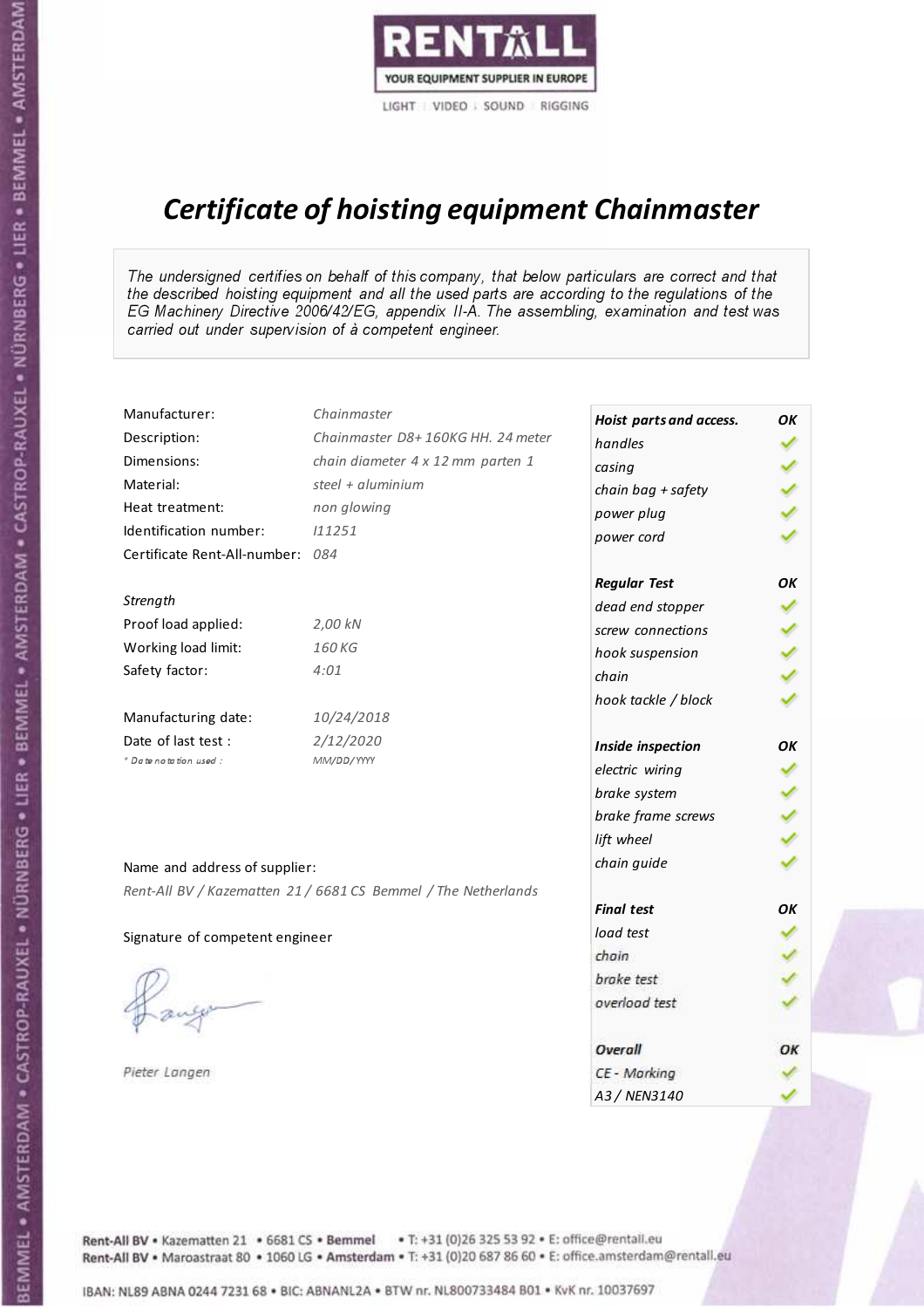RENTALL
YOUR EQUIPMENT SUPPLIER IN EUROPE
LIGHT | VIDEO | SOUND | RIGGING

# *Certificate of hoisting equipment Chainmaster*

*The undersigned certifies on behalf of this company, that below particulars are correct and that the described hoisting equipment and all the used parts are according to the regulations of the EG Machinery Directive 2006/42/EG, appendix II-A. The assembling, examination and test was carried out under supervision of à competent engineer.*

| | |
|---|---|
| Manufacturer: | *Chainmaster* |
| Description: | *Chainmaster D8+ 160KG HH. 24 meter* |
| Dimensions: | *chain diameter 4 x 12 mm parten 1* |
| Material: | *steel + aluminium* |
| Heat treatment: | *non glowing* |
| Identification number: | *I11251* |
| Certificate Rent-All-number: | *084* |

*Strength*

| | |
|---|---|
| Proof load applied: | *2,00 kN* |
| Working load limit: | *160 KG* |
| Safety factor: | *4:01* |

| | |
|---|---|
| Manufacturing date: | *10/24/2018* |
| Date of last test : | *2/12/2020* |
| *\* Date notation used :* | *MM/DD/YYYY* |

Name and address of supplier:

*Rent-All BV / Kazematten 21 / 6681 CS Bemmel / The Netherlands*

Signature of competent engineer

*Pieter Langen*

| ***Hoist parts and access.*** | ***OK*** |
|---|---|
| *handles* | ✓ |
| *casing* | ✓ |
| *chain bag + safety* | ✓ |
| *power plug* | ✓ |
| *power cord* | ✓ |
| ***Regular Test*** | ***OK*** |
| *dead end stopper* | ✓ |
| *screw connections* | ✓ |
| *hook suspension* | ✓ |
| *chain* | ✓ |
| *hook tackle / block* | ✓ |
| ***Inside inspection*** | ***OK*** |
| *electric wiring* | ✓ |
| *brake system* | ✓ |
| *brake frame screws* | ✓ |
| *lift wheel* | ✓ |
| *chain guide* | ✓ |
| ***Final test*** | ***OK*** |
| *load test* | ✓ |
| *chain* | ✓ |
| *brake test* | ✓ |
| *overload test* | ✓ |
| ***Overall*** | ***OK*** |
| *CE - Marking* | ✓ |
| *A3 / NEN3140* | ✓ |

Rent-All BV • Kazematten 21 • 6681 CS • **Bemmel** • T: +31 (0)26 325 53 92 • E: office@rentall.eu
Rent-All BV • Maroastraat 80 • 1060 LG • **Amsterdam** • T: +31 (0)20 687 86 60 • E: office.amsterdam@rentall.eu

IBAN: NL89 ABNA 0244 7231 68 • BIC: ABNANL2A • BTW nr. NL800733484 B01 • KvK nr. 10037697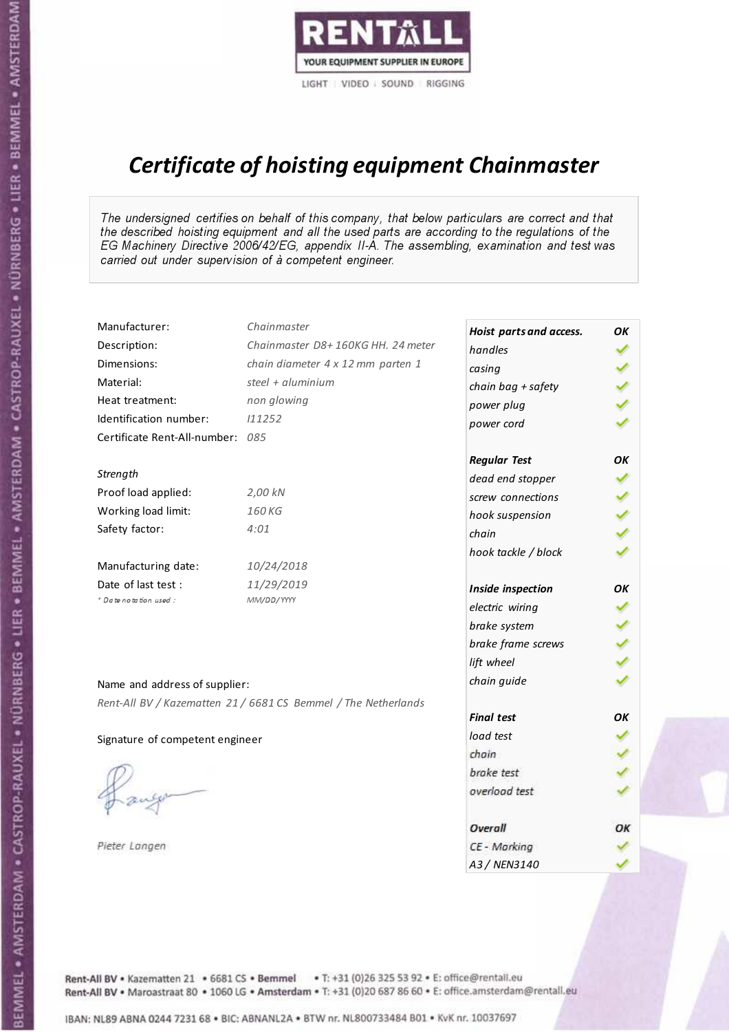RENTALL

YOUR EQUIPMENT SUPPLIER IN EUROPE

LIGHT | VIDEO | SOUND | RIGGING

# *Certificate of hoisting equipment Chainmaster*

*The undersigned certifies on behalf of this company, that below particulars are correct and that the described hoisting equipment and all the used parts are according to the regulations of the EG Machinery Directive 2006/42/EG, appendix II-A. The assembling, examination and test was carried out under supervision of à competent engineer.*

| | |
|---|---|
| Manufacturer: | *Chainmaster* |
| Description: | *Chainmaster D8+ 160KG HH. 24 meter* |
| Dimensions: | *chain diameter 4 x 12 mm parten 1* |
| Material: | *steel + aluminium* |
| Heat treatment: | *non glowing* |
| Identification number: | *I11252* |
| Certificate Rent-All-number: | *085* |

*Strength*

| | |
|---|---|
| Proof load applied: | *2,00 kN* |
| Working load limit: | *160 KG* |
| Safety factor: | *4:01* |

| | |
|---|---|
| Manufacturing date: | *10/24/2018* |
| Date of last test : | *11/29/2019* |
| *\* Date notation used :* | *MM/DD/YYYY* |

Name and address of supplier:

*Rent-All BV / Kazematten 21 / 6681 CS Bemmel / The Netherlands*

Signature of competent engineer

*Pieter Langen*

| ***Hoist parts and access.*** | ***OK*** |
|---|---|
| *handles* | ✓ |
| *casing* | ✓ |
| *chain bag + safety* | ✓ |
| *power plug* | ✓ |
| *power cord* | ✓ |
| ***Regular Test*** | ***OK*** |
| *dead end stopper* | ✓ |
| *screw connections* | ✓ |
| *hook suspension* | ✓ |
| *chain* | ✓ |
| *hook tackle / block* | ✓ |
| ***Inside inspection*** | ***OK*** |
| *electric wiring* | ✓ |
| *brake system* | ✓ |
| *brake frame screws* | ✓ |
| *lift wheel* | ✓ |
| *chain guide* | ✓ |
| ***Final test*** | ***OK*** |
| *load test* | ✓ |
| *chain* | ✓ |
| *brake test* | ✓ |
| *overload test* | ✓ |
| ***Overall*** | ***OK*** |
| *CE - Marking* | ✓ |
| *A3 / NEN3140* | ✓ |

Rent-All BV • Kazematten 21 • 6681 CS • **Bemmel** • T: +31 (0)26 325 53 92 • E: office@rentall.eu
Rent-All BV • Maroastraat 80 • 1060 LG • **Amsterdam** • T: +31 (0)20 687 86 60 • E: office.amsterdam@rentall.eu

IBAN: NL89 ABNA 0244 7231 68 • BIC: ABNANL2A • BTW nr. NL800733484 B01 • KvK nr. 10037697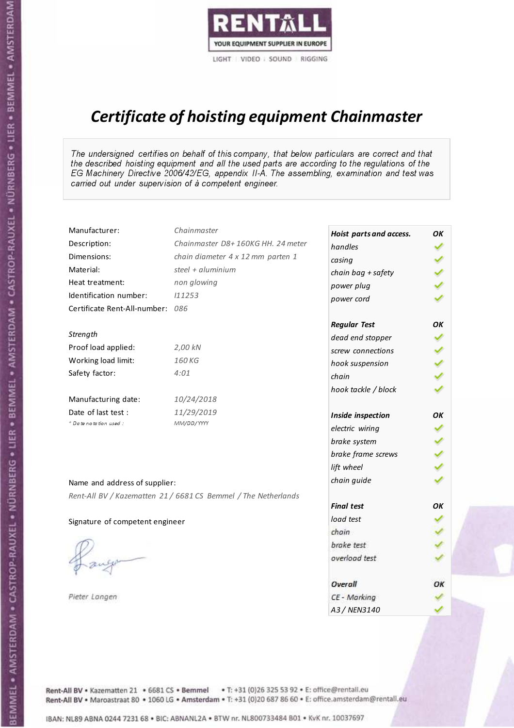RENTALL
YOUR EQUIPMENT SUPPLIER IN EUROPE
LIGHT | VIDEO | SOUND | RIGGING

# Certificate of hoisting equipment Chainmaster

*The undersigned certifies on behalf of this company, that below particulars are correct and that the described hoisting equipment and all the used parts are according to the regulations of the EG Machinery Directive 2006/42/EG, appendix II-A. The assembling, examination and test was carried out under supervision of à competent engineer.*

| | |
|---|---|
| Manufacturer: | Chainmaster |
| Description: | Chainmaster D8+ 160KG HH. 24 meter |
| Dimensions: | chain diameter 4 x 12 mm parten 1 |
| Material: | steel + aluminium |
| Heat treatment: | non glowing |
| Identification number: | I11253 |
| Certificate Rent-All-number: | 086 |

*Strength*

| | |
|---|---|
| Proof load applied: | 2,00 kN |
| Working load limit: | 160 KG |
| Safety factor: | 4:01 |

| | |
|---|---|
| Manufacturing date: | 10/24/2018 |
| Date of last test : | 11/29/2019 |
| * Date notation used : | MM/DD/YYYY |

| Hoist parts and access. | OK |
|---|---|
| handles | ✓ |
| casing | ✓ |
| chain bag + safety | ✓ |
| power plug | ✓ |
| power cord | ✓ |
| **Regular Test** | **OK** |
| dead end stopper | ✓ |
| screw connections | ✓ |
| hook suspension | ✓ |
| chain | ✓ |
| hook tackle / block | ✓ |
| **Inside inspection** | **OK** |
| electric wiring | ✓ |
| brake system | ✓ |
| brake frame screws | ✓ |
| lift wheel | ✓ |
| chain guide | ✓ |
| **Final test** | **OK** |
| load test | ✓ |
| chain | ✓ |
| brake test | ✓ |
| overload test | ✓ |
| **Overall** | **OK** |
| CE - Marking | ✓ |
| A3 / NEN3140 | ✓ |

Name and address of supplier:

*Rent-All BV / Kazematten 21 / 6681 CS Bemmel / The Netherlands*

Signature of competent engineer

*Pieter Langen*

Rent-All BV • Kazematten 21 • 6681 CS • Bemmel • T: +31 (0)26 325 53 92 • E: office@rentall.eu
Rent-All BV • Maroastraat 80 • 1060 LG • Amsterdam • T: +31 (0)20 687 86 60 • E: office.amsterdam@rentall.eu

IBAN: NL89 ABNA 0244 7231 68 • BIC: ABNANL2A • BTW nr. NL800733484 B01 • KvK nr. 10037697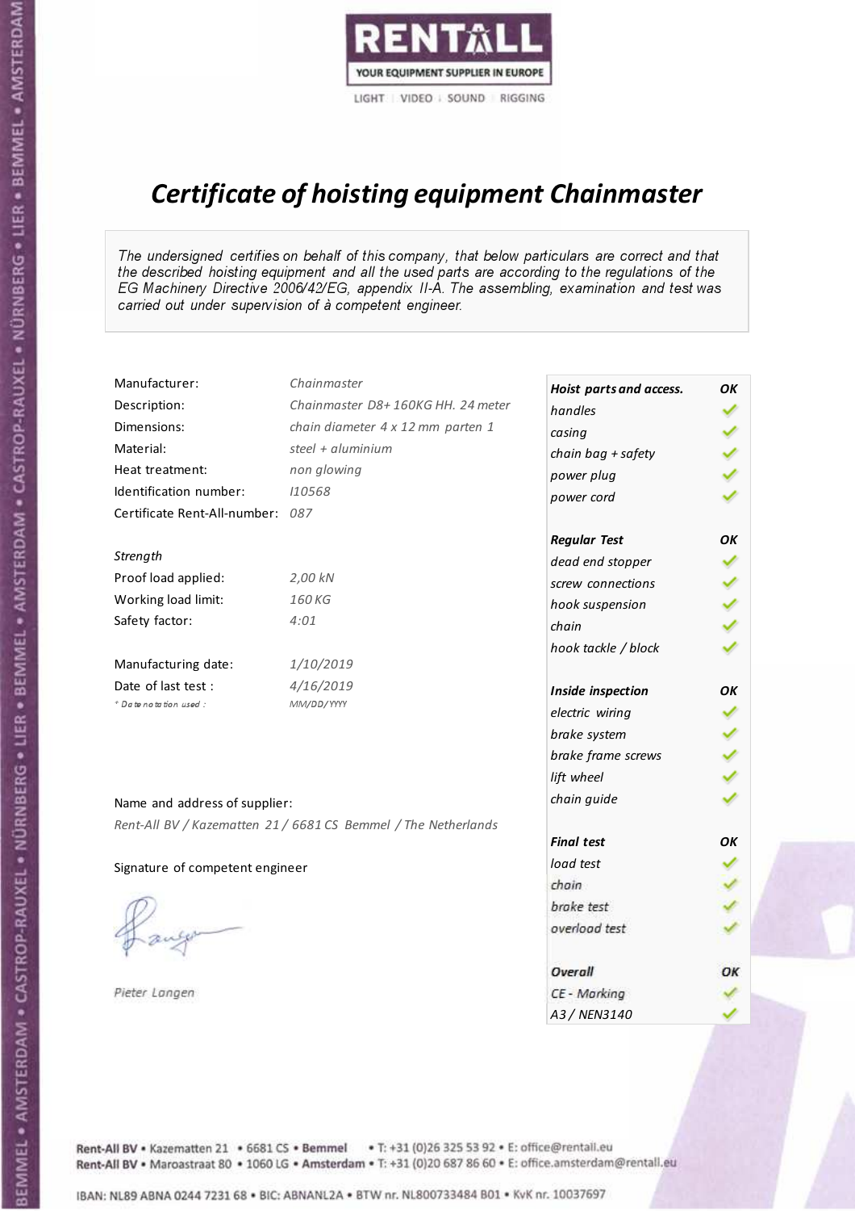RENTALL
YOUR EQUIPMENT SUPPLIER IN EUROPE
LIGHT | VIDEO | SOUND | RIGGING

# *Certificate of hoisting equipment Chainmaster*

*The undersigned certifies on behalf of this company, that below particulars are correct and that the described hoisting equipment and all the used parts are according to the regulations of the EG Machinery Directive 2006/42/EG, appendix II-A. The assembling, examination and test was carried out under supervision of à competent engineer.*

| | |
|---|---|
| Manufacturer: | *Chainmaster* |
| Description: | *Chainmaster D8+ 160KG HH. 24 meter* |
| Dimensions: | *chain diameter 4 x 12 mm parten 1* |
| Material: | *steel + aluminium* |
| Heat treatment: | *non glowing* |
| Identification number: | *I10568* |
| Certificate Rent-All-number: | *087* |

*Strength*

| | |
|---|---|
| Proof load applied: | *2,00 kN* |
| Working load limit: | *160 KG* |
| Safety factor: | *4:01* |

| | |
|---|---|
| Manufacturing date: | *1/10/2019* |
| Date of last test : | *4/16/2019* |
| *\* Date notation used :* | *MM/DD/YYYY* |

Name and address of supplier:

*Rent-All BV / Kazematten 21 / 6681 CS Bemmel / The Netherlands*

Signature of competent engineer

*Pieter Langen*

| ***Hoist parts and access.*** | ***OK*** |
|---|---|
| *handles* | ✓ |
| *casing* | ✓ |
| *chain bag + safety* | ✓ |
| *power plug* | ✓ |
| *power cord* | ✓ |
| ***Regular Test*** | ***OK*** |
| *dead end stopper* | ✓ |
| *screw connections* | ✓ |
| *hook suspension* | ✓ |
| *chain* | ✓ |
| *hook tackle / block* | ✓ |
| ***Inside inspection*** | ***OK*** |
| *electric wiring* | ✓ |
| *brake system* | ✓ |
| *brake frame screws* | ✓ |
| *lift wheel* | ✓ |
| *chain guide* | ✓ |
| ***Final test*** | ***OK*** |
| *load test* | ✓ |
| *chain* | ✓ |
| *brake test* | ✓ |
| *overload test* | ✓ |
| ***Overall*** | ***OK*** |
| *CE - Marking* | ✓ |
| *A3 / NEN3140* | ✓ |

Rent-All BV • Kazematten 21 • 6681 CS • **Bemmel** • T: +31 (0)26 325 53 92 • E: office@rentall.eu
Rent-All BV • Maroastraat 80 • 1060 LG • **Amsterdam** • T: +31 (0)20 687 86 60 • E: office.amsterdam@rentall.eu

IBAN: NL89 ABNA 0244 7231 68 • BIC: ABNANL2A • BTW nr. NL800733484 B01 • KvK nr. 10037697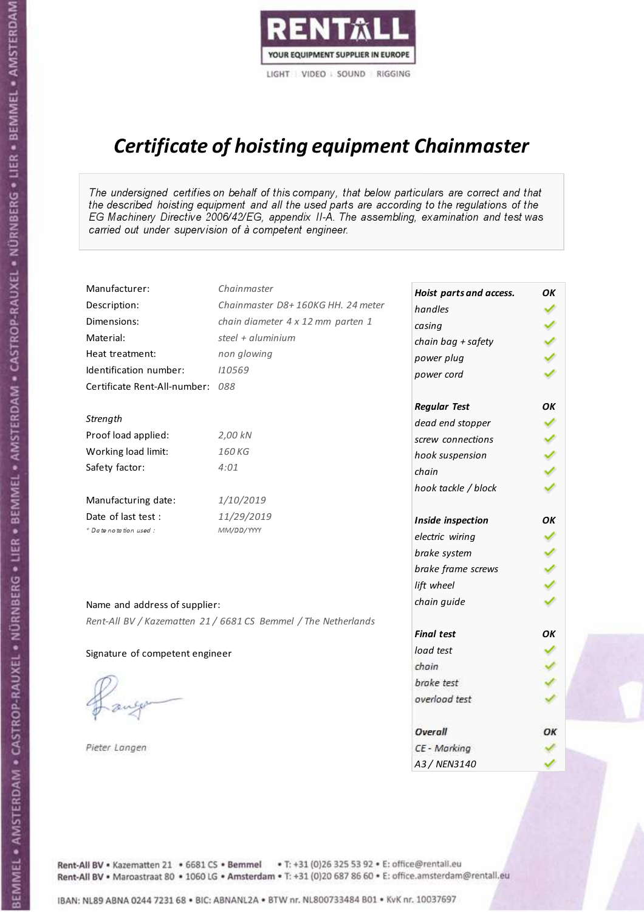RENTALL

YOUR EQUIPMENT SUPPLIER IN EUROPE

LIGHT | VIDEO | SOUND | RIGGING

# *Certificate of hoisting equipment Chainmaster*

*The undersigned certifies on behalf of this company, that below particulars are correct and that the described hoisting equipment and all the used parts are according to the regulations of the EG Machinery Directive 2006/42/EG, appendix II-A. The assembling, examination and test was carried out under supervision of à competent engineer.*

| | |
|---|---|
| Manufacturer: | *Chainmaster* |
| Description: | *Chainmaster D8+ 160KG HH. 24 meter* |
| Dimensions: | *chain diameter 4 x 12 mm parten 1* |
| Material: | *steel + aluminium* |
| Heat treatment: | *non glowing* |
| Identification number: | *I10569* |
| Certificate Rent-All-number: | *088* |

*Strength*

| | |
|---|---|
| Proof load applied: | *2,00 kN* |
| Working load limit: | *160 KG* |
| Safety factor: | *4:01* |

| | |
|---|---|
| Manufacturing date: | *1/10/2019* |
| Date of last test : | *11/29/2019* |
| *\* Date notation used :* | *MM/DD/YYYY* |

Name and address of supplier:

*Rent-All BV / Kazematten 21 / 6681 CS Bemmel / The Netherlands*

Signature of competent engineer

*Pieter Langen*

| ***Hoist parts and access.*** | ***OK*** |
|---|---|
| *handles* | ✓ |
| *casing* | ✓ |
| *chain bag + safety* | ✓ |
| *power plug* | ✓ |
| *power cord* | ✓ |
| ***Regular Test*** | ***OK*** |
| *dead end stopper* | ✓ |
| *screw connections* | ✓ |
| *hook suspension* | ✓ |
| *chain* | ✓ |
| *hook tackle / block* | ✓ |
| ***Inside inspection*** | ***OK*** |
| *electric wiring* | ✓ |
| *brake system* | ✓ |
| *brake frame screws* | ✓ |
| *lift wheel* | ✓ |
| *chain guide* | ✓ |
| ***Final test*** | ***OK*** |
| *load test* | ✓ |
| *chain* | ✓ |
| *brake test* | ✓ |
| *overload test* | ✓ |
| ***Overall*** | ***OK*** |
| *CE - Marking* | ✓ |
| *A3 / NEN3140* | ✓ |

Rent-All BV • Kazematten 21 • 6681 CS • **Bemmel** • T: +31 (0)26 325 53 92 • E: office@rentall.eu
Rent-All BV • Maroastraat 80 • 1060 LG • **Amsterdam** • T: +31 (0)20 687 86 60 • E: office.amsterdam@rentall.eu

IBAN: NL89 ABNA 0244 7231 68 • BIC: ABNANL2A • BTW nr. NL800733484 B01 • KvK nr. 10037697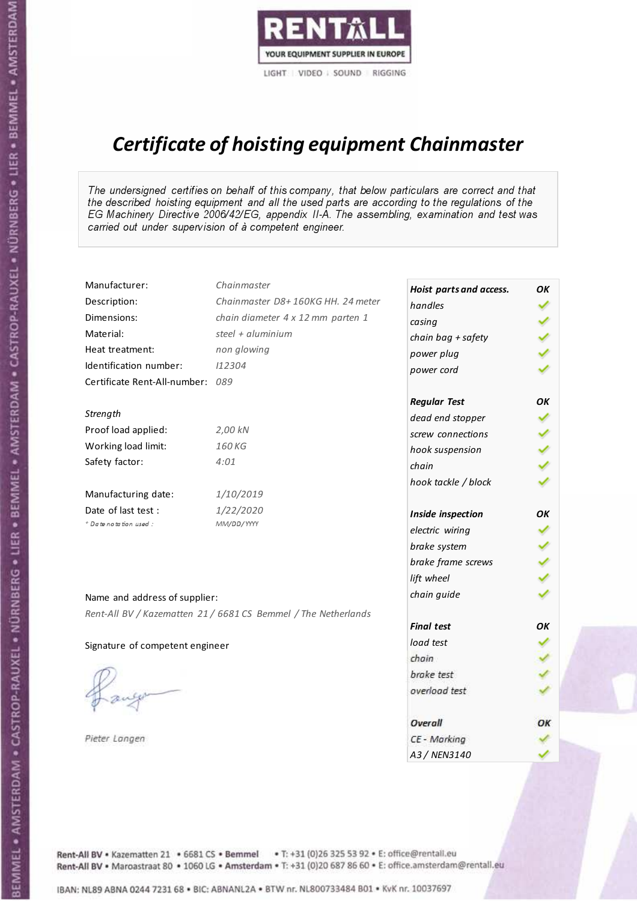RENTALL
YOUR EQUIPMENT SUPPLIER IN EUROPE
LIGHT | VIDEO | SOUND | RIGGING

# *Certificate of hoisting equipment Chainmaster*

*The undersigned certifies on behalf of this company, that below particulars are correct and that the described hoisting equipment and all the used parts are according to the regulations of the EG Machinery Directive 2006/42/EG, appendix II-A. The assembling, examination and test was carried out under supervision of à competent engineer.*

| | |
|---|---|
| Manufacturer: | *Chainmaster* |
| Description: | *Chainmaster D8+ 160KG HH. 24 meter* |
| Dimensions: | *chain diameter 4 x 12 mm parten 1* |
| Material: | *steel + aluminium* |
| Heat treatment: | *non glowing* |
| Identification number: | *I12304* |
| Certificate Rent-All-number: | *089* |

*Strength*

| | |
|---|---|
| Proof load applied: | *2,00 kN* |
| Working load limit: | *160 KG* |
| Safety factor: | *4:01* |

| | |
|---|---|
| Manufacturing date: | *1/10/2019* |
| Date of last test : | *1/22/2020* |
| *\* Date notation used :* | *MM/DD/YYYY* |

| ***Hoist parts and access.*** | ***OK*** |
|---|---|
| *handles* | ✓ |
| *casing* | ✓ |
| *chain bag + safety* | ✓ |
| *power plug* | ✓ |
| *power cord* | ✓ |
| ***Regular Test*** | ***OK*** |
| *dead end stopper* | ✓ |
| *screw connections* | ✓ |
| *hook suspension* | ✓ |
| *chain* | ✓ |
| *hook tackle / block* | ✓ |
| ***Inside inspection*** | ***OK*** |
| *electric wiring* | ✓ |
| *brake system* | ✓ |
| *brake frame screws* | ✓ |
| *lift wheel* | ✓ |
| *chain guide* | ✓ |
| ***Final test*** | ***OK*** |
| *load test* | ✓ |
| *chain* | ✓ |
| *brake test* | ✓ |
| *overload test* | ✓ |
| ***Overall*** | ***OK*** |
| *CE - Marking* | ✓ |
| *A3 / NEN3140* | ✓ |

Name and address of supplier:

*Rent-All BV / Kazematten 21 / 6681 CS Bemmel / The Netherlands*

Signature of competent engineer

*Pieter Langen*

Rent-All BV • Kazematten 21 • 6681 CS • **Bemmel** • T: +31 (0)26 325 53 92 • E: office@rentall.eu
Rent-All BV • Maroastraat 80 • 1060 LG • **Amsterdam** • T: +31 (0)20 687 86 60 • E: office.amsterdam@rentall.eu

IBAN: NL89 ABNA 0244 7231 68 • BIC: ABNANL2A • BTW nr. NL800733484 B01 • KvK nr. 10037697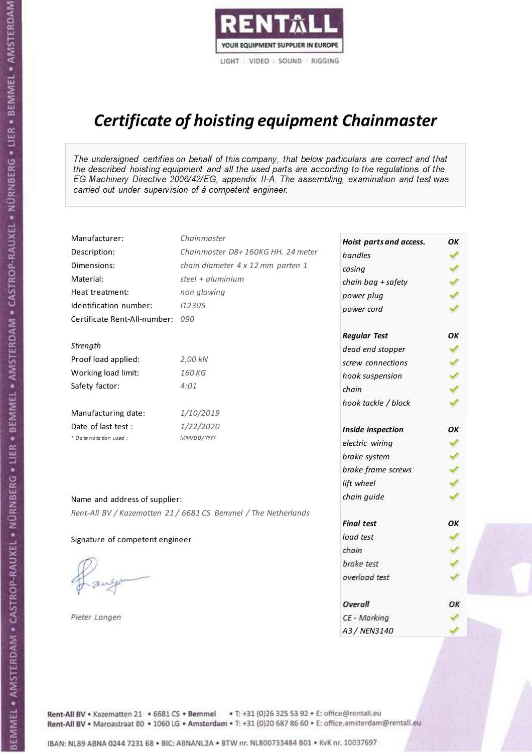RENTALL
YOUR EQUIPMENT SUPPLIER IN EUROPE
LIGHT | VIDEO | SOUND | RIGGING

# *Certificate of hoisting equipment Chainmaster*

*The undersigned certifies on behalf of this company, that below particulars are correct and that the described hoisting equipment and all the used parts are according to the regulations of the EG Machinery Directive 2006/42/EG, appendix II-A. The assembling, examination and test was carried out under supervision of à competent engineer.*

| | |
|---|---|
| Manufacturer: | *Chainmaster* |
| Description: | *Chainmaster D8+ 160KG HH. 24 meter* |
| Dimensions: | *chain diameter 4 x 12 mm parten 1* |
| Material: | *steel + aluminium* |
| Heat treatment: | *non glowing* |
| Identification number: | *I12305* |
| Certificate Rent-All-number: | *090* |

*Strength*

| | |
|---|---|
| Proof load applied: | *2,00 kN* |
| Working load limit: | *160 KG* |
| Safety factor: | *4:01* |

| | |
|---|---|
| Manufacturing date: | *1/10/2019* |
| Date of last test : | *1/22/2020* |
| *\* Date notation used :* | *MM/DD/YYYY* |

| ***Hoist parts and access.*** | ***OK*** |
|---|---|
| *handles* | ✓ |
| *casing* | ✓ |
| *chain bag + safety* | ✓ |
| *power plug* | ✓ |
| *power cord* | ✓ |
| ***Regular Test*** | ***OK*** |
| *dead end stopper* | ✓ |
| *screw connections* | ✓ |
| *hook suspension* | ✓ |
| *chain* | ✓ |
| *hook tackle / block* | ✓ |
| ***Inside inspection*** | ***OK*** |
| *electric wiring* | ✓ |
| *brake system* | ✓ |
| *brake frame screws* | ✓ |
| *lift wheel* | ✓ |
| *chain guide* | ✓ |
| ***Final test*** | ***OK*** |
| *load test* | ✓ |
| *chain* | ✓ |
| *brake test* | ✓ |
| *overload test* | ✓ |
| ***Overall*** | ***OK*** |
| *CE - Marking* | ✓ |
| *A3 / NEN3140* | ✓ |

Name and address of supplier:

*Rent-All BV / Kazematten 21 / 6681 CS Bemmel / The Netherlands*

Signature of competent engineer

*Pieter Langen*

Rent-All BV • Kazematten 21 • 6681 CS • Bemmel • T: +31 (0)26 325 53 92 • E: office@rentall.eu
Rent-All BV • Maroastraat 80 • 1060 LG • Amsterdam • T: +31 (0)20 687 86 60 • E: office.amsterdam@rentall.eu

IBAN: NL89 ABNA 0244 7231 68 • BIC: ABNANL2A • BTW nr. NL800733484 B01 • KvK nr. 10037697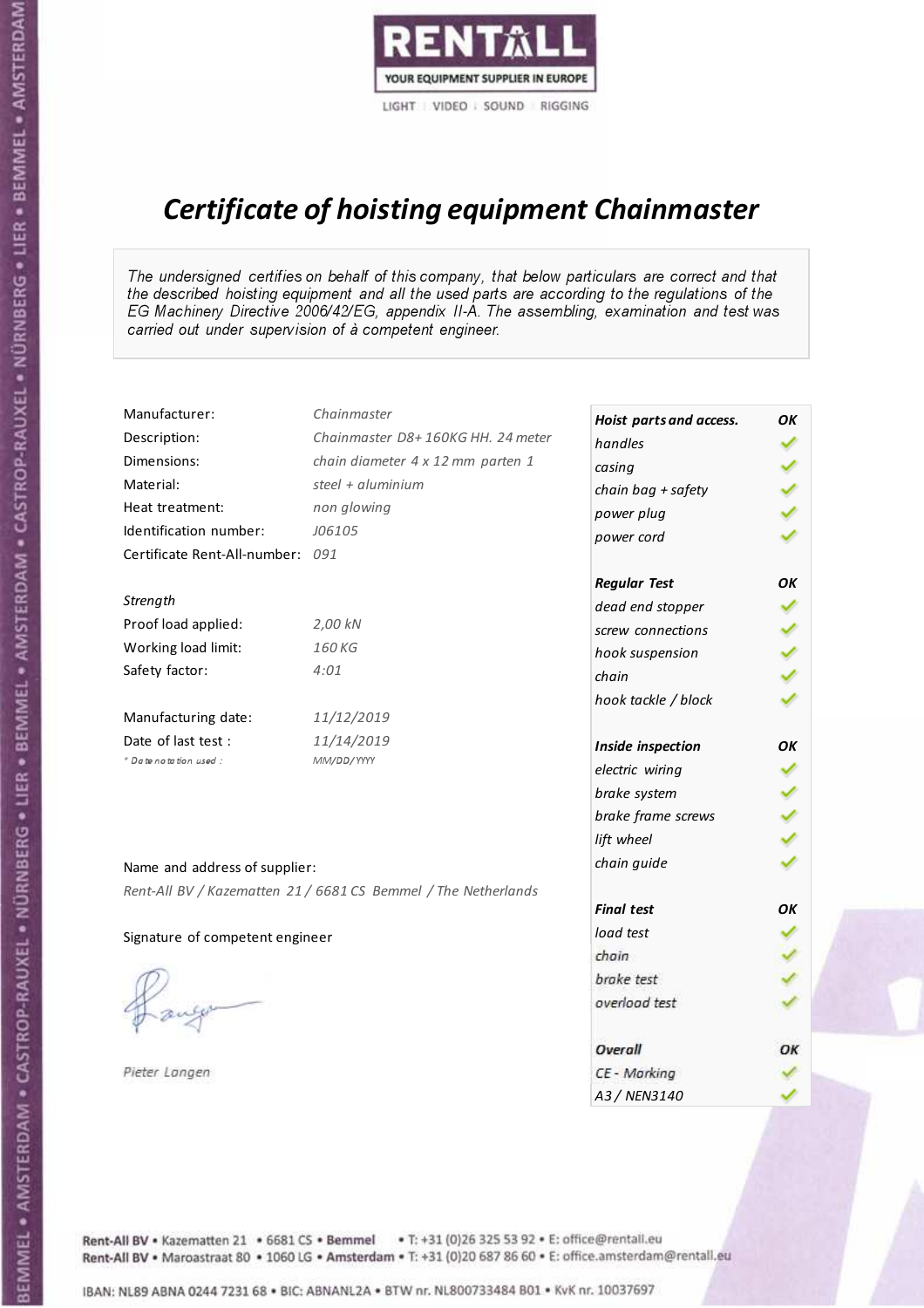RENTALL

YOUR EQUIPMENT SUPPLIER IN EUROPE

LIGHT | VIDEO | SOUND | RIGGING

# *Certificate of hoisting equipment Chainmaster*

*The undersigned certifies on behalf of this company, that below particulars are correct and that the described hoisting equipment and all the used parts are according to the regulations of the EG Machinery Directive 2006/42/EG, appendix II-A. The assembling, examination and test was carried out under supervision of à competent engineer.*

| | |
|---|---|
| Manufacturer: | *Chainmaster* |
| Description: | *Chainmaster D8+ 160KG HH. 24 meter* |
| Dimensions: | *chain diameter 4 x 12 mm parten 1* |
| Material: | *steel + aluminium* |
| Heat treatment: | *non glowing* |
| Identification number: | *J06105* |
| Certificate Rent-All-number: | *091* |
| *Strength* | |
| Proof load applied: | *2,00 kN* |
| Working load limit: | *160 KG* |
| Safety factor: | *4:01* |
| Manufacturing date: | *11/12/2019* |
| Date of last test : | *11/14/2019* |
| *\* Date notation used :* | *MM/DD/YYYY* |

| *Hoist parts and access.* | *OK* |
|---|---|
| *handles* | ✓ |
| *casing* | ✓ |
| *chain bag + safety* | ✓ |
| *power plug* | ✓ |
| *power cord* | ✓ |
| ***Regular Test*** | ***OK*** |
| *dead end stopper* | ✓ |
| *screw connections* | ✓ |
| *hook suspension* | ✓ |
| *chain* | ✓ |
| *hook tackle / block* | ✓ |
| ***Inside inspection*** | ***OK*** |
| *electric wiring* | ✓ |
| *brake system* | ✓ |
| *brake frame screws* | ✓ |
| *lift wheel* | ✓ |
| *chain guide* | ✓ |
| ***Final test*** | ***OK*** |
| *load test* | ✓ |
| *chain* | ✓ |
| *brake test* | ✓ |
| *overload test* | ✓ |
| ***Overall*** | ***OK*** |
| *CE - Marking* | ✓ |
| *A3 / NEN3140* | ✓ |

Name and address of supplier:

*Rent-All BV / Kazematten 21 / 6681 CS Bemmel / The Netherlands*

Signature of competent engineer

*Pieter Langen*

Rent-All BV • Kazematten 21 • 6681 CS • **Bemmel** • T: +31 (0)26 325 53 92 • E: office@rentall.eu
Rent-All BV • Maroastraat 80 • 1060 LG • **Amsterdam** • T: +31 (0)20 687 86 60 • E: office.amsterdam@rentall.eu

IBAN: NL89 ABNA 0244 7231 68 • BIC: ABNANL2A • BTW nr. NL800733484 B01 • KvK nr. 10037697